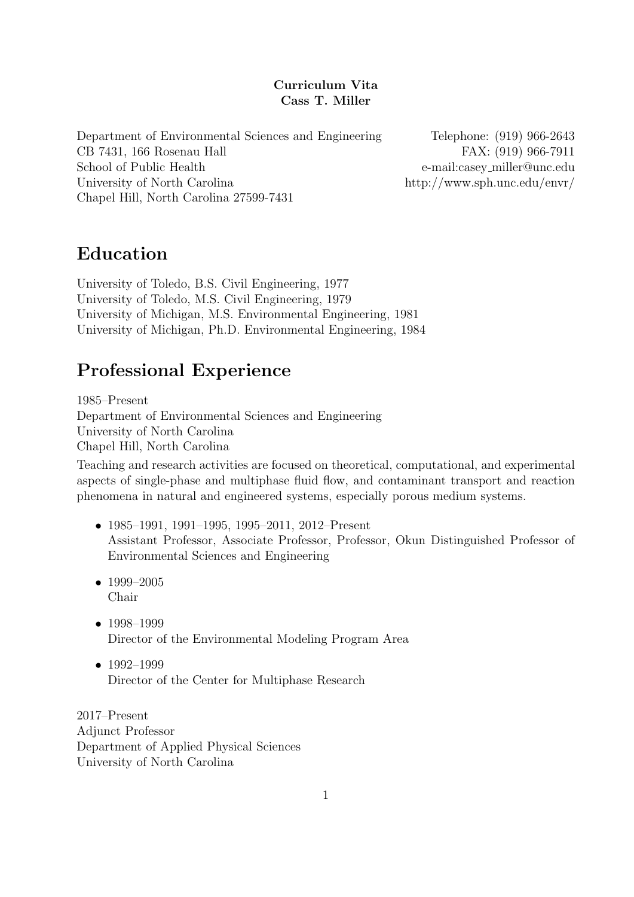**Curriculum Vita**
**Cass T. Miller**

Department of Environmental Sciences and Engineering
CB 7431, 166 Rosenau Hall
School of Public Health
University of North Carolina
Chapel Hill, North Carolina 27599-7431

Telephone: (919) 966-2643
FAX: (919) 966-7911
e-mail:casey_miller@unc.edu
http://www.sph.unc.edu/envr/

# Education

University of Toledo, B.S. Civil Engineering, 1977
University of Toledo, M.S. Civil Engineering, 1979
University of Michigan, M.S. Environmental Engineering, 1981
University of Michigan, Ph.D. Environmental Engineering, 1984

# Professional Experience

1985–Present
Department of Environmental Sciences and Engineering
University of North Carolina
Chapel Hill, North Carolina

Teaching and research activities are focused on theoretical, computational, and experimental aspects of single-phase and multiphase fluid flow, and contaminant transport and reaction phenomena in natural and engineered systems, especially porous medium systems.

- 1985–1991, 1991–1995, 1995–2011, 2012–Present
  Assistant Professor, Associate Professor, Professor, Okun Distinguished Professor of Environmental Sciences and Engineering
- 1999–2005
  Chair
- 1998–1999
  Director of the Environmental Modeling Program Area
- 1992–1999
  Director of the Center for Multiphase Research

2017–Present
Adjunct Professor
Department of Applied Physical Sciences
University of North Carolina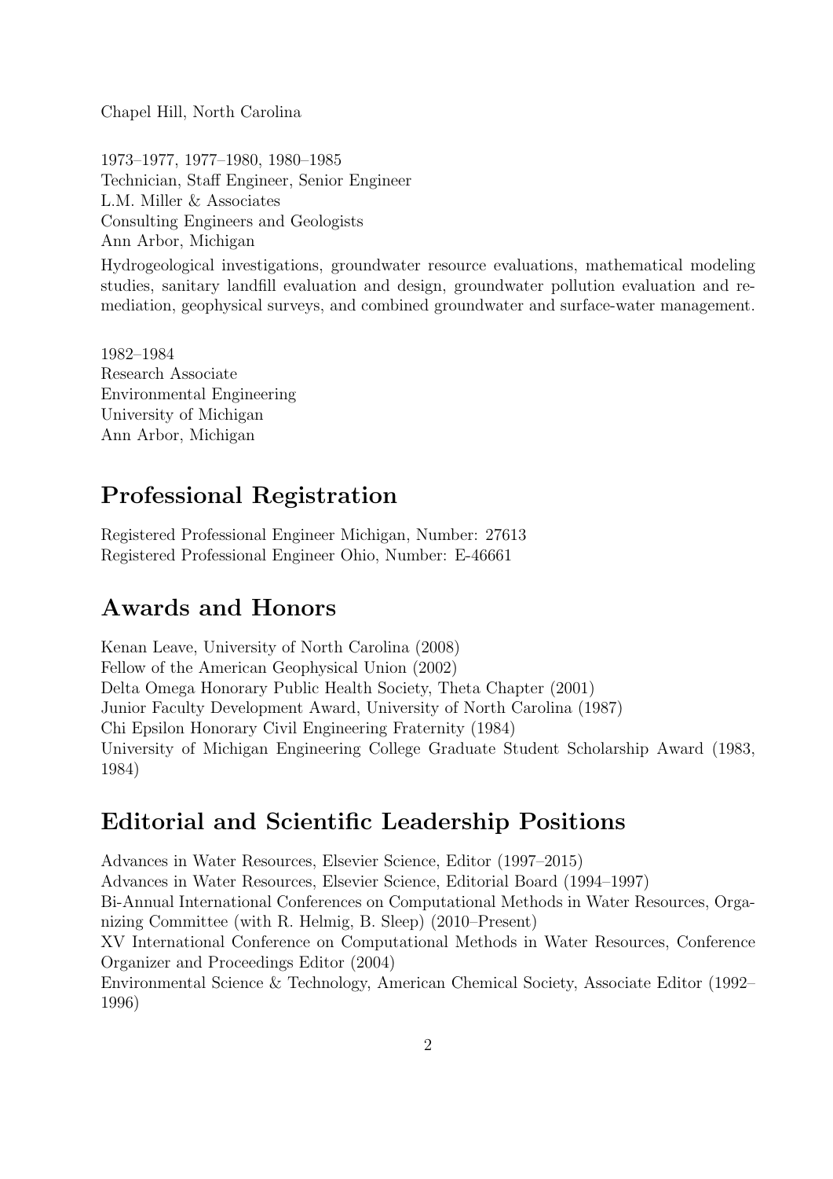Chapel Hill, North Carolina

1973–1977, 1977–1980, 1980–1985
Technician, Staff Engineer, Senior Engineer
L.M. Miller & Associates
Consulting Engineers and Geologists
Ann Arbor, Michigan

Hydrogeological investigations, groundwater resource evaluations, mathematical modeling studies, sanitary landfill evaluation and design, groundwater pollution evaluation and remediation, geophysical surveys, and combined groundwater and surface-water management.

1982–1984
Research Associate
Environmental Engineering
University of Michigan
Ann Arbor, Michigan

## Professional Registration

Registered Professional Engineer Michigan, Number: 27613
Registered Professional Engineer Ohio, Number: E-46661

## Awards and Honors

Kenan Leave, University of North Carolina (2008)
Fellow of the American Geophysical Union (2002)
Delta Omega Honorary Public Health Society, Theta Chapter (2001)
Junior Faculty Development Award, University of North Carolina (1987)
Chi Epsilon Honorary Civil Engineering Fraternity (1984)
University of Michigan Engineering College Graduate Student Scholarship Award (1983, 1984)

## Editorial and Scientific Leadership Positions

Advances in Water Resources, Elsevier Science, Editor (1997–2015)
Advances in Water Resources, Elsevier Science, Editorial Board (1994–1997)
Bi-Annual International Conferences on Computational Methods in Water Resources, Organizing Committee (with R. Helmig, B. Sleep) (2010–Present)
XV International Conference on Computational Methods in Water Resources, Conference Organizer and Proceedings Editor (2004)
Environmental Science & Technology, American Chemical Society, Associate Editor (1992–1996)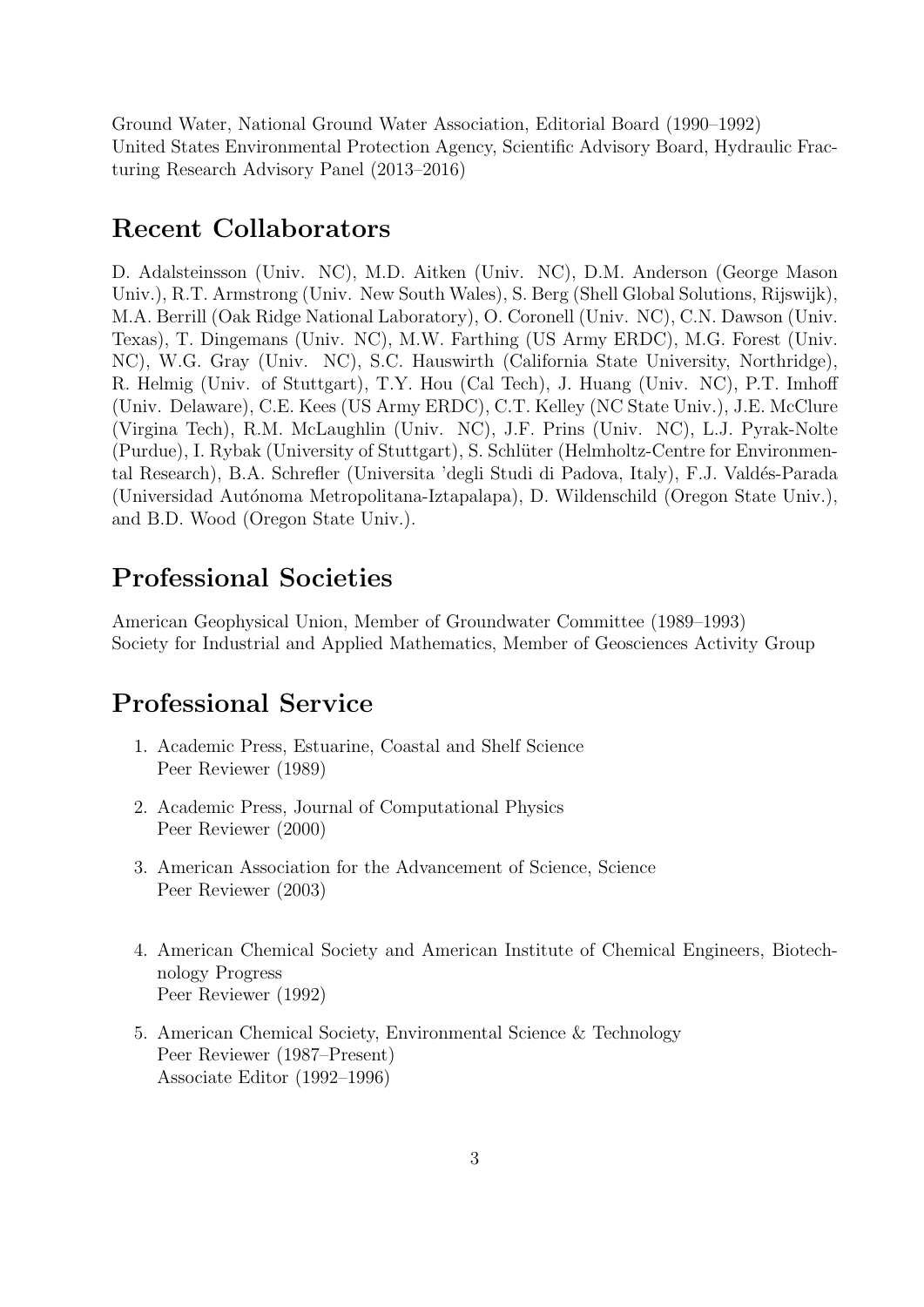Ground Water, National Ground Water Association, Editorial Board (1990–1992)
United States Environmental Protection Agency, Scientific Advisory Board, Hydraulic Fracturing Research Advisory Panel (2013–2016)

## Recent Collaborators

D. Adalsteinsson (Univ. NC), M.D. Aitken (Univ. NC), D.M. Anderson (George Mason Univ.), R.T. Armstrong (Univ. New South Wales), S. Berg (Shell Global Solutions, Rijswijk), M.A. Berrill (Oak Ridge National Laboratory), O. Coronell (Univ. NC), C.N. Dawson (Univ. Texas), T. Dingemans (Univ. NC), M.W. Farthing (US Army ERDC), M.G. Forest (Univ. NC), W.G. Gray (Univ. NC), S.C. Hauswirth (California State University, Northridge), R. Helmig (Univ. of Stuttgart), T.Y. Hou (Cal Tech), J. Huang (Univ. NC), P.T. Imhoff (Univ. Delaware), C.E. Kees (US Army ERDC), C.T. Kelley (NC State Univ.), J.E. McClure (Virgina Tech), R.M. McLaughlin (Univ. NC), J.F. Prins (Univ. NC), L.J. Pyrak-Nolte (Purdue), I. Rybak (University of Stuttgart), S. Schlüter (Helmholtz-Centre for Environmental Research), B.A. Schrefler (Universita 'degli Studi di Padova, Italy), F.J. Valdés-Parada (Universidad Autónoma Metropolitana-Iztapalapa), D. Wildenschild (Oregon State Univ.), and B.D. Wood (Oregon State Univ.).

## Professional Societies

American Geophysical Union, Member of Groundwater Committee (1989–1993)
Society for Industrial and Applied Mathematics, Member of Geosciences Activity Group

## Professional Service

1. Academic Press, Estuarine, Coastal and Shelf Science
   Peer Reviewer (1989)
2. Academic Press, Journal of Computational Physics
   Peer Reviewer (2000)
3. American Association for the Advancement of Science, Science
   Peer Reviewer (2003)
4. American Chemical Society and American Institute of Chemical Engineers, Biotechnology Progress
   Peer Reviewer (1992)
5. American Chemical Society, Environmental Science & Technology
   Peer Reviewer (1987–Present)
   Associate Editor (1992–1996)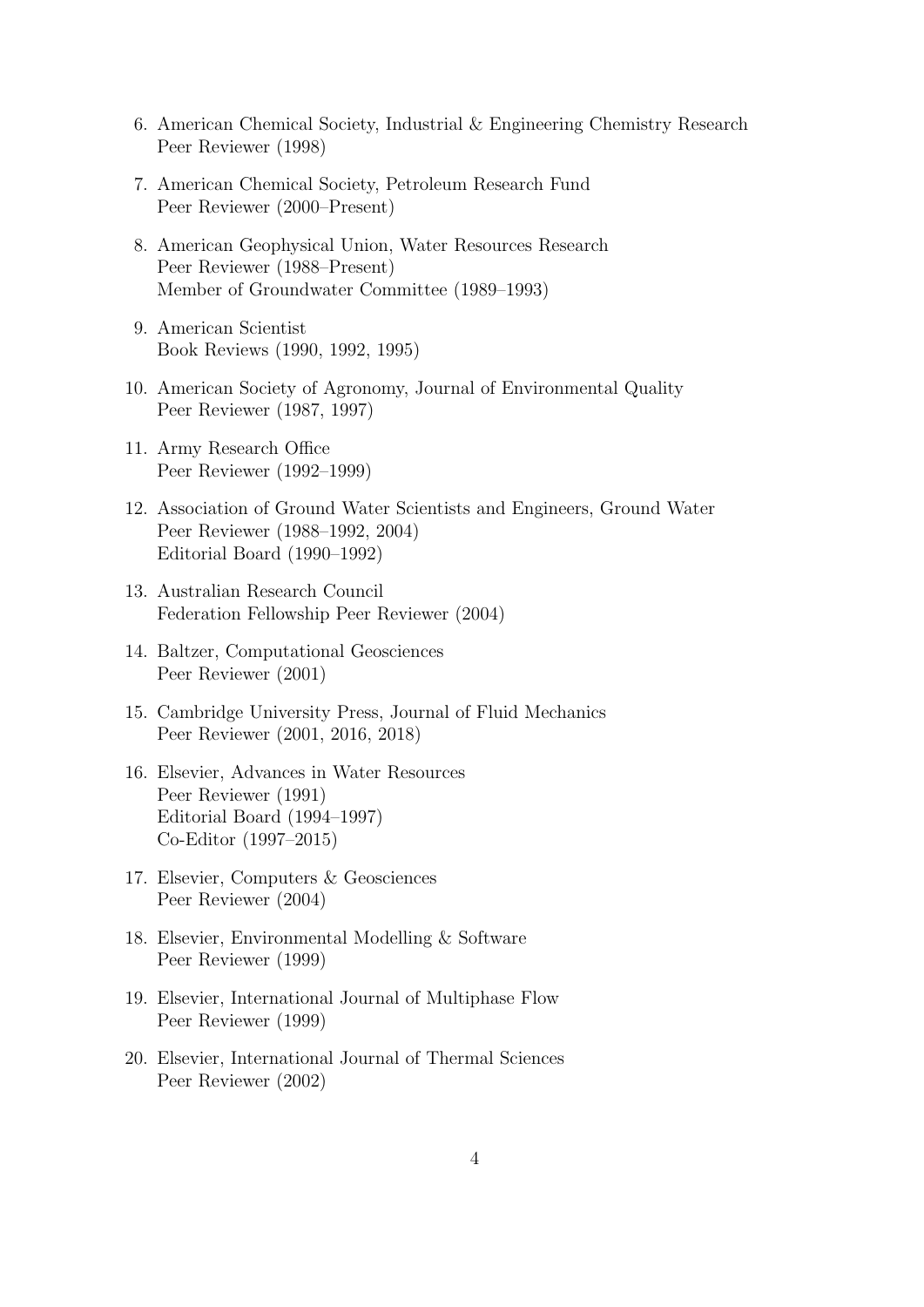6. American Chemical Society, Industrial & Engineering Chemistry Research
   Peer Reviewer (1998)

7. American Chemical Society, Petroleum Research Fund
   Peer Reviewer (2000–Present)

8. American Geophysical Union, Water Resources Research
   Peer Reviewer (1988–Present)
   Member of Groundwater Committee (1989–1993)

9. American Scientist
   Book Reviews (1990, 1992, 1995)

10. American Society of Agronomy, Journal of Environmental Quality
    Peer Reviewer (1987, 1997)

11. Army Research Office
    Peer Reviewer (1992–1999)

12. Association of Ground Water Scientists and Engineers, Ground Water
    Peer Reviewer (1988–1992, 2004)
    Editorial Board (1990–1992)

13. Australian Research Council
    Federation Fellowship Peer Reviewer (2004)

14. Baltzer, Computational Geosciences
    Peer Reviewer (2001)

15. Cambridge University Press, Journal of Fluid Mechanics
    Peer Reviewer (2001, 2016, 2018)

16. Elsevier, Advances in Water Resources
    Peer Reviewer (1991)
    Editorial Board (1994–1997)
    Co-Editor (1997–2015)

17. Elsevier, Computers & Geosciences
    Peer Reviewer (2004)

18. Elsevier, Environmental Modelling & Software
    Peer Reviewer (1999)

19. Elsevier, International Journal of Multiphase Flow
    Peer Reviewer (1999)

20. Elsevier, International Journal of Thermal Sciences
    Peer Reviewer (2002)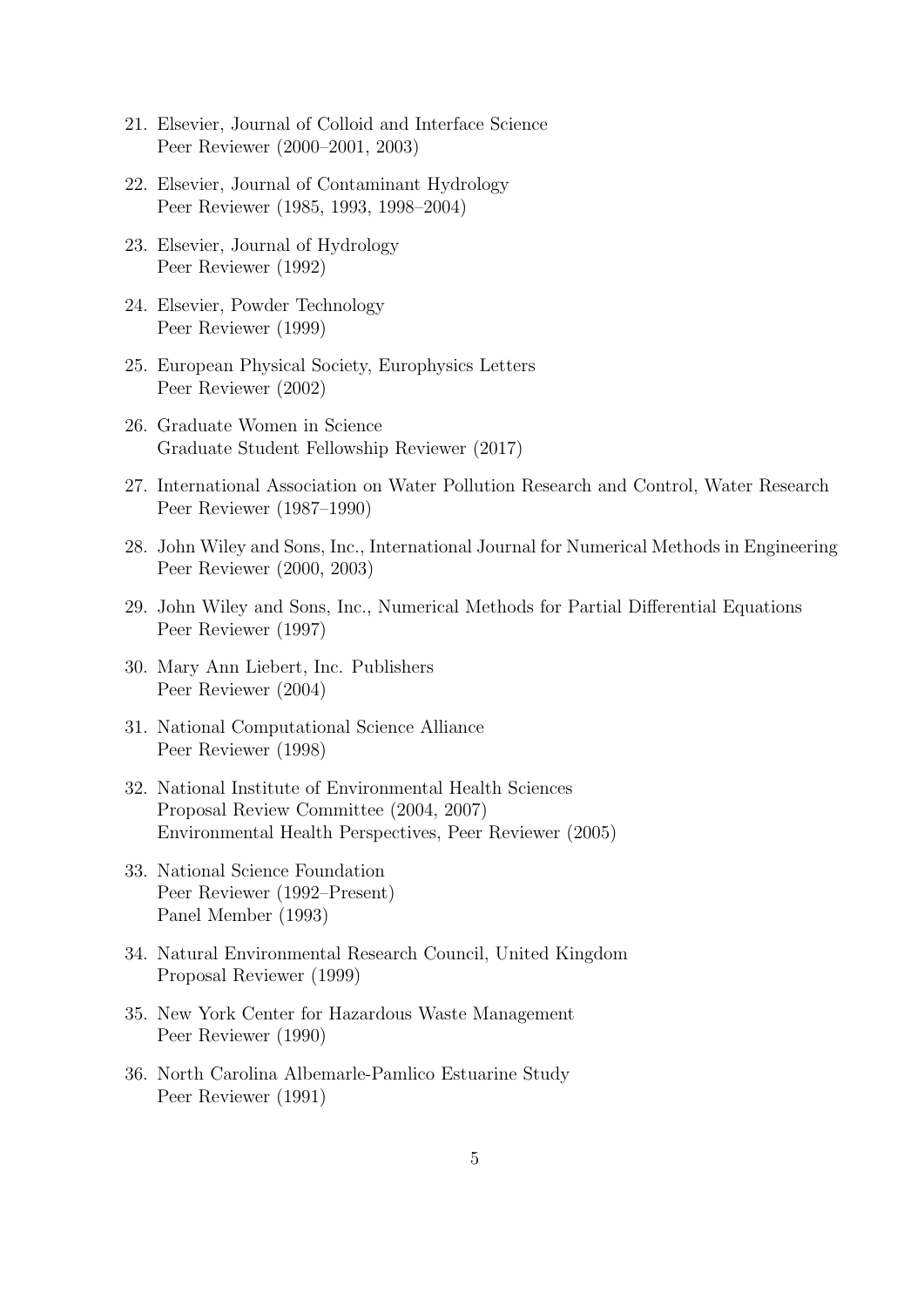21. Elsevier, Journal of Colloid and Interface Science
    Peer Reviewer (2000–2001, 2003)

22. Elsevier, Journal of Contaminant Hydrology
    Peer Reviewer (1985, 1993, 1998–2004)

23. Elsevier, Journal of Hydrology
    Peer Reviewer (1992)

24. Elsevier, Powder Technology
    Peer Reviewer (1999)

25. European Physical Society, Europhysics Letters
    Peer Reviewer (2002)

26. Graduate Women in Science
    Graduate Student Fellowship Reviewer (2017)

27. International Association on Water Pollution Research and Control, Water Research
    Peer Reviewer (1987–1990)

28. John Wiley and Sons, Inc., International Journal for Numerical Methods in Engineering
    Peer Reviewer (2000, 2003)

29. John Wiley and Sons, Inc., Numerical Methods for Partial Differential Equations
    Peer Reviewer (1997)

30. Mary Ann Liebert, Inc. Publishers
    Peer Reviewer (2004)

31. National Computational Science Alliance
    Peer Reviewer (1998)

32. National Institute of Environmental Health Sciences
    Proposal Review Committee (2004, 2007)
    Environmental Health Perspectives, Peer Reviewer (2005)

33. National Science Foundation
    Peer Reviewer (1992–Present)
    Panel Member (1993)

34. Natural Environmental Research Council, United Kingdom
    Proposal Reviewer (1999)

35. New York Center for Hazardous Waste Management
    Peer Reviewer (1990)

36. North Carolina Albemarle-Pamlico Estuarine Study
    Peer Reviewer (1991)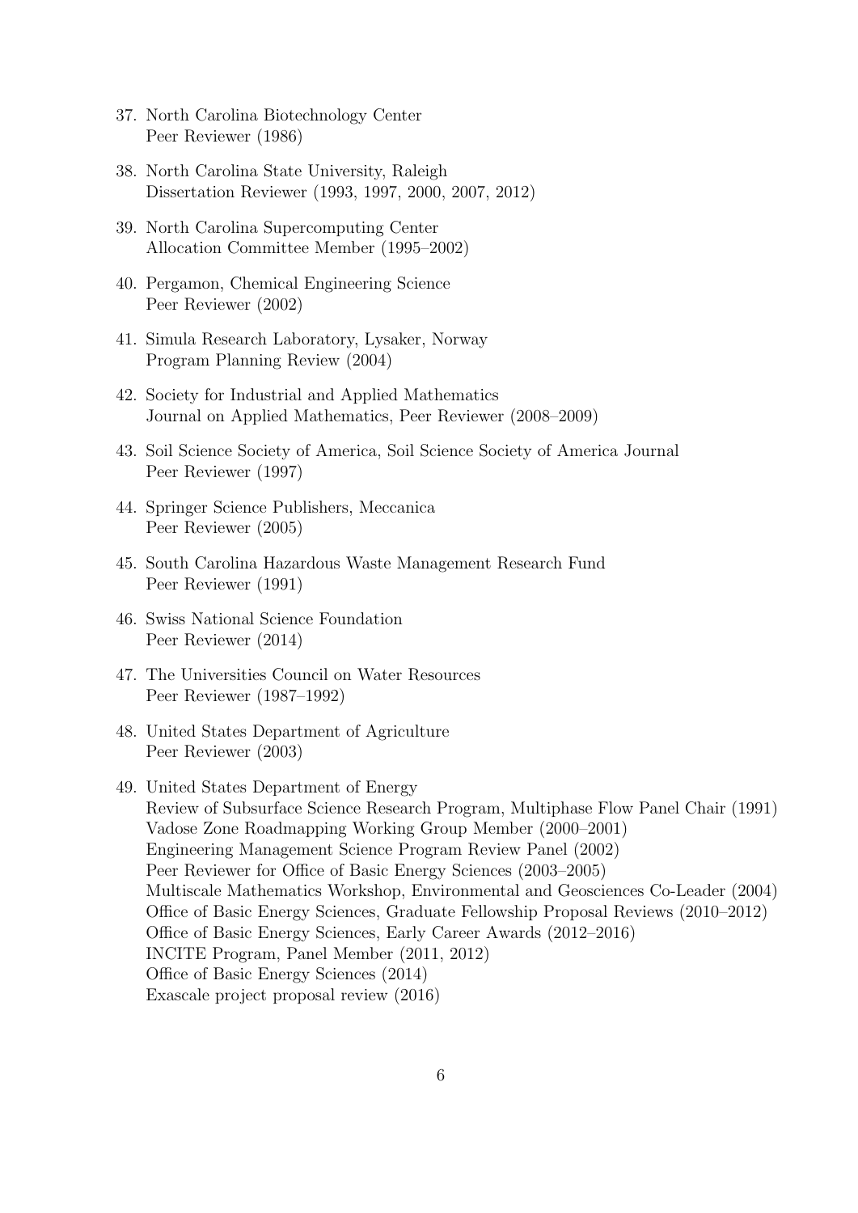37. North Carolina Biotechnology Center
    Peer Reviewer (1986)

38. North Carolina State University, Raleigh
    Dissertation Reviewer (1993, 1997, 2000, 2007, 2012)

39. North Carolina Supercomputing Center
    Allocation Committee Member (1995–2002)

40. Pergamon, Chemical Engineering Science
    Peer Reviewer (2002)

41. Simula Research Laboratory, Lysaker, Norway
    Program Planning Review (2004)

42. Society for Industrial and Applied Mathematics
    Journal on Applied Mathematics, Peer Reviewer (2008–2009)

43. Soil Science Society of America, Soil Science Society of America Journal
    Peer Reviewer (1997)

44. Springer Science Publishers, Meccanica
    Peer Reviewer (2005)

45. South Carolina Hazardous Waste Management Research Fund
    Peer Reviewer (1991)

46. Swiss National Science Foundation
    Peer Reviewer (2014)

47. The Universities Council on Water Resources
    Peer Reviewer (1987–1992)

48. United States Department of Agriculture
    Peer Reviewer (2003)

49. United States Department of Energy
    Review of Subsurface Science Research Program, Multiphase Flow Panel Chair (1991)
    Vadose Zone Roadmapping Working Group Member (2000–2001)
    Engineering Management Science Program Review Panel (2002)
    Peer Reviewer for Office of Basic Energy Sciences (2003–2005)
    Multiscale Mathematics Workshop, Environmental and Geosciences Co-Leader (2004)
    Office of Basic Energy Sciences, Graduate Fellowship Proposal Reviews (2010–2012)
    Office of Basic Energy Sciences, Early Career Awards (2012–2016)
    INCITE Program, Panel Member (2011, 2012)
    Office of Basic Energy Sciences (2014)
    Exascale project proposal review (2016)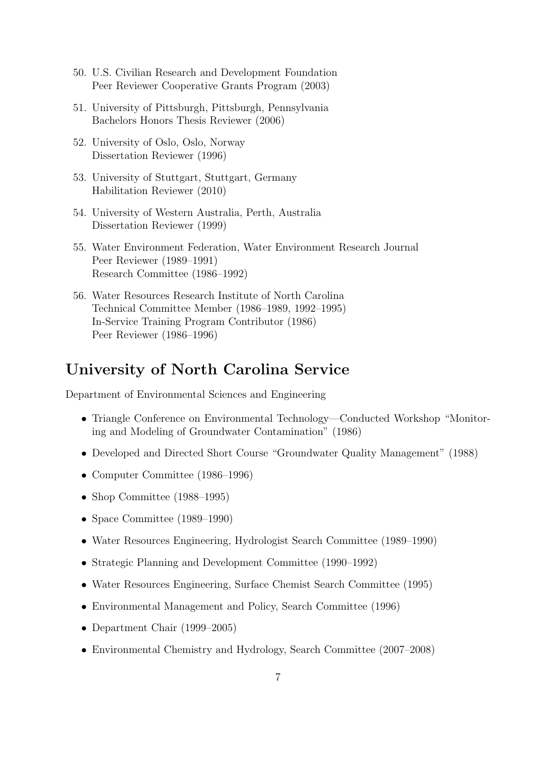50. U.S. Civilian Research and Development Foundation
    Peer Reviewer Cooperative Grants Program (2003)

51. University of Pittsburgh, Pittsburgh, Pennsylvania
    Bachelors Honors Thesis Reviewer (2006)

52. University of Oslo, Oslo, Norway
    Dissertation Reviewer (1996)

53. University of Stuttgart, Stuttgart, Germany
    Habilitation Reviewer (2010)

54. University of Western Australia, Perth, Australia
    Dissertation Reviewer (1999)

55. Water Environment Federation, Water Environment Research Journal
    Peer Reviewer (1989–1991)
    Research Committee (1986–1992)

56. Water Resources Research Institute of North Carolina
    Technical Committee Member (1986–1989, 1992–1995)
    In-Service Training Program Contributor (1986)
    Peer Reviewer (1986–1996)

## University of North Carolina Service

Department of Environmental Sciences and Engineering

- Triangle Conference on Environmental Technology—Conducted Workshop "Monitoring and Modeling of Groundwater Contamination" (1986)
- Developed and Directed Short Course "Groundwater Quality Management" (1988)
- Computer Committee (1986–1996)
- Shop Committee (1988–1995)
- Space Committee (1989–1990)
- Water Resources Engineering, Hydrologist Search Committee (1989–1990)
- Strategic Planning and Development Committee (1990–1992)
- Water Resources Engineering, Surface Chemist Search Committee (1995)
- Environmental Management and Policy, Search Committee (1996)
- Department Chair (1999–2005)
- Environmental Chemistry and Hydrology, Search Committee (2007–2008)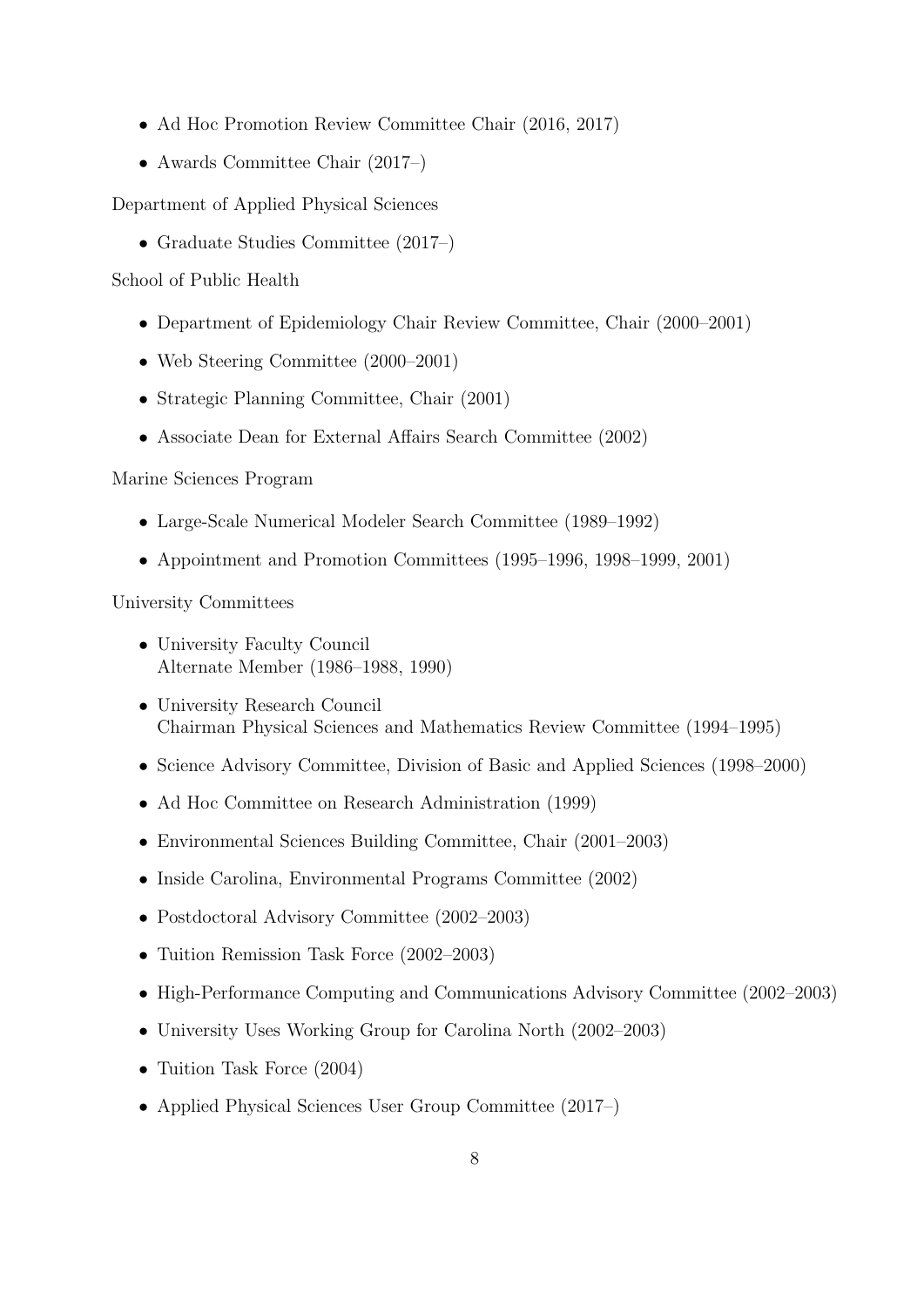- Ad Hoc Promotion Review Committee Chair (2016, 2017)
- Awards Committee Chair (2017–)

Department of Applied Physical Sciences

- Graduate Studies Committee (2017–)

School of Public Health

- Department of Epidemiology Chair Review Committee, Chair (2000–2001)
- Web Steering Committee (2000–2001)
- Strategic Planning Committee, Chair (2001)
- Associate Dean for External Affairs Search Committee (2002)

Marine Sciences Program

- Large-Scale Numerical Modeler Search Committee (1989–1992)
- Appointment and Promotion Committees (1995–1996, 1998–1999, 2001)

University Committees

- University Faculty Council  
  Alternate Member (1986–1988, 1990)
- University Research Council  
  Chairman Physical Sciences and Mathematics Review Committee (1994–1995)
- Science Advisory Committee, Division of Basic and Applied Sciences (1998–2000)
- Ad Hoc Committee on Research Administration (1999)
- Environmental Sciences Building Committee, Chair (2001–2003)
- Inside Carolina, Environmental Programs Committee (2002)
- Postdoctoral Advisory Committee (2002–2003)
- Tuition Remission Task Force (2002–2003)
- High-Performance Computing and Communications Advisory Committee (2002–2003)
- University Uses Working Group for Carolina North (2002–2003)
- Tuition Task Force (2004)
- Applied Physical Sciences User Group Committee (2017–)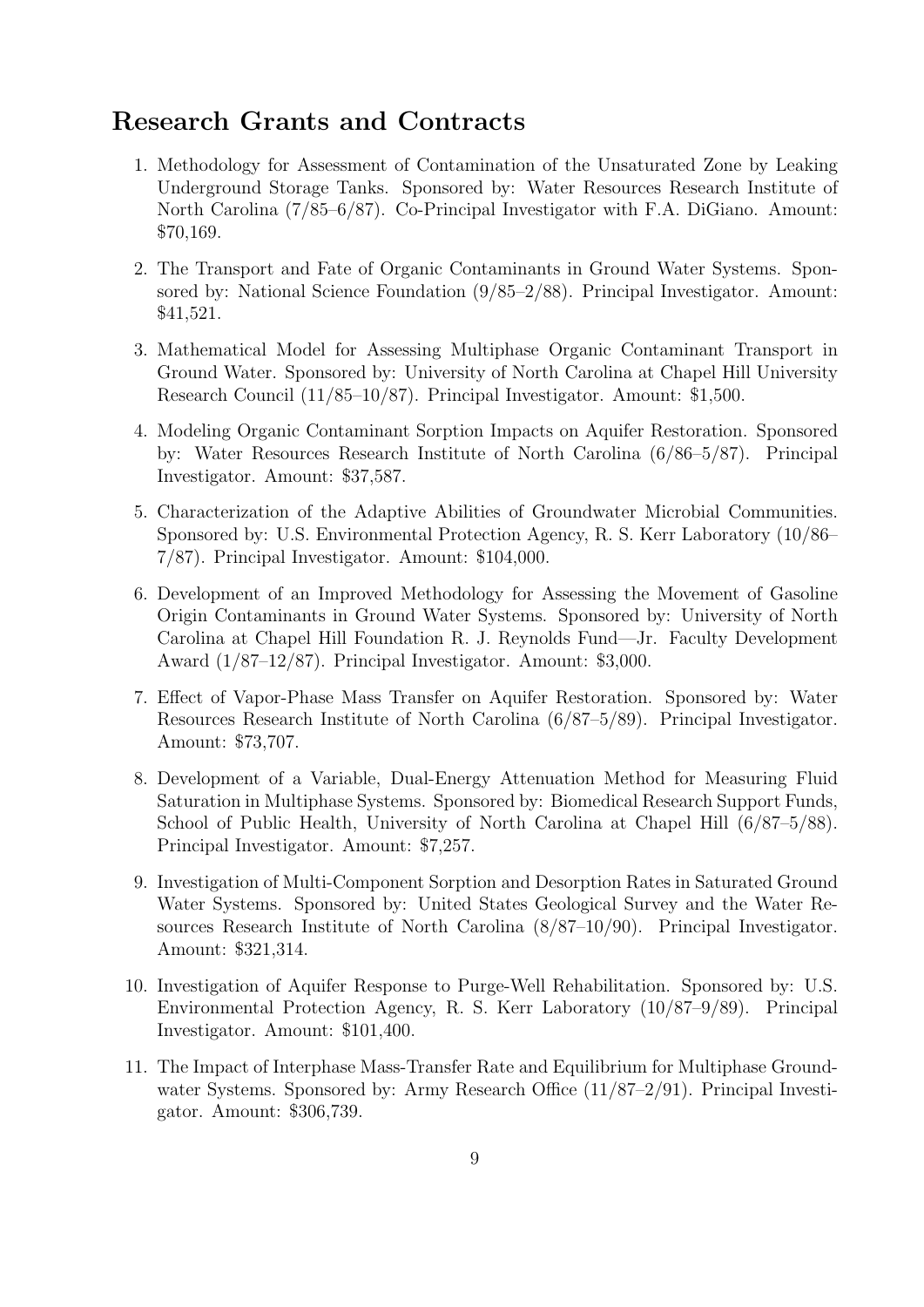## Research Grants and Contracts

1. Methodology for Assessment of Contamination of the Unsaturated Zone by Leaking Underground Storage Tanks. Sponsored by: Water Resources Research Institute of North Carolina (7/85–6/87). Co-Principal Investigator with F.A. DiGiano. Amount: $70,169.

2. The Transport and Fate of Organic Contaminants in Ground Water Systems. Sponsored by: National Science Foundation (9/85–2/88). Principal Investigator. Amount: $41,521.

3. Mathematical Model for Assessing Multiphase Organic Contaminant Transport in Ground Water. Sponsored by: University of North Carolina at Chapel Hill University Research Council (11/85–10/87). Principal Investigator. Amount: $1,500.

4. Modeling Organic Contaminant Sorption Impacts on Aquifer Restoration. Sponsored by: Water Resources Research Institute of North Carolina (6/86–5/87). Principal Investigator. Amount: $37,587.

5. Characterization of the Adaptive Abilities of Groundwater Microbial Communities. Sponsored by: U.S. Environmental Protection Agency, R. S. Kerr Laboratory (10/86–7/87). Principal Investigator. Amount: $104,000.

6. Development of an Improved Methodology for Assessing the Movement of Gasoline Origin Contaminants in Ground Water Systems. Sponsored by: University of North Carolina at Chapel Hill Foundation R. J. Reynolds Fund—Jr. Faculty Development Award (1/87–12/87). Principal Investigator. Amount: $3,000.

7. Effect of Vapor-Phase Mass Transfer on Aquifer Restoration. Sponsored by: Water Resources Research Institute of North Carolina (6/87–5/89). Principal Investigator. Amount: $73,707.

8. Development of a Variable, Dual-Energy Attenuation Method for Measuring Fluid Saturation in Multiphase Systems. Sponsored by: Biomedical Research Support Funds, School of Public Health, University of North Carolina at Chapel Hill (6/87–5/88). Principal Investigator. Amount: $7,257.

9. Investigation of Multi-Component Sorption and Desorption Rates in Saturated Ground Water Systems. Sponsored by: United States Geological Survey and the Water Resources Research Institute of North Carolina (8/87–10/90). Principal Investigator. Amount: $321,314.

10. Investigation of Aquifer Response to Purge-Well Rehabilitation. Sponsored by: U.S. Environmental Protection Agency, R. S. Kerr Laboratory (10/87–9/89). Principal Investigator. Amount: $101,400.

11. The Impact of Interphase Mass-Transfer Rate and Equilibrium for Multiphase Groundwater Systems. Sponsored by: Army Research Office (11/87–2/91). Principal Investigator. Amount: $306,739.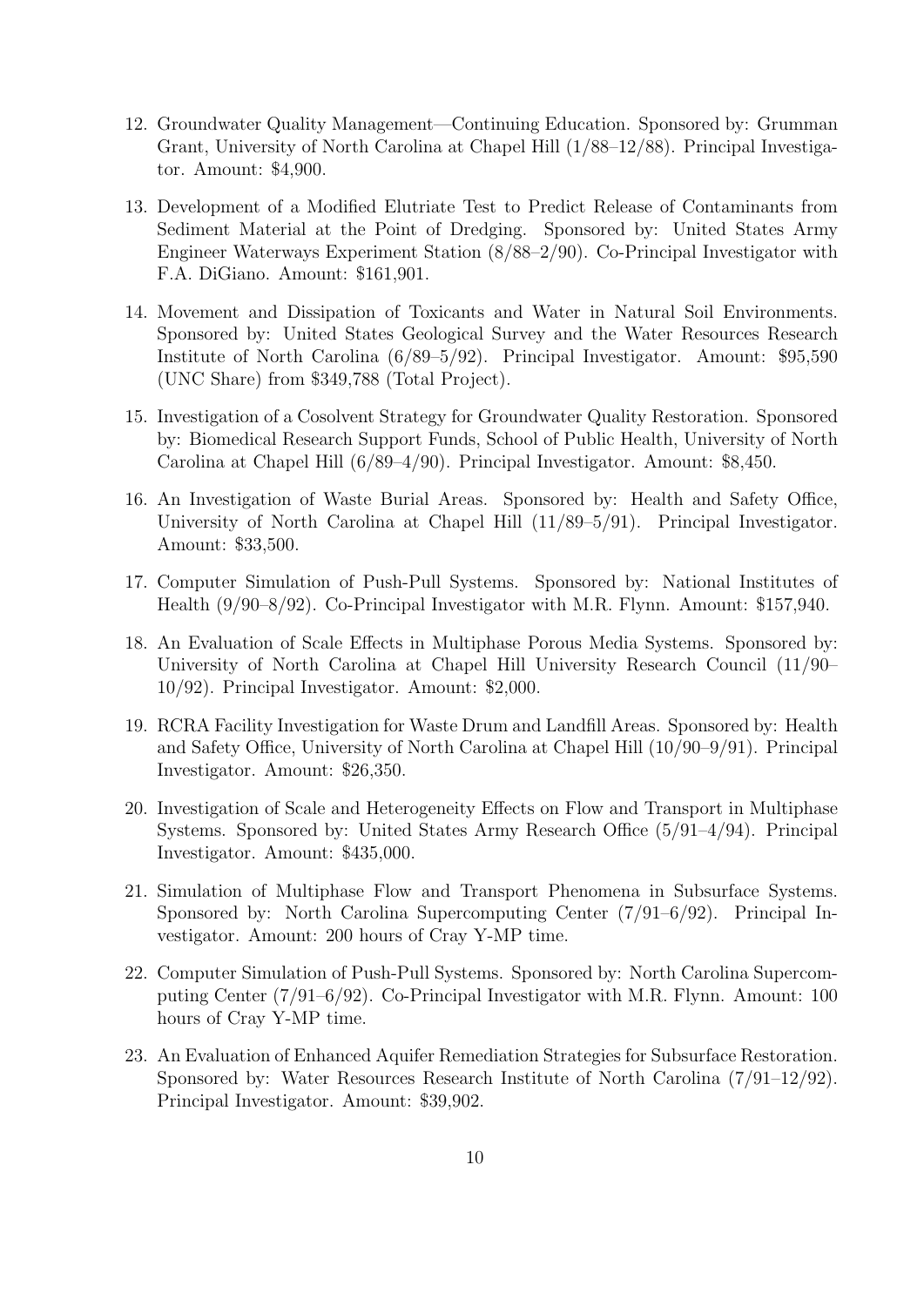12. Groundwater Quality Management—Continuing Education. Sponsored by: Grumman Grant, University of North Carolina at Chapel Hill (1/88–12/88). Principal Investigator. Amount: $4,900.

13. Development of a Modified Elutriate Test to Predict Release of Contaminants from Sediment Material at the Point of Dredging. Sponsored by: United States Army Engineer Waterways Experiment Station (8/88–2/90). Co-Principal Investigator with F.A. DiGiano. Amount: $161,901.

14. Movement and Dissipation of Toxicants and Water in Natural Soil Environments. Sponsored by: United States Geological Survey and the Water Resources Research Institute of North Carolina (6/89–5/92). Principal Investigator. Amount: $95,590 (UNC Share) from $349,788 (Total Project).

15. Investigation of a Cosolvent Strategy for Groundwater Quality Restoration. Sponsored by: Biomedical Research Support Funds, School of Public Health, University of North Carolina at Chapel Hill (6/89–4/90). Principal Investigator. Amount: $8,450.

16. An Investigation of Waste Burial Areas. Sponsored by: Health and Safety Office, University of North Carolina at Chapel Hill (11/89–5/91). Principal Investigator. Amount: $33,500.

17. Computer Simulation of Push-Pull Systems. Sponsored by: National Institutes of Health (9/90–8/92). Co-Principal Investigator with M.R. Flynn. Amount: $157,940.

18. An Evaluation of Scale Effects in Multiphase Porous Media Systems. Sponsored by: University of North Carolina at Chapel Hill University Research Council (11/90–10/92). Principal Investigator. Amount: $2,000.

19. RCRA Facility Investigation for Waste Drum and Landfill Areas. Sponsored by: Health and Safety Office, University of North Carolina at Chapel Hill (10/90–9/91). Principal Investigator. Amount: $26,350.

20. Investigation of Scale and Heterogeneity Effects on Flow and Transport in Multiphase Systems. Sponsored by: United States Army Research Office (5/91–4/94). Principal Investigator. Amount: $435,000.

21. Simulation of Multiphase Flow and Transport Phenomena in Subsurface Systems. Sponsored by: North Carolina Supercomputing Center (7/91–6/92). Principal Investigator. Amount: 200 hours of Cray Y-MP time.

22. Computer Simulation of Push-Pull Systems. Sponsored by: North Carolina Supercomputing Center (7/91–6/92). Co-Principal Investigator with M.R. Flynn. Amount: 100 hours of Cray Y-MP time.

23. An Evaluation of Enhanced Aquifer Remediation Strategies for Subsurface Restoration. Sponsored by: Water Resources Research Institute of North Carolina (7/91–12/92). Principal Investigator. Amount: $39,902.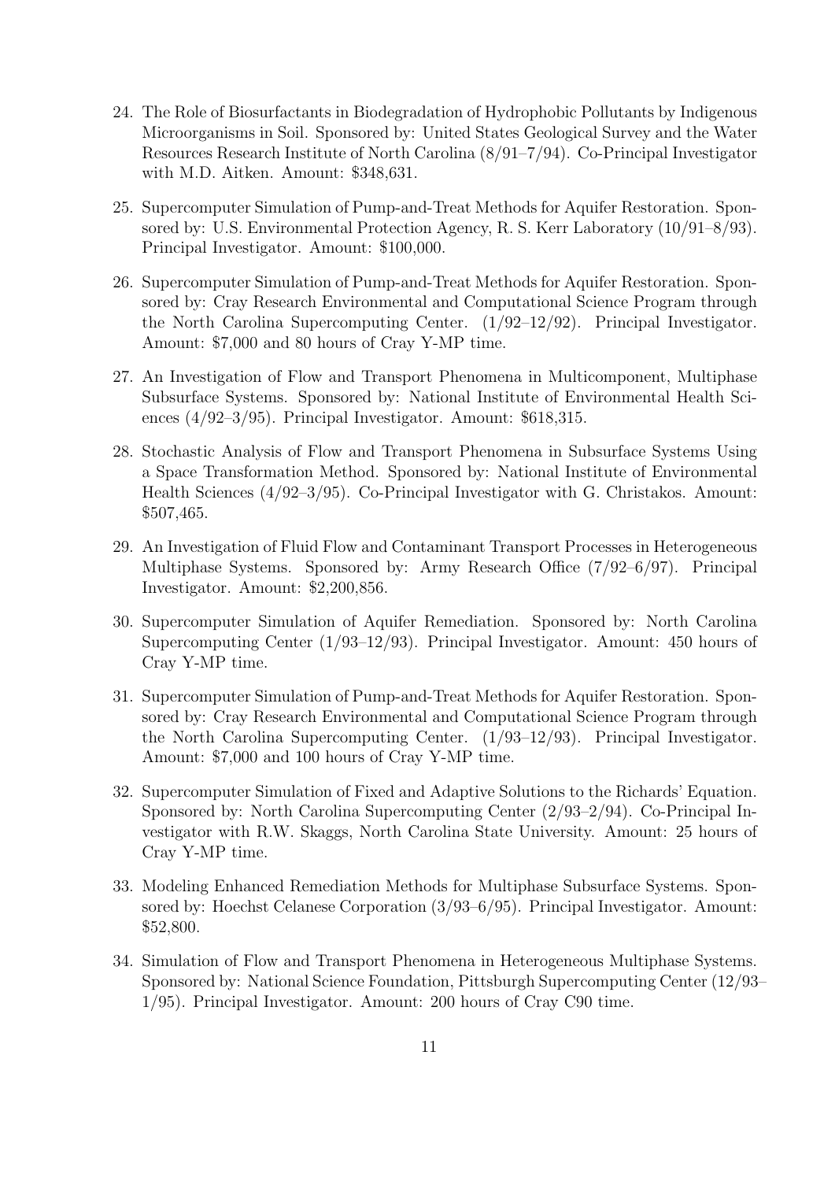24. The Role of Biosurfactants in Biodegradation of Hydrophobic Pollutants by Indigenous Microorganisms in Soil. Sponsored by: United States Geological Survey and the Water Resources Research Institute of North Carolina (8/91–7/94). Co-Principal Investigator with M.D. Aitken. Amount: $348,631.

25. Supercomputer Simulation of Pump-and-Treat Methods for Aquifer Restoration. Sponsored by: U.S. Environmental Protection Agency, R. S. Kerr Laboratory (10/91–8/93). Principal Investigator. Amount: $100,000.

26. Supercomputer Simulation of Pump-and-Treat Methods for Aquifer Restoration. Sponsored by: Cray Research Environmental and Computational Science Program through the North Carolina Supercomputing Center. (1/92–12/92). Principal Investigator. Amount: $7,000 and 80 hours of Cray Y-MP time.

27. An Investigation of Flow and Transport Phenomena in Multicomponent, Multiphase Subsurface Systems. Sponsored by: National Institute of Environmental Health Sciences (4/92–3/95). Principal Investigator. Amount: $618,315.

28. Stochastic Analysis of Flow and Transport Phenomena in Subsurface Systems Using a Space Transformation Method. Sponsored by: National Institute of Environmental Health Sciences (4/92–3/95). Co-Principal Investigator with G. Christakos. Amount: $507,465.

29. An Investigation of Fluid Flow and Contaminant Transport Processes in Heterogeneous Multiphase Systems. Sponsored by: Army Research Office (7/92–6/97). Principal Investigator. Amount: $2,200,856.

30. Supercomputer Simulation of Aquifer Remediation. Sponsored by: North Carolina Supercomputing Center (1/93–12/93). Principal Investigator. Amount: 450 hours of Cray Y-MP time.

31. Supercomputer Simulation of Pump-and-Treat Methods for Aquifer Restoration. Sponsored by: Cray Research Environmental and Computational Science Program through the North Carolina Supercomputing Center. (1/93–12/93). Principal Investigator. Amount: $7,000 and 100 hours of Cray Y-MP time.

32. Supercomputer Simulation of Fixed and Adaptive Solutions to the Richards' Equation. Sponsored by: North Carolina Supercomputing Center (2/93–2/94). Co-Principal Investigator with R.W. Skaggs, North Carolina State University. Amount: 25 hours of Cray Y-MP time.

33. Modeling Enhanced Remediation Methods for Multiphase Subsurface Systems. Sponsored by: Hoechst Celanese Corporation (3/93–6/95). Principal Investigator. Amount: $52,800.

34. Simulation of Flow and Transport Phenomena in Heterogeneous Multiphase Systems. Sponsored by: National Science Foundation, Pittsburgh Supercomputing Center (12/93–1/95). Principal Investigator. Amount: 200 hours of Cray C90 time.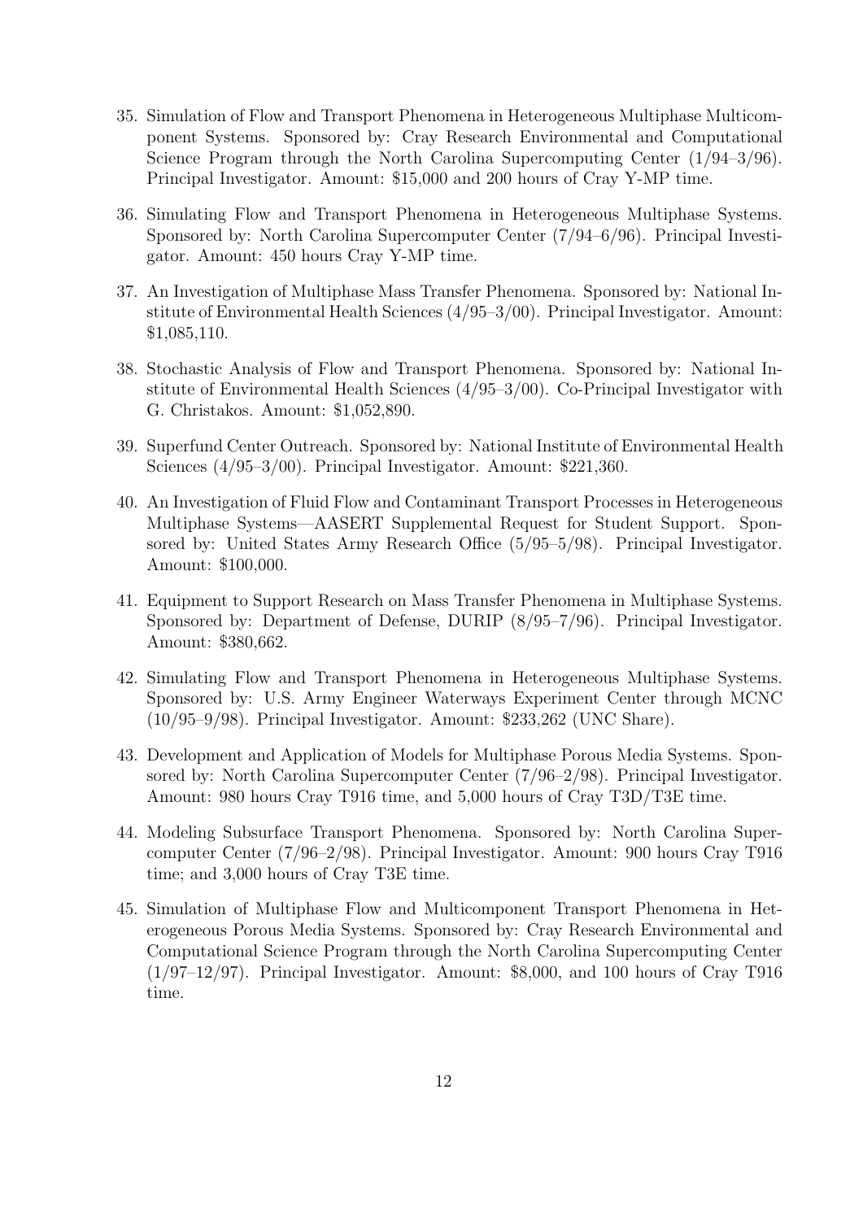35. Simulation of Flow and Transport Phenomena in Heterogeneous Multiphase Multicomponent Systems. Sponsored by: Cray Research Environmental and Computational Science Program through the North Carolina Supercomputing Center (1/94–3/96). Principal Investigator. Amount: $15,000 and 200 hours of Cray Y-MP time.

36. Simulating Flow and Transport Phenomena in Heterogeneous Multiphase Systems. Sponsored by: North Carolina Supercomputer Center (7/94–6/96). Principal Investigator. Amount: 450 hours Cray Y-MP time.

37. An Investigation of Multiphase Mass Transfer Phenomena. Sponsored by: National Institute of Environmental Health Sciences (4/95–3/00). Principal Investigator. Amount: $1,085,110.

38. Stochastic Analysis of Flow and Transport Phenomena. Sponsored by: National Institute of Environmental Health Sciences (4/95–3/00). Co-Principal Investigator with G. Christakos. Amount: $1,052,890.

39. Superfund Center Outreach. Sponsored by: National Institute of Environmental Health Sciences (4/95–3/00). Principal Investigator. Amount: $221,360.

40. An Investigation of Fluid Flow and Contaminant Transport Processes in Heterogeneous Multiphase Systems—AASERT Supplemental Request for Student Support. Sponsored by: United States Army Research Office (5/95–5/98). Principal Investigator. Amount: $100,000.

41. Equipment to Support Research on Mass Transfer Phenomena in Multiphase Systems. Sponsored by: Department of Defense, DURIP (8/95–7/96). Principal Investigator. Amount: $380,662.

42. Simulating Flow and Transport Phenomena in Heterogeneous Multiphase Systems. Sponsored by: U.S. Army Engineer Waterways Experiment Center through MCNC (10/95–9/98). Principal Investigator. Amount: $233,262 (UNC Share).

43. Development and Application of Models for Multiphase Porous Media Systems. Sponsored by: North Carolina Supercomputer Center (7/96–2/98). Principal Investigator. Amount: 980 hours Cray T916 time, and 5,000 hours of Cray T3D/T3E time.

44. Modeling Subsurface Transport Phenomena. Sponsored by: North Carolina Supercomputer Center (7/96–2/98). Principal Investigator. Amount: 900 hours Cray T916 time; and 3,000 hours of Cray T3E time.

45. Simulation of Multiphase Flow and Multicomponent Transport Phenomena in Heterogeneous Porous Media Systems. Sponsored by: Cray Research Environmental and Computational Science Program through the North Carolina Supercomputing Center (1/97–12/97). Principal Investigator. Amount: $8,000, and 100 hours of Cray T916 time.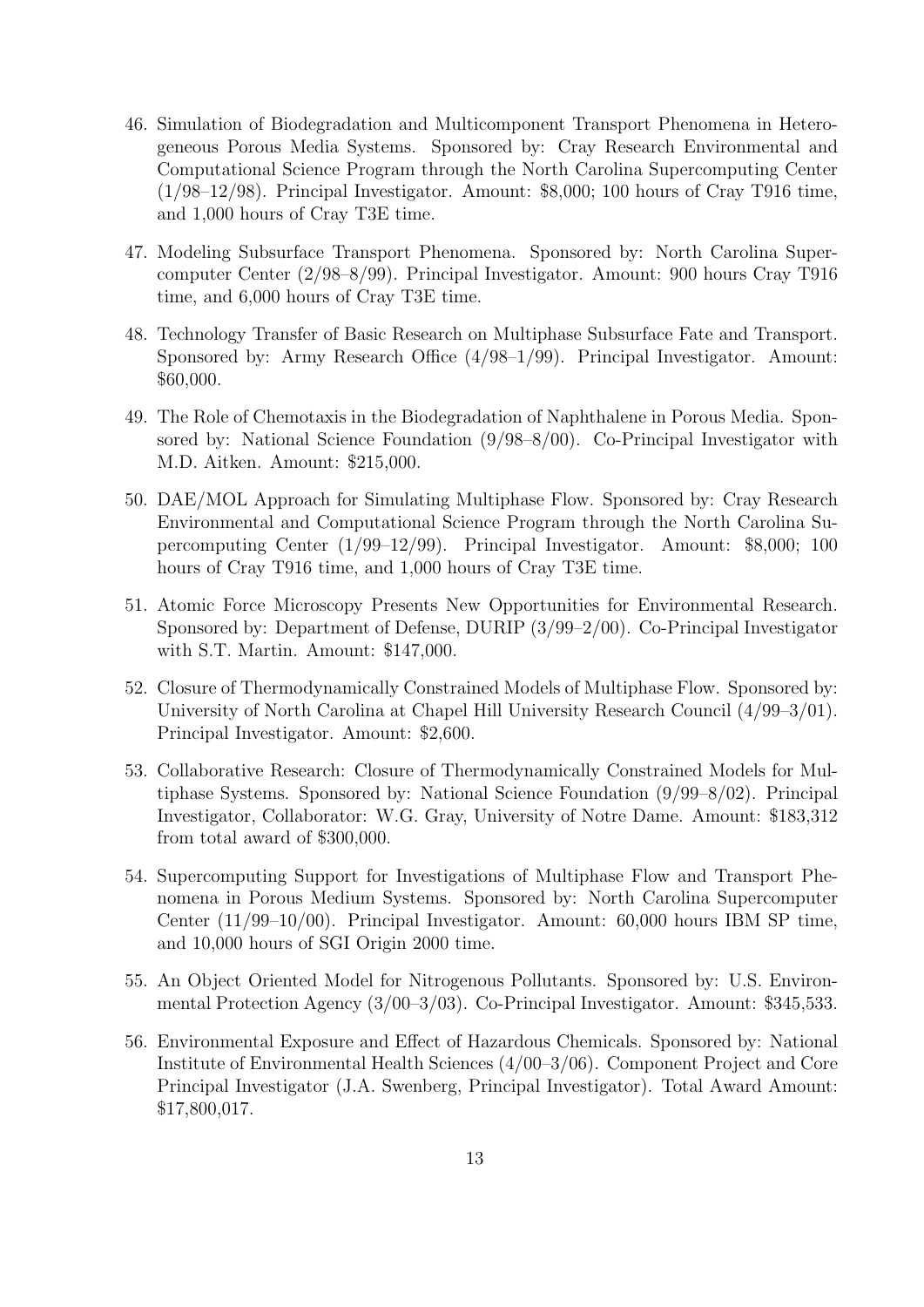46. Simulation of Biodegradation and Multicomponent Transport Phenomena in Heterogeneous Porous Media Systems. Sponsored by: Cray Research Environmental and Computational Science Program through the North Carolina Supercomputing Center (1/98–12/98). Principal Investigator. Amount: $8,000; 100 hours of Cray T916 time, and 1,000 hours of Cray T3E time.

47. Modeling Subsurface Transport Phenomena. Sponsored by: North Carolina Supercomputer Center (2/98–8/99). Principal Investigator. Amount: 900 hours Cray T916 time, and 6,000 hours of Cray T3E time.

48. Technology Transfer of Basic Research on Multiphase Subsurface Fate and Transport. Sponsored by: Army Research Office (4/98–1/99). Principal Investigator. Amount: $60,000.

49. The Role of Chemotaxis in the Biodegradation of Naphthalene in Porous Media. Sponsored by: National Science Foundation (9/98–8/00). Co-Principal Investigator with M.D. Aitken. Amount: $215,000.

50. DAE/MOL Approach for Simulating Multiphase Flow. Sponsored by: Cray Research Environmental and Computational Science Program through the North Carolina Supercomputing Center (1/99–12/99). Principal Investigator. Amount: $8,000; 100 hours of Cray T916 time, and 1,000 hours of Cray T3E time.

51. Atomic Force Microscopy Presents New Opportunities for Environmental Research. Sponsored by: Department of Defense, DURIP (3/99–2/00). Co-Principal Investigator with S.T. Martin. Amount: $147,000.

52. Closure of Thermodynamically Constrained Models of Multiphase Flow. Sponsored by: University of North Carolina at Chapel Hill University Research Council (4/99–3/01). Principal Investigator. Amount: $2,600.

53. Collaborative Research: Closure of Thermodynamically Constrained Models for Multiphase Systems. Sponsored by: National Science Foundation (9/99–8/02). Principal Investigator, Collaborator: W.G. Gray, University of Notre Dame. Amount: $183,312 from total award of $300,000.

54. Supercomputing Support for Investigations of Multiphase Flow and Transport Phenomena in Porous Medium Systems. Sponsored by: North Carolina Supercomputer Center (11/99–10/00). Principal Investigator. Amount: 60,000 hours IBM SP time, and 10,000 hours of SGI Origin 2000 time.

55. An Object Oriented Model for Nitrogenous Pollutants. Sponsored by: U.S. Environmental Protection Agency (3/00–3/03). Co-Principal Investigator. Amount: $345,533.

56. Environmental Exposure and Effect of Hazardous Chemicals. Sponsored by: National Institute of Environmental Health Sciences (4/00–3/06). Component Project and Core Principal Investigator (J.A. Swenberg, Principal Investigator). Total Award Amount: $17,800,017.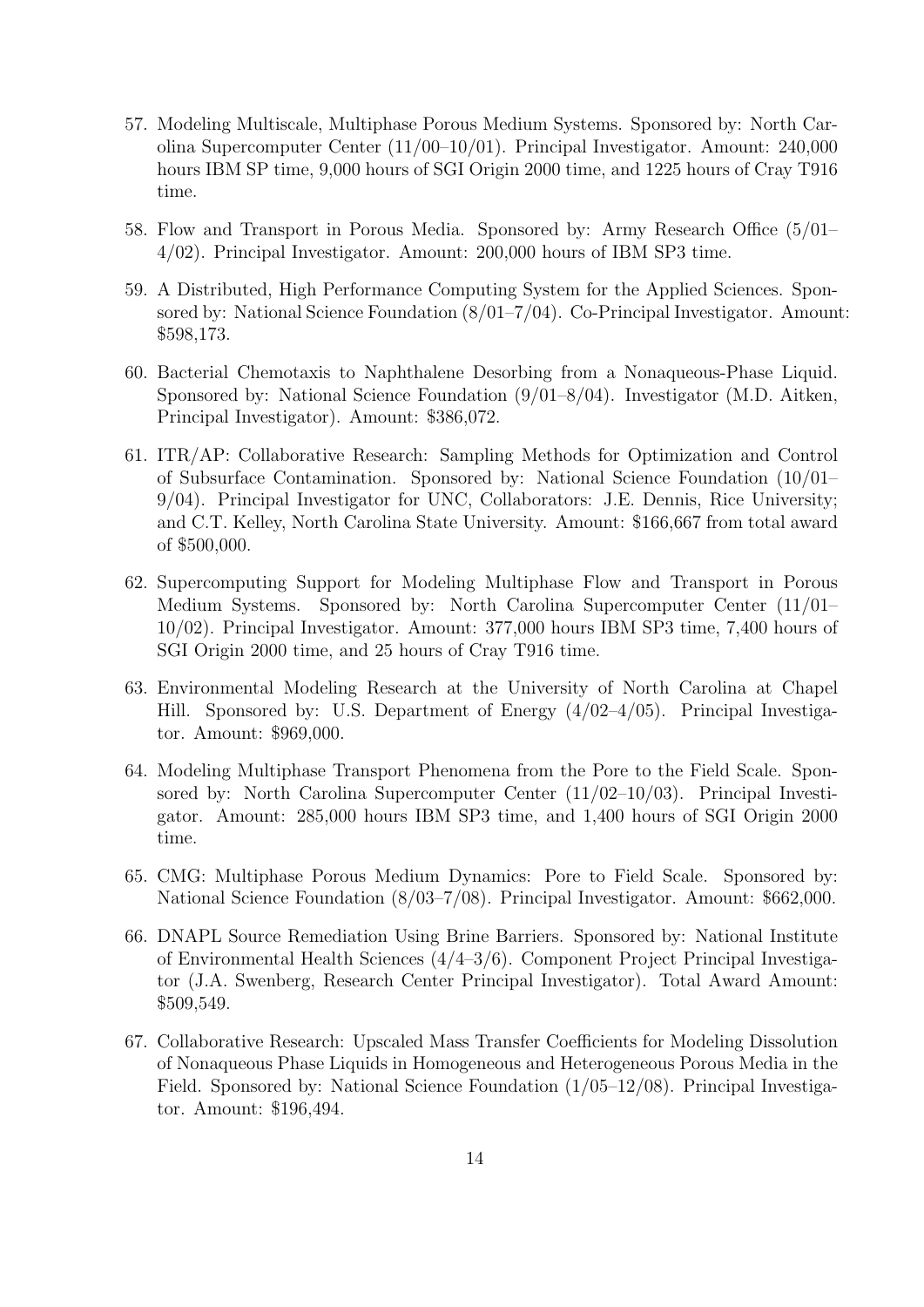57. Modeling Multiscale, Multiphase Porous Medium Systems. Sponsored by: North Carolina Supercomputer Center (11/00–10/01). Principal Investigator. Amount: 240,000 hours IBM SP time, 9,000 hours of SGI Origin 2000 time, and 1225 hours of Cray T916 time.

58. Flow and Transport in Porous Media. Sponsored by: Army Research Office (5/01–4/02). Principal Investigator. Amount: 200,000 hours of IBM SP3 time.

59. A Distributed, High Performance Computing System for the Applied Sciences. Sponsored by: National Science Foundation (8/01–7/04). Co-Principal Investigator. Amount: $598,173.

60. Bacterial Chemotaxis to Naphthalene Desorbing from a Nonaqueous-Phase Liquid. Sponsored by: National Science Foundation (9/01–8/04). Investigator (M.D. Aitken, Principal Investigator). Amount: $386,072.

61. ITR/AP: Collaborative Research: Sampling Methods for Optimization and Control of Subsurface Contamination. Sponsored by: National Science Foundation (10/01–9/04). Principal Investigator for UNC, Collaborators: J.E. Dennis, Rice University; and C.T. Kelley, North Carolina State University. Amount: $166,667 from total award of $500,000.

62. Supercomputing Support for Modeling Multiphase Flow and Transport in Porous Medium Systems. Sponsored by: North Carolina Supercomputer Center (11/01–10/02). Principal Investigator. Amount: 377,000 hours IBM SP3 time, 7,400 hours of SGI Origin 2000 time, and 25 hours of Cray T916 time.

63. Environmental Modeling Research at the University of North Carolina at Chapel Hill. Sponsored by: U.S. Department of Energy (4/02–4/05). Principal Investigator. Amount: $969,000.

64. Modeling Multiphase Transport Phenomena from the Pore to the Field Scale. Sponsored by: North Carolina Supercomputer Center (11/02–10/03). Principal Investigator. Amount: 285,000 hours IBM SP3 time, and 1,400 hours of SGI Origin 2000 time.

65. CMG: Multiphase Porous Medium Dynamics: Pore to Field Scale. Sponsored by: National Science Foundation (8/03–7/08). Principal Investigator. Amount: $662,000.

66. DNAPL Source Remediation Using Brine Barriers. Sponsored by: National Institute of Environmental Health Sciences (4/4–3/6). Component Project Principal Investigator (J.A. Swenberg, Research Center Principal Investigator). Total Award Amount: $509,549.

67. Collaborative Research: Upscaled Mass Transfer Coefficients for Modeling Dissolution of Nonaqueous Phase Liquids in Homogeneous and Heterogeneous Porous Media in the Field. Sponsored by: National Science Foundation (1/05–12/08). Principal Investigator. Amount: $196,494.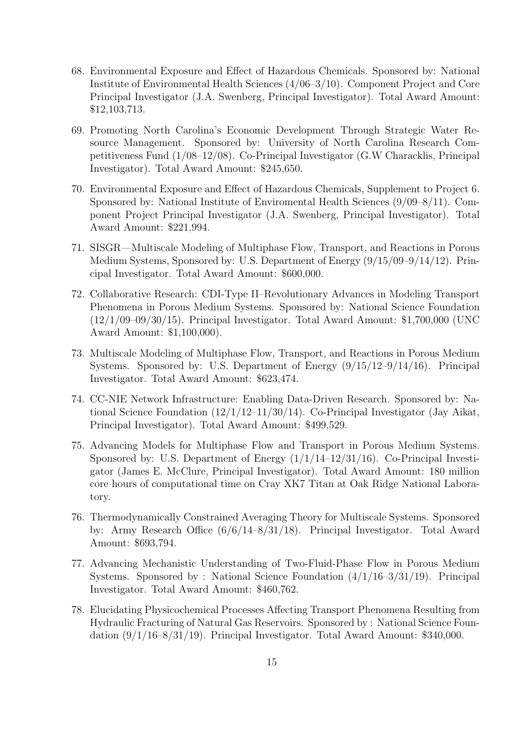68. Environmental Exposure and Effect of Hazardous Chemicals. Sponsored by: National Institute of Environmental Health Sciences (4/06–3/10). Component Project and Core Principal Investigator (J.A. Swenberg, Principal Investigator). Total Award Amount: $12,103,713.

69. Promoting North Carolina's Economic Development Through Strategic Water Resource Management. Sponsored by: University of North Carolina Research Competitiveness Fund (1/08–12/08). Co-Principal Investigator (G.W Characklis, Principal Investigator). Total Award Amount: $245,650.

70. Environmental Exposure and Effect of Hazardous Chemicals, Supplement to Project 6. Sponsored by: National Institute of Enviromental Health Sciences (9/09–8/11). Component Project Principal Investigator (J.A. Swenberg, Principal Investigator). Total Award Amount: $221,994.

71. SISGR—Multiscale Modeling of Multiphase Flow, Transport, and Reactions in Porous Medium Systems, Sponsored by: U.S. Department of Energy (9/15/09–9/14/12). Principal Investigator. Total Award Amount: $600,000.

72. Collaborative Research: CDI-Type II–Revolutionary Advances in Modeling Transport Phenomena in Porous Medium Systems. Sponsored by: National Science Foundation (12/1/09–09/30/15). Principal Investigator. Total Award Amount: $1,700,000 (UNC Award Amount: $1,100,000).

73. Multiscale Modeling of Multiphase Flow, Transport, and Reactions in Porous Medium Systems. Sponsored by: U.S. Department of Energy (9/15/12–9/14/16). Principal Investigator. Total Award Amount: $623,474.

74. CC-NIE Network Infrastructure: Enabling Data-Driven Research. Sponsored by: National Science Foundation (12/1/12–11/30/14). Co-Principal Investigator (Jay Aikat, Principal Investigator). Total Award Amount: $499,529.

75. Advancing Models for Multiphase Flow and Transport in Porous Medium Systems. Sponsored by: U.S. Department of Energy (1/1/14–12/31/16). Co-Principal Investigator (James E. McClure, Principal Investigator). Total Award Amount: 180 million core hours of computational time on Cray XK7 Titan at Oak Ridge National Laboratory.

76. Thermodynamically Constrained Averaging Theory for Multiscale Systems. Sponsored by: Army Research Office (6/6/14–8/31/18). Principal Investigator. Total Award Amount: $693,794.

77. Advancing Mechanistic Understanding of Two-Fluid-Phase Flow in Porous Medium Systems. Sponsored by : National Science Foundation (4/1/16–3/31/19). Principal Investigator. Total Award Amount: $460,762.

78. Elucidating Physicochemical Processes Affecting Transport Phenomena Resulting from Hydraulic Fracturing of Natural Gas Reservoirs. Sponsored by : National Science Foundation (9/1/16–8/31/19). Principal Investigator. Total Award Amount: $340,000.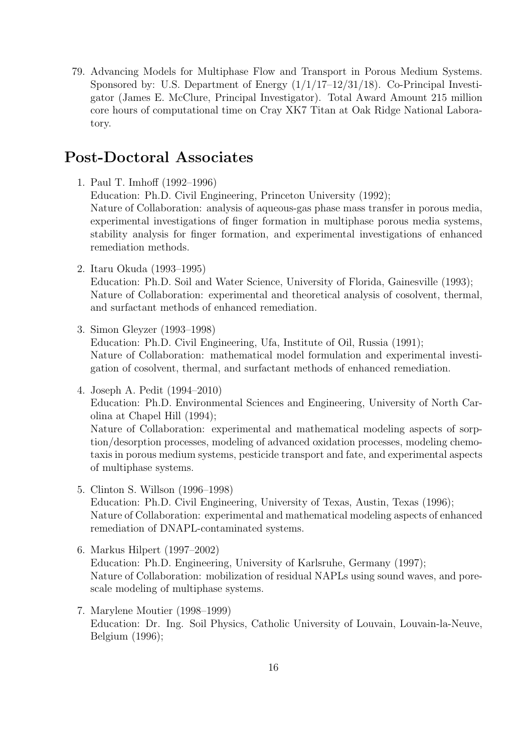79. Advancing Models for Multiphase Flow and Transport in Porous Medium Systems. Sponsored by: U.S. Department of Energy (1/1/17–12/31/18). Co-Principal Investigator (James E. McClure, Principal Investigator). Total Award Amount 215 million core hours of computational time on Cray XK7 Titan at Oak Ridge National Laboratory.

## Post-Doctoral Associates

1. Paul T. Imhoff (1992–1996)
   Education: Ph.D. Civil Engineering, Princeton University (1992);
   Nature of Collaboration: analysis of aqueous-gas phase mass transfer in porous media, experimental investigations of finger formation in multiphase porous media systems, stability analysis for finger formation, and experimental investigations of enhanced remediation methods.

2. Itaru Okuda (1993–1995)
   Education: Ph.D. Soil and Water Science, University of Florida, Gainesville (1993);
   Nature of Collaboration: experimental and theoretical analysis of cosolvent, thermal, and surfactant methods of enhanced remediation.

3. Simon Gleyzer (1993–1998)
   Education: Ph.D. Civil Engineering, Ufa, Institute of Oil, Russia (1991);
   Nature of Collaboration: mathematical model formulation and experimental investigation of cosolvent, thermal, and surfactant methods of enhanced remediation.

4. Joseph A. Pedit (1994–2010)
   Education: Ph.D. Environmental Sciences and Engineering, University of North Carolina at Chapel Hill (1994);
   Nature of Collaboration: experimental and mathematical modeling aspects of sorption/desorption processes, modeling of advanced oxidation processes, modeling chemotaxis in porous medium systems, pesticide transport and fate, and experimental aspects of multiphase systems.

5. Clinton S. Willson (1996–1998)
   Education: Ph.D. Civil Engineering, University of Texas, Austin, Texas (1996);
   Nature of Collaboration: experimental and mathematical modeling aspects of enhanced remediation of DNAPL-contaminated systems.

6. Markus Hilpert (1997–2002)
   Education: Ph.D. Engineering, University of Karlsruhe, Germany (1997);
   Nature of Collaboration: mobilization of residual NAPLs using sound waves, and pore-scale modeling of multiphase systems.

7. Marylene Moutier (1998–1999)
   Education: Dr. Ing. Soil Physics, Catholic University of Louvain, Louvain-la-Neuve, Belgium (1996);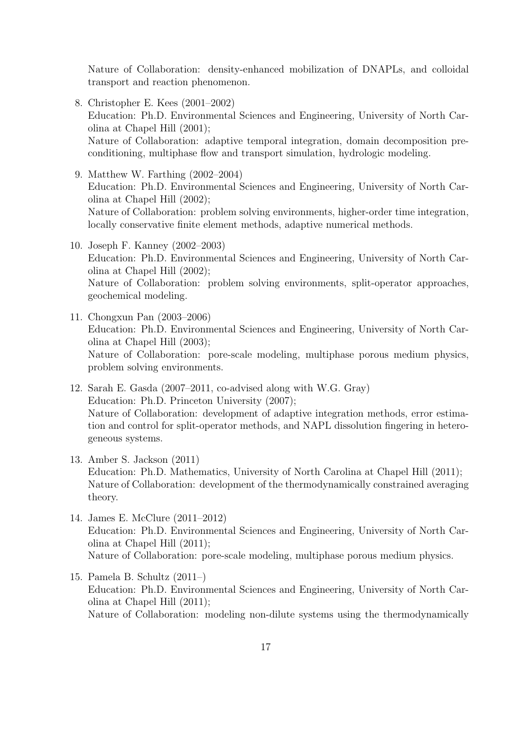Nature of Collaboration: density-enhanced mobilization of DNAPLs, and colloidal transport and reaction phenomenon.

8. Christopher E. Kees (2001–2002)
   Education: Ph.D. Environmental Sciences and Engineering, University of North Carolina at Chapel Hill (2001);
   Nature of Collaboration: adaptive temporal integration, domain decomposition preconditioning, multiphase flow and transport simulation, hydrologic modeling.

9. Matthew W. Farthing (2002–2004)
   Education: Ph.D. Environmental Sciences and Engineering, University of North Carolina at Chapel Hill (2002);
   Nature of Collaboration: problem solving environments, higher-order time integration, locally conservative finite element methods, adaptive numerical methods.

10. Joseph F. Kanney (2002–2003)
    Education: Ph.D. Environmental Sciences and Engineering, University of North Carolina at Chapel Hill (2002);
    Nature of Collaboration: problem solving environments, split-operator approaches, geochemical modeling.

11. Chongxun Pan (2003–2006)
    Education: Ph.D. Environmental Sciences and Engineering, University of North Carolina at Chapel Hill (2003);
    Nature of Collaboration: pore-scale modeling, multiphase porous medium physics, problem solving environments.

12. Sarah E. Gasda (2007–2011, co-advised along with W.G. Gray)
    Education: Ph.D. Princeton University (2007);
    Nature of Collaboration: development of adaptive integration methods, error estimation and control for split-operator methods, and NAPL dissolution fingering in heterogeneous systems.

13. Amber S. Jackson (2011)
    Education: Ph.D. Mathematics, University of North Carolina at Chapel Hill (2011);
    Nature of Collaboration: development of the thermodynamically constrained averaging theory.

14. James E. McClure (2011–2012)
    Education: Ph.D. Environmental Sciences and Engineering, University of North Carolina at Chapel Hill (2011);
    Nature of Collaboration: pore-scale modeling, multiphase porous medium physics.

15. Pamela B. Schultz (2011–)
    Education: Ph.D. Environmental Sciences and Engineering, University of North Carolina at Chapel Hill (2011);
    Nature of Collaboration: modeling non-dilute systems using the thermodynamically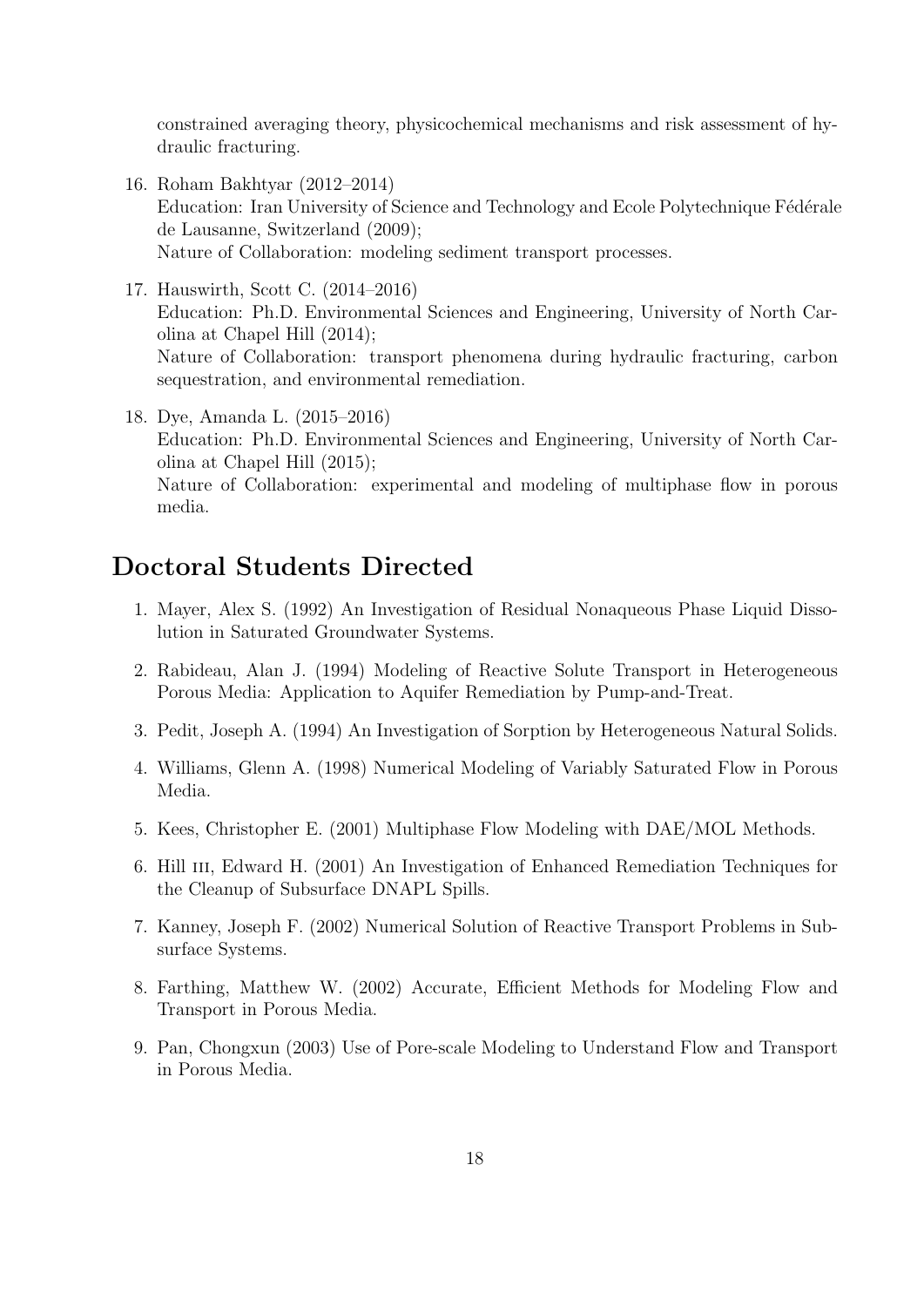constrained averaging theory, physicochemical mechanisms and risk assessment of hydraulic fracturing.

16. Roham Bakhtyar (2012–2014)
    Education: Iran University of Science and Technology and Ecole Polytechnique Fédérale de Lausanne, Switzerland (2009);
    Nature of Collaboration: modeling sediment transport processes.

17. Hauswirth, Scott C. (2014–2016)
    Education: Ph.D. Environmental Sciences and Engineering, University of North Carolina at Chapel Hill (2014);
    Nature of Collaboration: transport phenomena during hydraulic fracturing, carbon sequestration, and environmental remediation.

18. Dye, Amanda L. (2015–2016)
    Education: Ph.D. Environmental Sciences and Engineering, University of North Carolina at Chapel Hill (2015);
    Nature of Collaboration: experimental and modeling of multiphase flow in porous media.

## Doctoral Students Directed

1. Mayer, Alex S. (1992) An Investigation of Residual Nonaqueous Phase Liquid Dissolution in Saturated Groundwater Systems.
2. Rabideau, Alan J. (1994) Modeling of Reactive Solute Transport in Heterogeneous Porous Media: Application to Aquifer Remediation by Pump-and-Treat.
3. Pedit, Joseph A. (1994) An Investigation of Sorption by Heterogeneous Natural Solids.
4. Williams, Glenn A. (1998) Numerical Modeling of Variably Saturated Flow in Porous Media.
5. Kees, Christopher E. (2001) Multiphase Flow Modeling with DAE/MOL Methods.
6. Hill III, Edward H. (2001) An Investigation of Enhanced Remediation Techniques for the Cleanup of Subsurface DNAPL Spills.
7. Kanney, Joseph F. (2002) Numerical Solution of Reactive Transport Problems in Subsurface Systems.
8. Farthing, Matthew W. (2002) Accurate, Efficient Methods for Modeling Flow and Transport in Porous Media.
9. Pan, Chongxun (2003) Use of Pore-scale Modeling to Understand Flow and Transport in Porous Media.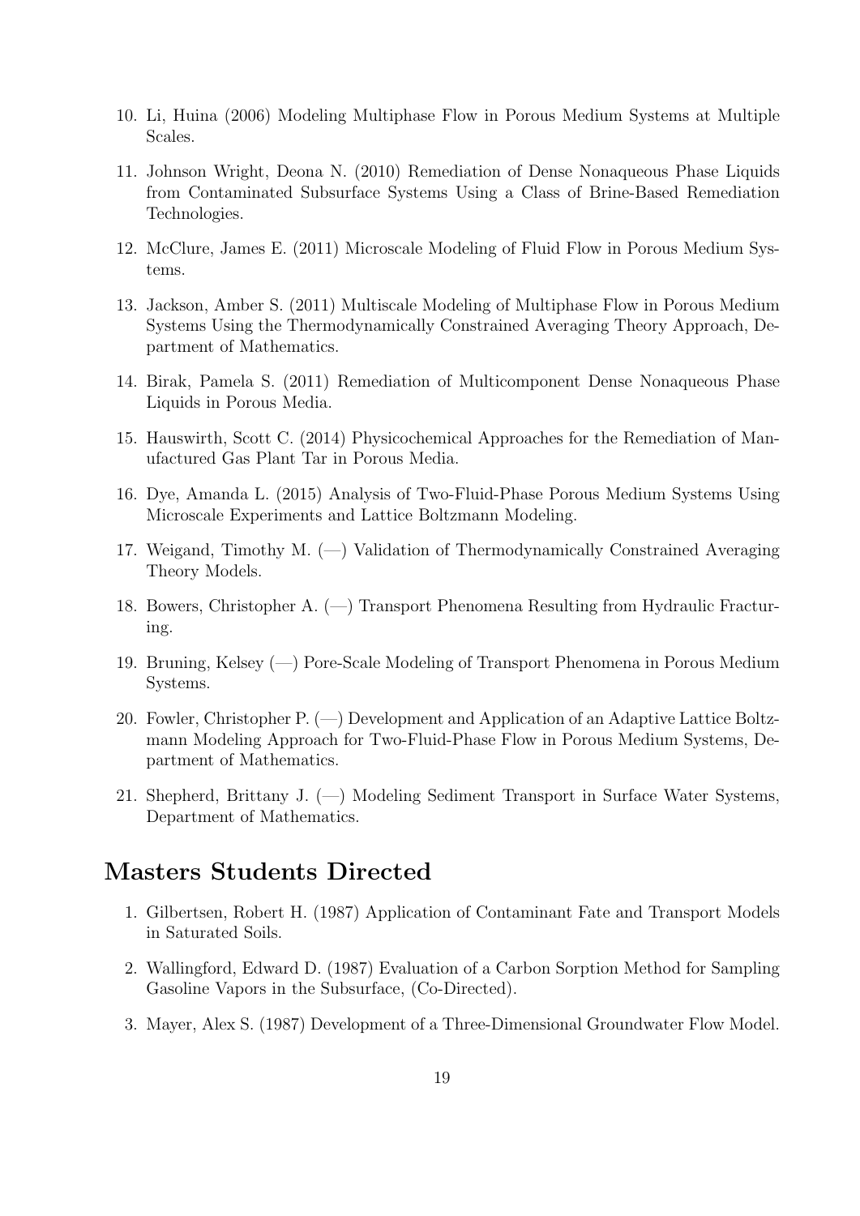10. Li, Huina (2006) Modeling Multiphase Flow in Porous Medium Systems at Multiple Scales.

11. Johnson Wright, Deona N. (2010) Remediation of Dense Nonaqueous Phase Liquids from Contaminated Subsurface Systems Using a Class of Brine-Based Remediation Technologies.

12. McClure, James E. (2011) Microscale Modeling of Fluid Flow in Porous Medium Systems.

13. Jackson, Amber S. (2011) Multiscale Modeling of Multiphase Flow in Porous Medium Systems Using the Thermodynamically Constrained Averaging Theory Approach, Department of Mathematics.

14. Birak, Pamela S. (2011) Remediation of Multicomponent Dense Nonaqueous Phase Liquids in Porous Media.

15. Hauswirth, Scott C. (2014) Physicochemical Approaches for the Remediation of Manufactured Gas Plant Tar in Porous Media.

16. Dye, Amanda L. (2015) Analysis of Two-Fluid-Phase Porous Medium Systems Using Microscale Experiments and Lattice Boltzmann Modeling.

17. Weigand, Timothy M. (—) Validation of Thermodynamically Constrained Averaging Theory Models.

18. Bowers, Christopher A. (—) Transport Phenomena Resulting from Hydraulic Fracturing.

19. Bruning, Kelsey (—) Pore-Scale Modeling of Transport Phenomena in Porous Medium Systems.

20. Fowler, Christopher P. (—) Development and Application of an Adaptive Lattice Boltzmann Modeling Approach for Two-Fluid-Phase Flow in Porous Medium Systems, Department of Mathematics.

21. Shepherd, Brittany J. (—) Modeling Sediment Transport in Surface Water Systems, Department of Mathematics.

## Masters Students Directed

1. Gilbertsen, Robert H. (1987) Application of Contaminant Fate and Transport Models in Saturated Soils.

2. Wallingford, Edward D. (1987) Evaluation of a Carbon Sorption Method for Sampling Gasoline Vapors in the Subsurface, (Co-Directed).

3. Mayer, Alex S. (1987) Development of a Three-Dimensional Groundwater Flow Model.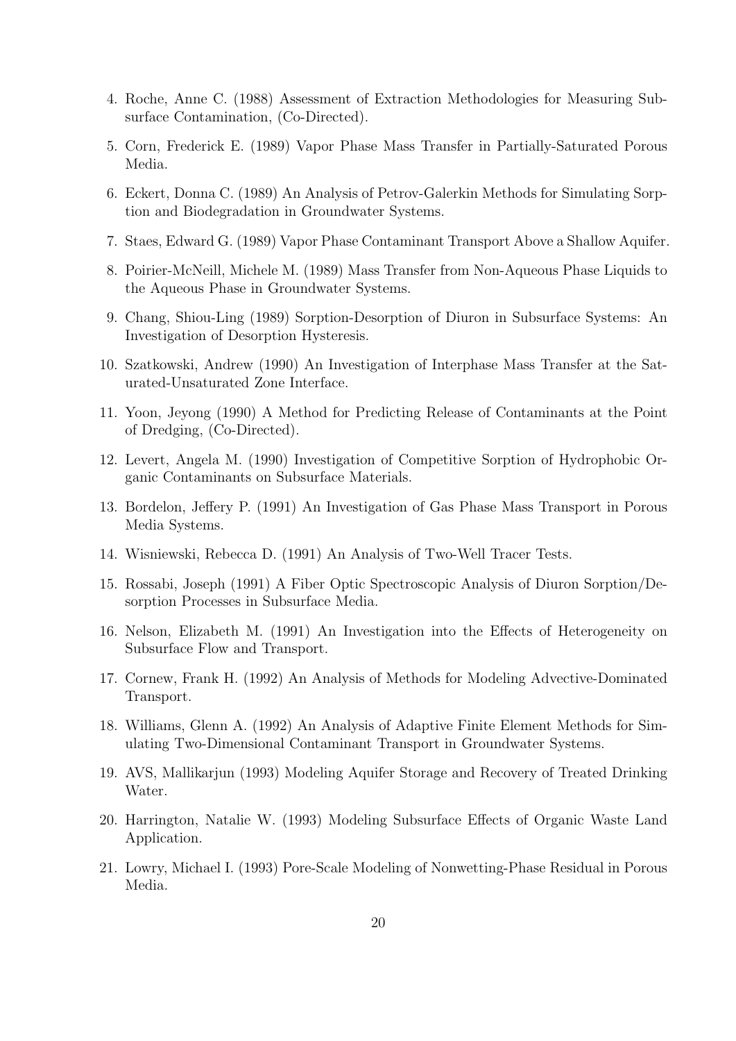4. Roche, Anne C. (1988) Assessment of Extraction Methodologies for Measuring Subsurface Contamination, (Co-Directed).

5. Corn, Frederick E. (1989) Vapor Phase Mass Transfer in Partially-Saturated Porous Media.

6. Eckert, Donna C. (1989) An Analysis of Petrov-Galerkin Methods for Simulating Sorption and Biodegradation in Groundwater Systems.

7. Staes, Edward G. (1989) Vapor Phase Contaminant Transport Above a Shallow Aquifer.

8. Poirier-McNeill, Michele M. (1989) Mass Transfer from Non-Aqueous Phase Liquids to the Aqueous Phase in Groundwater Systems.

9. Chang, Shiou-Ling (1989) Sorption-Desorption of Diuron in Subsurface Systems: An Investigation of Desorption Hysteresis.

10. Szatkowski, Andrew (1990) An Investigation of Interphase Mass Transfer at the Saturated-Unsaturated Zone Interface.

11. Yoon, Jeyong (1990) A Method for Predicting Release of Contaminants at the Point of Dredging, (Co-Directed).

12. Levert, Angela M. (1990) Investigation of Competitive Sorption of Hydrophobic Organic Contaminants on Subsurface Materials.

13. Bordelon, Jeffery P. (1991) An Investigation of Gas Phase Mass Transport in Porous Media Systems.

14. Wisniewski, Rebecca D. (1991) An Analysis of Two-Well Tracer Tests.

15. Rossabi, Joseph (1991) A Fiber Optic Spectroscopic Analysis of Diuron Sorption/Desorption Processes in Subsurface Media.

16. Nelson, Elizabeth M. (1991) An Investigation into the Effects of Heterogeneity on Subsurface Flow and Transport.

17. Cornew, Frank H. (1992) An Analysis of Methods for Modeling Advective-Dominated Transport.

18. Williams, Glenn A. (1992) An Analysis of Adaptive Finite Element Methods for Simulating Two-Dimensional Contaminant Transport in Groundwater Systems.

19. AVS, Mallikarjun (1993) Modeling Aquifer Storage and Recovery of Treated Drinking Water.

20. Harrington, Natalie W. (1993) Modeling Subsurface Effects of Organic Waste Land Application.

21. Lowry, Michael I. (1993) Pore-Scale Modeling of Nonwetting-Phase Residual in Porous Media.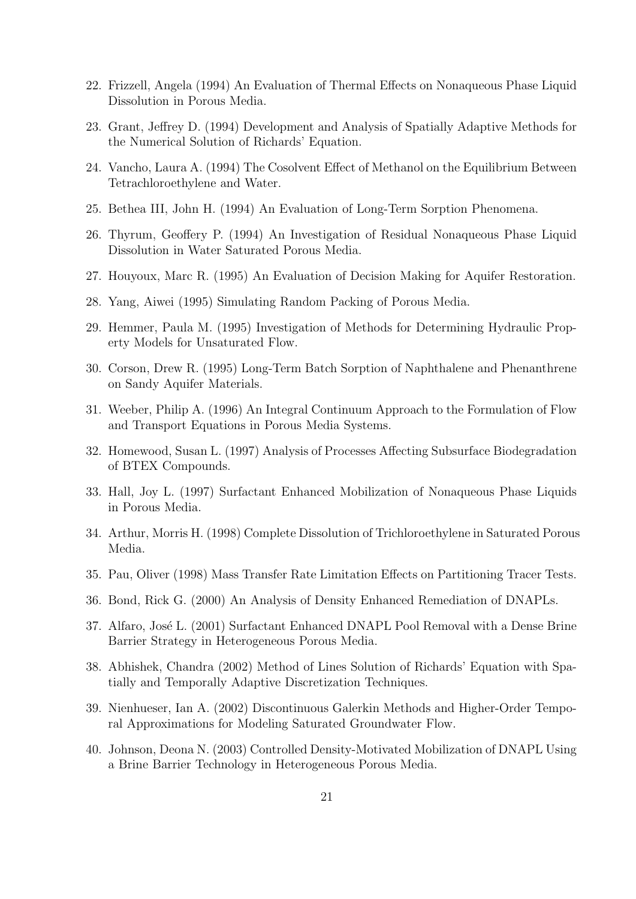22. Frizzell, Angela (1994) An Evaluation of Thermal Effects on Nonaqueous Phase Liquid Dissolution in Porous Media.

23. Grant, Jeffrey D. (1994) Development and Analysis of Spatially Adaptive Methods for the Numerical Solution of Richards' Equation.

24. Vancho, Laura A. (1994) The Cosolvent Effect of Methanol on the Equilibrium Between Tetrachloroethylene and Water.

25. Bethea III, John H. (1994) An Evaluation of Long-Term Sorption Phenomena.

26. Thyrum, Geoffery P. (1994) An Investigation of Residual Nonaqueous Phase Liquid Dissolution in Water Saturated Porous Media.

27. Houyoux, Marc R. (1995) An Evaluation of Decision Making for Aquifer Restoration.

28. Yang, Aiwei (1995) Simulating Random Packing of Porous Media.

29. Hemmer, Paula M. (1995) Investigation of Methods for Determining Hydraulic Property Models for Unsaturated Flow.

30. Corson, Drew R. (1995) Long-Term Batch Sorption of Naphthalene and Phenanthrene on Sandy Aquifer Materials.

31. Weeber, Philip A. (1996) An Integral Continuum Approach to the Formulation of Flow and Transport Equations in Porous Media Systems.

32. Homewood, Susan L. (1997) Analysis of Processes Affecting Subsurface Biodegradation of BTEX Compounds.

33. Hall, Joy L. (1997) Surfactant Enhanced Mobilization of Nonaqueous Phase Liquids in Porous Media.

34. Arthur, Morris H. (1998) Complete Dissolution of Trichloroethylene in Saturated Porous Media.

35. Pau, Oliver (1998) Mass Transfer Rate Limitation Effects on Partitioning Tracer Tests.

36. Bond, Rick G. (2000) An Analysis of Density Enhanced Remediation of DNAPLs.

37. Alfaro, José L. (2001) Surfactant Enhanced DNAPL Pool Removal with a Dense Brine Barrier Strategy in Heterogeneous Porous Media.

38. Abhishek, Chandra (2002) Method of Lines Solution of Richards' Equation with Spatially and Temporally Adaptive Discretization Techniques.

39. Nienhueser, Ian A. (2002) Discontinuous Galerkin Methods and Higher-Order Temporal Approximations for Modeling Saturated Groundwater Flow.

40. Johnson, Deona N. (2003) Controlled Density-Motivated Mobilization of DNAPL Using a Brine Barrier Technology in Heterogeneous Porous Media.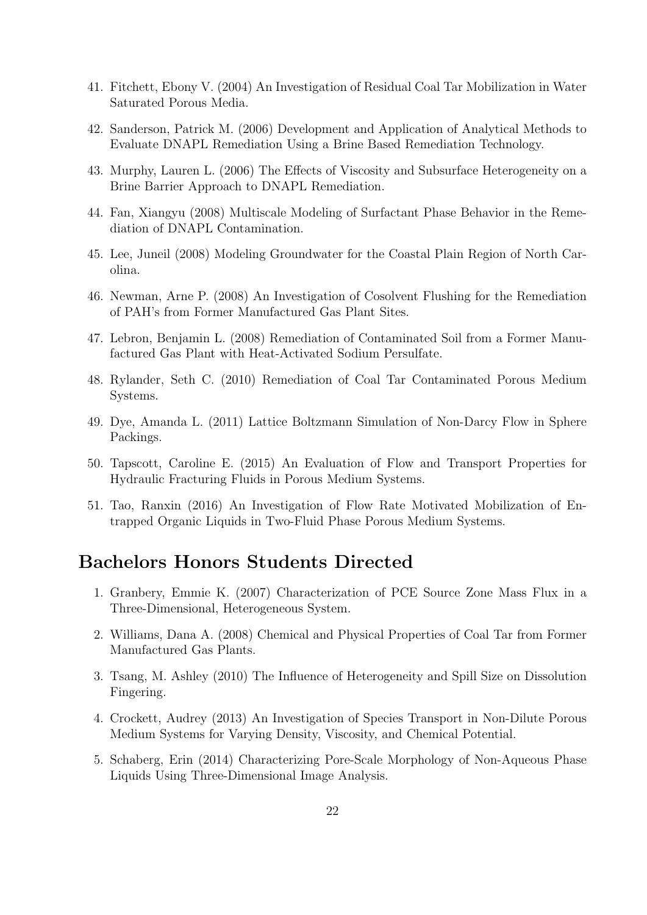41. Fitchett, Ebony V. (2004) An Investigation of Residual Coal Tar Mobilization in Water Saturated Porous Media.

42. Sanderson, Patrick M. (2006) Development and Application of Analytical Methods to Evaluate DNAPL Remediation Using a Brine Based Remediation Technology.

43. Murphy, Lauren L. (2006) The Effects of Viscosity and Subsurface Heterogeneity on a Brine Barrier Approach to DNAPL Remediation.

44. Fan, Xiangyu (2008) Multiscale Modeling of Surfactant Phase Behavior in the Remediation of DNAPL Contamination.

45. Lee, Juneil (2008) Modeling Groundwater for the Coastal Plain Region of North Carolina.

46. Newman, Arne P. (2008) An Investigation of Cosolvent Flushing for the Remediation of PAH's from Former Manufactured Gas Plant Sites.

47. Lebron, Benjamin L. (2008) Remediation of Contaminated Soil from a Former Manufactured Gas Plant with Heat-Activated Sodium Persulfate.

48. Rylander, Seth C. (2010) Remediation of Coal Tar Contaminated Porous Medium Systems.

49. Dye, Amanda L. (2011) Lattice Boltzmann Simulation of Non-Darcy Flow in Sphere Packings.

50. Tapscott, Caroline E. (2015) An Evaluation of Flow and Transport Properties for Hydraulic Fracturing Fluids in Porous Medium Systems.

51. Tao, Ranxin (2016) An Investigation of Flow Rate Motivated Mobilization of Entrapped Organic Liquids in Two-Fluid Phase Porous Medium Systems.

## Bachelors Honors Students Directed

1. Granbery, Emmie K. (2007) Characterization of PCE Source Zone Mass Flux in a Three-Dimensional, Heterogeneous System.

2. Williams, Dana A. (2008) Chemical and Physical Properties of Coal Tar from Former Manufactured Gas Plants.

3. Tsang, M. Ashley (2010) The Influence of Heterogeneity and Spill Size on Dissolution Fingering.

4. Crockett, Audrey (2013) An Investigation of Species Transport in Non-Dilute Porous Medium Systems for Varying Density, Viscosity, and Chemical Potential.

5. Schaberg, Erin (2014) Characterizing Pore-Scale Morphology of Non-Aqueous Phase Liquids Using Three-Dimensional Image Analysis.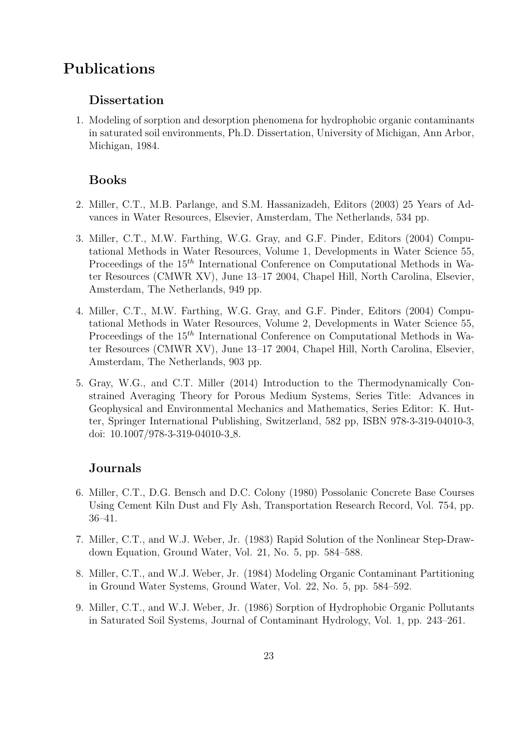# Publications

## Dissertation

1. Modeling of sorption and desorption phenomena for hydrophobic organic contaminants in saturated soil environments, Ph.D. Dissertation, University of Michigan, Ann Arbor, Michigan, 1984.

## Books

2. Miller, C.T., M.B. Parlange, and S.M. Hassanizadeh, Editors (2003) 25 Years of Advances in Water Resources, Elsevier, Amsterdam, The Netherlands, 534 pp.

3. Miller, C.T., M.W. Farthing, W.G. Gray, and G.F. Pinder, Editors (2004) Computational Methods in Water Resources, Volume 1, Developments in Water Science 55, Proceedings of the $15^{th}$ International Conference on Computational Methods in Water Resources (CMWR XV), June 13–17 2004, Chapel Hill, North Carolina, Elsevier, Amsterdam, The Netherlands, 949 pp.

4. Miller, C.T., M.W. Farthing, W.G. Gray, and G.F. Pinder, Editors (2004) Computational Methods in Water Resources, Volume 2, Developments in Water Science 55, Proceedings of the $15^{th}$ International Conference on Computational Methods in Water Resources (CMWR XV), June 13–17 2004, Chapel Hill, North Carolina, Elsevier, Amsterdam, The Netherlands, 903 pp.

5. Gray, W.G., and C.T. Miller (2014) Introduction to the Thermodynamically Constrained Averaging Theory for Porous Medium Systems, Series Title: Advances in Geophysical and Environmental Mechanics and Mathematics, Series Editor: K. Hutter, Springer International Publishing, Switzerland, 582 pp, ISBN 978-3-319-04010-3, doi: 10.1007/978-3-319-04010-3_8.

## Journals

6. Miller, C.T., D.G. Bensch and D.C. Colony (1980) Possolanic Concrete Base Courses Using Cement Kiln Dust and Fly Ash, Transportation Research Record, Vol. 754, pp. 36–41.

7. Miller, C.T., and W.J. Weber, Jr. (1983) Rapid Solution of the Nonlinear Step-Drawdown Equation, Ground Water, Vol. 21, No. 5, pp. 584–588.

8. Miller, C.T., and W.J. Weber, Jr. (1984) Modeling Organic Contaminant Partitioning in Ground Water Systems, Ground Water, Vol. 22, No. 5, pp. 584–592.

9. Miller, C.T., and W.J. Weber, Jr. (1986) Sorption of Hydrophobic Organic Pollutants in Saturated Soil Systems, Journal of Contaminant Hydrology, Vol. 1, pp. 243–261.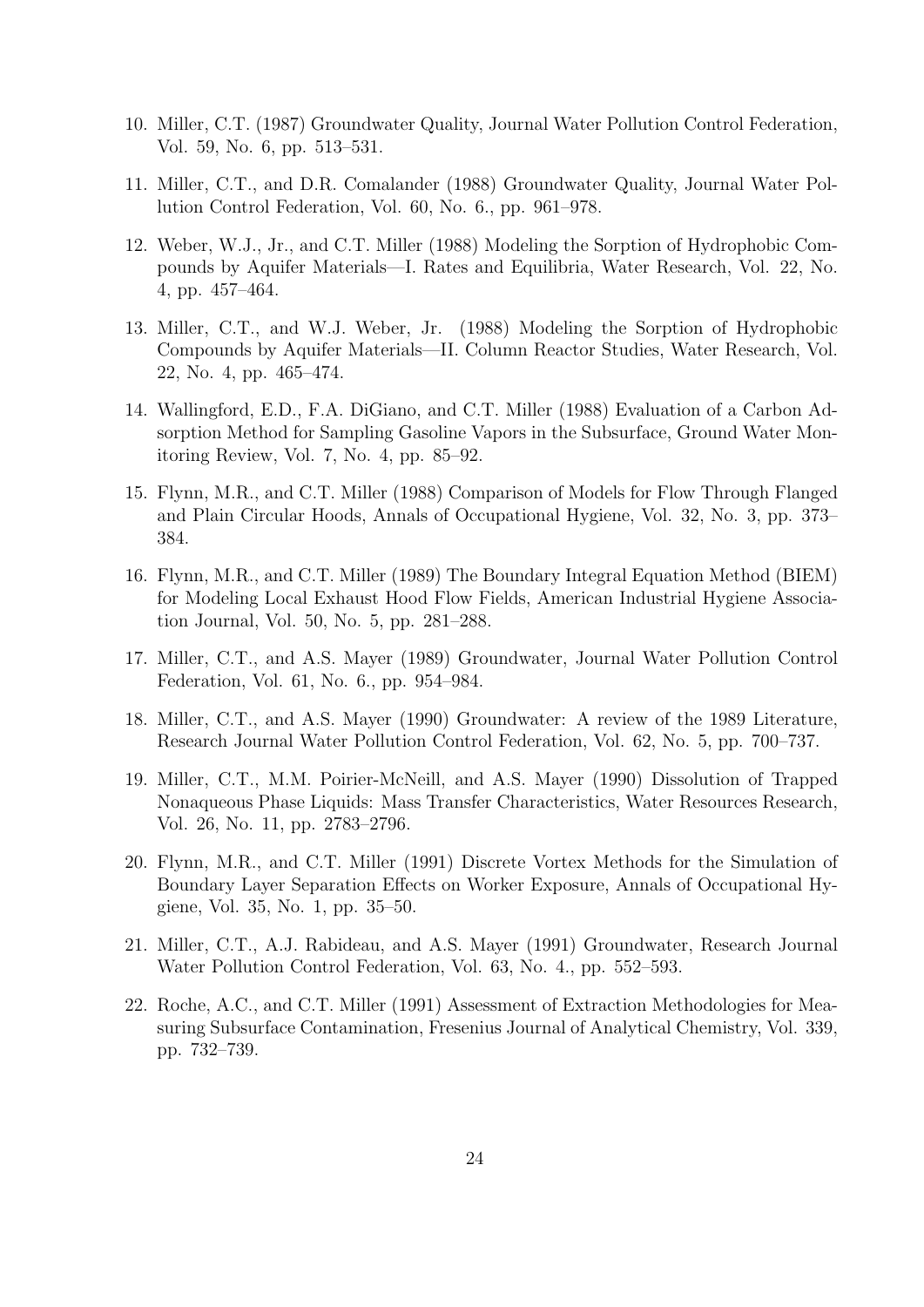10. Miller, C.T. (1987) Groundwater Quality, Journal Water Pollution Control Federation, Vol. 59, No. 6, pp. 513–531.

11. Miller, C.T., and D.R. Comalander (1988) Groundwater Quality, Journal Water Pollution Control Federation, Vol. 60, No. 6., pp. 961–978.

12. Weber, W.J., Jr., and C.T. Miller (1988) Modeling the Sorption of Hydrophobic Compounds by Aquifer Materials—I. Rates and Equilibria, Water Research, Vol. 22, No. 4, pp. 457–464.

13. Miller, C.T., and W.J. Weber, Jr. (1988) Modeling the Sorption of Hydrophobic Compounds by Aquifer Materials—II. Column Reactor Studies, Water Research, Vol. 22, No. 4, pp. 465–474.

14. Wallingford, E.D., F.A. DiGiano, and C.T. Miller (1988) Evaluation of a Carbon Adsorption Method for Sampling Gasoline Vapors in the Subsurface, Ground Water Monitoring Review, Vol. 7, No. 4, pp. 85–92.

15. Flynn, M.R., and C.T. Miller (1988) Comparison of Models for Flow Through Flanged and Plain Circular Hoods, Annals of Occupational Hygiene, Vol. 32, No. 3, pp. 373–384.

16. Flynn, M.R., and C.T. Miller (1989) The Boundary Integral Equation Method (BIEM) for Modeling Local Exhaust Hood Flow Fields, American Industrial Hygiene Association Journal, Vol. 50, No. 5, pp. 281–288.

17. Miller, C.T., and A.S. Mayer (1989) Groundwater, Journal Water Pollution Control Federation, Vol. 61, No. 6., pp. 954–984.

18. Miller, C.T., and A.S. Mayer (1990) Groundwater: A review of the 1989 Literature, Research Journal Water Pollution Control Federation, Vol. 62, No. 5, pp. 700–737.

19. Miller, C.T., M.M. Poirier-McNeill, and A.S. Mayer (1990) Dissolution of Trapped Nonaqueous Phase Liquids: Mass Transfer Characteristics, Water Resources Research, Vol. 26, No. 11, pp. 2783–2796.

20. Flynn, M.R., and C.T. Miller (1991) Discrete Vortex Methods for the Simulation of Boundary Layer Separation Effects on Worker Exposure, Annals of Occupational Hygiene, Vol. 35, No. 1, pp. 35–50.

21. Miller, C.T., A.J. Rabideau, and A.S. Mayer (1991) Groundwater, Research Journal Water Pollution Control Federation, Vol. 63, No. 4., pp. 552–593.

22. Roche, A.C., and C.T. Miller (1991) Assessment of Extraction Methodologies for Measuring Subsurface Contamination, Fresenius Journal of Analytical Chemistry, Vol. 339, pp. 732–739.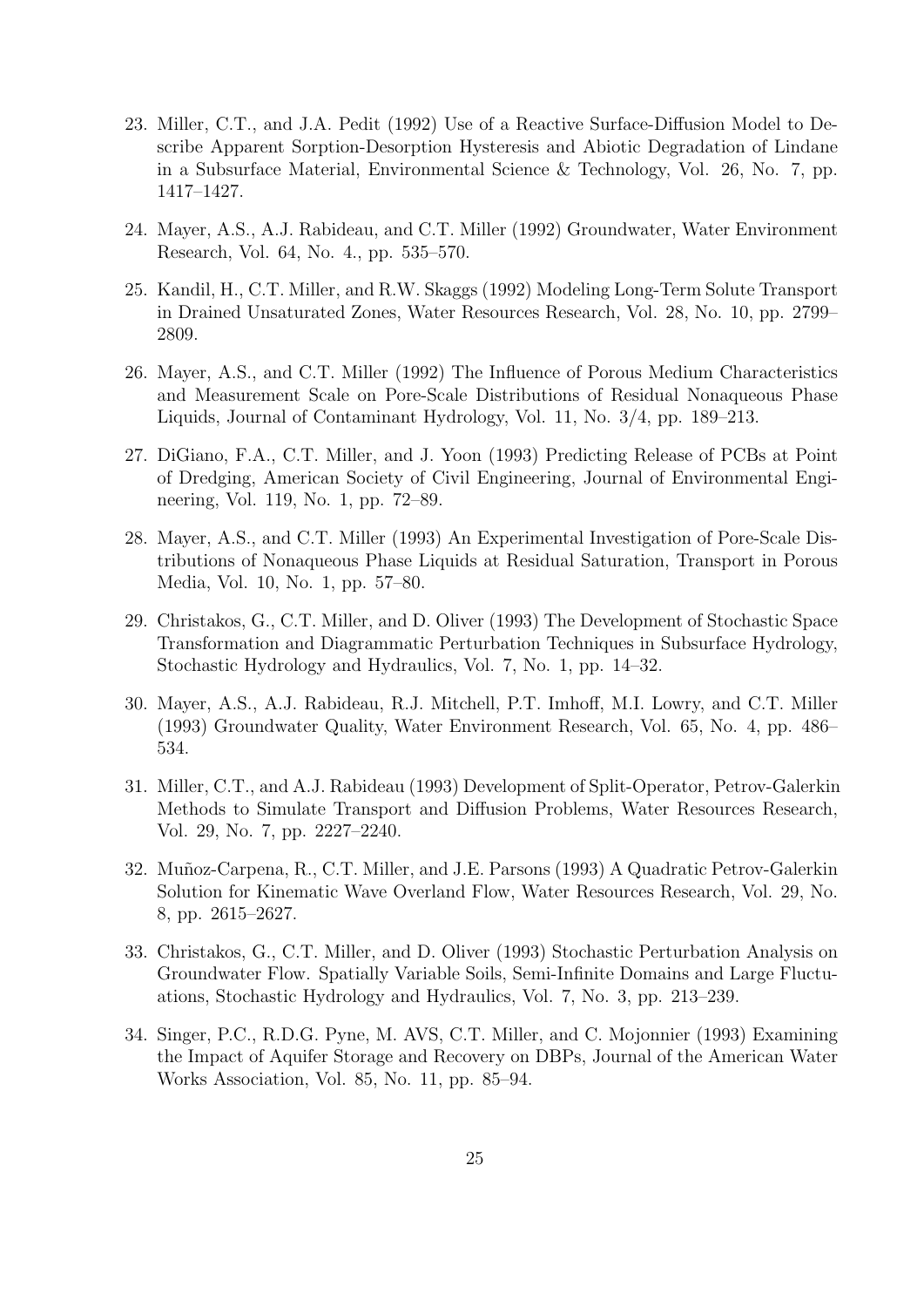23. Miller, C.T., and J.A. Pedit (1992) Use of a Reactive Surface-Diffusion Model to Describe Apparent Sorption-Desorption Hysteresis and Abiotic Degradation of Lindane in a Subsurface Material, Environmental Science & Technology, Vol. 26, No. 7, pp. 1417–1427.

24. Mayer, A.S., A.J. Rabideau, and C.T. Miller (1992) Groundwater, Water Environment Research, Vol. 64, No. 4., pp. 535–570.

25. Kandil, H., C.T. Miller, and R.W. Skaggs (1992) Modeling Long-Term Solute Transport in Drained Unsaturated Zones, Water Resources Research, Vol. 28, No. 10, pp. 2799–2809.

26. Mayer, A.S., and C.T. Miller (1992) The Influence of Porous Medium Characteristics and Measurement Scale on Pore-Scale Distributions of Residual Nonaqueous Phase Liquids, Journal of Contaminant Hydrology, Vol. 11, No. 3/4, pp. 189–213.

27. DiGiano, F.A., C.T. Miller, and J. Yoon (1993) Predicting Release of PCBs at Point of Dredging, American Society of Civil Engineering, Journal of Environmental Engineering, Vol. 119, No. 1, pp. 72–89.

28. Mayer, A.S., and C.T. Miller (1993) An Experimental Investigation of Pore-Scale Distributions of Nonaqueous Phase Liquids at Residual Saturation, Transport in Porous Media, Vol. 10, No. 1, pp. 57–80.

29. Christakos, G., C.T. Miller, and D. Oliver (1993) The Development of Stochastic Space Transformation and Diagrammatic Perturbation Techniques in Subsurface Hydrology, Stochastic Hydrology and Hydraulics, Vol. 7, No. 1, pp. 14–32.

30. Mayer, A.S., A.J. Rabideau, R.J. Mitchell, P.T. Imhoff, M.I. Lowry, and C.T. Miller (1993) Groundwater Quality, Water Environment Research, Vol. 65, No. 4, pp. 486–534.

31. Miller, C.T., and A.J. Rabideau (1993) Development of Split-Operator, Petrov-Galerkin Methods to Simulate Transport and Diffusion Problems, Water Resources Research, Vol. 29, No. 7, pp. 2227–2240.

32. Muñoz-Carpena, R., C.T. Miller, and J.E. Parsons (1993) A Quadratic Petrov-Galerkin Solution for Kinematic Wave Overland Flow, Water Resources Research, Vol. 29, No. 8, pp. 2615–2627.

33. Christakos, G., C.T. Miller, and D. Oliver (1993) Stochastic Perturbation Analysis on Groundwater Flow. Spatially Variable Soils, Semi-Infinite Domains and Large Fluctuations, Stochastic Hydrology and Hydraulics, Vol. 7, No. 3, pp. 213–239.

34. Singer, P.C., R.D.G. Pyne, M. AVS, C.T. Miller, and C. Mojonnier (1993) Examining the Impact of Aquifer Storage and Recovery on DBPs, Journal of the American Water Works Association, Vol. 85, No. 11, pp. 85–94.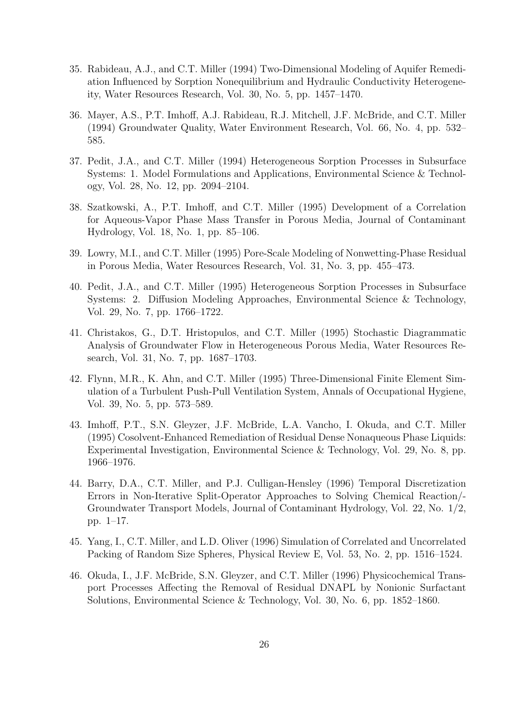35. Rabideau, A.J., and C.T. Miller (1994) Two-Dimensional Modeling of Aquifer Remediation Influenced by Sorption Nonequilibrium and Hydraulic Conductivity Heterogeneity, Water Resources Research, Vol. 30, No. 5, pp. 1457–1470.

36. Mayer, A.S., P.T. Imhoff, A.J. Rabideau, R.J. Mitchell, J.F. McBride, and C.T. Miller (1994) Groundwater Quality, Water Environment Research, Vol. 66, No. 4, pp. 532–585.

37. Pedit, J.A., and C.T. Miller (1994) Heterogeneous Sorption Processes in Subsurface Systems: 1. Model Formulations and Applications, Environmental Science & Technology, Vol. 28, No. 12, pp. 2094–2104.

38. Szatkowski, A., P.T. Imhoff, and C.T. Miller (1995) Development of a Correlation for Aqueous-Vapor Phase Mass Transfer in Porous Media, Journal of Contaminant Hydrology, Vol. 18, No. 1, pp. 85–106.

39. Lowry, M.I., and C.T. Miller (1995) Pore-Scale Modeling of Nonwetting-Phase Residual in Porous Media, Water Resources Research, Vol. 31, No. 3, pp. 455–473.

40. Pedit, J.A., and C.T. Miller (1995) Heterogeneous Sorption Processes in Subsurface Systems: 2. Diffusion Modeling Approaches, Environmental Science & Technology, Vol. 29, No. 7, pp. 1766–1722.

41. Christakos, G., D.T. Hristopulos, and C.T. Miller (1995) Stochastic Diagrammatic Analysis of Groundwater Flow in Heterogeneous Porous Media, Water Resources Research, Vol. 31, No. 7, pp. 1687–1703.

42. Flynn, M.R., K. Ahn, and C.T. Miller (1995) Three-Dimensional Finite Element Simulation of a Turbulent Push-Pull Ventilation System, Annals of Occupational Hygiene, Vol. 39, No. 5, pp. 573–589.

43. Imhoff, P.T., S.N. Gleyzer, J.F. McBride, L.A. Vancho, I. Okuda, and C.T. Miller (1995) Cosolvent-Enhanced Remediation of Residual Dense Nonaqueous Phase Liquids: Experimental Investigation, Environmental Science & Technology, Vol. 29, No. 8, pp. 1966–1976.

44. Barry, D.A., C.T. Miller, and P.J. Culligan-Hensley (1996) Temporal Discretization Errors in Non-Iterative Split-Operator Approaches to Solving Chemical Reaction/-Groundwater Transport Models, Journal of Contaminant Hydrology, Vol. 22, No. 1/2, pp. 1–17.

45. Yang, I., C.T. Miller, and L.D. Oliver (1996) Simulation of Correlated and Uncorrelated Packing of Random Size Spheres, Physical Review E, Vol. 53, No. 2, pp. 1516–1524.

46. Okuda, I., J.F. McBride, S.N. Gleyzer, and C.T. Miller (1996) Physicochemical Transport Processes Affecting the Removal of Residual DNAPL by Nonionic Surfactant Solutions, Environmental Science & Technology, Vol. 30, No. 6, pp. 1852–1860.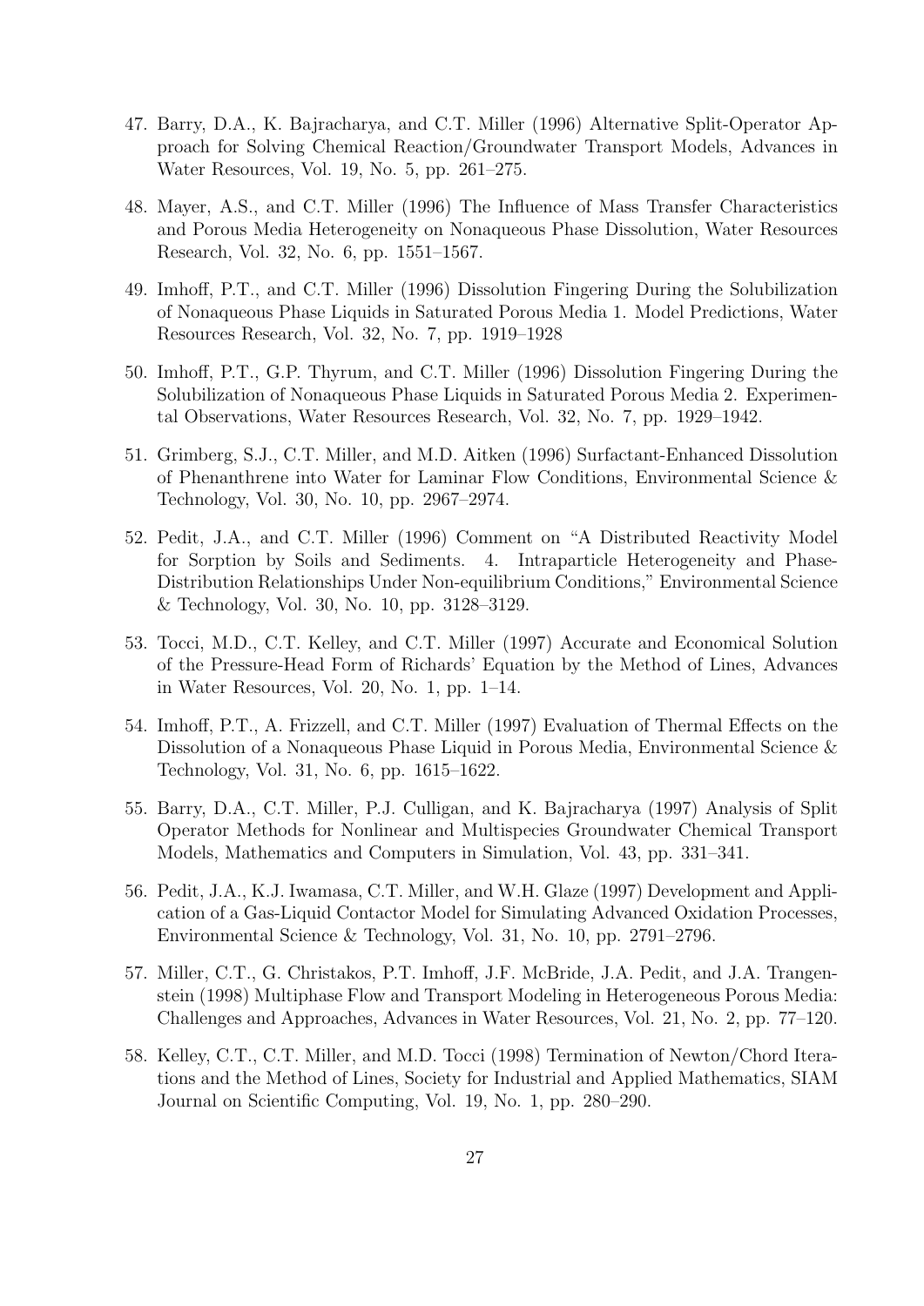47. Barry, D.A., K. Bajracharya, and C.T. Miller (1996) Alternative Split-Operator Approach for Solving Chemical Reaction/Groundwater Transport Models, Advances in Water Resources, Vol. 19, No. 5, pp. 261–275.

48. Mayer, A.S., and C.T. Miller (1996) The Influence of Mass Transfer Characteristics and Porous Media Heterogeneity on Nonaqueous Phase Dissolution, Water Resources Research, Vol. 32, No. 6, pp. 1551–1567.

49. Imhoff, P.T., and C.T. Miller (1996) Dissolution Fingering During the Solubilization of Nonaqueous Phase Liquids in Saturated Porous Media 1. Model Predictions, Water Resources Research, Vol. 32, No. 7, pp. 1919–1928

50. Imhoff, P.T., G.P. Thyrum, and C.T. Miller (1996) Dissolution Fingering During the Solubilization of Nonaqueous Phase Liquids in Saturated Porous Media 2. Experimental Observations, Water Resources Research, Vol. 32, No. 7, pp. 1929–1942.

51. Grimberg, S.J., C.T. Miller, and M.D. Aitken (1996) Surfactant-Enhanced Dissolution of Phenanthrene into Water for Laminar Flow Conditions, Environmental Science & Technology, Vol. 30, No. 10, pp. 2967–2974.

52. Pedit, J.A., and C.T. Miller (1996) Comment on "A Distributed Reactivity Model for Sorption by Soils and Sediments. 4. Intraparticle Heterogeneity and Phase-Distribution Relationships Under Non-equilibrium Conditions," Environmental Science & Technology, Vol. 30, No. 10, pp. 3128–3129.

53. Tocci, M.D., C.T. Kelley, and C.T. Miller (1997) Accurate and Economical Solution of the Pressure-Head Form of Richards' Equation by the Method of Lines, Advances in Water Resources, Vol. 20, No. 1, pp. 1–14.

54. Imhoff, P.T., A. Frizzell, and C.T. Miller (1997) Evaluation of Thermal Effects on the Dissolution of a Nonaqueous Phase Liquid in Porous Media, Environmental Science & Technology, Vol. 31, No. 6, pp. 1615–1622.

55. Barry, D.A., C.T. Miller, P.J. Culligan, and K. Bajracharya (1997) Analysis of Split Operator Methods for Nonlinear and Multispecies Groundwater Chemical Transport Models, Mathematics and Computers in Simulation, Vol. 43, pp. 331–341.

56. Pedit, J.A., K.J. Iwamasa, C.T. Miller, and W.H. Glaze (1997) Development and Application of a Gas-Liquid Contactor Model for Simulating Advanced Oxidation Processes, Environmental Science & Technology, Vol. 31, No. 10, pp. 2791–2796.

57. Miller, C.T., G. Christakos, P.T. Imhoff, J.F. McBride, J.A. Pedit, and J.A. Trangenstein (1998) Multiphase Flow and Transport Modeling in Heterogeneous Porous Media: Challenges and Approaches, Advances in Water Resources, Vol. 21, No. 2, pp. 77–120.

58. Kelley, C.T., C.T. Miller, and M.D. Tocci (1998) Termination of Newton/Chord Iterations and the Method of Lines, Society for Industrial and Applied Mathematics, SIAM Journal on Scientific Computing, Vol. 19, No. 1, pp. 280–290.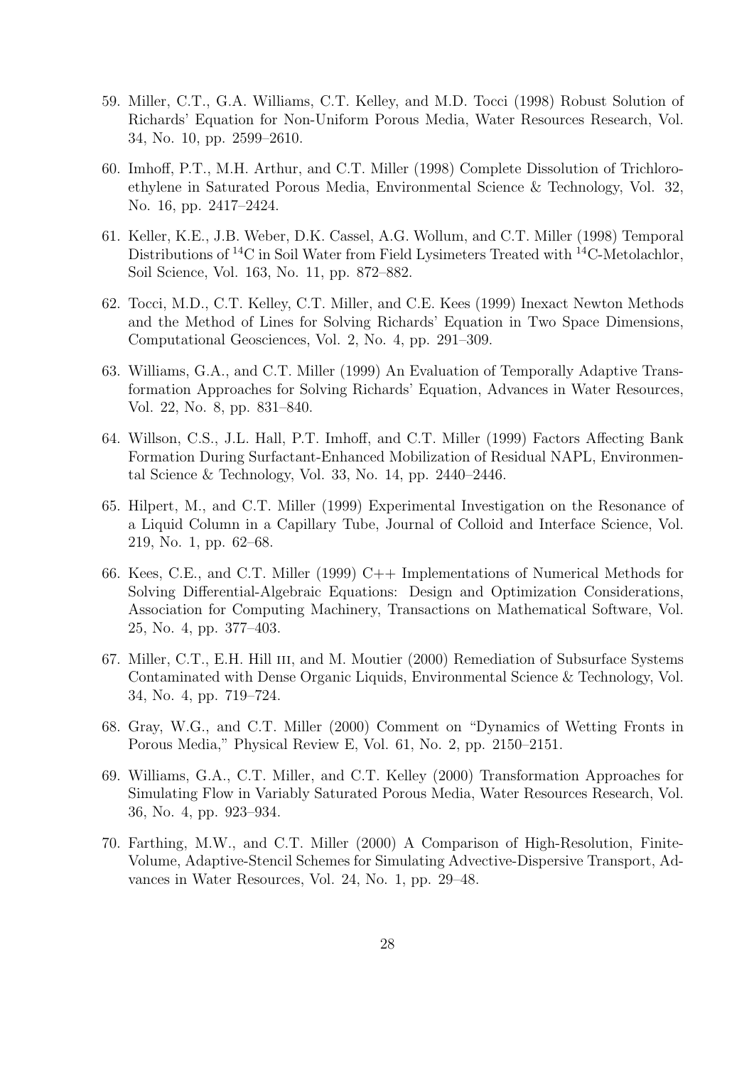59. Miller, C.T., G.A. Williams, C.T. Kelley, and M.D. Tocci (1998) Robust Solution of Richards' Equation for Non-Uniform Porous Media, Water Resources Research, Vol. 34, No. 10, pp. 2599–2610.

60. Imhoff, P.T., M.H. Arthur, and C.T. Miller (1998) Complete Dissolution of Trichloroethylene in Saturated Porous Media, Environmental Science & Technology, Vol. 32, No. 16, pp. 2417–2424.

61. Keller, K.E., J.B. Weber, D.K. Cassel, A.G. Wollum, and C.T. Miller (1998) Temporal Distributions of $^{14}C$ in Soil Water from Field Lysimeters Treated with $^{14}C$-Metolachlor, Soil Science, Vol. 163, No. 11, pp. 872–882.

62. Tocci, M.D., C.T. Kelley, C.T. Miller, and C.E. Kees (1999) Inexact Newton Methods and the Method of Lines for Solving Richards' Equation in Two Space Dimensions, Computational Geosciences, Vol. 2, No. 4, pp. 291–309.

63. Williams, G.A., and C.T. Miller (1999) An Evaluation of Temporally Adaptive Transformation Approaches for Solving Richards' Equation, Advances in Water Resources, Vol. 22, No. 8, pp. 831–840.

64. Willson, C.S., J.L. Hall, P.T. Imhoff, and C.T. Miller (1999) Factors Affecting Bank Formation During Surfactant-Enhanced Mobilization of Residual NAPL, Environmental Science & Technology, Vol. 33, No. 14, pp. 2440–2446.

65. Hilpert, M., and C.T. Miller (1999) Experimental Investigation on the Resonance of a Liquid Column in a Capillary Tube, Journal of Colloid and Interface Science, Vol. 219, No. 1, pp. 62–68.

66. Kees, C.E., and C.T. Miller (1999) C++ Implementations of Numerical Methods for Solving Differential-Algebraic Equations: Design and Optimization Considerations, Association for Computing Machinery, Transactions on Mathematical Software, Vol. 25, No. 4, pp. 377–403.

67. Miller, C.T., E.H. Hill III, and M. Moutier (2000) Remediation of Subsurface Systems Contaminated with Dense Organic Liquids, Environmental Science & Technology, Vol. 34, No. 4, pp. 719–724.

68. Gray, W.G., and C.T. Miller (2000) Comment on "Dynamics of Wetting Fronts in Porous Media," Physical Review E, Vol. 61, No. 2, pp. 2150–2151.

69. Williams, G.A., C.T. Miller, and C.T. Kelley (2000) Transformation Approaches for Simulating Flow in Variably Saturated Porous Media, Water Resources Research, Vol. 36, No. 4, pp. 923–934.

70. Farthing, M.W., and C.T. Miller (2000) A Comparison of High-Resolution, Finite-Volume, Adaptive-Stencil Schemes for Simulating Advective-Dispersive Transport, Advances in Water Resources, Vol. 24, No. 1, pp. 29–48.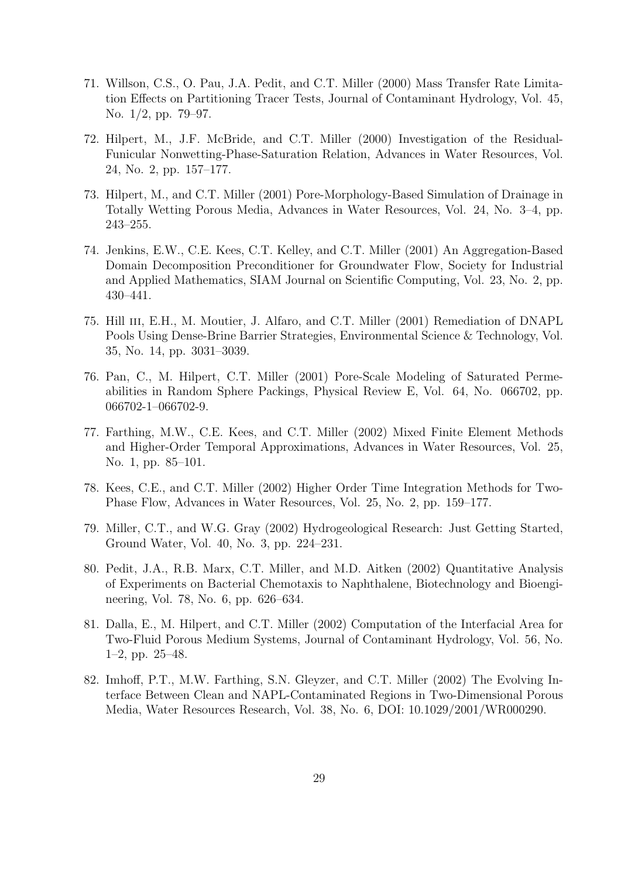71. Willson, C.S., O. Pau, J.A. Pedit, and C.T. Miller (2000) Mass Transfer Rate Limitation Effects on Partitioning Tracer Tests, Journal of Contaminant Hydrology, Vol. 45, No. 1/2, pp. 79–97.

72. Hilpert, M., J.F. McBride, and C.T. Miller (2000) Investigation of the Residual-Funicular Nonwetting-Phase-Saturation Relation, Advances in Water Resources, Vol. 24, No. 2, pp. 157–177.

73. Hilpert, M., and C.T. Miller (2001) Pore-Morphology-Based Simulation of Drainage in Totally Wetting Porous Media, Advances in Water Resources, Vol. 24, No. 3–4, pp. 243–255.

74. Jenkins, E.W., C.E. Kees, C.T. Kelley, and C.T. Miller (2001) An Aggregation-Based Domain Decomposition Preconditioner for Groundwater Flow, Society for Industrial and Applied Mathematics, SIAM Journal on Scientific Computing, Vol. 23, No. 2, pp. 430–441.

75. Hill III, E.H., M. Moutier, J. Alfaro, and C.T. Miller (2001) Remediation of DNAPL Pools Using Dense-Brine Barrier Strategies, Environmental Science & Technology, Vol. 35, No. 14, pp. 3031–3039.

76. Pan, C., M. Hilpert, C.T. Miller (2001) Pore-Scale Modeling of Saturated Permeabilities in Random Sphere Packings, Physical Review E, Vol. 64, No. 066702, pp. 066702-1–066702-9.

77. Farthing, M.W., C.E. Kees, and C.T. Miller (2002) Mixed Finite Element Methods and Higher-Order Temporal Approximations, Advances in Water Resources, Vol. 25, No. 1, pp. 85–101.

78. Kees, C.E., and C.T. Miller (2002) Higher Order Time Integration Methods for Two-Phase Flow, Advances in Water Resources, Vol. 25, No. 2, pp. 159–177.

79. Miller, C.T., and W.G. Gray (2002) Hydrogeological Research: Just Getting Started, Ground Water, Vol. 40, No. 3, pp. 224–231.

80. Pedit, J.A., R.B. Marx, C.T. Miller, and M.D. Aitken (2002) Quantitative Analysis of Experiments on Bacterial Chemotaxis to Naphthalene, Biotechnology and Bioengineering, Vol. 78, No. 6, pp. 626–634.

81. Dalla, E., M. Hilpert, and C.T. Miller (2002) Computation of the Interfacial Area for Two-Fluid Porous Medium Systems, Journal of Contaminant Hydrology, Vol. 56, No. 1–2, pp. 25–48.

82. Imhoff, P.T., M.W. Farthing, S.N. Gleyzer, and C.T. Miller (2002) The Evolving Interface Between Clean and NAPL-Contaminated Regions in Two-Dimensional Porous Media, Water Resources Research, Vol. 38, No. 6, DOI: 10.1029/2001/WR000290.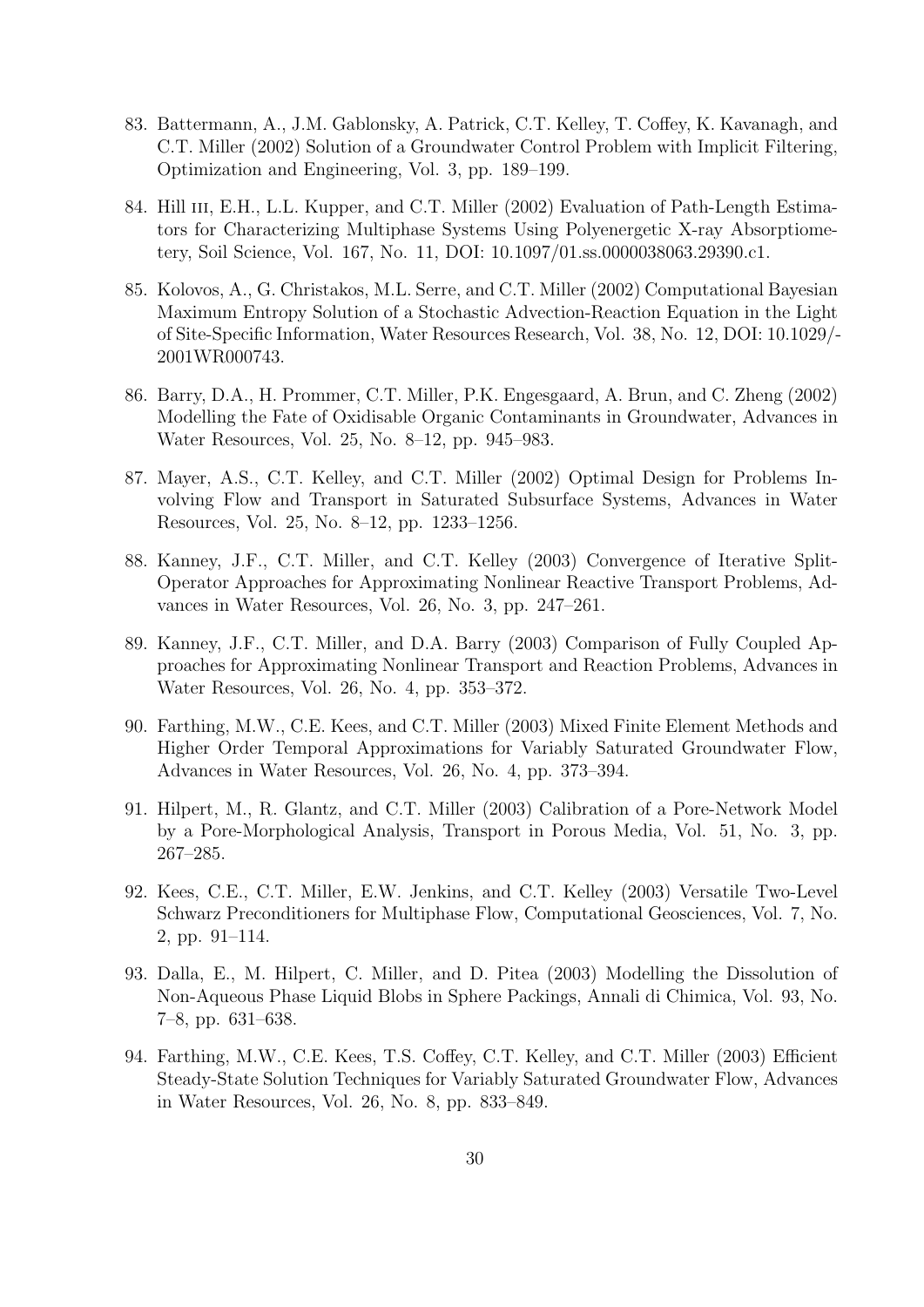83. Battermann, A., J.M. Gablonsky, A. Patrick, C.T. Kelley, T. Coffey, K. Kavanagh, and C.T. Miller (2002) Solution of a Groundwater Control Problem with Implicit Filtering, Optimization and Engineering, Vol. 3, pp. 189–199.

84. Hill III, E.H., L.L. Kupper, and C.T. Miller (2002) Evaluation of Path-Length Estimators for Characterizing Multiphase Systems Using Polyenergetic X-ray Absorptiometery, Soil Science, Vol. 167, No. 11, DOI: 10.1097/01.ss.0000038063.29390.c1.

85. Kolovos, A., G. Christakos, M.L. Serre, and C.T. Miller (2002) Computational Bayesian Maximum Entropy Solution of a Stochastic Advection-Reaction Equation in the Light of Site-Specific Information, Water Resources Research, Vol. 38, No. 12, DOI: 10.1029/-2001WR000743.

86. Barry, D.A., H. Prommer, C.T. Miller, P.K. Engesgaard, A. Brun, and C. Zheng (2002) Modelling the Fate of Oxidisable Organic Contaminants in Groundwater, Advances in Water Resources, Vol. 25, No. 8–12, pp. 945–983.

87. Mayer, A.S., C.T. Kelley, and C.T. Miller (2002) Optimal Design for Problems Involving Flow and Transport in Saturated Subsurface Systems, Advances in Water Resources, Vol. 25, No. 8–12, pp. 1233–1256.

88. Kanney, J.F., C.T. Miller, and C.T. Kelley (2003) Convergence of Iterative Split-Operator Approaches for Approximating Nonlinear Reactive Transport Problems, Advances in Water Resources, Vol. 26, No. 3, pp. 247–261.

89. Kanney, J.F., C.T. Miller, and D.A. Barry (2003) Comparison of Fully Coupled Approaches for Approximating Nonlinear Transport and Reaction Problems, Advances in Water Resources, Vol. 26, No. 4, pp. 353–372.

90. Farthing, M.W., C.E. Kees, and C.T. Miller (2003) Mixed Finite Element Methods and Higher Order Temporal Approximations for Variably Saturated Groundwater Flow, Advances in Water Resources, Vol. 26, No. 4, pp. 373–394.

91. Hilpert, M., R. Glantz, and C.T. Miller (2003) Calibration of a Pore-Network Model by a Pore-Morphological Analysis, Transport in Porous Media, Vol. 51, No. 3, pp. 267–285.

92. Kees, C.E., C.T. Miller, E.W. Jenkins, and C.T. Kelley (2003) Versatile Two-Level Schwarz Preconditioners for Multiphase Flow, Computational Geosciences, Vol. 7, No. 2, pp. 91–114.

93. Dalla, E., M. Hilpert, C. Miller, and D. Pitea (2003) Modelling the Dissolution of Non-Aqueous Phase Liquid Blobs in Sphere Packings, Annali di Chimica, Vol. 93, No. 7–8, pp. 631–638.

94. Farthing, M.W., C.E. Kees, T.S. Coffey, C.T. Kelley, and C.T. Miller (2003) Efficient Steady-State Solution Techniques for Variably Saturated Groundwater Flow, Advances in Water Resources, Vol. 26, No. 8, pp. 833–849.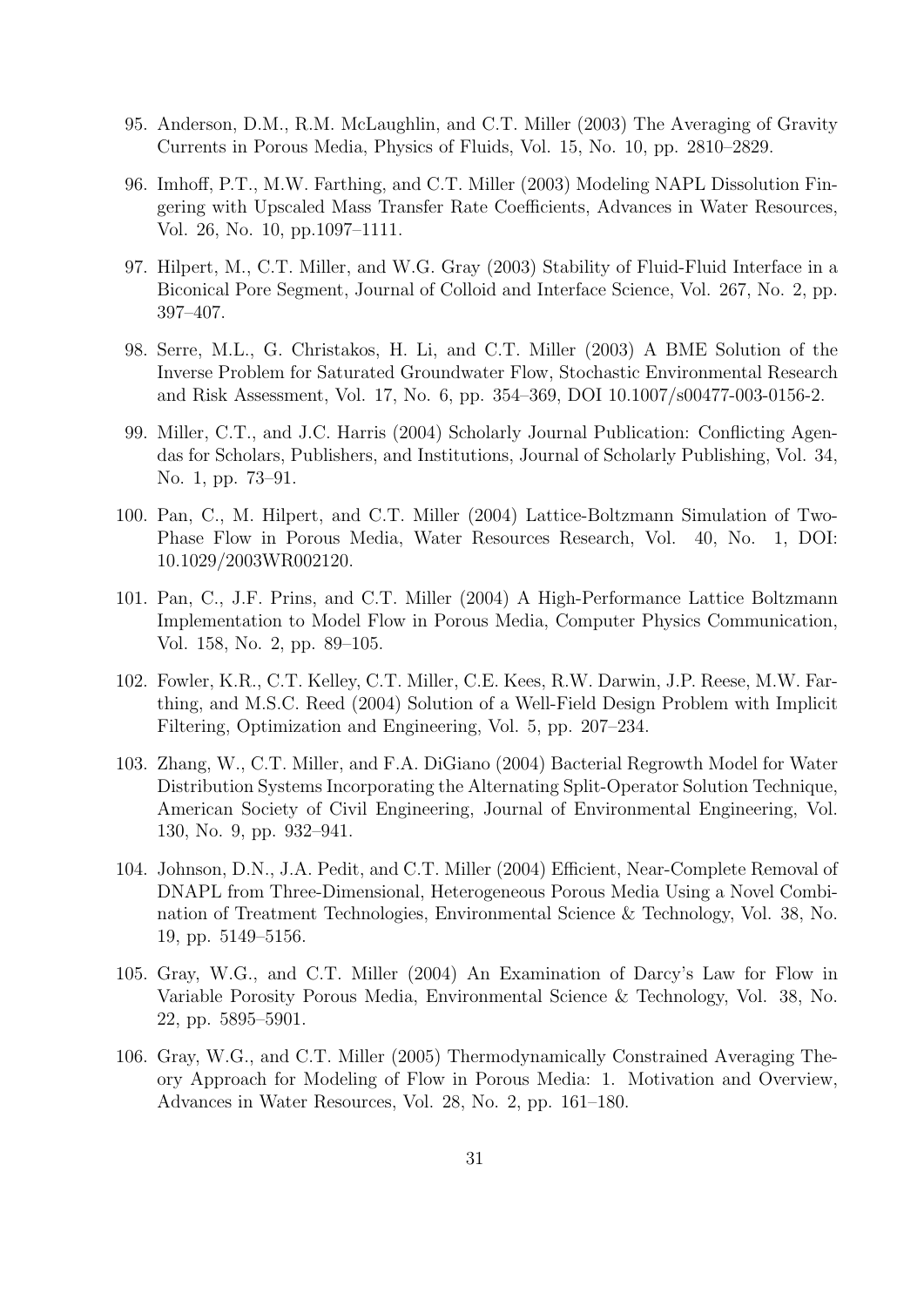95. Anderson, D.M., R.M. McLaughlin, and C.T. Miller (2003) The Averaging of Gravity Currents in Porous Media, Physics of Fluids, Vol. 15, No. 10, pp. 2810–2829.

96. Imhoff, P.T., M.W. Farthing, and C.T. Miller (2003) Modeling NAPL Dissolution Fingering with Upscaled Mass Transfer Rate Coefficients, Advances in Water Resources, Vol. 26, No. 10, pp.1097–1111.

97. Hilpert, M., C.T. Miller, and W.G. Gray (2003) Stability of Fluid-Fluid Interface in a Biconical Pore Segment, Journal of Colloid and Interface Science, Vol. 267, No. 2, pp. 397–407.

98. Serre, M.L., G. Christakos, H. Li, and C.T. Miller (2003) A BME Solution of the Inverse Problem for Saturated Groundwater Flow, Stochastic Environmental Research and Risk Assessment, Vol. 17, No. 6, pp. 354–369, DOI 10.1007/s00477-003-0156-2.

99. Miller, C.T., and J.C. Harris (2004) Scholarly Journal Publication: Conflicting Agendas for Scholars, Publishers, and Institutions, Journal of Scholarly Publishing, Vol. 34, No. 1, pp. 73–91.

100. Pan, C., M. Hilpert, and C.T. Miller (2004) Lattice-Boltzmann Simulation of Two-Phase Flow in Porous Media, Water Resources Research, Vol. 40, No. 1, DOI: 10.1029/2003WR002120.

101. Pan, C., J.F. Prins, and C.T. Miller (2004) A High-Performance Lattice Boltzmann Implementation to Model Flow in Porous Media, Computer Physics Communication, Vol. 158, No. 2, pp. 89–105.

102. Fowler, K.R., C.T. Kelley, C.T. Miller, C.E. Kees, R.W. Darwin, J.P. Reese, M.W. Farthing, and M.S.C. Reed (2004) Solution of a Well-Field Design Problem with Implicit Filtering, Optimization and Engineering, Vol. 5, pp. 207–234.

103. Zhang, W., C.T. Miller, and F.A. DiGiano (2004) Bacterial Regrowth Model for Water Distribution Systems Incorporating the Alternating Split-Operator Solution Technique, American Society of Civil Engineering, Journal of Environmental Engineering, Vol. 130, No. 9, pp. 932–941.

104. Johnson, D.N., J.A. Pedit, and C.T. Miller (2004) Efficient, Near-Complete Removal of DNAPL from Three-Dimensional, Heterogeneous Porous Media Using a Novel Combination of Treatment Technologies, Environmental Science & Technology, Vol. 38, No. 19, pp. 5149–5156.

105. Gray, W.G., and C.T. Miller (2004) An Examination of Darcy's Law for Flow in Variable Porosity Porous Media, Environmental Science & Technology, Vol. 38, No. 22, pp. 5895–5901.

106. Gray, W.G., and C.T. Miller (2005) Thermodynamically Constrained Averaging Theory Approach for Modeling of Flow in Porous Media: 1. Motivation and Overview, Advances in Water Resources, Vol. 28, No. 2, pp. 161–180.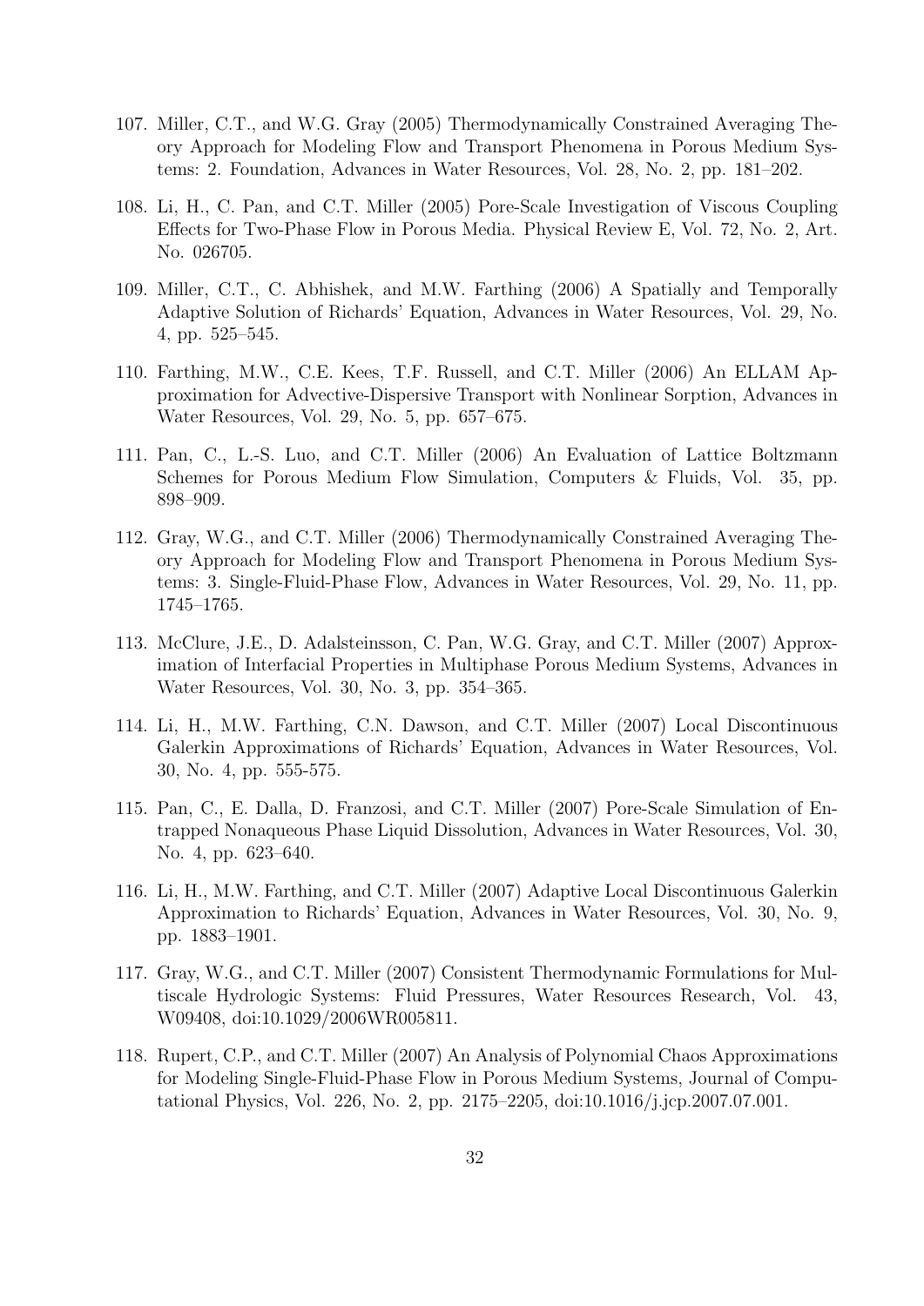107. Miller, C.T., and W.G. Gray (2005) Thermodynamically Constrained Averaging Theory Approach for Modeling Flow and Transport Phenomena in Porous Medium Systems: 2. Foundation, Advances in Water Resources, Vol. 28, No. 2, pp. 181–202.

108. Li, H., C. Pan, and C.T. Miller (2005) Pore-Scale Investigation of Viscous Coupling Effects for Two-Phase Flow in Porous Media. Physical Review E, Vol. 72, No. 2, Art. No. 026705.

109. Miller, C.T., C. Abhishek, and M.W. Farthing (2006) A Spatially and Temporally Adaptive Solution of Richards' Equation, Advances in Water Resources, Vol. 29, No. 4, pp. 525–545.

110. Farthing, M.W., C.E. Kees, T.F. Russell, and C.T. Miller (2006) An ELLAM Approximation for Advective-Dispersive Transport with Nonlinear Sorption, Advances in Water Resources, Vol. 29, No. 5, pp. 657–675.

111. Pan, C., L.-S. Luo, and C.T. Miller (2006) An Evaluation of Lattice Boltzmann Schemes for Porous Medium Flow Simulation, Computers & Fluids, Vol. 35, pp. 898–909.

112. Gray, W.G., and C.T. Miller (2006) Thermodynamically Constrained Averaging Theory Approach for Modeling Flow and Transport Phenomena in Porous Medium Systems: 3. Single-Fluid-Phase Flow, Advances in Water Resources, Vol. 29, No. 11, pp. 1745–1765.

113. McClure, J.E., D. Adalsteinsson, C. Pan, W.G. Gray, and C.T. Miller (2007) Approximation of Interfacial Properties in Multiphase Porous Medium Systems, Advances in Water Resources, Vol. 30, No. 3, pp. 354–365.

114. Li, H., M.W. Farthing, C.N. Dawson, and C.T. Miller (2007) Local Discontinuous Galerkin Approximations of Richards' Equation, Advances in Water Resources, Vol. 30, No. 4, pp. 555-575.

115. Pan, C., E. Dalla, D. Franzosi, and C.T. Miller (2007) Pore-Scale Simulation of Entrapped Nonaqueous Phase Liquid Dissolution, Advances in Water Resources, Vol. 30, No. 4, pp. 623–640.

116. Li, H., M.W. Farthing, and C.T. Miller (2007) Adaptive Local Discontinuous Galerkin Approximation to Richards' Equation, Advances in Water Resources, Vol. 30, No. 9, pp. 1883–1901.

117. Gray, W.G., and C.T. Miller (2007) Consistent Thermodynamic Formulations for Multiscale Hydrologic Systems: Fluid Pressures, Water Resources Research, Vol. 43, W09408, doi:10.1029/2006WR005811.

118. Rupert, C.P., and C.T. Miller (2007) An Analysis of Polynomial Chaos Approximations for Modeling Single-Fluid-Phase Flow in Porous Medium Systems, Journal of Computational Physics, Vol. 226, No. 2, pp. 2175–2205, doi:10.1016/j.jcp.2007.07.001.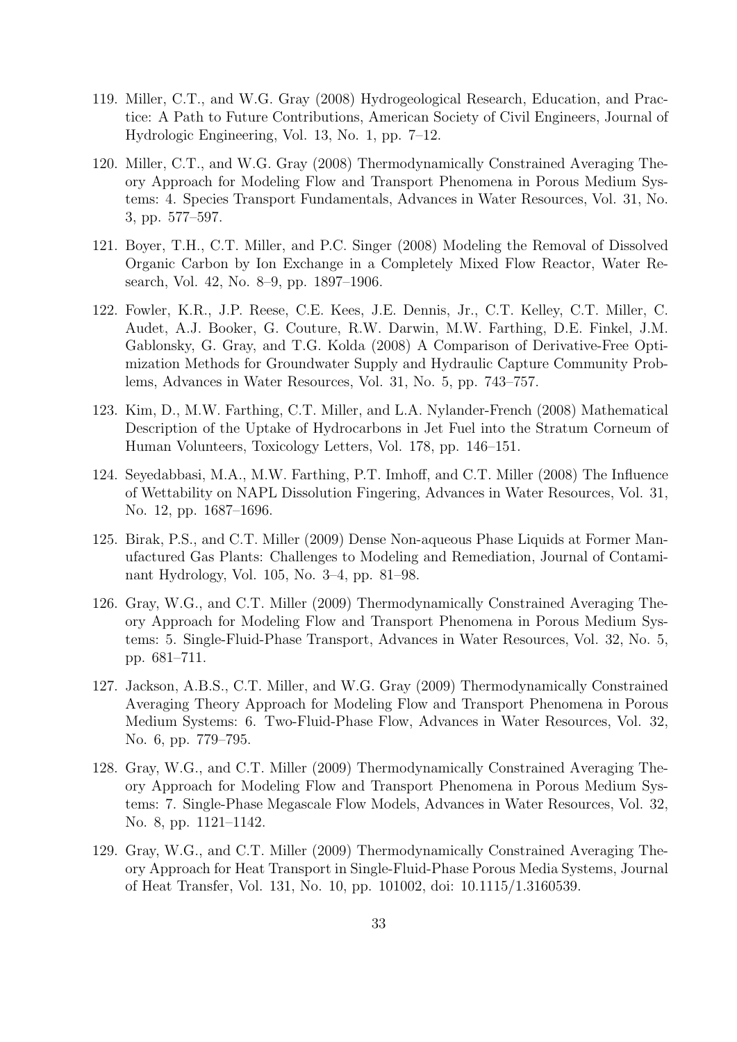119. Miller, C.T., and W.G. Gray (2008) Hydrogeological Research, Education, and Practice: A Path to Future Contributions, American Society of Civil Engineers, Journal of Hydrologic Engineering, Vol. 13, No. 1, pp. 7–12.

120. Miller, C.T., and W.G. Gray (2008) Thermodynamically Constrained Averaging Theory Approach for Modeling Flow and Transport Phenomena in Porous Medium Systems: 4. Species Transport Fundamentals, Advances in Water Resources, Vol. 31, No. 3, pp. 577–597.

121. Boyer, T.H., C.T. Miller, and P.C. Singer (2008) Modeling the Removal of Dissolved Organic Carbon by Ion Exchange in a Completely Mixed Flow Reactor, Water Research, Vol. 42, No. 8–9, pp. 1897–1906.

122. Fowler, K.R., J.P. Reese, C.E. Kees, J.E. Dennis, Jr., C.T. Kelley, C.T. Miller, C. Audet, A.J. Booker, G. Couture, R.W. Darwin, M.W. Farthing, D.E. Finkel, J.M. Gablonsky, G. Gray, and T.G. Kolda (2008) A Comparison of Derivative-Free Optimization Methods for Groundwater Supply and Hydraulic Capture Community Problems, Advances in Water Resources, Vol. 31, No. 5, pp. 743–757.

123. Kim, D., M.W. Farthing, C.T. Miller, and L.A. Nylander-French (2008) Mathematical Description of the Uptake of Hydrocarbons in Jet Fuel into the Stratum Corneum of Human Volunteers, Toxicology Letters, Vol. 178, pp. 146–151.

124. Seyedabbasi, M.A., M.W. Farthing, P.T. Imhoff, and C.T. Miller (2008) The Influence of Wettability on NAPL Dissolution Fingering, Advances in Water Resources, Vol. 31, No. 12, pp. 1687–1696.

125. Birak, P.S., and C.T. Miller (2009) Dense Non-aqueous Phase Liquids at Former Manufactured Gas Plants: Challenges to Modeling and Remediation, Journal of Contaminant Hydrology, Vol. 105, No. 3–4, pp. 81–98.

126. Gray, W.G., and C.T. Miller (2009) Thermodynamically Constrained Averaging Theory Approach for Modeling Flow and Transport Phenomena in Porous Medium Systems: 5. Single-Fluid-Phase Transport, Advances in Water Resources, Vol. 32, No. 5, pp. 681–711.

127. Jackson, A.B.S., C.T. Miller, and W.G. Gray (2009) Thermodynamically Constrained Averaging Theory Approach for Modeling Flow and Transport Phenomena in Porous Medium Systems: 6. Two-Fluid-Phase Flow, Advances in Water Resources, Vol. 32, No. 6, pp. 779–795.

128. Gray, W.G., and C.T. Miller (2009) Thermodynamically Constrained Averaging Theory Approach for Modeling Flow and Transport Phenomena in Porous Medium Systems: 7. Single-Phase Megascale Flow Models, Advances in Water Resources, Vol. 32, No. 8, pp. 1121–1142.

129. Gray, W.G., and C.T. Miller (2009) Thermodynamically Constrained Averaging Theory Approach for Heat Transport in Single-Fluid-Phase Porous Media Systems, Journal of Heat Transfer, Vol. 131, No. 10, pp. 101002, doi: 10.1115/1.3160539.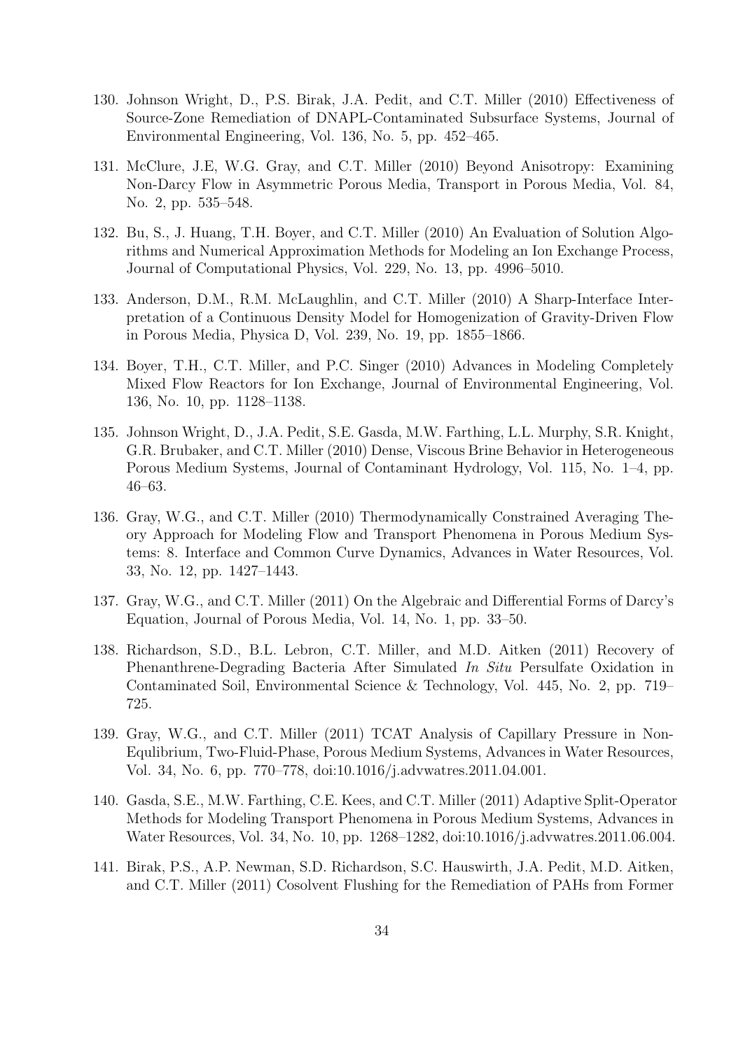130. Johnson Wright, D., P.S. Birak, J.A. Pedit, and C.T. Miller (2010) Effectiveness of Source-Zone Remediation of DNAPL-Contaminated Subsurface Systems, Journal of Environmental Engineering, Vol. 136, No. 5, pp. 452–465.

131. McClure, J.E, W.G. Gray, and C.T. Miller (2010) Beyond Anisotropy: Examining Non-Darcy Flow in Asymmetric Porous Media, Transport in Porous Media, Vol. 84, No. 2, pp. 535–548.

132. Bu, S., J. Huang, T.H. Boyer, and C.T. Miller (2010) An Evaluation of Solution Algorithms and Numerical Approximation Methods for Modeling an Ion Exchange Process, Journal of Computational Physics, Vol. 229, No. 13, pp. 4996–5010.

133. Anderson, D.M., R.M. McLaughlin, and C.T. Miller (2010) A Sharp-Interface Interpretation of a Continuous Density Model for Homogenization of Gravity-Driven Flow in Porous Media, Physica D, Vol. 239, No. 19, pp. 1855–1866.

134. Boyer, T.H., C.T. Miller, and P.C. Singer (2010) Advances in Modeling Completely Mixed Flow Reactors for Ion Exchange, Journal of Environmental Engineering, Vol. 136, No. 10, pp. 1128–1138.

135. Johnson Wright, D., J.A. Pedit, S.E. Gasda, M.W. Farthing, L.L. Murphy, S.R. Knight, G.R. Brubaker, and C.T. Miller (2010) Dense, Viscous Brine Behavior in Heterogeneous Porous Medium Systems, Journal of Contaminant Hydrology, Vol. 115, No. 1–4, pp. 46–63.

136. Gray, W.G., and C.T. Miller (2010) Thermodynamically Constrained Averaging Theory Approach for Modeling Flow and Transport Phenomena in Porous Medium Systems: 8. Interface and Common Curve Dynamics, Advances in Water Resources, Vol. 33, No. 12, pp. 1427–1443.

137. Gray, W.G., and C.T. Miller (2011) On the Algebraic and Differential Forms of Darcy's Equation, Journal of Porous Media, Vol. 14, No. 1, pp. 33–50.

138. Richardson, S.D., B.L. Lebron, C.T. Miller, and M.D. Aitken (2011) Recovery of Phenanthrene-Degrading Bacteria After Simulated *In Situ* Persulfate Oxidation in Contaminated Soil, Environmental Science & Technology, Vol. 445, No. 2, pp. 719–725.

139. Gray, W.G., and C.T. Miller (2011) TCAT Analysis of Capillary Pressure in Non-Equlibrium, Two-Fluid-Phase, Porous Medium Systems, Advances in Water Resources, Vol. 34, No. 6, pp. 770–778, doi:10.1016/j.advwatres.2011.04.001.

140. Gasda, S.E., M.W. Farthing, C.E. Kees, and C.T. Miller (2011) Adaptive Split-Operator Methods for Modeling Transport Phenomena in Porous Medium Systems, Advances in Water Resources, Vol. 34, No. 10, pp. 1268–1282, doi:10.1016/j.advwatres.2011.06.004.

141. Birak, P.S., A.P. Newman, S.D. Richardson, S.C. Hauswirth, J.A. Pedit, M.D. Aitken, and C.T. Miller (2011) Cosolvent Flushing for the Remediation of PAHs from Former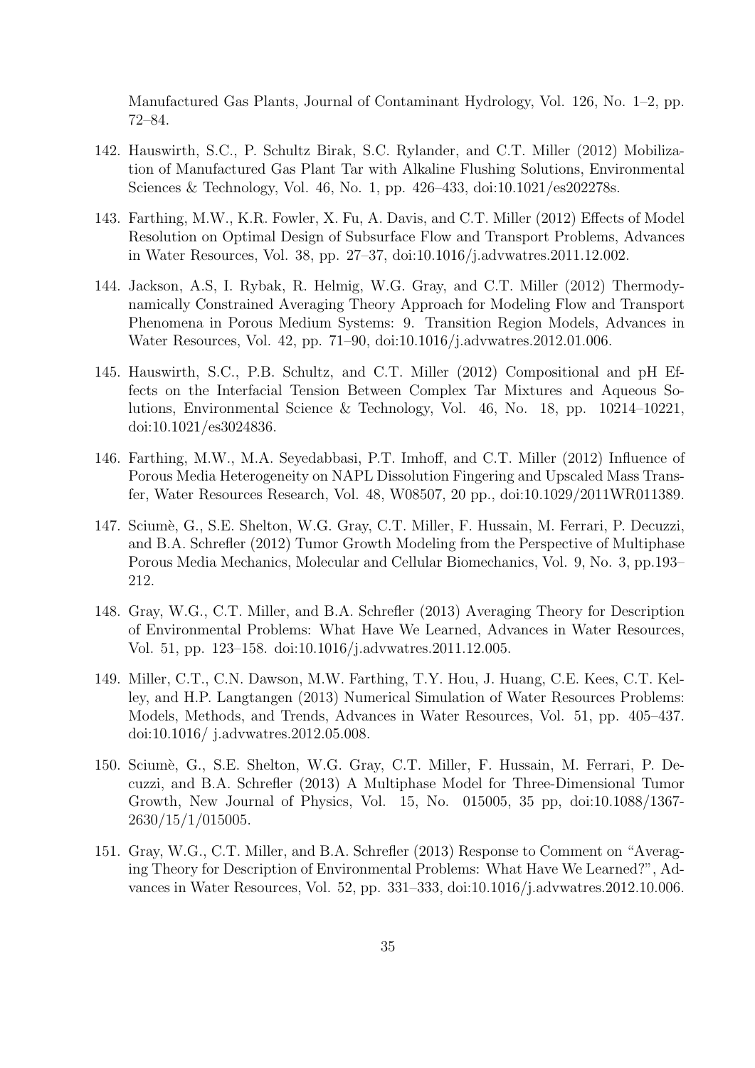Manufactured Gas Plants, Journal of Contaminant Hydrology, Vol. 126, No. 1–2, pp. 72–84.

142. Hauswirth, S.C., P. Schultz Birak, S.C. Rylander, and C.T. Miller (2012) Mobilization of Manufactured Gas Plant Tar with Alkaline Flushing Solutions, Environmental Sciences & Technology, Vol. 46, No. 1, pp. 426–433, doi:10.1021/es202278s.

143. Farthing, M.W., K.R. Fowler, X. Fu, A. Davis, and C.T. Miller (2012) Effects of Model Resolution on Optimal Design of Subsurface Flow and Transport Problems, Advances in Water Resources, Vol. 38, pp. 27–37, doi:10.1016/j.advwatres.2011.12.002.

144. Jackson, A.S, I. Rybak, R. Helmig, W.G. Gray, and C.T. Miller (2012) Thermodynamically Constrained Averaging Theory Approach for Modeling Flow and Transport Phenomena in Porous Medium Systems: 9. Transition Region Models, Advances in Water Resources, Vol. 42, pp. 71–90, doi:10.1016/j.advwatres.2012.01.006.

145. Hauswirth, S.C., P.B. Schultz, and C.T. Miller (2012) Compositional and pH Effects on the Interfacial Tension Between Complex Tar Mixtures and Aqueous Solutions, Environmental Science & Technology, Vol. 46, No. 18, pp. 10214–10221, doi:10.1021/es3024836.

146. Farthing, M.W., M.A. Seyedabbasi, P.T. Imhoff, and C.T. Miller (2012) Influence of Porous Media Heterogeneity on NAPL Dissolution Fingering and Upscaled Mass Transfer, Water Resources Research, Vol. 48, W08507, 20 pp., doi:10.1029/2011WR011389.

147. Sciumè, G., S.E. Shelton, W.G. Gray, C.T. Miller, F. Hussain, M. Ferrari, P. Decuzzi, and B.A. Schrefler (2012) Tumor Growth Modeling from the Perspective of Multiphase Porous Media Mechanics, Molecular and Cellular Biomechanics, Vol. 9, No. 3, pp.193–212.

148. Gray, W.G., C.T. Miller, and B.A. Schrefler (2013) Averaging Theory for Description of Environmental Problems: What Have We Learned, Advances in Water Resources, Vol. 51, pp. 123–158. doi:10.1016/j.advwatres.2011.12.005.

149. Miller, C.T., C.N. Dawson, M.W. Farthing, T.Y. Hou, J. Huang, C.E. Kees, C.T. Kelley, and H.P. Langtangen (2013) Numerical Simulation of Water Resources Problems: Models, Methods, and Trends, Advances in Water Resources, Vol. 51, pp. 405–437. doi:10.1016/ j.advwatres.2012.05.008.

150. Sciumè, G., S.E. Shelton, W.G. Gray, C.T. Miller, F. Hussain, M. Ferrari, P. Decuzzi, and B.A. Schrefler (2013) A Multiphase Model for Three-Dimensional Tumor Growth, New Journal of Physics, Vol. 15, No. 015005, 35 pp, doi:10.1088/1367-2630/15/1/015005.

151. Gray, W.G., C.T. Miller, and B.A. Schrefler (2013) Response to Comment on "Averaging Theory for Description of Environmental Problems: What Have We Learned?", Advances in Water Resources, Vol. 52, pp. 331–333, doi:10.1016/j.advwatres.2012.10.006.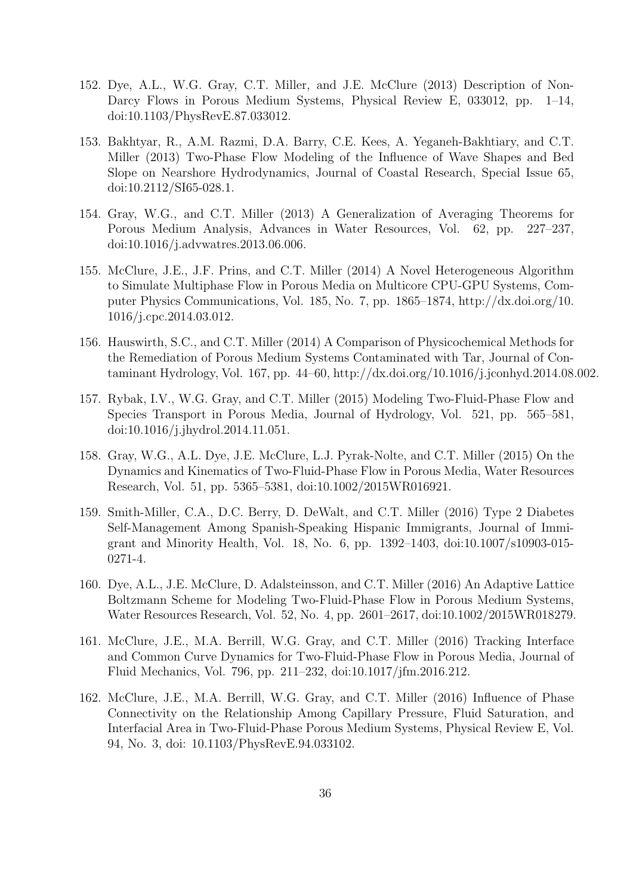152. Dye, A.L., W.G. Gray, C.T. Miller, and J.E. McClure (2013) Description of Non-Darcy Flows in Porous Medium Systems, Physical Review E, 033012, pp. 1–14, doi:10.1103/PhysRevE.87.033012.

153. Bakhtyar, R., A.M. Razmi, D.A. Barry, C.E. Kees, A. Yeganeh-Bakhtiary, and C.T. Miller (2013) Two-Phase Flow Modeling of the Influence of Wave Shapes and Bed Slope on Nearshore Hydrodynamics, Journal of Coastal Research, Special Issue 65, doi:10.2112/SI65-028.1.

154. Gray, W.G., and C.T. Miller (2013) A Generalization of Averaging Theorems for Porous Medium Analysis, Advances in Water Resources, Vol. 62, pp. 227–237, doi:10.1016/j.advwatres.2013.06.006.

155. McClure, J.E., J.F. Prins, and C.T. Miller (2014) A Novel Heterogeneous Algorithm to Simulate Multiphase Flow in Porous Media on Multicore CPU-GPU Systems, Computer Physics Communications, Vol. 185, No. 7, pp. 1865–1874, http://dx.doi.org/10.1016/j.cpc.2014.03.012.

156. Hauswirth, S.C., and C.T. Miller (2014) A Comparison of Physicochemical Methods for the Remediation of Porous Medium Systems Contaminated with Tar, Journal of Contaminant Hydrology, Vol. 167, pp. 44–60, http://dx.doi.org/10.1016/j.jconhyd.2014.08.002.

157. Rybak, I.V., W.G. Gray, and C.T. Miller (2015) Modeling Two-Fluid-Phase Flow and Species Transport in Porous Media, Journal of Hydrology, Vol. 521, pp. 565–581, doi:10.1016/j.jhydrol.2014.11.051.

158. Gray, W.G., A.L. Dye, J.E. McClure, L.J. Pyrak-Nolte, and C.T. Miller (2015) On the Dynamics and Kinematics of Two-Fluid-Phase Flow in Porous Media, Water Resources Research, Vol. 51, pp. 5365–5381, doi:10.1002/2015WR016921.

159. Smith-Miller, C.A., D.C. Berry, D. DeWalt, and C.T. Miller (2016) Type 2 Diabetes Self-Management Among Spanish-Speaking Hispanic Immigrants, Journal of Immigrant and Minority Health, Vol. 18, No. 6, pp. 1392–1403, doi:10.1007/s10903-015-0271-4.

160. Dye, A.L., J.E. McClure, D. Adalsteinsson, and C.T. Miller (2016) An Adaptive Lattice Boltzmann Scheme for Modeling Two-Fluid-Phase Flow in Porous Medium Systems, Water Resources Research, Vol. 52, No. 4, pp. 2601–2617, doi:10.1002/2015WR018279.

161. McClure, J.E., M.A. Berrill, W.G. Gray, and C.T. Miller (2016) Tracking Interface and Common Curve Dynamics for Two-Fluid-Phase Flow in Porous Media, Journal of Fluid Mechanics, Vol. 796, pp. 211–232, doi:10.1017/jfm.2016.212.

162. McClure, J.E., M.A. Berrill, W.G. Gray, and C.T. Miller (2016) Influence of Phase Connectivity on the Relationship Among Capillary Pressure, Fluid Saturation, and Interfacial Area in Two-Fluid-Phase Porous Medium Systems, Physical Review E, Vol. 94, No. 3, doi: 10.1103/PhysRevE.94.033102.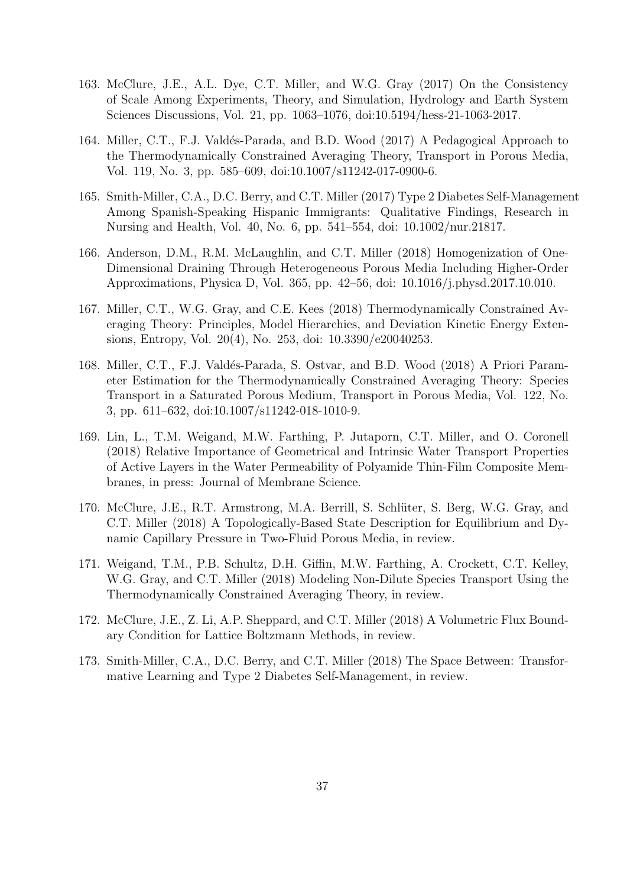163. McClure, J.E., A.L. Dye, C.T. Miller, and W.G. Gray (2017) On the Consistency of Scale Among Experiments, Theory, and Simulation, Hydrology and Earth System Sciences Discussions, Vol. 21, pp. 1063–1076, doi:10.5194/hess-21-1063-2017.

164. Miller, C.T., F.J. Valdés-Parada, and B.D. Wood (2017) A Pedagogical Approach to the Thermodynamically Constrained Averaging Theory, Transport in Porous Media, Vol. 119, No. 3, pp. 585–609, doi:10.1007/s11242-017-0900-6.

165. Smith-Miller, C.A., D.C. Berry, and C.T. Miller (2017) Type 2 Diabetes Self-Management Among Spanish-Speaking Hispanic Immigrants: Qualitative Findings, Research in Nursing and Health, Vol. 40, No. 6, pp. 541–554, doi: 10.1002/nur.21817.

166. Anderson, D.M., R.M. McLaughlin, and C.T. Miller (2018) Homogenization of One-Dimensional Draining Through Heterogeneous Porous Media Including Higher-Order Approximations, Physica D, Vol. 365, pp. 42–56, doi: 10.1016/j.physd.2017.10.010.

167. Miller, C.T., W.G. Gray, and C.E. Kees (2018) Thermodynamically Constrained Averaging Theory: Principles, Model Hierarchies, and Deviation Kinetic Energy Extensions, Entropy, Vol. 20(4), No. 253, doi: 10.3390/e20040253.

168. Miller, C.T., F.J. Valdés-Parada, S. Ostvar, and B.D. Wood (2018) A Priori Parameter Estimation for the Thermodynamically Constrained Averaging Theory: Species Transport in a Saturated Porous Medium, Transport in Porous Media, Vol. 122, No. 3, pp. 611–632, doi:10.1007/s11242-018-1010-9.

169. Lin, L., T.M. Weigand, M.W. Farthing, P. Jutaporn, C.T. Miller, and O. Coronell (2018) Relative Importance of Geometrical and Intrinsic Water Transport Properties of Active Layers in the Water Permeability of Polyamide Thin-Film Composite Membranes, in press: Journal of Membrane Science.

170. McClure, J.E., R.T. Armstrong, M.A. Berrill, S. Schlüter, S. Berg, W.G. Gray, and C.T. Miller (2018) A Topologically-Based State Description for Equilibrium and Dynamic Capillary Pressure in Two-Fluid Porous Media, in review.

171. Weigand, T.M., P.B. Schultz, D.H. Giffin, M.W. Farthing, A. Crockett, C.T. Kelley, W.G. Gray, and C.T. Miller (2018) Modeling Non-Dilute Species Transport Using the Thermodynamically Constrained Averaging Theory, in review.

172. McClure, J.E., Z. Li, A.P. Sheppard, and C.T. Miller (2018) A Volumetric Flux Boundary Condition for Lattice Boltzmann Methods, in review.

173. Smith-Miller, C.A., D.C. Berry, and C.T. Miller (2018) The Space Between: Transformative Learning and Type 2 Diabetes Self-Management, in review.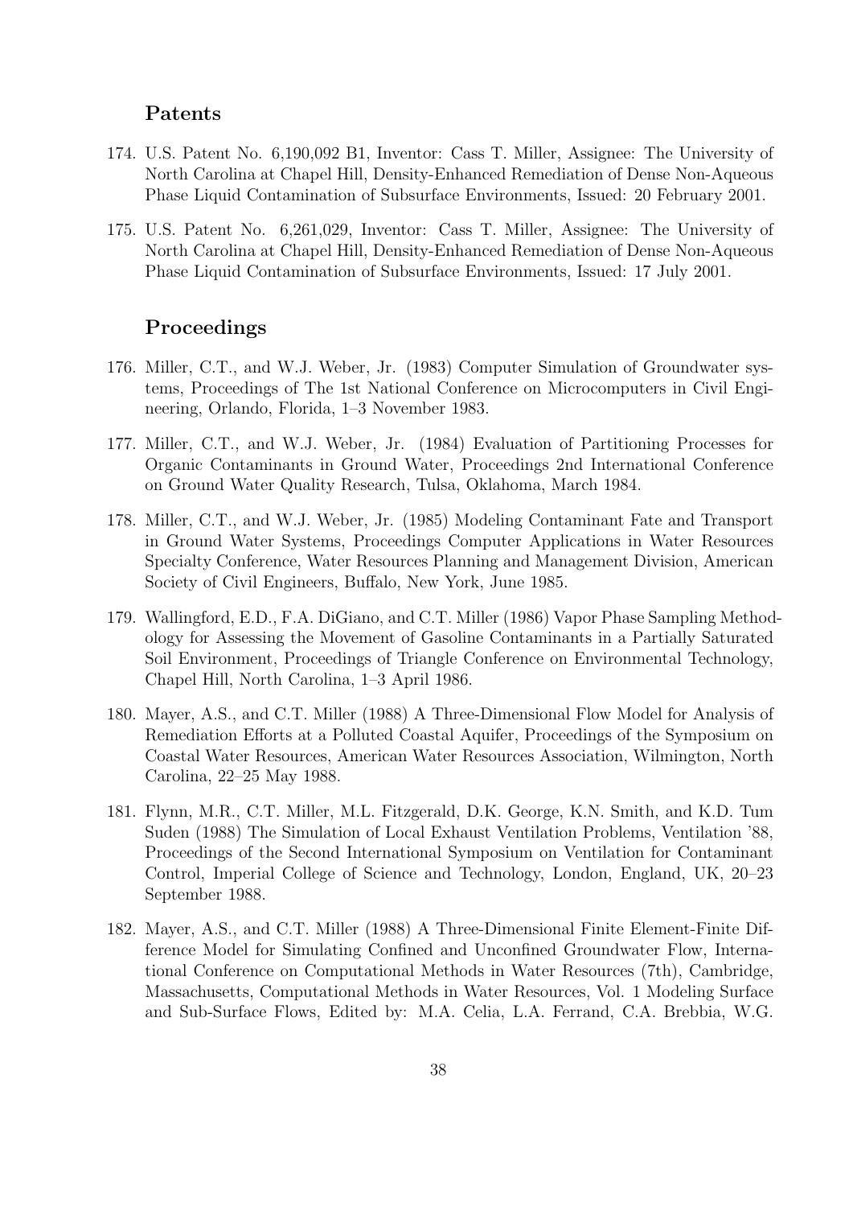## Patents

174. U.S. Patent No. 6,190,092 B1, Inventor: Cass T. Miller, Assignee: The University of North Carolina at Chapel Hill, Density-Enhanced Remediation of Dense Non-Aqueous Phase Liquid Contamination of Subsurface Environments, Issued: 20 February 2001.

175. U.S. Patent No. 6,261,029, Inventor: Cass T. Miller, Assignee: The University of North Carolina at Chapel Hill, Density-Enhanced Remediation of Dense Non-Aqueous Phase Liquid Contamination of Subsurface Environments, Issued: 17 July 2001.

## Proceedings

176. Miller, C.T., and W.J. Weber, Jr. (1983) Computer Simulation of Groundwater systems, Proceedings of The 1st National Conference on Microcomputers in Civil Engineering, Orlando, Florida, 1–3 November 1983.

177. Miller, C.T., and W.J. Weber, Jr. (1984) Evaluation of Partitioning Processes for Organic Contaminants in Ground Water, Proceedings 2nd International Conference on Ground Water Quality Research, Tulsa, Oklahoma, March 1984.

178. Miller, C.T., and W.J. Weber, Jr. (1985) Modeling Contaminant Fate and Transport in Ground Water Systems, Proceedings Computer Applications in Water Resources Specialty Conference, Water Resources Planning and Management Division, American Society of Civil Engineers, Buffalo, New York, June 1985.

179. Wallingford, E.D., F.A. DiGiano, and C.T. Miller (1986) Vapor Phase Sampling Methodology for Assessing the Movement of Gasoline Contaminants in a Partially Saturated Soil Environment, Proceedings of Triangle Conference on Environmental Technology, Chapel Hill, North Carolina, 1–3 April 1986.

180. Mayer, A.S., and C.T. Miller (1988) A Three-Dimensional Flow Model for Analysis of Remediation Efforts at a Polluted Coastal Aquifer, Proceedings of the Symposium on Coastal Water Resources, American Water Resources Association, Wilmington, North Carolina, 22–25 May 1988.

181. Flynn, M.R., C.T. Miller, M.L. Fitzgerald, D.K. George, K.N. Smith, and K.D. Tum Suden (1988) The Simulation of Local Exhaust Ventilation Problems, Ventilation '88, Proceedings of the Second International Symposium on Ventilation for Contaminant Control, Imperial College of Science and Technology, London, England, UK, 20–23 September 1988.

182. Mayer, A.S., and C.T. Miller (1988) A Three-Dimensional Finite Element-Finite Difference Model for Simulating Confined and Unconfined Groundwater Flow, International Conference on Computational Methods in Water Resources (7th), Cambridge, Massachusetts, Computational Methods in Water Resources, Vol. 1 Modeling Surface and Sub-Surface Flows, Edited by: M.A. Celia, L.A. Ferrand, C.A. Brebbia, W.G.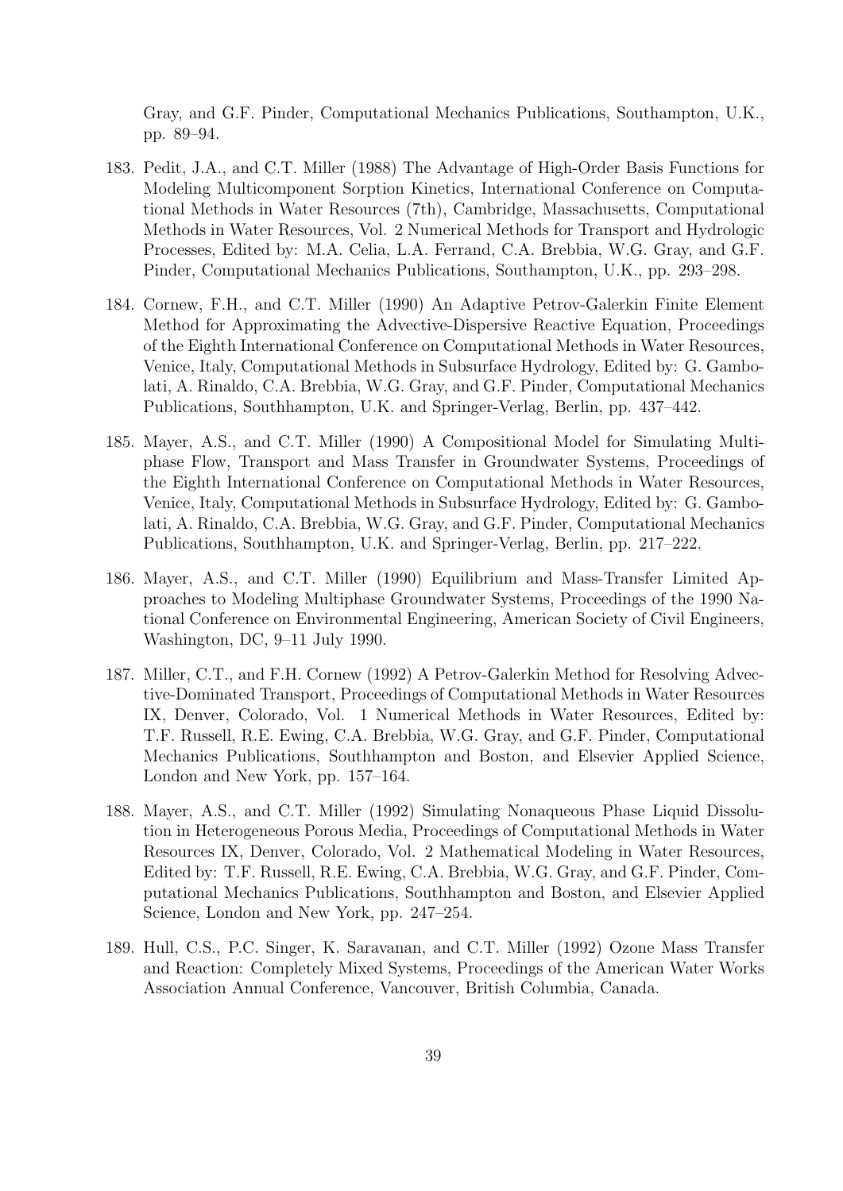Gray, and G.F. Pinder, Computational Mechanics Publications, Southampton, U.K., pp. 89–94.

183. Pedit, J.A., and C.T. Miller (1988) The Advantage of High-Order Basis Functions for Modeling Multicomponent Sorption Kinetics, International Conference on Computational Methods in Water Resources (7th), Cambridge, Massachusetts, Computational Methods in Water Resources, Vol. 2 Numerical Methods for Transport and Hydrologic Processes, Edited by: M.A. Celia, L.A. Ferrand, C.A. Brebbia, W.G. Gray, and G.F. Pinder, Computational Mechanics Publications, Southampton, U.K., pp. 293–298.

184. Cornew, F.H., and C.T. Miller (1990) An Adaptive Petrov-Galerkin Finite Element Method for Approximating the Advective-Dispersive Reactive Equation, Proceedings of the Eighth International Conference on Computational Methods in Water Resources, Venice, Italy, Computational Methods in Subsurface Hydrology, Edited by: G. Gambolati, A. Rinaldo, C.A. Brebbia, W.G. Gray, and G.F. Pinder, Computational Mechanics Publications, Southhampton, U.K. and Springer-Verlag, Berlin, pp. 437–442.

185. Mayer, A.S., and C.T. Miller (1990) A Compositional Model for Simulating Multiphase Flow, Transport and Mass Transfer in Groundwater Systems, Proceedings of the Eighth International Conference on Computational Methods in Water Resources, Venice, Italy, Computational Methods in Subsurface Hydrology, Edited by: G. Gambolati, A. Rinaldo, C.A. Brebbia, W.G. Gray, and G.F. Pinder, Computational Mechanics Publications, Southhampton, U.K. and Springer-Verlag, Berlin, pp. 217–222.

186. Mayer, A.S., and C.T. Miller (1990) Equilibrium and Mass-Transfer Limited Approaches to Modeling Multiphase Groundwater Systems, Proceedings of the 1990 National Conference on Environmental Engineering, American Society of Civil Engineers, Washington, DC, 9–11 July 1990.

187. Miller, C.T., and F.H. Cornew (1992) A Petrov-Galerkin Method for Resolving Advective-Dominated Transport, Proceedings of Computational Methods in Water Resources IX, Denver, Colorado, Vol. 1 Numerical Methods in Water Resources, Edited by: T.F. Russell, R.E. Ewing, C.A. Brebbia, W.G. Gray, and G.F. Pinder, Computational Mechanics Publications, Southhampton and Boston, and Elsevier Applied Science, London and New York, pp. 157–164.

188. Mayer, A.S., and C.T. Miller (1992) Simulating Nonaqueous Phase Liquid Dissolution in Heterogeneous Porous Media, Proceedings of Computational Methods in Water Resources IX, Denver, Colorado, Vol. 2 Mathematical Modeling in Water Resources, Edited by: T.F. Russell, R.E. Ewing, C.A. Brebbia, W.G. Gray, and G.F. Pinder, Computational Mechanics Publications, Southhampton and Boston, and Elsevier Applied Science, London and New York, pp. 247–254.

189. Hull, C.S., P.C. Singer, K. Saravanan, and C.T. Miller (1992) Ozone Mass Transfer and Reaction: Completely Mixed Systems, Proceedings of the American Water Works Association Annual Conference, Vancouver, British Columbia, Canada.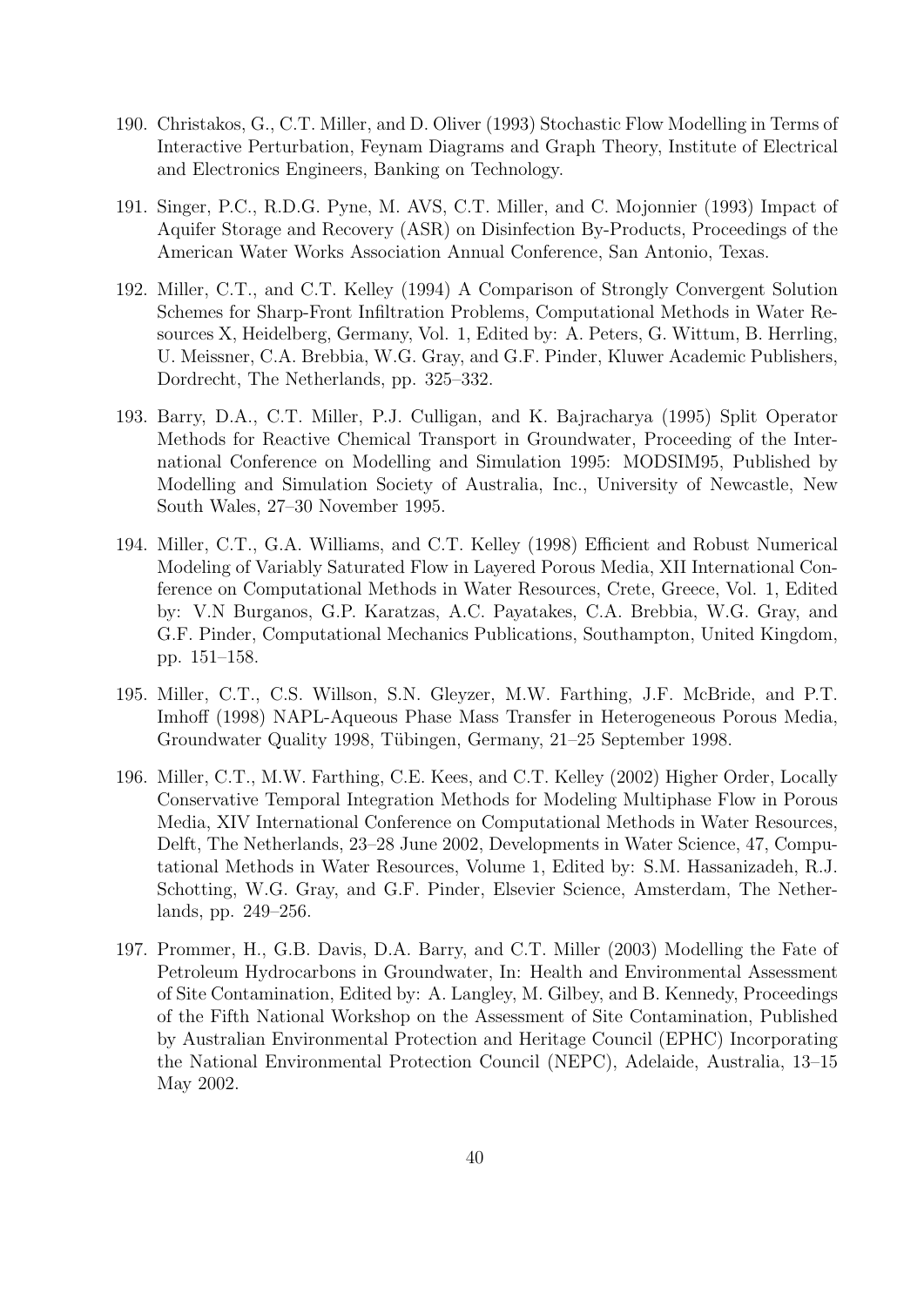190. Christakos, G., C.T. Miller, and D. Oliver (1993) Stochastic Flow Modelling in Terms of Interactive Perturbation, Feynam Diagrams and Graph Theory, Institute of Electrical and Electronics Engineers, Banking on Technology.

191. Singer, P.C., R.D.G. Pyne, M. AVS, C.T. Miller, and C. Mojonnier (1993) Impact of Aquifer Storage and Recovery (ASR) on Disinfection By-Products, Proceedings of the American Water Works Association Annual Conference, San Antonio, Texas.

192. Miller, C.T., and C.T. Kelley (1994) A Comparison of Strongly Convergent Solution Schemes for Sharp-Front Infiltration Problems, Computational Methods in Water Resources X, Heidelberg, Germany, Vol. 1, Edited by: A. Peters, G. Wittum, B. Herrling, U. Meissner, C.A. Brebbia, W.G. Gray, and G.F. Pinder, Kluwer Academic Publishers, Dordrecht, The Netherlands, pp. 325–332.

193. Barry, D.A., C.T. Miller, P.J. Culligan, and K. Bajracharya (1995) Split Operator Methods for Reactive Chemical Transport in Groundwater, Proceeding of the International Conference on Modelling and Simulation 1995: MODSIM95, Published by Modelling and Simulation Society of Australia, Inc., University of Newcastle, New South Wales, 27–30 November 1995.

194. Miller, C.T., G.A. Williams, and C.T. Kelley (1998) Efficient and Robust Numerical Modeling of Variably Saturated Flow in Layered Porous Media, XII International Conference on Computational Methods in Water Resources, Crete, Greece, Vol. 1, Edited by: V.N Burganos, G.P. Karatzas, A.C. Payatakes, C.A. Brebbia, W.G. Gray, and G.F. Pinder, Computational Mechanics Publications, Southampton, United Kingdom, pp. 151–158.

195. Miller, C.T., C.S. Willson, S.N. Gleyzer, M.W. Farthing, J.F. McBride, and P.T. Imhoff (1998) NAPL-Aqueous Phase Mass Transfer in Heterogeneous Porous Media, Groundwater Quality 1998, Tübingen, Germany, 21–25 September 1998.

196. Miller, C.T., M.W. Farthing, C.E. Kees, and C.T. Kelley (2002) Higher Order, Locally Conservative Temporal Integration Methods for Modeling Multiphase Flow in Porous Media, XIV International Conference on Computational Methods in Water Resources, Delft, The Netherlands, 23–28 June 2002, Developments in Water Science, 47, Computational Methods in Water Resources, Volume 1, Edited by: S.M. Hassanizadeh, R.J. Schotting, W.G. Gray, and G.F. Pinder, Elsevier Science, Amsterdam, The Netherlands, pp. 249–256.

197. Prommer, H., G.B. Davis, D.A. Barry, and C.T. Miller (2003) Modelling the Fate of Petroleum Hydrocarbons in Groundwater, In: Health and Environmental Assessment of Site Contamination, Edited by: A. Langley, M. Gilbey, and B. Kennedy, Proceedings of the Fifth National Workshop on the Assessment of Site Contamination, Published by Australian Environmental Protection and Heritage Council (EPHC) Incorporating the National Environmental Protection Council (NEPC), Adelaide, Australia, 13–15 May 2002.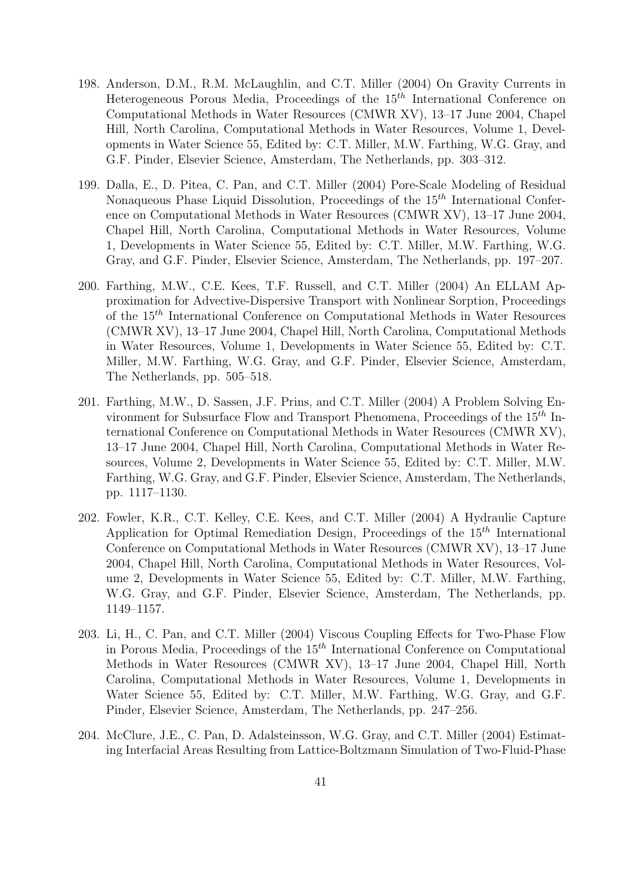198. Anderson, D.M., R.M. McLaughlin, and C.T. Miller (2004) On Gravity Currents in Heterogeneous Porous Media, Proceedings of the $15^{th}$ International Conference on Computational Methods in Water Resources (CMWR XV), 13–17 June 2004, Chapel Hill, North Carolina, Computational Methods in Water Resources, Volume 1, Developments in Water Science 55, Edited by: C.T. Miller, M.W. Farthing, W.G. Gray, and G.F. Pinder, Elsevier Science, Amsterdam, The Netherlands, pp. 303–312.

199. Dalla, E., D. Pitea, C. Pan, and C.T. Miller (2004) Pore-Scale Modeling of Residual Nonaqueous Phase Liquid Dissolution, Proceedings of the $15^{th}$ International Conference on Computational Methods in Water Resources (CMWR XV), 13–17 June 2004, Chapel Hill, North Carolina, Computational Methods in Water Resources, Volume 1, Developments in Water Science 55, Edited by: C.T. Miller, M.W. Farthing, W.G. Gray, and G.F. Pinder, Elsevier Science, Amsterdam, The Netherlands, pp. 197–207.

200. Farthing, M.W., C.E. Kees, T.F. Russell, and C.T. Miller (2004) An ELLAM Approximation for Advective-Dispersive Transport with Nonlinear Sorption, Proceedings of the $15^{th}$ International Conference on Computational Methods in Water Resources (CMWR XV), 13–17 June 2004, Chapel Hill, North Carolina, Computational Methods in Water Resources, Volume 1, Developments in Water Science 55, Edited by: C.T. Miller, M.W. Farthing, W.G. Gray, and G.F. Pinder, Elsevier Science, Amsterdam, The Netherlands, pp. 505–518.

201. Farthing, M.W., D. Sassen, J.F. Prins, and C.T. Miller (2004) A Problem Solving Environment for Subsurface Flow and Transport Phenomena, Proceedings of the $15^{th}$ International Conference on Computational Methods in Water Resources (CMWR XV), 13–17 June 2004, Chapel Hill, North Carolina, Computational Methods in Water Resources, Volume 2, Developments in Water Science 55, Edited by: C.T. Miller, M.W. Farthing, W.G. Gray, and G.F. Pinder, Elsevier Science, Amsterdam, The Netherlands, pp. 1117–1130.

202. Fowler, K.R., C.T. Kelley, C.E. Kees, and C.T. Miller (2004) A Hydraulic Capture Application for Optimal Remediation Design, Proceedings of the $15^{th}$ International Conference on Computational Methods in Water Resources (CMWR XV), 13–17 June 2004, Chapel Hill, North Carolina, Computational Methods in Water Resources, Volume 2, Developments in Water Science 55, Edited by: C.T. Miller, M.W. Farthing, W.G. Gray, and G.F. Pinder, Elsevier Science, Amsterdam, The Netherlands, pp. 1149–1157.

203. Li, H., C. Pan, and C.T. Miller (2004) Viscous Coupling Effects for Two-Phase Flow in Porous Media, Proceedings of the $15^{th}$ International Conference on Computational Methods in Water Resources (CMWR XV), 13–17 June 2004, Chapel Hill, North Carolina, Computational Methods in Water Resources, Volume 1, Developments in Water Science 55, Edited by: C.T. Miller, M.W. Farthing, W.G. Gray, and G.F. Pinder, Elsevier Science, Amsterdam, The Netherlands, pp. 247–256.

204. McClure, J.E., C. Pan, D. Adalsteinsson, W.G. Gray, and C.T. Miller (2004) Estimating Interfacial Areas Resulting from Lattice-Boltzmann Simulation of Two-Fluid-Phase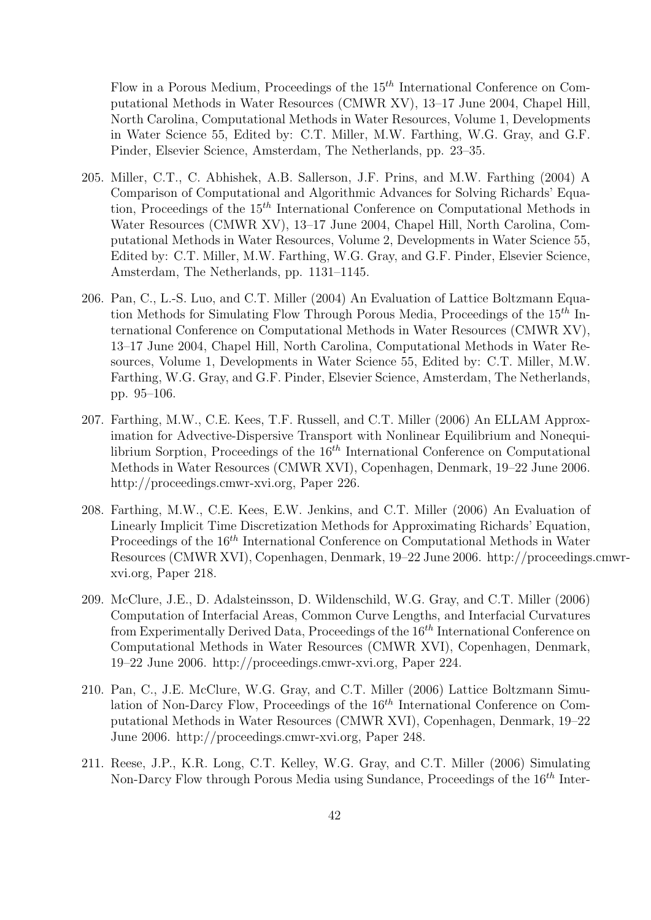Flow in a Porous Medium, Proceedings of the $15^{th}$ International Conference on Computational Methods in Water Resources (CMWR XV), 13–17 June 2004, Chapel Hill, North Carolina, Computational Methods in Water Resources, Volume 1, Developments in Water Science 55, Edited by: C.T. Miller, M.W. Farthing, W.G. Gray, and G.F. Pinder, Elsevier Science, Amsterdam, The Netherlands, pp. 23–35.

205. Miller, C.T., C. Abhishek, A.B. Sallerson, J.F. Prins, and M.W. Farthing (2004) A Comparison of Computational and Algorithmic Advances for Solving Richards' Equation, Proceedings of the $15^{th}$ International Conference on Computational Methods in Water Resources (CMWR XV), 13–17 June 2004, Chapel Hill, North Carolina, Computational Methods in Water Resources, Volume 2, Developments in Water Science 55, Edited by: C.T. Miller, M.W. Farthing, W.G. Gray, and G.F. Pinder, Elsevier Science, Amsterdam, The Netherlands, pp. 1131–1145.

206. Pan, C., L.-S. Luo, and C.T. Miller (2004) An Evaluation of Lattice Boltzmann Equation Methods for Simulating Flow Through Porous Media, Proceedings of the $15^{th}$ International Conference on Computational Methods in Water Resources (CMWR XV), 13–17 June 2004, Chapel Hill, North Carolina, Computational Methods in Water Resources, Volume 1, Developments in Water Science 55, Edited by: C.T. Miller, M.W. Farthing, W.G. Gray, and G.F. Pinder, Elsevier Science, Amsterdam, The Netherlands, pp. 95–106.

207. Farthing, M.W., C.E. Kees, T.F. Russell, and C.T. Miller (2006) An ELLAM Approximation for Advective-Dispersive Transport with Nonlinear Equilibrium and Nonequilibrium Sorption, Proceedings of the $16^{th}$ International Conference on Computational Methods in Water Resources (CMWR XVI), Copenhagen, Denmark, 19–22 June 2006. http://proceedings.cmwr-xvi.org, Paper 226.

208. Farthing, M.W., C.E. Kees, E.W. Jenkins, and C.T. Miller (2006) An Evaluation of Linearly Implicit Time Discretization Methods for Approximating Richards' Equation, Proceedings of the $16^{th}$ International Conference on Computational Methods in Water Resources (CMWR XVI), Copenhagen, Denmark, 19–22 June 2006. http://proceedings.cmwr-xvi.org, Paper 218.

209. McClure, J.E., D. Adalsteinsson, D. Wildenschild, W.G. Gray, and C.T. Miller (2006) Computation of Interfacial Areas, Common Curve Lengths, and Interfacial Curvatures from Experimentally Derived Data, Proceedings of the $16^{th}$ International Conference on Computational Methods in Water Resources (CMWR XVI), Copenhagen, Denmark, 19–22 June 2006. http://proceedings.cmwr-xvi.org, Paper 224.

210. Pan, C., J.E. McClure, W.G. Gray, and C.T. Miller (2006) Lattice Boltzmann Simulation of Non-Darcy Flow, Proceedings of the $16^{th}$ International Conference on Computational Methods in Water Resources (CMWR XVI), Copenhagen, Denmark, 19–22 June 2006. http://proceedings.cmwr-xvi.org, Paper 248.

211. Reese, J.P., K.R. Long, C.T. Kelley, W.G. Gray, and C.T. Miller (2006) Simulating Non-Darcy Flow through Porous Media using Sundance, Proceedings of the $16^{th}$ Inter-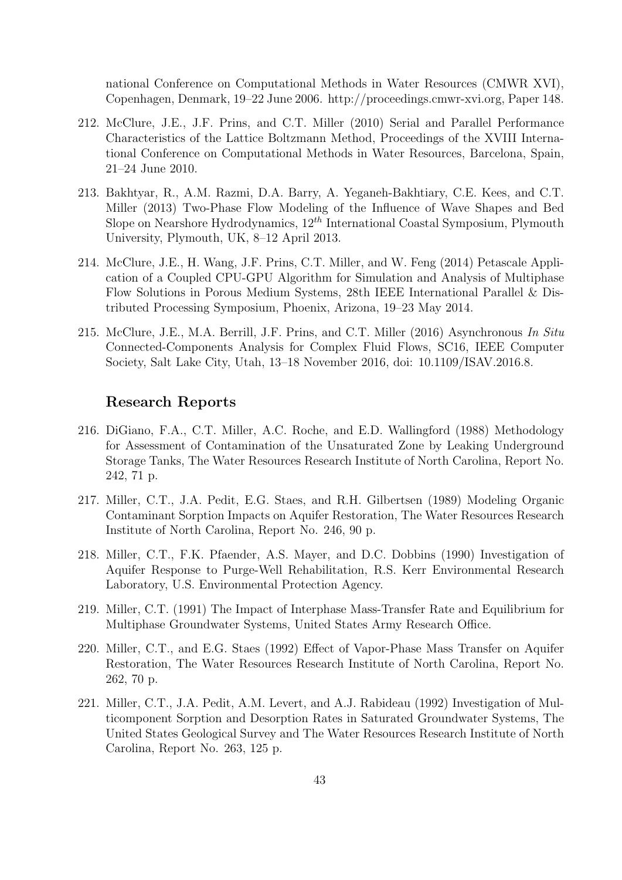national Conference on Computational Methods in Water Resources (CMWR XVI), Copenhagen, Denmark, 19–22 June 2006. http://proceedings.cmwr-xvi.org, Paper 148.

212. McClure, J.E., J.F. Prins, and C.T. Miller (2010) Serial and Parallel Performance Characteristics of the Lattice Boltzmann Method, Proceedings of the XVIII International Conference on Computational Methods in Water Resources, Barcelona, Spain, 21–24 June 2010.

213. Bakhtyar, R., A.M. Razmi, D.A. Barry, A. Yeganeh-Bakhtiary, C.E. Kees, and C.T. Miller (2013) Two-Phase Flow Modeling of the Influence of Wave Shapes and Bed Slope on Nearshore Hydrodynamics, $12^{th}$ International Coastal Symposium, Plymouth University, Plymouth, UK, 8–12 April 2013.

214. McClure, J.E., H. Wang, J.F. Prins, C.T. Miller, and W. Feng (2014) Petascale Application of a Coupled CPU-GPU Algorithm for Simulation and Analysis of Multiphase Flow Solutions in Porous Medium Systems, 28th IEEE International Parallel & Distributed Processing Symposium, Phoenix, Arizona, 19–23 May 2014.

215. McClure, J.E., M.A. Berrill, J.F. Prins, and C.T. Miller (2016) Asynchronous *In Situ* Connected-Components Analysis for Complex Fluid Flows, SC16, IEEE Computer Society, Salt Lake City, Utah, 13–18 November 2016, doi: 10.1109/ISAV.2016.8.

## Research Reports

216. DiGiano, F.A., C.T. Miller, A.C. Roche, and E.D. Wallingford (1988) Methodology for Assessment of Contamination of the Unsaturated Zone by Leaking Underground Storage Tanks, The Water Resources Research Institute of North Carolina, Report No. 242, 71 p.

217. Miller, C.T., J.A. Pedit, E.G. Staes, and R.H. Gilbertsen (1989) Modeling Organic Contaminant Sorption Impacts on Aquifer Restoration, The Water Resources Research Institute of North Carolina, Report No. 246, 90 p.

218. Miller, C.T., F.K. Pfaender, A.S. Mayer, and D.C. Dobbins (1990) Investigation of Aquifer Response to Purge-Well Rehabilitation, R.S. Kerr Environmental Research Laboratory, U.S. Environmental Protection Agency.

219. Miller, C.T. (1991) The Impact of Interphase Mass-Transfer Rate and Equilibrium for Multiphase Groundwater Systems, United States Army Research Office.

220. Miller, C.T., and E.G. Staes (1992) Effect of Vapor-Phase Mass Transfer on Aquifer Restoration, The Water Resources Research Institute of North Carolina, Report No. 262, 70 p.

221. Miller, C.T., J.A. Pedit, A.M. Levert, and A.J. Rabideau (1992) Investigation of Multicomponent Sorption and Desorption Rates in Saturated Groundwater Systems, The United States Geological Survey and The Water Resources Research Institute of North Carolina, Report No. 263, 125 p.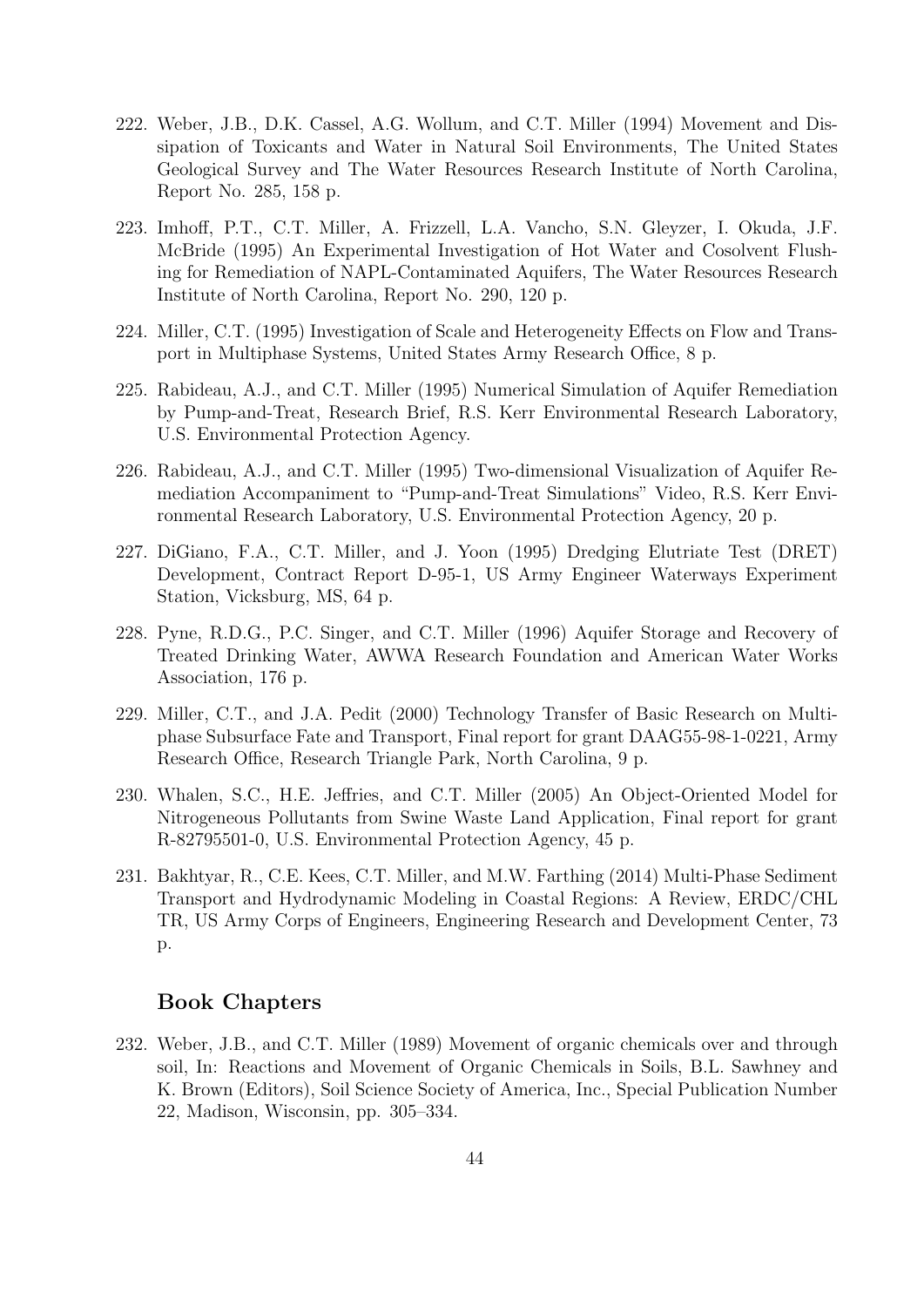222. Weber, J.B., D.K. Cassel, A.G. Wollum, and C.T. Miller (1994) Movement and Dissipation of Toxicants and Water in Natural Soil Environments, The United States Geological Survey and The Water Resources Research Institute of North Carolina, Report No. 285, 158 p.

223. Imhoff, P.T., C.T. Miller, A. Frizzell, L.A. Vancho, S.N. Gleyzer, I. Okuda, J.F. McBride (1995) An Experimental Investigation of Hot Water and Cosolvent Flushing for Remediation of NAPL-Contaminated Aquifers, The Water Resources Research Institute of North Carolina, Report No. 290, 120 p.

224. Miller, C.T. (1995) Investigation of Scale and Heterogeneity Effects on Flow and Transport in Multiphase Systems, United States Army Research Office, 8 p.

225. Rabideau, A.J., and C.T. Miller (1995) Numerical Simulation of Aquifer Remediation by Pump-and-Treat, Research Brief, R.S. Kerr Environmental Research Laboratory, U.S. Environmental Protection Agency.

226. Rabideau, A.J., and C.T. Miller (1995) Two-dimensional Visualization of Aquifer Remediation Accompaniment to "Pump-and-Treat Simulations" Video, R.S. Kerr Environmental Research Laboratory, U.S. Environmental Protection Agency, 20 p.

227. DiGiano, F.A., C.T. Miller, and J. Yoon (1995) Dredging Elutriate Test (DRET) Development, Contract Report D-95-1, US Army Engineer Waterways Experiment Station, Vicksburg, MS, 64 p.

228. Pyne, R.D.G., P.C. Singer, and C.T. Miller (1996) Aquifer Storage and Recovery of Treated Drinking Water, AWWA Research Foundation and American Water Works Association, 176 p.

229. Miller, C.T., and J.A. Pedit (2000) Technology Transfer of Basic Research on Multiphase Subsurface Fate and Transport, Final report for grant DAAG55-98-1-0221, Army Research Office, Research Triangle Park, North Carolina, 9 p.

230. Whalen, S.C., H.E. Jeffries, and C.T. Miller (2005) An Object-Oriented Model for Nitrogeneous Pollutants from Swine Waste Land Application, Final report for grant R-82795501-0, U.S. Environmental Protection Agency, 45 p.

231. Bakhtyar, R., C.E. Kees, C.T. Miller, and M.W. Farthing (2014) Multi-Phase Sediment Transport and Hydrodynamic Modeling in Coastal Regions: A Review, ERDC/CHL TR, US Army Corps of Engineers, Engineering Research and Development Center, 73 p.

### Book Chapters

232. Weber, J.B., and C.T. Miller (1989) Movement of organic chemicals over and through soil, In: Reactions and Movement of Organic Chemicals in Soils, B.L. Sawhney and K. Brown (Editors), Soil Science Society of America, Inc., Special Publication Number 22, Madison, Wisconsin, pp. 305–334.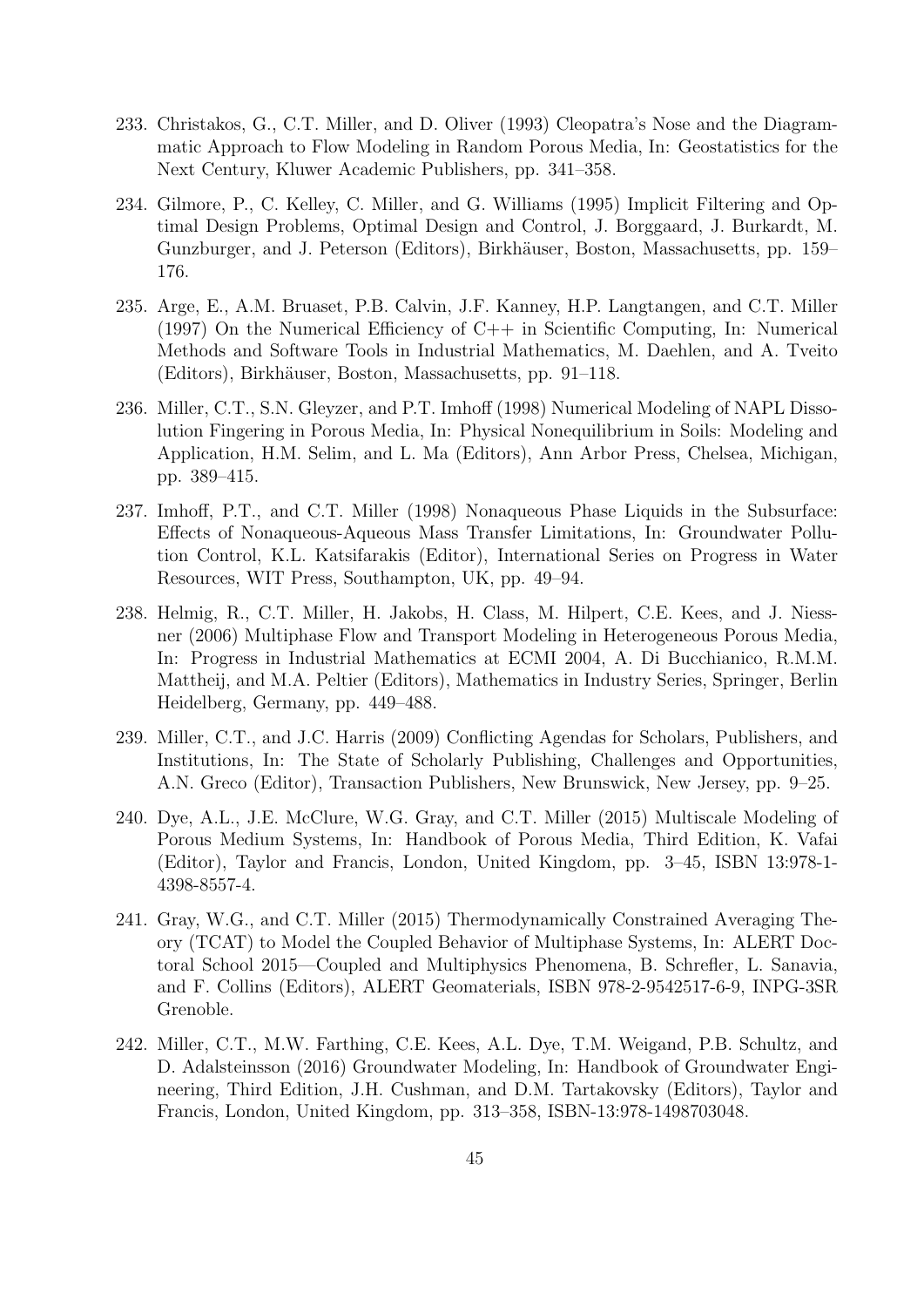233. Christakos, G., C.T. Miller, and D. Oliver (1993) Cleopatra's Nose and the Diagrammatic Approach to Flow Modeling in Random Porous Media, In: Geostatistics for the Next Century, Kluwer Academic Publishers, pp. 341–358.

234. Gilmore, P., C. Kelley, C. Miller, and G. Williams (1995) Implicit Filtering and Optimal Design Problems, Optimal Design and Control, J. Borggaard, J. Burkardt, M. Gunzburger, and J. Peterson (Editors), Birkhäuser, Boston, Massachusetts, pp. 159–176.

235. Arge, E., A.M. Bruaset, P.B. Calvin, J.F. Kanney, H.P. Langtangen, and C.T. Miller (1997) On the Numerical Efficiency of C++ in Scientific Computing, In: Numerical Methods and Software Tools in Industrial Mathematics, M. Daehlen, and A. Tveito (Editors), Birkhäuser, Boston, Massachusetts, pp. 91–118.

236. Miller, C.T., S.N. Gleyzer, and P.T. Imhoff (1998) Numerical Modeling of NAPL Dissolution Fingering in Porous Media, In: Physical Nonequilibrium in Soils: Modeling and Application, H.M. Selim, and L. Ma (Editors), Ann Arbor Press, Chelsea, Michigan, pp. 389–415.

237. Imhoff, P.T., and C.T. Miller (1998) Nonaqueous Phase Liquids in the Subsurface: Effects of Nonaqueous-Aqueous Mass Transfer Limitations, In: Groundwater Pollution Control, K.L. Katsifarakis (Editor), International Series on Progress in Water Resources, WIT Press, Southampton, UK, pp. 49–94.

238. Helmig, R., C.T. Miller, H. Jakobs, H. Class, M. Hilpert, C.E. Kees, and J. Niessner (2006) Multiphase Flow and Transport Modeling in Heterogeneous Porous Media, In: Progress in Industrial Mathematics at ECMI 2004, A. Di Bucchianico, R.M.M. Mattheij, and M.A. Peltier (Editors), Mathematics in Industry Series, Springer, Berlin Heidelberg, Germany, pp. 449–488.

239. Miller, C.T., and J.C. Harris (2009) Conflicting Agendas for Scholars, Publishers, and Institutions, In: The State of Scholarly Publishing, Challenges and Opportunities, A.N. Greco (Editor), Transaction Publishers, New Brunswick, New Jersey, pp. 9–25.

240. Dye, A.L., J.E. McClure, W.G. Gray, and C.T. Miller (2015) Multiscale Modeling of Porous Medium Systems, In: Handbook of Porous Media, Third Edition, K. Vafai (Editor), Taylor and Francis, London, United Kingdom, pp. 3–45, ISBN 13:978-1-4398-8557-4.

241. Gray, W.G., and C.T. Miller (2015) Thermodynamically Constrained Averaging Theory (TCAT) to Model the Coupled Behavior of Multiphase Systems, In: ALERT Doctoral School 2015—Coupled and Multiphysics Phenomena, B. Schrefler, L. Sanavia, and F. Collins (Editors), ALERT Geomaterials, ISBN 978-2-9542517-6-9, INPG-3SR Grenoble.

242. Miller, C.T., M.W. Farthing, C.E. Kees, A.L. Dye, T.M. Weigand, P.B. Schultz, and D. Adalsteinsson (2016) Groundwater Modeling, In: Handbook of Groundwater Engineering, Third Edition, J.H. Cushman, and D.M. Tartakovsky (Editors), Taylor and Francis, London, United Kingdom, pp. 313–358, ISBN-13:978-1498703048.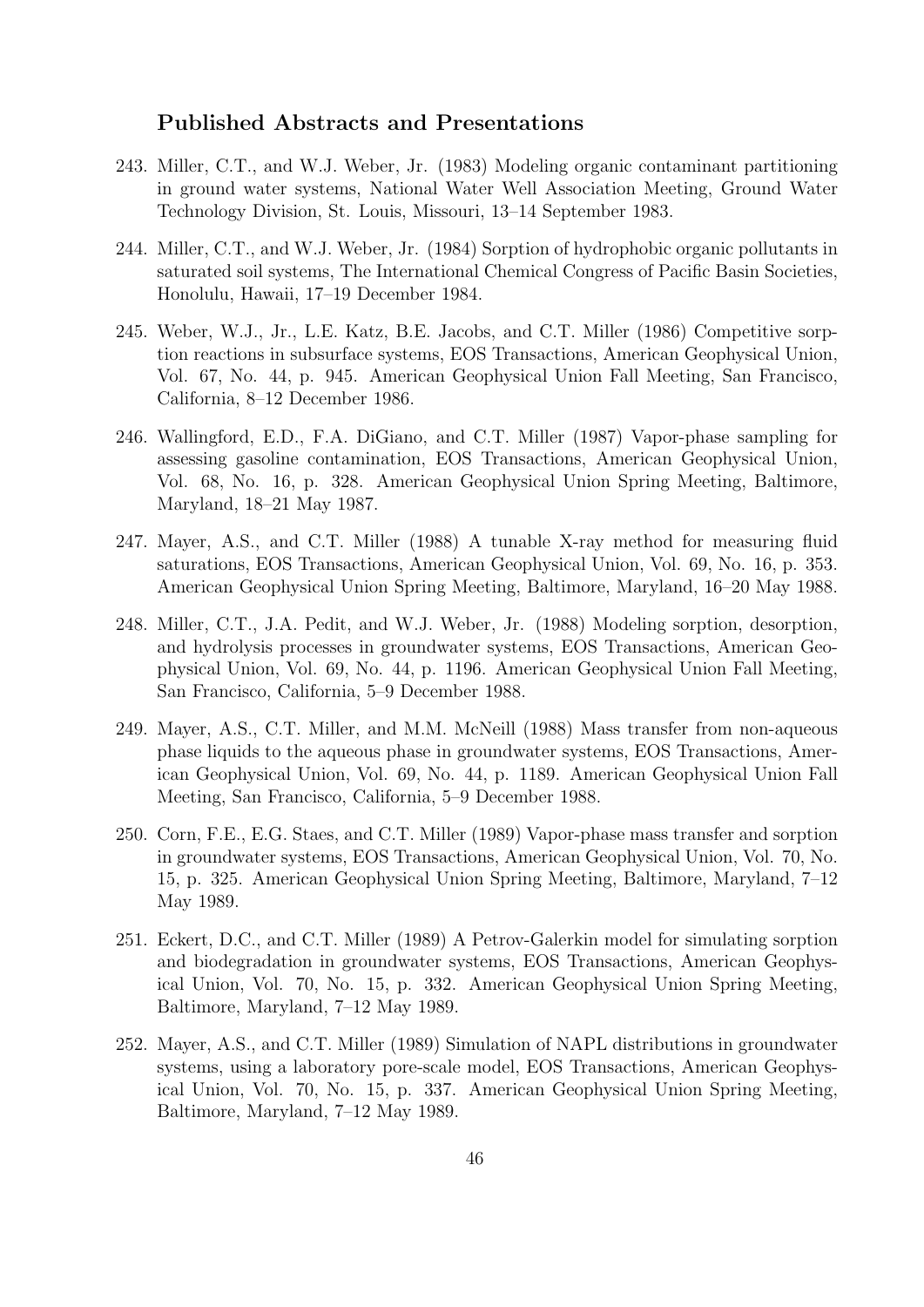## Published Abstracts and Presentations

243. Miller, C.T., and W.J. Weber, Jr. (1983) Modeling organic contaminant partitioning in ground water systems, National Water Well Association Meeting, Ground Water Technology Division, St. Louis, Missouri, 13–14 September 1983.

244. Miller, C.T., and W.J. Weber, Jr. (1984) Sorption of hydrophobic organic pollutants in saturated soil systems, The International Chemical Congress of Pacific Basin Societies, Honolulu, Hawaii, 17–19 December 1984.

245. Weber, W.J., Jr., L.E. Katz, B.E. Jacobs, and C.T. Miller (1986) Competitive sorption reactions in subsurface systems, EOS Transactions, American Geophysical Union, Vol. 67, No. 44, p. 945. American Geophysical Union Fall Meeting, San Francisco, California, 8–12 December 1986.

246. Wallingford, E.D., F.A. DiGiano, and C.T. Miller (1987) Vapor-phase sampling for assessing gasoline contamination, EOS Transactions, American Geophysical Union, Vol. 68, No. 16, p. 328. American Geophysical Union Spring Meeting, Baltimore, Maryland, 18–21 May 1987.

247. Mayer, A.S., and C.T. Miller (1988) A tunable X-ray method for measuring fluid saturations, EOS Transactions, American Geophysical Union, Vol. 69, No. 16, p. 353. American Geophysical Union Spring Meeting, Baltimore, Maryland, 16–20 May 1988.

248. Miller, C.T., J.A. Pedit, and W.J. Weber, Jr. (1988) Modeling sorption, desorption, and hydrolysis processes in groundwater systems, EOS Transactions, American Geophysical Union, Vol. 69, No. 44, p. 1196. American Geophysical Union Fall Meeting, San Francisco, California, 5–9 December 1988.

249. Mayer, A.S., C.T. Miller, and M.M. McNeill (1988) Mass transfer from non-aqueous phase liquids to the aqueous phase in groundwater systems, EOS Transactions, American Geophysical Union, Vol. 69, No. 44, p. 1189. American Geophysical Union Fall Meeting, San Francisco, California, 5–9 December 1988.

250. Corn, F.E., E.G. Staes, and C.T. Miller (1989) Vapor-phase mass transfer and sorption in groundwater systems, EOS Transactions, American Geophysical Union, Vol. 70, No. 15, p. 325. American Geophysical Union Spring Meeting, Baltimore, Maryland, 7–12 May 1989.

251. Eckert, D.C., and C.T. Miller (1989) A Petrov-Galerkin model for simulating sorption and biodegradation in groundwater systems, EOS Transactions, American Geophysical Union, Vol. 70, No. 15, p. 332. American Geophysical Union Spring Meeting, Baltimore, Maryland, 7–12 May 1989.

252. Mayer, A.S., and C.T. Miller (1989) Simulation of NAPL distributions in groundwater systems, using a laboratory pore-scale model, EOS Transactions, American Geophysical Union, Vol. 70, No. 15, p. 337. American Geophysical Union Spring Meeting, Baltimore, Maryland, 7–12 May 1989.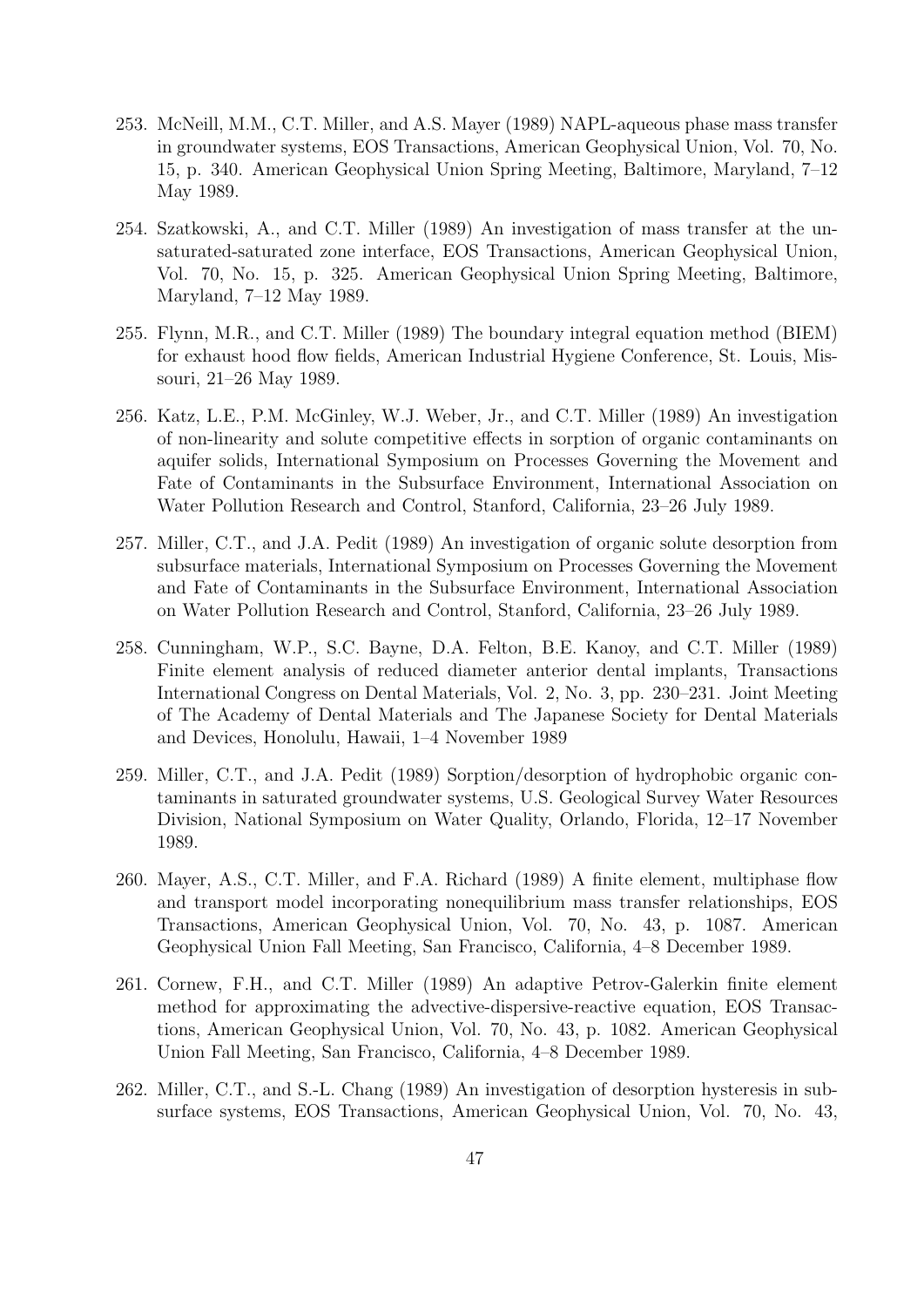253. McNeill, M.M., C.T. Miller, and A.S. Mayer (1989) NAPL-aqueous phase mass transfer in groundwater systems, EOS Transactions, American Geophysical Union, Vol. 70, No. 15, p. 340. American Geophysical Union Spring Meeting, Baltimore, Maryland, 7–12 May 1989.

254. Szatkowski, A., and C.T. Miller (1989) An investigation of mass transfer at the unsaturated-saturated zone interface, EOS Transactions, American Geophysical Union, Vol. 70, No. 15, p. 325. American Geophysical Union Spring Meeting, Baltimore, Maryland, 7–12 May 1989.

255. Flynn, M.R., and C.T. Miller (1989) The boundary integral equation method (BIEM) for exhaust hood flow fields, American Industrial Hygiene Conference, St. Louis, Missouri, 21–26 May 1989.

256. Katz, L.E., P.M. McGinley, W.J. Weber, Jr., and C.T. Miller (1989) An investigation of non-linearity and solute competitive effects in sorption of organic contaminants on aquifer solids, International Symposium on Processes Governing the Movement and Fate of Contaminants in the Subsurface Environment, International Association on Water Pollution Research and Control, Stanford, California, 23–26 July 1989.

257. Miller, C.T., and J.A. Pedit (1989) An investigation of organic solute desorption from subsurface materials, International Symposium on Processes Governing the Movement and Fate of Contaminants in the Subsurface Environment, International Association on Water Pollution Research and Control, Stanford, California, 23–26 July 1989.

258. Cunningham, W.P., S.C. Bayne, D.A. Felton, B.E. Kanoy, and C.T. Miller (1989) Finite element analysis of reduced diameter anterior dental implants, Transactions International Congress on Dental Materials, Vol. 2, No. 3, pp. 230–231. Joint Meeting of The Academy of Dental Materials and The Japanese Society for Dental Materials and Devices, Honolulu, Hawaii, 1–4 November 1989

259. Miller, C.T., and J.A. Pedit (1989) Sorption/desorption of hydrophobic organic contaminants in saturated groundwater systems, U.S. Geological Survey Water Resources Division, National Symposium on Water Quality, Orlando, Florida, 12–17 November 1989.

260. Mayer, A.S., C.T. Miller, and F.A. Richard (1989) A finite element, multiphase flow and transport model incorporating nonequilibrium mass transfer relationships, EOS Transactions, American Geophysical Union, Vol. 70, No. 43, p. 1087. American Geophysical Union Fall Meeting, San Francisco, California, 4–8 December 1989.

261. Cornew, F.H., and C.T. Miller (1989) An adaptive Petrov-Galerkin finite element method for approximating the advective-dispersive-reactive equation, EOS Transactions, American Geophysical Union, Vol. 70, No. 43, p. 1082. American Geophysical Union Fall Meeting, San Francisco, California, 4–8 December 1989.

262. Miller, C.T., and S.-L. Chang (1989) An investigation of desorption hysteresis in subsurface systems, EOS Transactions, American Geophysical Union, Vol. 70, No. 43,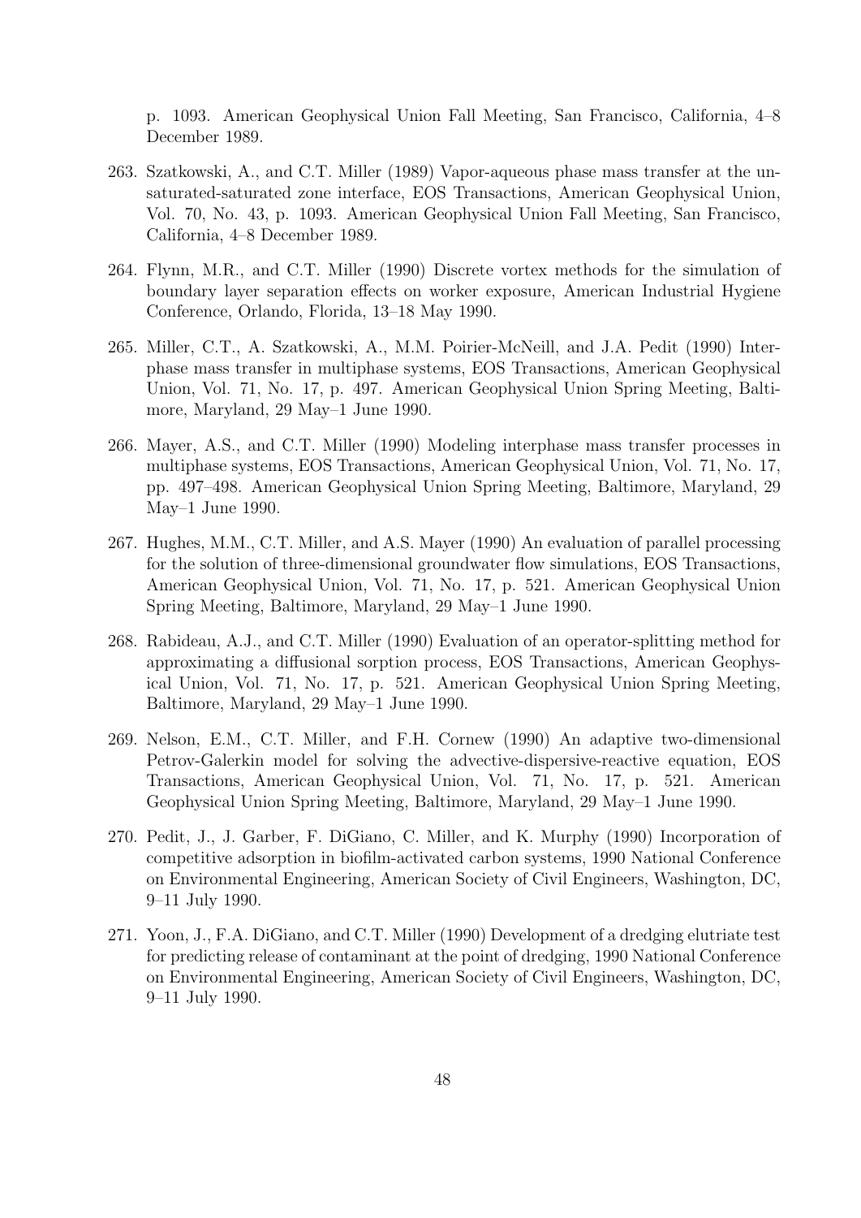p. 1093. American Geophysical Union Fall Meeting, San Francisco, California, 4–8 December 1989.

263. Szatkowski, A., and C.T. Miller (1989) Vapor-aqueous phase mass transfer at the unsaturated-saturated zone interface, EOS Transactions, American Geophysical Union, Vol. 70, No. 43, p. 1093. American Geophysical Union Fall Meeting, San Francisco, California, 4–8 December 1989.

264. Flynn, M.R., and C.T. Miller (1990) Discrete vortex methods for the simulation of boundary layer separation effects on worker exposure, American Industrial Hygiene Conference, Orlando, Florida, 13–18 May 1990.

265. Miller, C.T., A. Szatkowski, A., M.M. Poirier-McNeill, and J.A. Pedit (1990) Interphase mass transfer in multiphase systems, EOS Transactions, American Geophysical Union, Vol. 71, No. 17, p. 497. American Geophysical Union Spring Meeting, Baltimore, Maryland, 29 May–1 June 1990.

266. Mayer, A.S., and C.T. Miller (1990) Modeling interphase mass transfer processes in multiphase systems, EOS Transactions, American Geophysical Union, Vol. 71, No. 17, pp. 497–498. American Geophysical Union Spring Meeting, Baltimore, Maryland, 29 May–1 June 1990.

267. Hughes, M.M., C.T. Miller, and A.S. Mayer (1990) An evaluation of parallel processing for the solution of three-dimensional groundwater flow simulations, EOS Transactions, American Geophysical Union, Vol. 71, No. 17, p. 521. American Geophysical Union Spring Meeting, Baltimore, Maryland, 29 May–1 June 1990.

268. Rabideau, A.J., and C.T. Miller (1990) Evaluation of an operator-splitting method for approximating a diffusional sorption process, EOS Transactions, American Geophysical Union, Vol. 71, No. 17, p. 521. American Geophysical Union Spring Meeting, Baltimore, Maryland, 29 May–1 June 1990.

269. Nelson, E.M., C.T. Miller, and F.H. Cornew (1990) An adaptive two-dimensional Petrov-Galerkin model for solving the advective-dispersive-reactive equation, EOS Transactions, American Geophysical Union, Vol. 71, No. 17, p. 521. American Geophysical Union Spring Meeting, Baltimore, Maryland, 29 May–1 June 1990.

270. Pedit, J., J. Garber, F. DiGiano, C. Miller, and K. Murphy (1990) Incorporation of competitive adsorption in biofilm-activated carbon systems, 1990 National Conference on Environmental Engineering, American Society of Civil Engineers, Washington, DC, 9–11 July 1990.

271. Yoon, J., F.A. DiGiano, and C.T. Miller (1990) Development of a dredging elutriate test for predicting release of contaminant at the point of dredging, 1990 National Conference on Environmental Engineering, American Society of Civil Engineers, Washington, DC, 9–11 July 1990.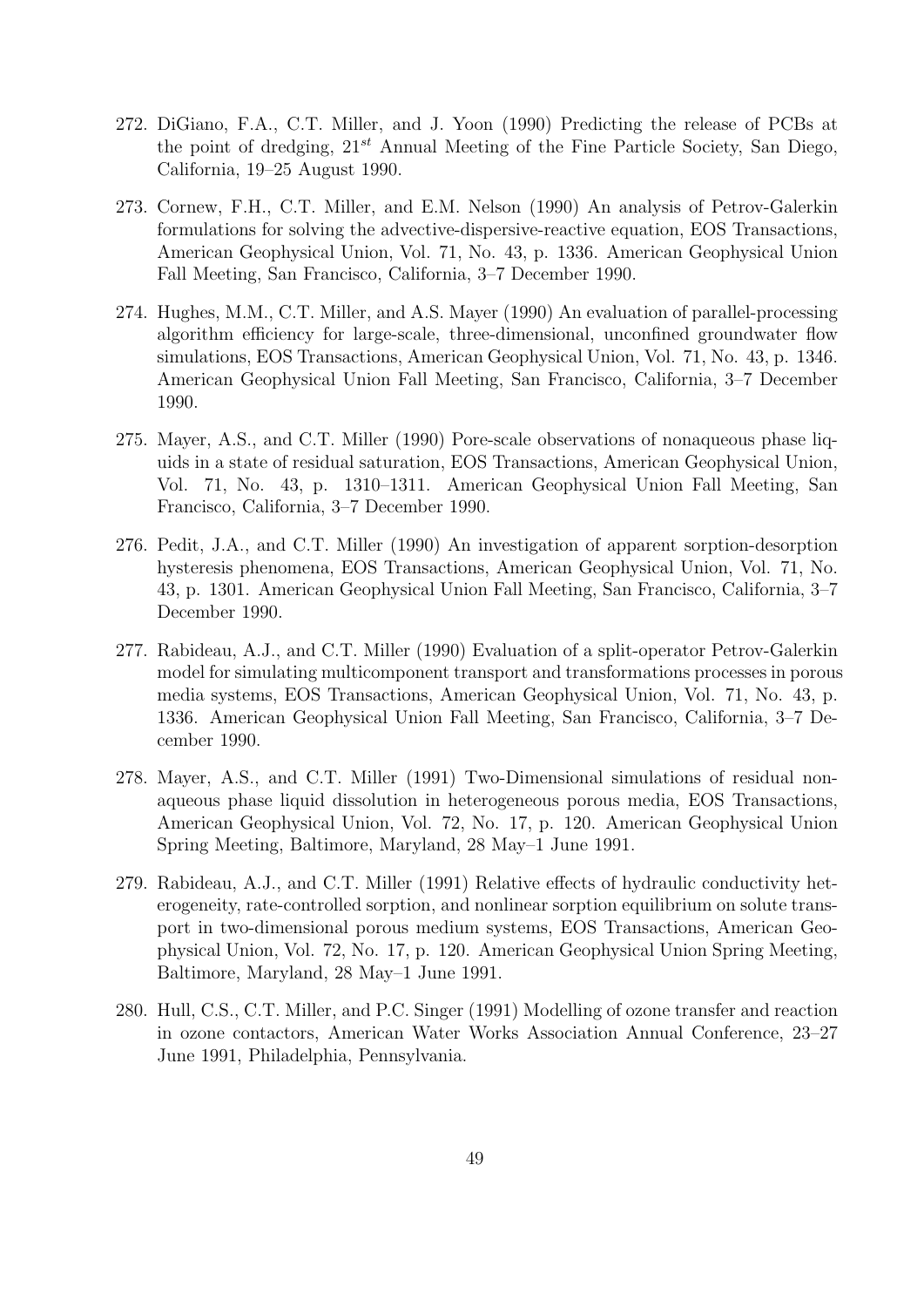272. DiGiano, F.A., C.T. Miller, and J. Yoon (1990) Predicting the release of PCBs at the point of dredging, $21^{st}$ Annual Meeting of the Fine Particle Society, San Diego, California, 19–25 August 1990.

273. Cornew, F.H., C.T. Miller, and E.M. Nelson (1990) An analysis of Petrov-Galerkin formulations for solving the advective-dispersive-reactive equation, EOS Transactions, American Geophysical Union, Vol. 71, No. 43, p. 1336. American Geophysical Union Fall Meeting, San Francisco, California, 3–7 December 1990.

274. Hughes, M.M., C.T. Miller, and A.S. Mayer (1990) An evaluation of parallel-processing algorithm efficiency for large-scale, three-dimensional, unconfined groundwater flow simulations, EOS Transactions, American Geophysical Union, Vol. 71, No. 43, p. 1346. American Geophysical Union Fall Meeting, San Francisco, California, 3–7 December 1990.

275. Mayer, A.S., and C.T. Miller (1990) Pore-scale observations of nonaqueous phase liquids in a state of residual saturation, EOS Transactions, American Geophysical Union, Vol. 71, No. 43, p. 1310–1311. American Geophysical Union Fall Meeting, San Francisco, California, 3–7 December 1990.

276. Pedit, J.A., and C.T. Miller (1990) An investigation of apparent sorption-desorption hysteresis phenomena, EOS Transactions, American Geophysical Union, Vol. 71, No. 43, p. 1301. American Geophysical Union Fall Meeting, San Francisco, California, 3–7 December 1990.

277. Rabideau, A.J., and C.T. Miller (1990) Evaluation of a split-operator Petrov-Galerkin model for simulating multicomponent transport and transformations processes in porous media systems, EOS Transactions, American Geophysical Union, Vol. 71, No. 43, p. 1336. American Geophysical Union Fall Meeting, San Francisco, California, 3–7 December 1990.

278. Mayer, A.S., and C.T. Miller (1991) Two-Dimensional simulations of residual nonaqueous phase liquid dissolution in heterogeneous porous media, EOS Transactions, American Geophysical Union, Vol. 72, No. 17, p. 120. American Geophysical Union Spring Meeting, Baltimore, Maryland, 28 May–1 June 1991.

279. Rabideau, A.J., and C.T. Miller (1991) Relative effects of hydraulic conductivity heterogeneity, rate-controlled sorption, and nonlinear sorption equilibrium on solute transport in two-dimensional porous medium systems, EOS Transactions, American Geophysical Union, Vol. 72, No. 17, p. 120. American Geophysical Union Spring Meeting, Baltimore, Maryland, 28 May–1 June 1991.

280. Hull, C.S., C.T. Miller, and P.C. Singer (1991) Modelling of ozone transfer and reaction in ozone contactors, American Water Works Association Annual Conference, 23–27 June 1991, Philadelphia, Pennsylvania.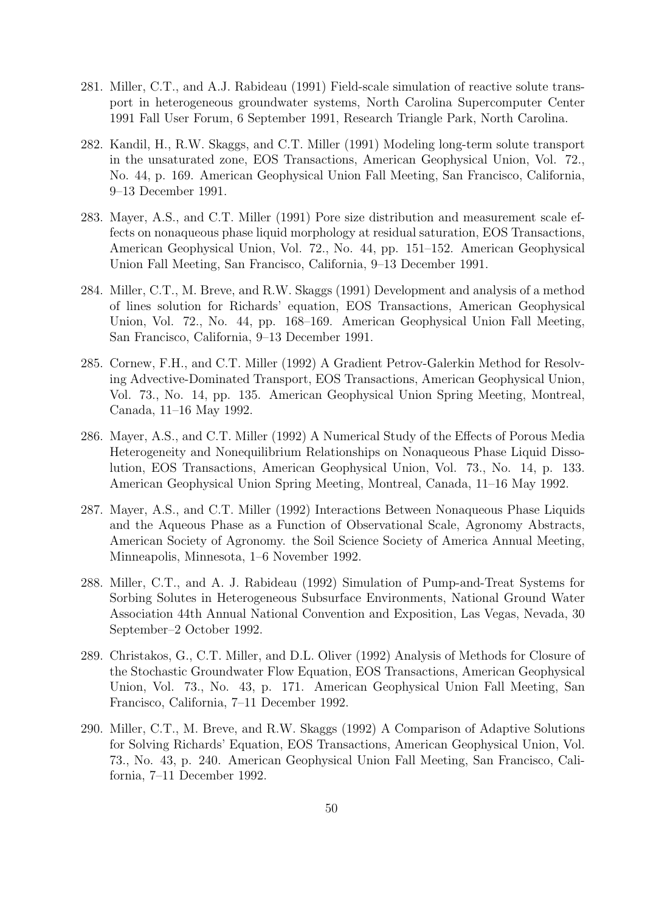281. Miller, C.T., and A.J. Rabideau (1991) Field-scale simulation of reactive solute transport in heterogeneous groundwater systems, North Carolina Supercomputer Center 1991 Fall User Forum, 6 September 1991, Research Triangle Park, North Carolina.

282. Kandil, H., R.W. Skaggs, and C.T. Miller (1991) Modeling long-term solute transport in the unsaturated zone, EOS Transactions, American Geophysical Union, Vol. 72., No. 44, p. 169. American Geophysical Union Fall Meeting, San Francisco, California, 9–13 December 1991.

283. Mayer, A.S., and C.T. Miller (1991) Pore size distribution and measurement scale effects on nonaqueous phase liquid morphology at residual saturation, EOS Transactions, American Geophysical Union, Vol. 72., No. 44, pp. 151–152. American Geophysical Union Fall Meeting, San Francisco, California, 9–13 December 1991.

284. Miller, C.T., M. Breve, and R.W. Skaggs (1991) Development and analysis of a method of lines solution for Richards' equation, EOS Transactions, American Geophysical Union, Vol. 72., No. 44, pp. 168–169. American Geophysical Union Fall Meeting, San Francisco, California, 9–13 December 1991.

285. Cornew, F.H., and C.T. Miller (1992) A Gradient Petrov-Galerkin Method for Resolving Advective-Dominated Transport, EOS Transactions, American Geophysical Union, Vol. 73., No. 14, pp. 135. American Geophysical Union Spring Meeting, Montreal, Canada, 11–16 May 1992.

286. Mayer, A.S., and C.T. Miller (1992) A Numerical Study of the Effects of Porous Media Heterogeneity and Nonequilibrium Relationships on Nonaqueous Phase Liquid Dissolution, EOS Transactions, American Geophysical Union, Vol. 73., No. 14, p. 133. American Geophysical Union Spring Meeting, Montreal, Canada, 11–16 May 1992.

287. Mayer, A.S., and C.T. Miller (1992) Interactions Between Nonaqueous Phase Liquids and the Aqueous Phase as a Function of Observational Scale, Agronomy Abstracts, American Society of Agronomy. the Soil Science Society of America Annual Meeting, Minneapolis, Minnesota, 1–6 November 1992.

288. Miller, C.T., and A. J. Rabideau (1992) Simulation of Pump-and-Treat Systems for Sorbing Solutes in Heterogeneous Subsurface Environments, National Ground Water Association 44th Annual National Convention and Exposition, Las Vegas, Nevada, 30 September–2 October 1992.

289. Christakos, G., C.T. Miller, and D.L. Oliver (1992) Analysis of Methods for Closure of the Stochastic Groundwater Flow Equation, EOS Transactions, American Geophysical Union, Vol. 73., No. 43, p. 171. American Geophysical Union Fall Meeting, San Francisco, California, 7–11 December 1992.

290. Miller, C.T., M. Breve, and R.W. Skaggs (1992) A Comparison of Adaptive Solutions for Solving Richards' Equation, EOS Transactions, American Geophysical Union, Vol. 73., No. 43, p. 240. American Geophysical Union Fall Meeting, San Francisco, California, 7–11 December 1992.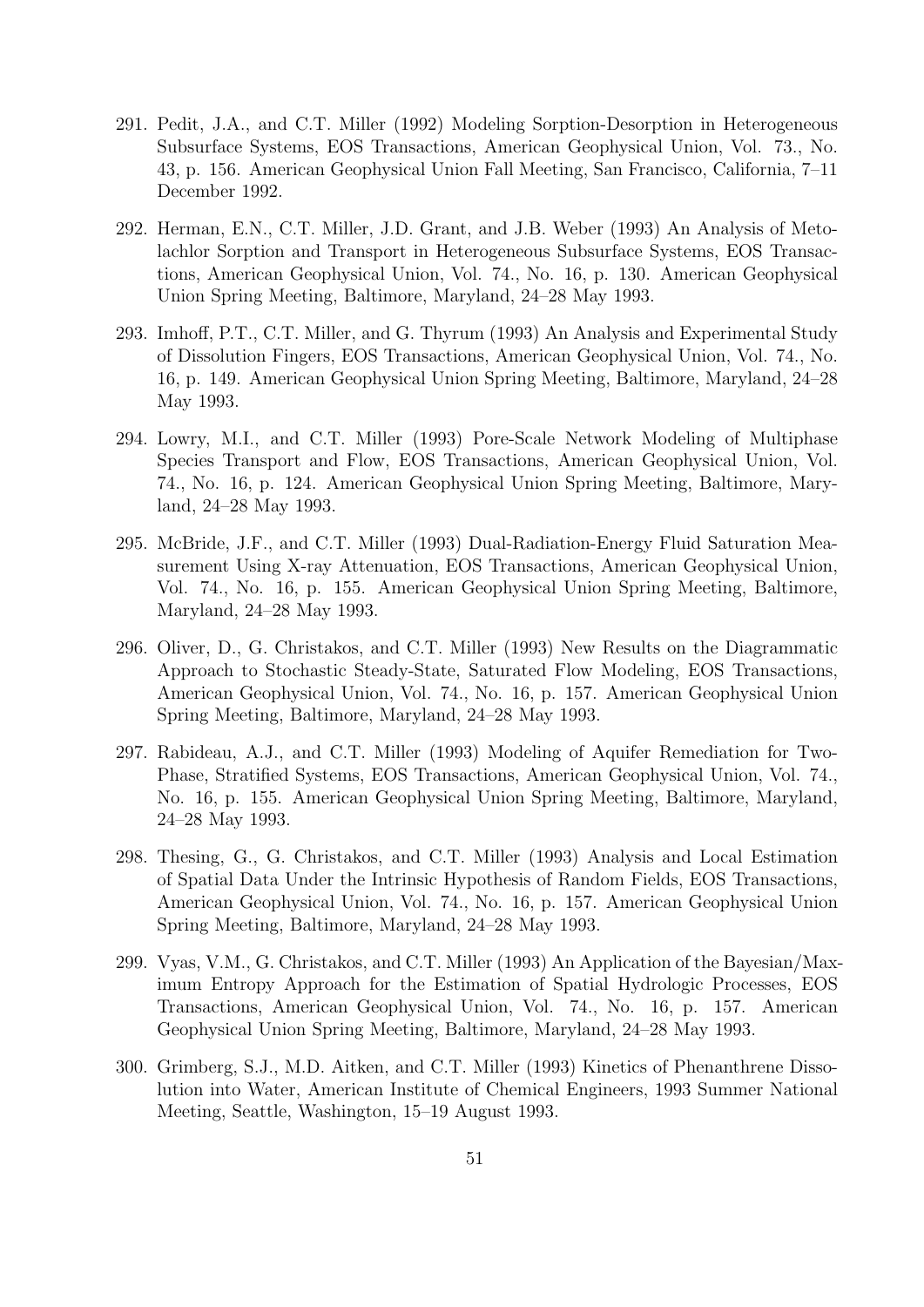291. Pedit, J.A., and C.T. Miller (1992) Modeling Sorption-Desorption in Heterogeneous Subsurface Systems, EOS Transactions, American Geophysical Union, Vol. 73., No. 43, p. 156. American Geophysical Union Fall Meeting, San Francisco, California, 7–11 December 1992.

292. Herman, E.N., C.T. Miller, J.D. Grant, and J.B. Weber (1993) An Analysis of Metolachlor Sorption and Transport in Heterogeneous Subsurface Systems, EOS Transactions, American Geophysical Union, Vol. 74., No. 16, p. 130. American Geophysical Union Spring Meeting, Baltimore, Maryland, 24–28 May 1993.

293. Imhoff, P.T., C.T. Miller, and G. Thyrum (1993) An Analysis and Experimental Study of Dissolution Fingers, EOS Transactions, American Geophysical Union, Vol. 74., No. 16, p. 149. American Geophysical Union Spring Meeting, Baltimore, Maryland, 24–28 May 1993.

294. Lowry, M.I., and C.T. Miller (1993) Pore-Scale Network Modeling of Multiphase Species Transport and Flow, EOS Transactions, American Geophysical Union, Vol. 74., No. 16, p. 124. American Geophysical Union Spring Meeting, Baltimore, Maryland, 24–28 May 1993.

295. McBride, J.F., and C.T. Miller (1993) Dual-Radiation-Energy Fluid Saturation Measurement Using X-ray Attenuation, EOS Transactions, American Geophysical Union, Vol. 74., No. 16, p. 155. American Geophysical Union Spring Meeting, Baltimore, Maryland, 24–28 May 1993.

296. Oliver, D., G. Christakos, and C.T. Miller (1993) New Results on the Diagrammatic Approach to Stochastic Steady-State, Saturated Flow Modeling, EOS Transactions, American Geophysical Union, Vol. 74., No. 16, p. 157. American Geophysical Union Spring Meeting, Baltimore, Maryland, 24–28 May 1993.

297. Rabideau, A.J., and C.T. Miller (1993) Modeling of Aquifer Remediation for Two-Phase, Stratified Systems, EOS Transactions, American Geophysical Union, Vol. 74., No. 16, p. 155. American Geophysical Union Spring Meeting, Baltimore, Maryland, 24–28 May 1993.

298. Thesing, G., G. Christakos, and C.T. Miller (1993) Analysis and Local Estimation of Spatial Data Under the Intrinsic Hypothesis of Random Fields, EOS Transactions, American Geophysical Union, Vol. 74., No. 16, p. 157. American Geophysical Union Spring Meeting, Baltimore, Maryland, 24–28 May 1993.

299. Vyas, V.M., G. Christakos, and C.T. Miller (1993) An Application of the Bayesian/Maximum Entropy Approach for the Estimation of Spatial Hydrologic Processes, EOS Transactions, American Geophysical Union, Vol. 74., No. 16, p. 157. American Geophysical Union Spring Meeting, Baltimore, Maryland, 24–28 May 1993.

300. Grimberg, S.J., M.D. Aitken, and C.T. Miller (1993) Kinetics of Phenanthrene Dissolution into Water, American Institute of Chemical Engineers, 1993 Summer National Meeting, Seattle, Washington, 15–19 August 1993.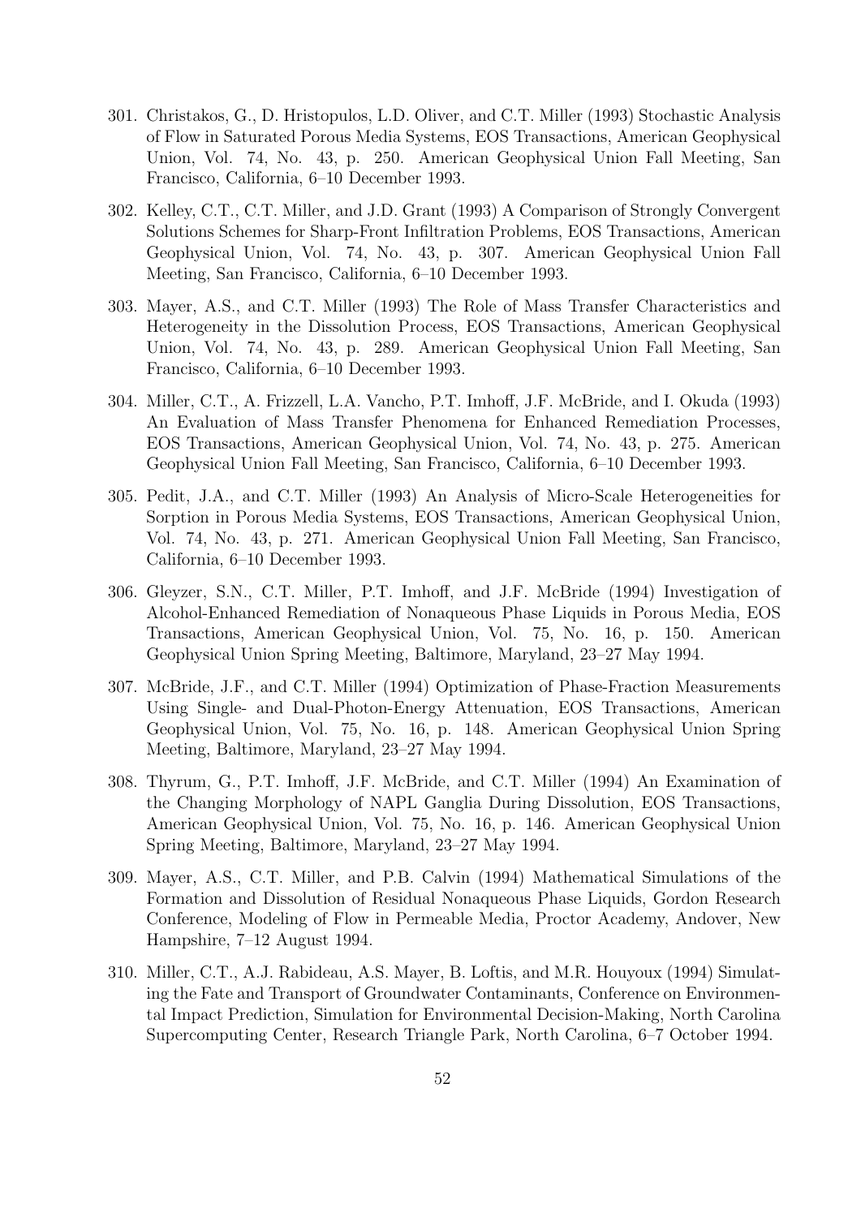301. Christakos, G., D. Hristopulos, L.D. Oliver, and C.T. Miller (1993) Stochastic Analysis of Flow in Saturated Porous Media Systems, EOS Transactions, American Geophysical Union, Vol. 74, No. 43, p. 250. American Geophysical Union Fall Meeting, San Francisco, California, 6–10 December 1993.

302. Kelley, C.T., C.T. Miller, and J.D. Grant (1993) A Comparison of Strongly Convergent Solutions Schemes for Sharp-Front Infiltration Problems, EOS Transactions, American Geophysical Union, Vol. 74, No. 43, p. 307. American Geophysical Union Fall Meeting, San Francisco, California, 6–10 December 1993.

303. Mayer, A.S., and C.T. Miller (1993) The Role of Mass Transfer Characteristics and Heterogeneity in the Dissolution Process, EOS Transactions, American Geophysical Union, Vol. 74, No. 43, p. 289. American Geophysical Union Fall Meeting, San Francisco, California, 6–10 December 1993.

304. Miller, C.T., A. Frizzell, L.A. Vancho, P.T. Imhoff, J.F. McBride, and I. Okuda (1993) An Evaluation of Mass Transfer Phenomena for Enhanced Remediation Processes, EOS Transactions, American Geophysical Union, Vol. 74, No. 43, p. 275. American Geophysical Union Fall Meeting, San Francisco, California, 6–10 December 1993.

305. Pedit, J.A., and C.T. Miller (1993) An Analysis of Micro-Scale Heterogeneities for Sorption in Porous Media Systems, EOS Transactions, American Geophysical Union, Vol. 74, No. 43, p. 271. American Geophysical Union Fall Meeting, San Francisco, California, 6–10 December 1993.

306. Gleyzer, S.N., C.T. Miller, P.T. Imhoff, and J.F. McBride (1994) Investigation of Alcohol-Enhanced Remediation of Nonaqueous Phase Liquids in Porous Media, EOS Transactions, American Geophysical Union, Vol. 75, No. 16, p. 150. American Geophysical Union Spring Meeting, Baltimore, Maryland, 23–27 May 1994.

307. McBride, J.F., and C.T. Miller (1994) Optimization of Phase-Fraction Measurements Using Single- and Dual-Photon-Energy Attenuation, EOS Transactions, American Geophysical Union, Vol. 75, No. 16, p. 148. American Geophysical Union Spring Meeting, Baltimore, Maryland, 23–27 May 1994.

308. Thyrum, G., P.T. Imhoff, J.F. McBride, and C.T. Miller (1994) An Examination of the Changing Morphology of NAPL Ganglia During Dissolution, EOS Transactions, American Geophysical Union, Vol. 75, No. 16, p. 146. American Geophysical Union Spring Meeting, Baltimore, Maryland, 23–27 May 1994.

309. Mayer, A.S., C.T. Miller, and P.B. Calvin (1994) Mathematical Simulations of the Formation and Dissolution of Residual Nonaqueous Phase Liquids, Gordon Research Conference, Modeling of Flow in Permeable Media, Proctor Academy, Andover, New Hampshire, 7–12 August 1994.

310. Miller, C.T., A.J. Rabideau, A.S. Mayer, B. Loftis, and M.R. Houyoux (1994) Simulating the Fate and Transport of Groundwater Contaminants, Conference on Environmental Impact Prediction, Simulation for Environmental Decision-Making, North Carolina Supercomputing Center, Research Triangle Park, North Carolina, 6–7 October 1994.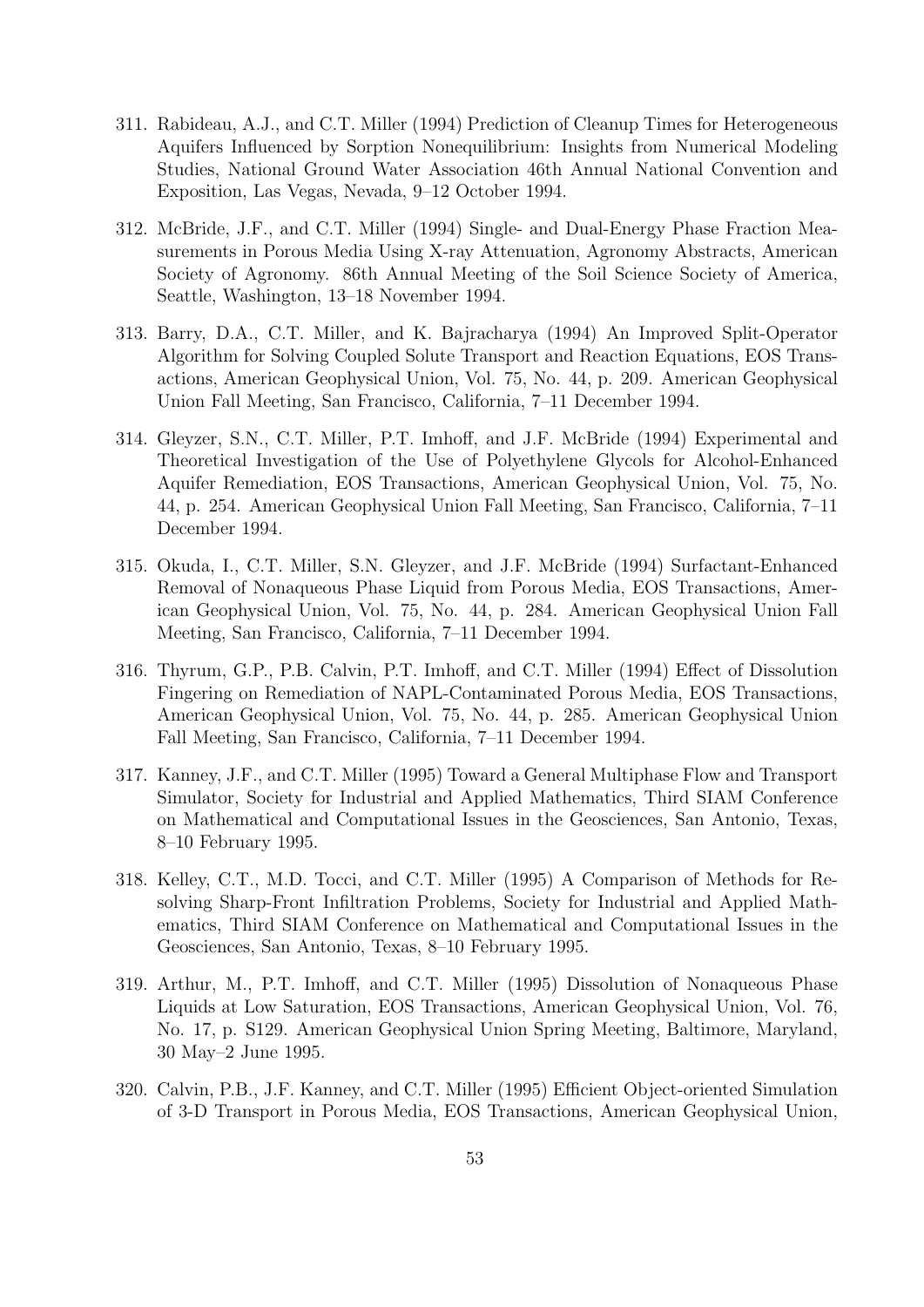311. Rabideau, A.J., and C.T. Miller (1994) Prediction of Cleanup Times for Heterogeneous Aquifers Influenced by Sorption Nonequilibrium: Insights from Numerical Modeling Studies, National Ground Water Association 46th Annual National Convention and Exposition, Las Vegas, Nevada, 9–12 October 1994.

312. McBride, J.F., and C.T. Miller (1994) Single- and Dual-Energy Phase Fraction Measurements in Porous Media Using X-ray Attenuation, Agronomy Abstracts, American Society of Agronomy. 86th Annual Meeting of the Soil Science Society of America, Seattle, Washington, 13–18 November 1994.

313. Barry, D.A., C.T. Miller, and K. Bajracharya (1994) An Improved Split-Operator Algorithm for Solving Coupled Solute Transport and Reaction Equations, EOS Transactions, American Geophysical Union, Vol. 75, No. 44, p. 209. American Geophysical Union Fall Meeting, San Francisco, California, 7–11 December 1994.

314. Gleyzer, S.N., C.T. Miller, P.T. Imhoff, and J.F. McBride (1994) Experimental and Theoretical Investigation of the Use of Polyethylene Glycols for Alcohol-Enhanced Aquifer Remediation, EOS Transactions, American Geophysical Union, Vol. 75, No. 44, p. 254. American Geophysical Union Fall Meeting, San Francisco, California, 7–11 December 1994.

315. Okuda, I., C.T. Miller, S.N. Gleyzer, and J.F. McBride (1994) Surfactant-Enhanced Removal of Nonaqueous Phase Liquid from Porous Media, EOS Transactions, American Geophysical Union, Vol. 75, No. 44, p. 284. American Geophysical Union Fall Meeting, San Francisco, California, 7–11 December 1994.

316. Thyrum, G.P., P.B. Calvin, P.T. Imhoff, and C.T. Miller (1994) Effect of Dissolution Fingering on Remediation of NAPL-Contaminated Porous Media, EOS Transactions, American Geophysical Union, Vol. 75, No. 44, p. 285. American Geophysical Union Fall Meeting, San Francisco, California, 7–11 December 1994.

317. Kanney, J.F., and C.T. Miller (1995) Toward a General Multiphase Flow and Transport Simulator, Society for Industrial and Applied Mathematics, Third SIAM Conference on Mathematical and Computational Issues in the Geosciences, San Antonio, Texas, 8–10 February 1995.

318. Kelley, C.T., M.D. Tocci, and C.T. Miller (1995) A Comparison of Methods for Resolving Sharp-Front Infiltration Problems, Society for Industrial and Applied Mathematics, Third SIAM Conference on Mathematical and Computational Issues in the Geosciences, San Antonio, Texas, 8–10 February 1995.

319. Arthur, M., P.T. Imhoff, and C.T. Miller (1995) Dissolution of Nonaqueous Phase Liquids at Low Saturation, EOS Transactions, American Geophysical Union, Vol. 76, No. 17, p. S129. American Geophysical Union Spring Meeting, Baltimore, Maryland, 30 May–2 June 1995.

320. Calvin, P.B., J.F. Kanney, and C.T. Miller (1995) Efficient Object-oriented Simulation of 3-D Transport in Porous Media, EOS Transactions, American Geophysical Union,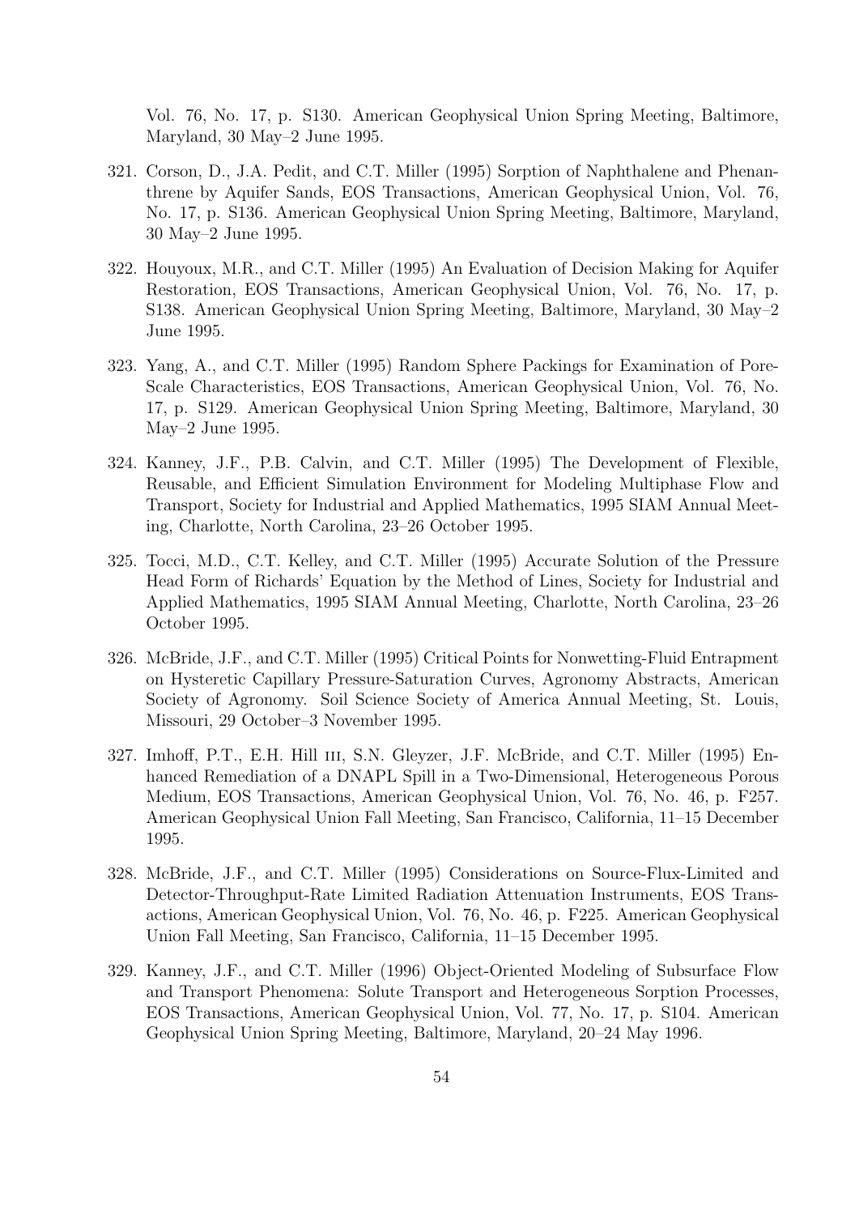Vol. 76, No. 17, p. S130. American Geophysical Union Spring Meeting, Baltimore, Maryland, 30 May–2 June 1995.

321. Corson, D., J.A. Pedit, and C.T. Miller (1995) Sorption of Naphthalene and Phenanthrene by Aquifer Sands, EOS Transactions, American Geophysical Union, Vol. 76, No. 17, p. S136. American Geophysical Union Spring Meeting, Baltimore, Maryland, 30 May–2 June 1995.

322. Houyoux, M.R., and C.T. Miller (1995) An Evaluation of Decision Making for Aquifer Restoration, EOS Transactions, American Geophysical Union, Vol. 76, No. 17, p. S138. American Geophysical Union Spring Meeting, Baltimore, Maryland, 30 May–2 June 1995.

323. Yang, A., and C.T. Miller (1995) Random Sphere Packings for Examination of Pore-Scale Characteristics, EOS Transactions, American Geophysical Union, Vol. 76, No. 17, p. S129. American Geophysical Union Spring Meeting, Baltimore, Maryland, 30 May–2 June 1995.

324. Kanney, J.F., P.B. Calvin, and C.T. Miller (1995) The Development of Flexible, Reusable, and Efficient Simulation Environment for Modeling Multiphase Flow and Transport, Society for Industrial and Applied Mathematics, 1995 SIAM Annual Meeting, Charlotte, North Carolina, 23–26 October 1995.

325. Tocci, M.D., C.T. Kelley, and C.T. Miller (1995) Accurate Solution of the Pressure Head Form of Richards' Equation by the Method of Lines, Society for Industrial and Applied Mathematics, 1995 SIAM Annual Meeting, Charlotte, North Carolina, 23–26 October 1995.

326. McBride, J.F., and C.T. Miller (1995) Critical Points for Nonwetting-Fluid Entrapment on Hysteretic Capillary Pressure-Saturation Curves, Agronomy Abstracts, American Society of Agronomy. Soil Science Society of America Annual Meeting, St. Louis, Missouri, 29 October–3 November 1995.

327. Imhoff, P.T., E.H. Hill III, S.N. Gleyzer, J.F. McBride, and C.T. Miller (1995) Enhanced Remediation of a DNAPL Spill in a Two-Dimensional, Heterogeneous Porous Medium, EOS Transactions, American Geophysical Union, Vol. 76, No. 46, p. F257. American Geophysical Union Fall Meeting, San Francisco, California, 11–15 December 1995.

328. McBride, J.F., and C.T. Miller (1995) Considerations on Source-Flux-Limited and Detector-Throughput-Rate Limited Radiation Attenuation Instruments, EOS Transactions, American Geophysical Union, Vol. 76, No. 46, p. F225. American Geophysical Union Fall Meeting, San Francisco, California, 11–15 December 1995.

329. Kanney, J.F., and C.T. Miller (1996) Object-Oriented Modeling of Subsurface Flow and Transport Phenomena: Solute Transport and Heterogeneous Sorption Processes, EOS Transactions, American Geophysical Union, Vol. 77, No. 17, p. S104. American Geophysical Union Spring Meeting, Baltimore, Maryland, 20–24 May 1996.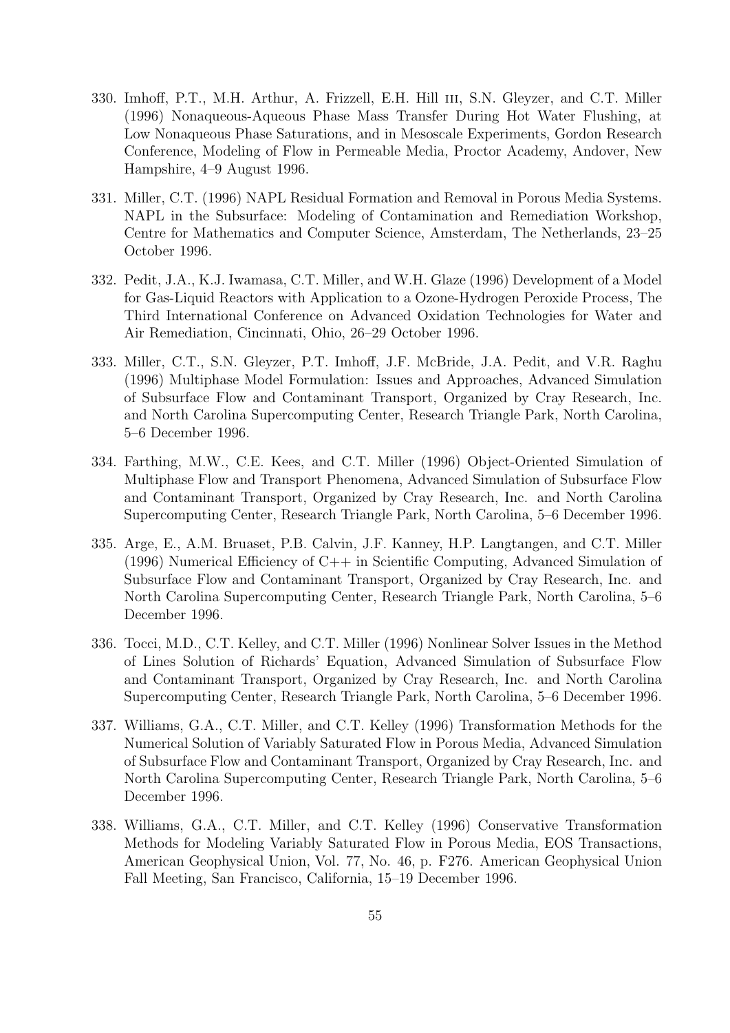330. Imhoff, P.T., M.H. Arthur, A. Frizzell, E.H. Hill III, S.N. Gleyzer, and C.T. Miller (1996) Nonaqueous-Aqueous Phase Mass Transfer During Hot Water Flushing, at Low Nonaqueous Phase Saturations, and in Mesoscale Experiments, Gordon Research Conference, Modeling of Flow in Permeable Media, Proctor Academy, Andover, New Hampshire, 4–9 August 1996.

331. Miller, C.T. (1996) NAPL Residual Formation and Removal in Porous Media Systems. NAPL in the Subsurface: Modeling of Contamination and Remediation Workshop, Centre for Mathematics and Computer Science, Amsterdam, The Netherlands, 23–25 October 1996.

332. Pedit, J.A., K.J. Iwamasa, C.T. Miller, and W.H. Glaze (1996) Development of a Model for Gas-Liquid Reactors with Application to a Ozone-Hydrogen Peroxide Process, The Third International Conference on Advanced Oxidation Technologies for Water and Air Remediation, Cincinnati, Ohio, 26–29 October 1996.

333. Miller, C.T., S.N. Gleyzer, P.T. Imhoff, J.F. McBride, J.A. Pedit, and V.R. Raghu (1996) Multiphase Model Formulation: Issues and Approaches, Advanced Simulation of Subsurface Flow and Contaminant Transport, Organized by Cray Research, Inc. and North Carolina Supercomputing Center, Research Triangle Park, North Carolina, 5–6 December 1996.

334. Farthing, M.W., C.E. Kees, and C.T. Miller (1996) Object-Oriented Simulation of Multiphase Flow and Transport Phenomena, Advanced Simulation of Subsurface Flow and Contaminant Transport, Organized by Cray Research, Inc. and North Carolina Supercomputing Center, Research Triangle Park, North Carolina, 5–6 December 1996.

335. Arge, E., A.M. Bruaset, P.B. Calvin, J.F. Kanney, H.P. Langtangen, and C.T. Miller (1996) Numerical Efficiency of C++ in Scientific Computing, Advanced Simulation of Subsurface Flow and Contaminant Transport, Organized by Cray Research, Inc. and North Carolina Supercomputing Center, Research Triangle Park, North Carolina, 5–6 December 1996.

336. Tocci, M.D., C.T. Kelley, and C.T. Miller (1996) Nonlinear Solver Issues in the Method of Lines Solution of Richards' Equation, Advanced Simulation of Subsurface Flow and Contaminant Transport, Organized by Cray Research, Inc. and North Carolina Supercomputing Center, Research Triangle Park, North Carolina, 5–6 December 1996.

337. Williams, G.A., C.T. Miller, and C.T. Kelley (1996) Transformation Methods for the Numerical Solution of Variably Saturated Flow in Porous Media, Advanced Simulation of Subsurface Flow and Contaminant Transport, Organized by Cray Research, Inc. and North Carolina Supercomputing Center, Research Triangle Park, North Carolina, 5–6 December 1996.

338. Williams, G.A., C.T. Miller, and C.T. Kelley (1996) Conservative Transformation Methods for Modeling Variably Saturated Flow in Porous Media, EOS Transactions, American Geophysical Union, Vol. 77, No. 46, p. F276. American Geophysical Union Fall Meeting, San Francisco, California, 15–19 December 1996.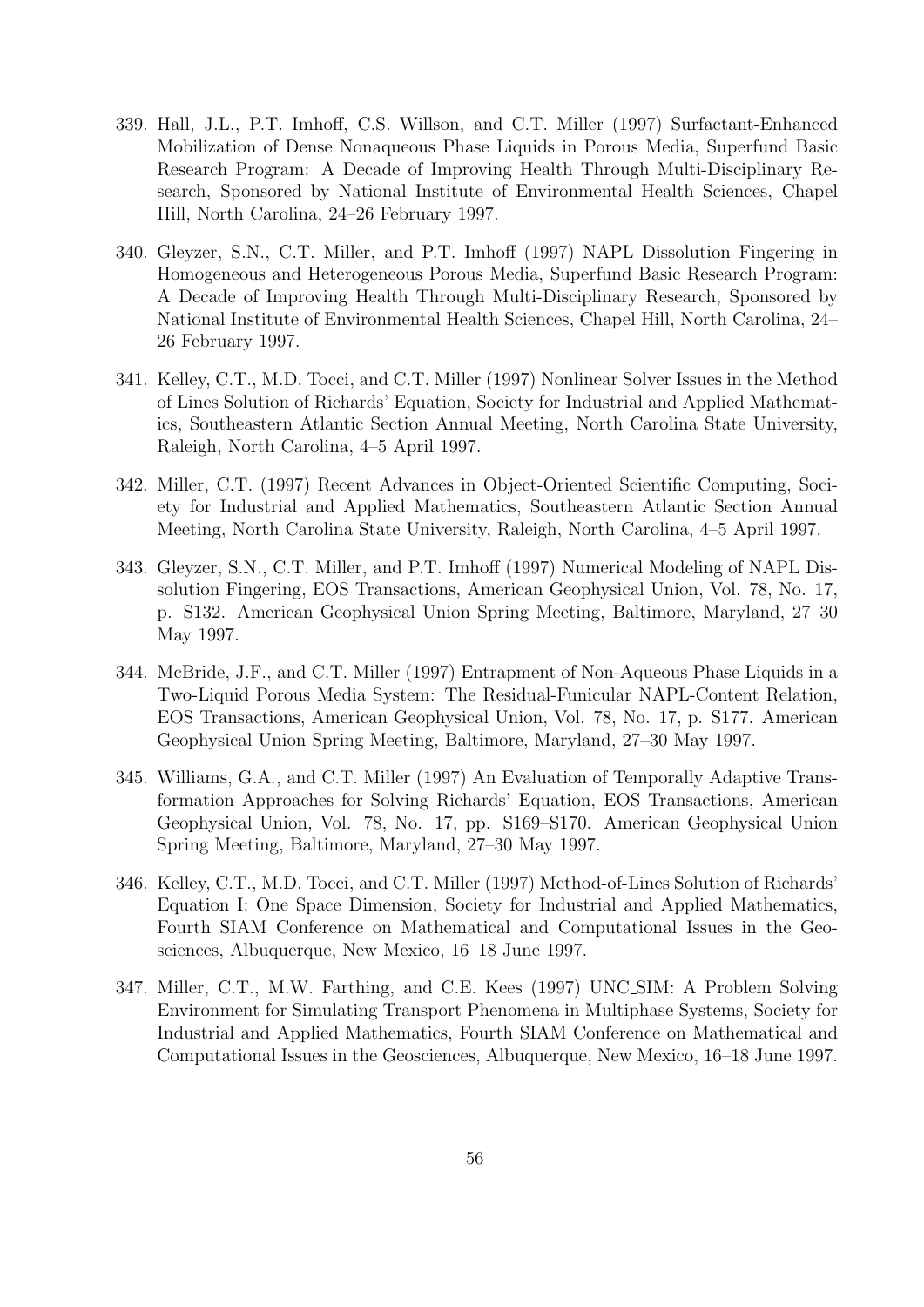339. Hall, J.L., P.T. Imhoff, C.S. Willson, and C.T. Miller (1997) Surfactant-Enhanced Mobilization of Dense Nonaqueous Phase Liquids in Porous Media, Superfund Basic Research Program: A Decade of Improving Health Through Multi-Disciplinary Research, Sponsored by National Institute of Environmental Health Sciences, Chapel Hill, North Carolina, 24–26 February 1997.

340. Gleyzer, S.N., C.T. Miller, and P.T. Imhoff (1997) NAPL Dissolution Fingering in Homogeneous and Heterogeneous Porous Media, Superfund Basic Research Program: A Decade of Improving Health Through Multi-Disciplinary Research, Sponsored by National Institute of Environmental Health Sciences, Chapel Hill, North Carolina, 24–26 February 1997.

341. Kelley, C.T., M.D. Tocci, and C.T. Miller (1997) Nonlinear Solver Issues in the Method of Lines Solution of Richards' Equation, Society for Industrial and Applied Mathematics, Southeastern Atlantic Section Annual Meeting, North Carolina State University, Raleigh, North Carolina, 4–5 April 1997.

342. Miller, C.T. (1997) Recent Advances in Object-Oriented Scientific Computing, Society for Industrial and Applied Mathematics, Southeastern Atlantic Section Annual Meeting, North Carolina State University, Raleigh, North Carolina, 4–5 April 1997.

343. Gleyzer, S.N., C.T. Miller, and P.T. Imhoff (1997) Numerical Modeling of NAPL Dissolution Fingering, EOS Transactions, American Geophysical Union, Vol. 78, No. 17, p. S132. American Geophysical Union Spring Meeting, Baltimore, Maryland, 27–30 May 1997.

344. McBride, J.F., and C.T. Miller (1997) Entrapment of Non-Aqueous Phase Liquids in a Two-Liquid Porous Media System: The Residual-Funicular NAPL-Content Relation, EOS Transactions, American Geophysical Union, Vol. 78, No. 17, p. S177. American Geophysical Union Spring Meeting, Baltimore, Maryland, 27–30 May 1997.

345. Williams, G.A., and C.T. Miller (1997) An Evaluation of Temporally Adaptive Transformation Approaches for Solving Richards' Equation, EOS Transactions, American Geophysical Union, Vol. 78, No. 17, pp. S169–S170. American Geophysical Union Spring Meeting, Baltimore, Maryland, 27–30 May 1997.

346. Kelley, C.T., M.D. Tocci, and C.T. Miller (1997) Method-of-Lines Solution of Richards' Equation I: One Space Dimension, Society for Industrial and Applied Mathematics, Fourth SIAM Conference on Mathematical and Computational Issues in the Geosciences, Albuquerque, New Mexico, 16–18 June 1997.

347. Miller, C.T., M.W. Farthing, and C.E. Kees (1997) UNC_SIM: A Problem Solving Environment for Simulating Transport Phenomena in Multiphase Systems, Society for Industrial and Applied Mathematics, Fourth SIAM Conference on Mathematical and Computational Issues in the Geosciences, Albuquerque, New Mexico, 16–18 June 1997.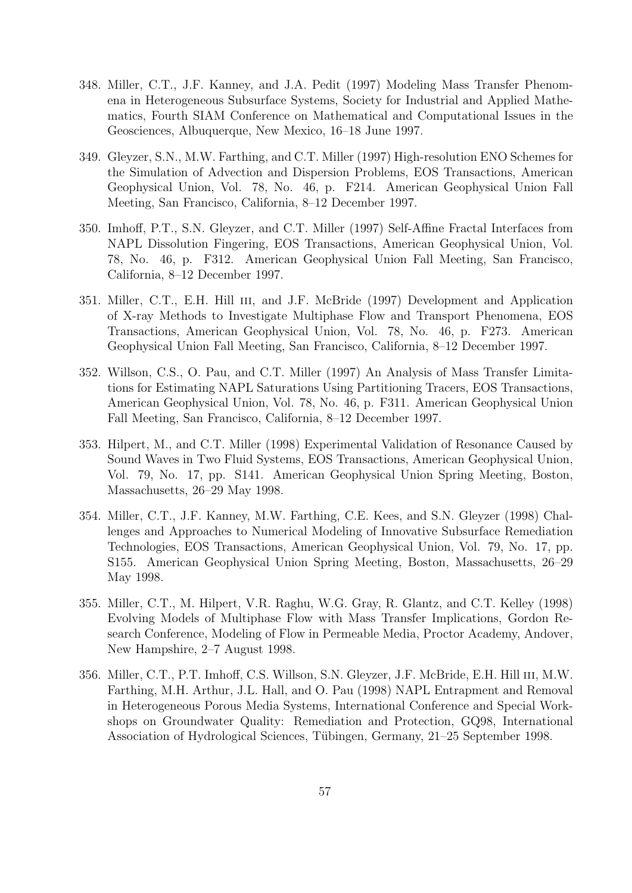348. Miller, C.T., J.F. Kanney, and J.A. Pedit (1997) Modeling Mass Transfer Phenomena in Heterogeneous Subsurface Systems, Society for Industrial and Applied Mathematics, Fourth SIAM Conference on Mathematical and Computational Issues in the Geosciences, Albuquerque, New Mexico, 16–18 June 1997.

349. Gleyzer, S.N., M.W. Farthing, and C.T. Miller (1997) High-resolution ENO Schemes for the Simulation of Advection and Dispersion Problems, EOS Transactions, American Geophysical Union, Vol. 78, No. 46, p. F214. American Geophysical Union Fall Meeting, San Francisco, California, 8–12 December 1997.

350. Imhoff, P.T., S.N. Gleyzer, and C.T. Miller (1997) Self-Affine Fractal Interfaces from NAPL Dissolution Fingering, EOS Transactions, American Geophysical Union, Vol. 78, No. 46, p. F312. American Geophysical Union Fall Meeting, San Francisco, California, 8–12 December 1997.

351. Miller, C.T., E.H. Hill III, and J.F. McBride (1997) Development and Application of X-ray Methods to Investigate Multiphase Flow and Transport Phenomena, EOS Transactions, American Geophysical Union, Vol. 78, No. 46, p. F273. American Geophysical Union Fall Meeting, San Francisco, California, 8–12 December 1997.

352. Willson, C.S., O. Pau, and C.T. Miller (1997) An Analysis of Mass Transfer Limitations for Estimating NAPL Saturations Using Partitioning Tracers, EOS Transactions, American Geophysical Union, Vol. 78, No. 46, p. F311. American Geophysical Union Fall Meeting, San Francisco, California, 8–12 December 1997.

353. Hilpert, M., and C.T. Miller (1998) Experimental Validation of Resonance Caused by Sound Waves in Two Fluid Systems, EOS Transactions, American Geophysical Union, Vol. 79, No. 17, pp. S141. American Geophysical Union Spring Meeting, Boston, Massachusetts, 26–29 May 1998.

354. Miller, C.T., J.F. Kanney, M.W. Farthing, C.E. Kees, and S.N. Gleyzer (1998) Challenges and Approaches to Numerical Modeling of Innovative Subsurface Remediation Technologies, EOS Transactions, American Geophysical Union, Vol. 79, No. 17, pp. S155. American Geophysical Union Spring Meeting, Boston, Massachusetts, 26–29 May 1998.

355. Miller, C.T., M. Hilpert, V.R. Raghu, W.G. Gray, R. Glantz, and C.T. Kelley (1998) Evolving Models of Multiphase Flow with Mass Transfer Implications, Gordon Research Conference, Modeling of Flow in Permeable Media, Proctor Academy, Andover, New Hampshire, 2–7 August 1998.

356. Miller, C.T., P.T. Imhoff, C.S. Willson, S.N. Gleyzer, J.F. McBride, E.H. Hill III, M.W. Farthing, M.H. Arthur, J.L. Hall, and O. Pau (1998) NAPL Entrapment and Removal in Heterogeneous Porous Media Systems, International Conference and Special Workshops on Groundwater Quality: Remediation and Protection, GQ98, International Association of Hydrological Sciences, Tübingen, Germany, 21–25 September 1998.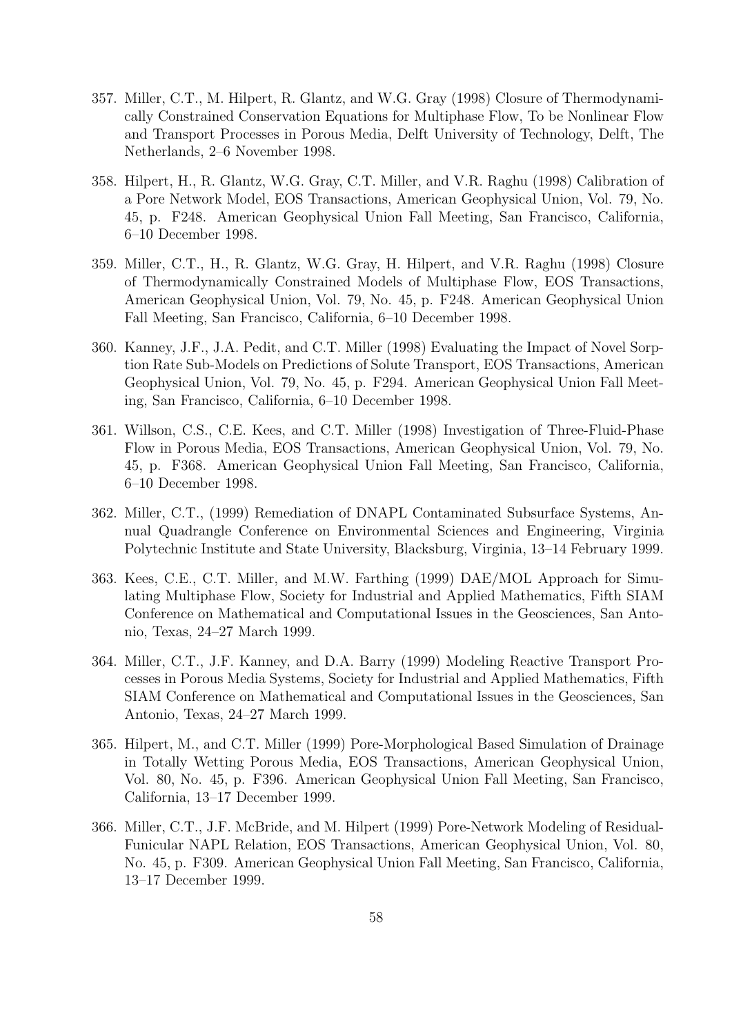357. Miller, C.T., M. Hilpert, R. Glantz, and W.G. Gray (1998) Closure of Thermodynamically Constrained Conservation Equations for Multiphase Flow, To be Nonlinear Flow and Transport Processes in Porous Media, Delft University of Technology, Delft, The Netherlands, 2–6 November 1998.

358. Hilpert, H., R. Glantz, W.G. Gray, C.T. Miller, and V.R. Raghu (1998) Calibration of a Pore Network Model, EOS Transactions, American Geophysical Union, Vol. 79, No. 45, p. F248. American Geophysical Union Fall Meeting, San Francisco, California, 6–10 December 1998.

359. Miller, C.T., H., R. Glantz, W.G. Gray, H. Hilpert, and V.R. Raghu (1998) Closure of Thermodynamically Constrained Models of Multiphase Flow, EOS Transactions, American Geophysical Union, Vol. 79, No. 45, p. F248. American Geophysical Union Fall Meeting, San Francisco, California, 6–10 December 1998.

360. Kanney, J.F., J.A. Pedit, and C.T. Miller (1998) Evaluating the Impact of Novel Sorption Rate Sub-Models on Predictions of Solute Transport, EOS Transactions, American Geophysical Union, Vol. 79, No. 45, p. F294. American Geophysical Union Fall Meeting, San Francisco, California, 6–10 December 1998.

361. Willson, C.S., C.E. Kees, and C.T. Miller (1998) Investigation of Three-Fluid-Phase Flow in Porous Media, EOS Transactions, American Geophysical Union, Vol. 79, No. 45, p. F368. American Geophysical Union Fall Meeting, San Francisco, California, 6–10 December 1998.

362. Miller, C.T., (1999) Remediation of DNAPL Contaminated Subsurface Systems, Annual Quadrangle Conference on Environmental Sciences and Engineering, Virginia Polytechnic Institute and State University, Blacksburg, Virginia, 13–14 February 1999.

363. Kees, C.E., C.T. Miller, and M.W. Farthing (1999) DAE/MOL Approach for Simulating Multiphase Flow, Society for Industrial and Applied Mathematics, Fifth SIAM Conference on Mathematical and Computational Issues in the Geosciences, San Antonio, Texas, 24–27 March 1999.

364. Miller, C.T., J.F. Kanney, and D.A. Barry (1999) Modeling Reactive Transport Processes in Porous Media Systems, Society for Industrial and Applied Mathematics, Fifth SIAM Conference on Mathematical and Computational Issues in the Geosciences, San Antonio, Texas, 24–27 March 1999.

365. Hilpert, M., and C.T. Miller (1999) Pore-Morphological Based Simulation of Drainage in Totally Wetting Porous Media, EOS Transactions, American Geophysical Union, Vol. 80, No. 45, p. F396. American Geophysical Union Fall Meeting, San Francisco, California, 13–17 December 1999.

366. Miller, C.T., J.F. McBride, and M. Hilpert (1999) Pore-Network Modeling of Residual-Funicular NAPL Relation, EOS Transactions, American Geophysical Union, Vol. 80, No. 45, p. F309. American Geophysical Union Fall Meeting, San Francisco, California, 13–17 December 1999.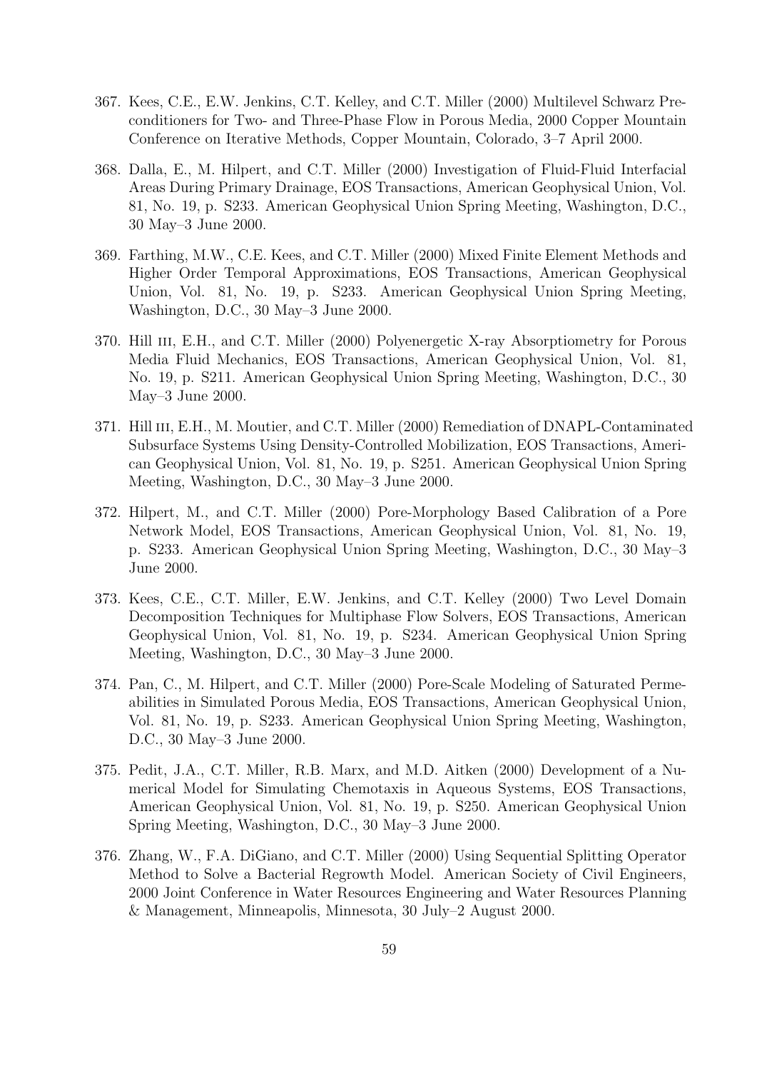367. Kees, C.E., E.W. Jenkins, C.T. Kelley, and C.T. Miller (2000) Multilevel Schwarz Preconditioners for Two- and Three-Phase Flow in Porous Media, 2000 Copper Mountain Conference on Iterative Methods, Copper Mountain, Colorado, 3–7 April 2000.

368. Dalla, E., M. Hilpert, and C.T. Miller (2000) Investigation of Fluid-Fluid Interfacial Areas During Primary Drainage, EOS Transactions, American Geophysical Union, Vol. 81, No. 19, p. S233. American Geophysical Union Spring Meeting, Washington, D.C., 30 May–3 June 2000.

369. Farthing, M.W., C.E. Kees, and C.T. Miller (2000) Mixed Finite Element Methods and Higher Order Temporal Approximations, EOS Transactions, American Geophysical Union, Vol. 81, No. 19, p. S233. American Geophysical Union Spring Meeting, Washington, D.C., 30 May–3 June 2000.

370. Hill III, E.H., and C.T. Miller (2000) Polyenergetic X-ray Absorptiometry for Porous Media Fluid Mechanics, EOS Transactions, American Geophysical Union, Vol. 81, No. 19, p. S211. American Geophysical Union Spring Meeting, Washington, D.C., 30 May–3 June 2000.

371. Hill III, E.H., M. Moutier, and C.T. Miller (2000) Remediation of DNAPL-Contaminated Subsurface Systems Using Density-Controlled Mobilization, EOS Transactions, American Geophysical Union, Vol. 81, No. 19, p. S251. American Geophysical Union Spring Meeting, Washington, D.C., 30 May–3 June 2000.

372. Hilpert, M., and C.T. Miller (2000) Pore-Morphology Based Calibration of a Pore Network Model, EOS Transactions, American Geophysical Union, Vol. 81, No. 19, p. S233. American Geophysical Union Spring Meeting, Washington, D.C., 30 May–3 June 2000.

373. Kees, C.E., C.T. Miller, E.W. Jenkins, and C.T. Kelley (2000) Two Level Domain Decomposition Techniques for Multiphase Flow Solvers, EOS Transactions, American Geophysical Union, Vol. 81, No. 19, p. S234. American Geophysical Union Spring Meeting, Washington, D.C., 30 May–3 June 2000.

374. Pan, C., M. Hilpert, and C.T. Miller (2000) Pore-Scale Modeling of Saturated Permeabilities in Simulated Porous Media, EOS Transactions, American Geophysical Union, Vol. 81, No. 19, p. S233. American Geophysical Union Spring Meeting, Washington, D.C., 30 May–3 June 2000.

375. Pedit, J.A., C.T. Miller, R.B. Marx, and M.D. Aitken (2000) Development of a Numerical Model for Simulating Chemotaxis in Aqueous Systems, EOS Transactions, American Geophysical Union, Vol. 81, No. 19, p. S250. American Geophysical Union Spring Meeting, Washington, D.C., 30 May–3 June 2000.

376. Zhang, W., F.A. DiGiano, and C.T. Miller (2000) Using Sequential Splitting Operator Method to Solve a Bacterial Regrowth Model. American Society of Civil Engineers, 2000 Joint Conference in Water Resources Engineering and Water Resources Planning & Management, Minneapolis, Minnesota, 30 July–2 August 2000.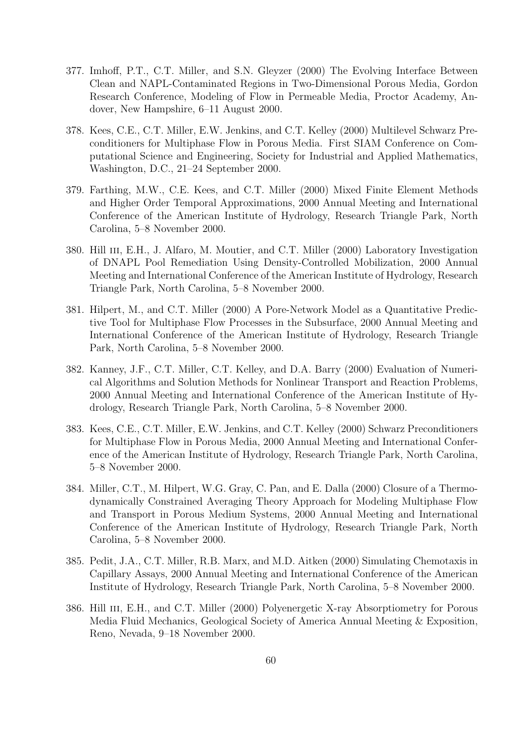377. Imhoff, P.T., C.T. Miller, and S.N. Gleyzer (2000) The Evolving Interface Between Clean and NAPL-Contaminated Regions in Two-Dimensional Porous Media, Gordon Research Conference, Modeling of Flow in Permeable Media, Proctor Academy, Andover, New Hampshire, 6–11 August 2000.

378. Kees, C.E., C.T. Miller, E.W. Jenkins, and C.T. Kelley (2000) Multilevel Schwarz Preconditioners for Multiphase Flow in Porous Media. First SIAM Conference on Computational Science and Engineering, Society for Industrial and Applied Mathematics, Washington, D.C., 21–24 September 2000.

379. Farthing, M.W., C.E. Kees, and C.T. Miller (2000) Mixed Finite Element Methods and Higher Order Temporal Approximations, 2000 Annual Meeting and International Conference of the American Institute of Hydrology, Research Triangle Park, North Carolina, 5–8 November 2000.

380. Hill III, E.H., J. Alfaro, M. Moutier, and C.T. Miller (2000) Laboratory Investigation of DNAPL Pool Remediation Using Density-Controlled Mobilization, 2000 Annual Meeting and International Conference of the American Institute of Hydrology, Research Triangle Park, North Carolina, 5–8 November 2000.

381. Hilpert, M., and C.T. Miller (2000) A Pore-Network Model as a Quantitative Predictive Tool for Multiphase Flow Processes in the Subsurface, 2000 Annual Meeting and International Conference of the American Institute of Hydrology, Research Triangle Park, North Carolina, 5–8 November 2000.

382. Kanney, J.F., C.T. Miller, C.T. Kelley, and D.A. Barry (2000) Evaluation of Numerical Algorithms and Solution Methods for Nonlinear Transport and Reaction Problems, 2000 Annual Meeting and International Conference of the American Institute of Hydrology, Research Triangle Park, North Carolina, 5–8 November 2000.

383. Kees, C.E., C.T. Miller, E.W. Jenkins, and C.T. Kelley (2000) Schwarz Preconditioners for Multiphase Flow in Porous Media, 2000 Annual Meeting and International Conference of the American Institute of Hydrology, Research Triangle Park, North Carolina, 5–8 November 2000.

384. Miller, C.T., M. Hilpert, W.G. Gray, C. Pan, and E. Dalla (2000) Closure of a Thermodynamically Constrained Averaging Theory Approach for Modeling Multiphase Flow and Transport in Porous Medium Systems, 2000 Annual Meeting and International Conference of the American Institute of Hydrology, Research Triangle Park, North Carolina, 5–8 November 2000.

385. Pedit, J.A., C.T. Miller, R.B. Marx, and M.D. Aitken (2000) Simulating Chemotaxis in Capillary Assays, 2000 Annual Meeting and International Conference of the American Institute of Hydrology, Research Triangle Park, North Carolina, 5–8 November 2000.

386. Hill III, E.H., and C.T. Miller (2000) Polyenergetic X-ray Absorptiometry for Porous Media Fluid Mechanics, Geological Society of America Annual Meeting & Exposition, Reno, Nevada, 9–18 November 2000.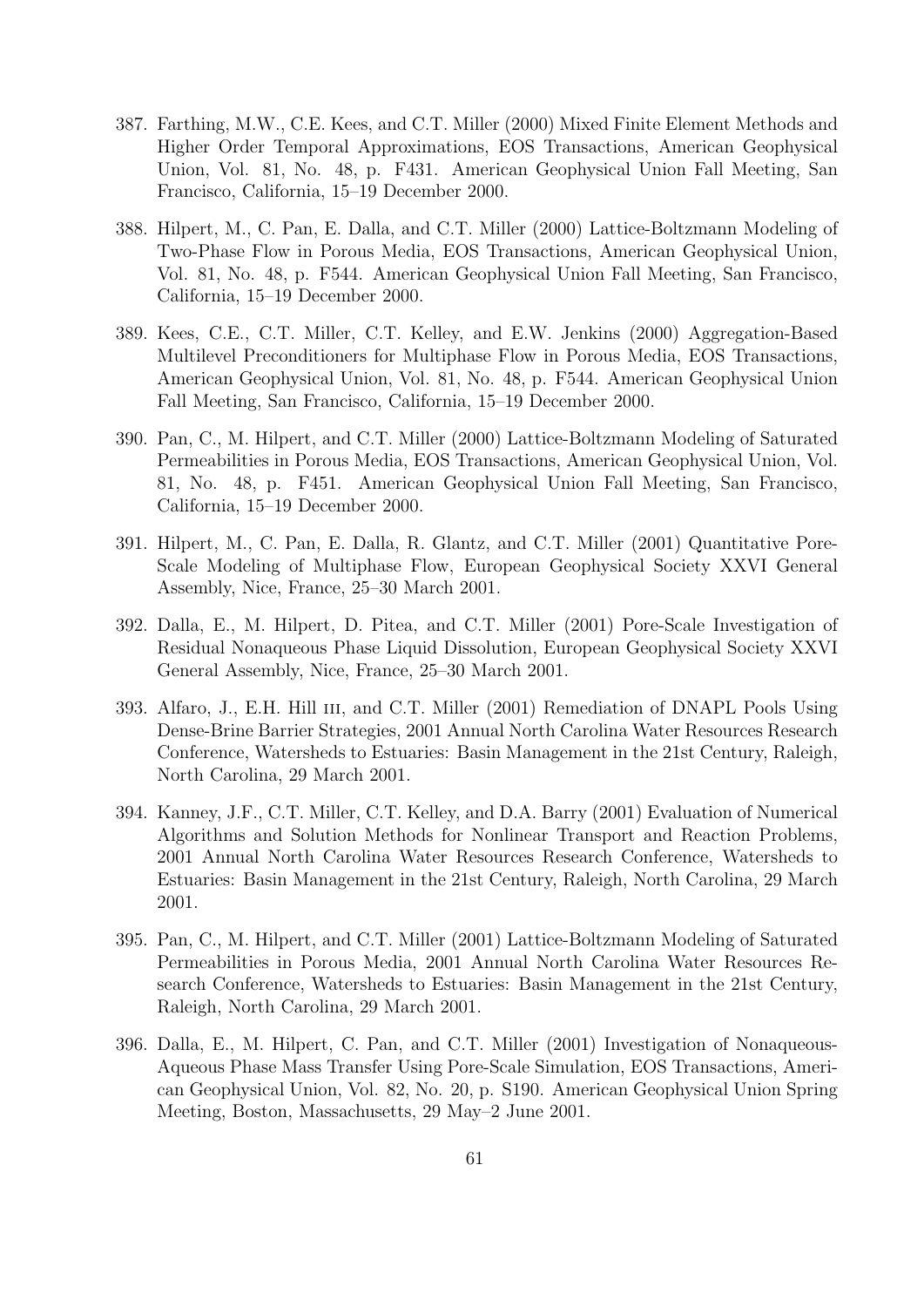387. Farthing, M.W., C.E. Kees, and C.T. Miller (2000) Mixed Finite Element Methods and Higher Order Temporal Approximations, EOS Transactions, American Geophysical Union, Vol. 81, No. 48, p. F431. American Geophysical Union Fall Meeting, San Francisco, California, 15–19 December 2000.

388. Hilpert, M., C. Pan, E. Dalla, and C.T. Miller (2000) Lattice-Boltzmann Modeling of Two-Phase Flow in Porous Media, EOS Transactions, American Geophysical Union, Vol. 81, No. 48, p. F544. American Geophysical Union Fall Meeting, San Francisco, California, 15–19 December 2000.

389. Kees, C.E., C.T. Miller, C.T. Kelley, and E.W. Jenkins (2000) Aggregation-Based Multilevel Preconditioners for Multiphase Flow in Porous Media, EOS Transactions, American Geophysical Union, Vol. 81, No. 48, p. F544. American Geophysical Union Fall Meeting, San Francisco, California, 15–19 December 2000.

390. Pan, C., M. Hilpert, and C.T. Miller (2000) Lattice-Boltzmann Modeling of Saturated Permeabilities in Porous Media, EOS Transactions, American Geophysical Union, Vol. 81, No. 48, p. F451. American Geophysical Union Fall Meeting, San Francisco, California, 15–19 December 2000.

391. Hilpert, M., C. Pan, E. Dalla, R. Glantz, and C.T. Miller (2001) Quantitative Pore-Scale Modeling of Multiphase Flow, European Geophysical Society XXVI General Assembly, Nice, France, 25–30 March 2001.

392. Dalla, E., M. Hilpert, D. Pitea, and C.T. Miller (2001) Pore-Scale Investigation of Residual Nonaqueous Phase Liquid Dissolution, European Geophysical Society XXVI General Assembly, Nice, France, 25–30 March 2001.

393. Alfaro, J., E.H. Hill III, and C.T. Miller (2001) Remediation of DNAPL Pools Using Dense-Brine Barrier Strategies, 2001 Annual North Carolina Water Resources Research Conference, Watersheds to Estuaries: Basin Management in the 21st Century, Raleigh, North Carolina, 29 March 2001.

394. Kanney, J.F., C.T. Miller, C.T. Kelley, and D.A. Barry (2001) Evaluation of Numerical Algorithms and Solution Methods for Nonlinear Transport and Reaction Problems, 2001 Annual North Carolina Water Resources Research Conference, Watersheds to Estuaries: Basin Management in the 21st Century, Raleigh, North Carolina, 29 March 2001.

395. Pan, C., M. Hilpert, and C.T. Miller (2001) Lattice-Boltzmann Modeling of Saturated Permeabilities in Porous Media, 2001 Annual North Carolina Water Resources Research Conference, Watersheds to Estuaries: Basin Management in the 21st Century, Raleigh, North Carolina, 29 March 2001.

396. Dalla, E., M. Hilpert, C. Pan, and C.T. Miller (2001) Investigation of Nonaqueous-Aqueous Phase Mass Transfer Using Pore-Scale Simulation, EOS Transactions, American Geophysical Union, Vol. 82, No. 20, p. S190. American Geophysical Union Spring Meeting, Boston, Massachusetts, 29 May–2 June 2001.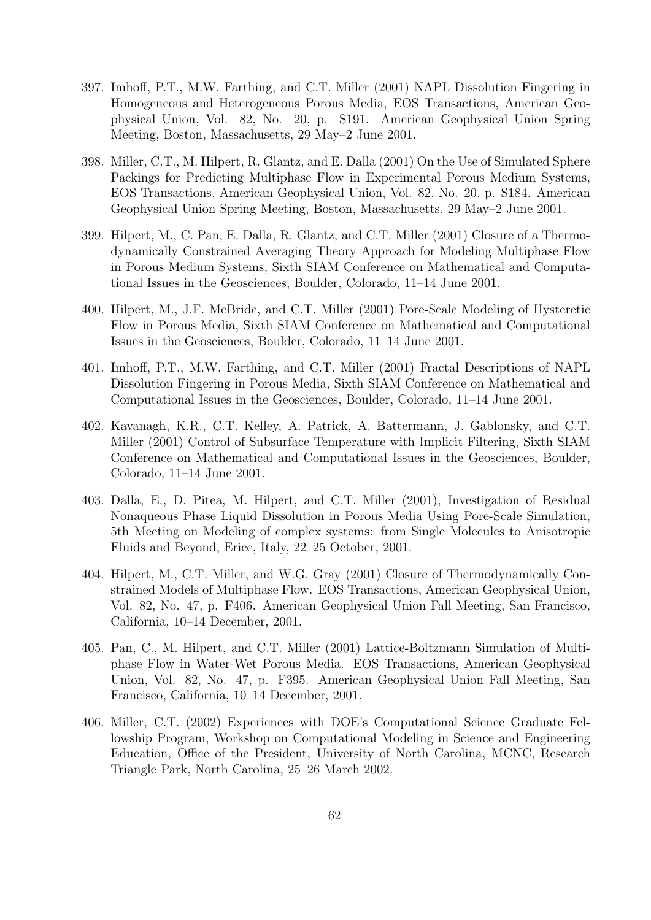397. Imhoff, P.T., M.W. Farthing, and C.T. Miller (2001) NAPL Dissolution Fingering in Homogeneous and Heterogeneous Porous Media, EOS Transactions, American Geophysical Union, Vol. 82, No. 20, p. S191. American Geophysical Union Spring Meeting, Boston, Massachusetts, 29 May–2 June 2001.

398. Miller, C.T., M. Hilpert, R. Glantz, and E. Dalla (2001) On the Use of Simulated Sphere Packings for Predicting Multiphase Flow in Experimental Porous Medium Systems, EOS Transactions, American Geophysical Union, Vol. 82, No. 20, p. S184. American Geophysical Union Spring Meeting, Boston, Massachusetts, 29 May–2 June 2001.

399. Hilpert, M., C. Pan, E. Dalla, R. Glantz, and C.T. Miller (2001) Closure of a Thermodynamically Constrained Averaging Theory Approach for Modeling Multiphase Flow in Porous Medium Systems, Sixth SIAM Conference on Mathematical and Computational Issues in the Geosciences, Boulder, Colorado, 11–14 June 2001.

400. Hilpert, M., J.F. McBride, and C.T. Miller (2001) Pore-Scale Modeling of Hysteretic Flow in Porous Media, Sixth SIAM Conference on Mathematical and Computational Issues in the Geosciences, Boulder, Colorado, 11–14 June 2001.

401. Imhoff, P.T., M.W. Farthing, and C.T. Miller (2001) Fractal Descriptions of NAPL Dissolution Fingering in Porous Media, Sixth SIAM Conference on Mathematical and Computational Issues in the Geosciences, Boulder, Colorado, 11–14 June 2001.

402. Kavanagh, K.R., C.T. Kelley, A. Patrick, A. Battermann, J. Gablonsky, and C.T. Miller (2001) Control of Subsurface Temperature with Implicit Filtering, Sixth SIAM Conference on Mathematical and Computational Issues in the Geosciences, Boulder, Colorado, 11–14 June 2001.

403. Dalla, E., D. Pitea, M. Hilpert, and C.T. Miller (2001), Investigation of Residual Nonaqueous Phase Liquid Dissolution in Porous Media Using Pore-Scale Simulation, 5th Meeting on Modeling of complex systems: from Single Molecules to Anisotropic Fluids and Beyond, Erice, Italy, 22–25 October, 2001.

404. Hilpert, M., C.T. Miller, and W.G. Gray (2001) Closure of Thermodynamically Constrained Models of Multiphase Flow. EOS Transactions, American Geophysical Union, Vol. 82, No. 47, p. F406. American Geophysical Union Fall Meeting, San Francisco, California, 10–14 December, 2001.

405. Pan, C., M. Hilpert, and C.T. Miller (2001) Lattice-Boltzmann Simulation of Multiphase Flow in Water-Wet Porous Media. EOS Transactions, American Geophysical Union, Vol. 82, No. 47, p. F395. American Geophysical Union Fall Meeting, San Francisco, California, 10–14 December, 2001.

406. Miller, C.T. (2002) Experiences with DOE's Computational Science Graduate Fellowship Program, Workshop on Computational Modeling in Science and Engineering Education, Office of the President, University of North Carolina, MCNC, Research Triangle Park, North Carolina, 25–26 March 2002.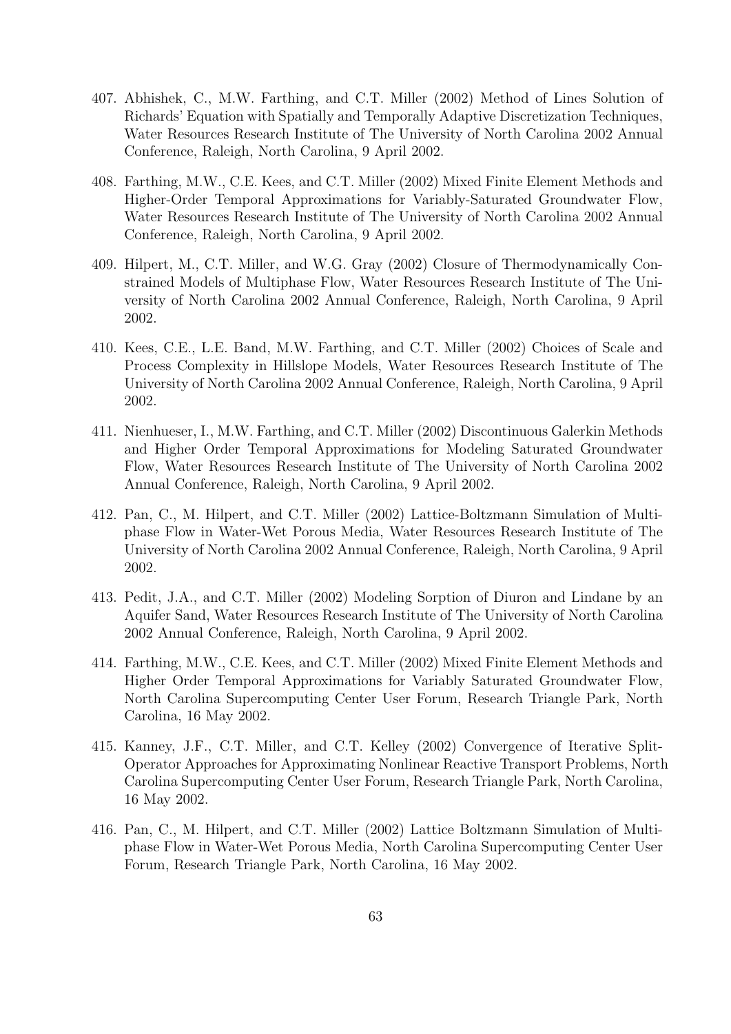407. Abhishek, C., M.W. Farthing, and C.T. Miller (2002) Method of Lines Solution of Richards' Equation with Spatially and Temporally Adaptive Discretization Techniques, Water Resources Research Institute of The University of North Carolina 2002 Annual Conference, Raleigh, North Carolina, 9 April 2002.

408. Farthing, M.W., C.E. Kees, and C.T. Miller (2002) Mixed Finite Element Methods and Higher-Order Temporal Approximations for Variably-Saturated Groundwater Flow, Water Resources Research Institute of The University of North Carolina 2002 Annual Conference, Raleigh, North Carolina, 9 April 2002.

409. Hilpert, M., C.T. Miller, and W.G. Gray (2002) Closure of Thermodynamically Constrained Models of Multiphase Flow, Water Resources Research Institute of The University of North Carolina 2002 Annual Conference, Raleigh, North Carolina, 9 April 2002.

410. Kees, C.E., L.E. Band, M.W. Farthing, and C.T. Miller (2002) Choices of Scale and Process Complexity in Hillslope Models, Water Resources Research Institute of The University of North Carolina 2002 Annual Conference, Raleigh, North Carolina, 9 April 2002.

411. Nienhueser, I., M.W. Farthing, and C.T. Miller (2002) Discontinuous Galerkin Methods and Higher Order Temporal Approximations for Modeling Saturated Groundwater Flow, Water Resources Research Institute of The University of North Carolina 2002 Annual Conference, Raleigh, North Carolina, 9 April 2002.

412. Pan, C., M. Hilpert, and C.T. Miller (2002) Lattice-Boltzmann Simulation of Multiphase Flow in Water-Wet Porous Media, Water Resources Research Institute of The University of North Carolina 2002 Annual Conference, Raleigh, North Carolina, 9 April 2002.

413. Pedit, J.A., and C.T. Miller (2002) Modeling Sorption of Diuron and Lindane by an Aquifer Sand, Water Resources Research Institute of The University of North Carolina 2002 Annual Conference, Raleigh, North Carolina, 9 April 2002.

414. Farthing, M.W., C.E. Kees, and C.T. Miller (2002) Mixed Finite Element Methods and Higher Order Temporal Approximations for Variably Saturated Groundwater Flow, North Carolina Supercomputing Center User Forum, Research Triangle Park, North Carolina, 16 May 2002.

415. Kanney, J.F., C.T. Miller, and C.T. Kelley (2002) Convergence of Iterative Split-Operator Approaches for Approximating Nonlinear Reactive Transport Problems, North Carolina Supercomputing Center User Forum, Research Triangle Park, North Carolina, 16 May 2002.

416. Pan, C., M. Hilpert, and C.T. Miller (2002) Lattice Boltzmann Simulation of Multiphase Flow in Water-Wet Porous Media, North Carolina Supercomputing Center User Forum, Research Triangle Park, North Carolina, 16 May 2002.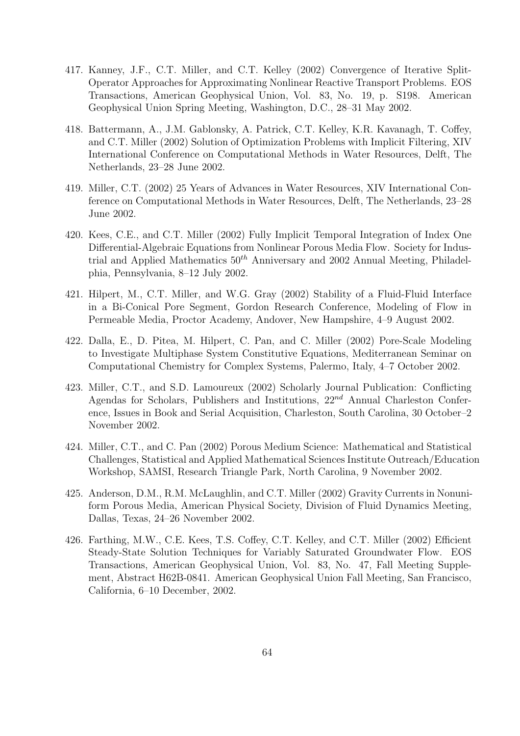417. Kanney, J.F., C.T. Miller, and C.T. Kelley (2002) Convergence of Iterative Split-Operator Approaches for Approximating Nonlinear Reactive Transport Problems. EOS Transactions, American Geophysical Union, Vol. 83, No. 19, p. S198. American Geophysical Union Spring Meeting, Washington, D.C., 28–31 May 2002.

418. Battermann, A., J.M. Gablonsky, A. Patrick, C.T. Kelley, K.R. Kavanagh, T. Coffey, and C.T. Miller (2002) Solution of Optimization Problems with Implicit Filtering, XIV International Conference on Computational Methods in Water Resources, Delft, The Netherlands, 23–28 June 2002.

419. Miller, C.T. (2002) 25 Years of Advances in Water Resources, XIV International Conference on Computational Methods in Water Resources, Delft, The Netherlands, 23–28 June 2002.

420. Kees, C.E., and C.T. Miller (2002) Fully Implicit Temporal Integration of Index One Differential-Algebraic Equations from Nonlinear Porous Media Flow. Society for Industrial and Applied Mathematics $50^{th}$ Anniversary and 2002 Annual Meeting, Philadelphia, Pennsylvania, 8–12 July 2002.

421. Hilpert, M., C.T. Miller, and W.G. Gray (2002) Stability of a Fluid-Fluid Interface in a Bi-Conical Pore Segment, Gordon Research Conference, Modeling of Flow in Permeable Media, Proctor Academy, Andover, New Hampshire, 4–9 August 2002.

422. Dalla, E., D. Pitea, M. Hilpert, C. Pan, and C. Miller (2002) Pore-Scale Modeling to Investigate Multiphase System Constitutive Equations, Mediterranean Seminar on Computational Chemistry for Complex Systems, Palermo, Italy, 4–7 October 2002.

423. Miller, C.T., and S.D. Lamoureux (2002) Scholarly Journal Publication: Conflicting Agendas for Scholars, Publishers and Institutions, $22^{nd}$ Annual Charleston Conference, Issues in Book and Serial Acquisition, Charleston, South Carolina, 30 October–2 November 2002.

424. Miller, C.T., and C. Pan (2002) Porous Medium Science: Mathematical and Statistical Challenges, Statistical and Applied Mathematical Sciences Institute Outreach/Education Workshop, SAMSI, Research Triangle Park, North Carolina, 9 November 2002.

425. Anderson, D.M., R.M. McLaughlin, and C.T. Miller (2002) Gravity Currents in Nonuniform Porous Media, American Physical Society, Division of Fluid Dynamics Meeting, Dallas, Texas, 24–26 November 2002.

426. Farthing, M.W., C.E. Kees, T.S. Coffey, C.T. Kelley, and C.T. Miller (2002) Efficient Steady-State Solution Techniques for Variably Saturated Groundwater Flow. EOS Transactions, American Geophysical Union, Vol. 83, No. 47, Fall Meeting Supplement, Abstract H62B-0841. American Geophysical Union Fall Meeting, San Francisco, California, 6–10 December, 2002.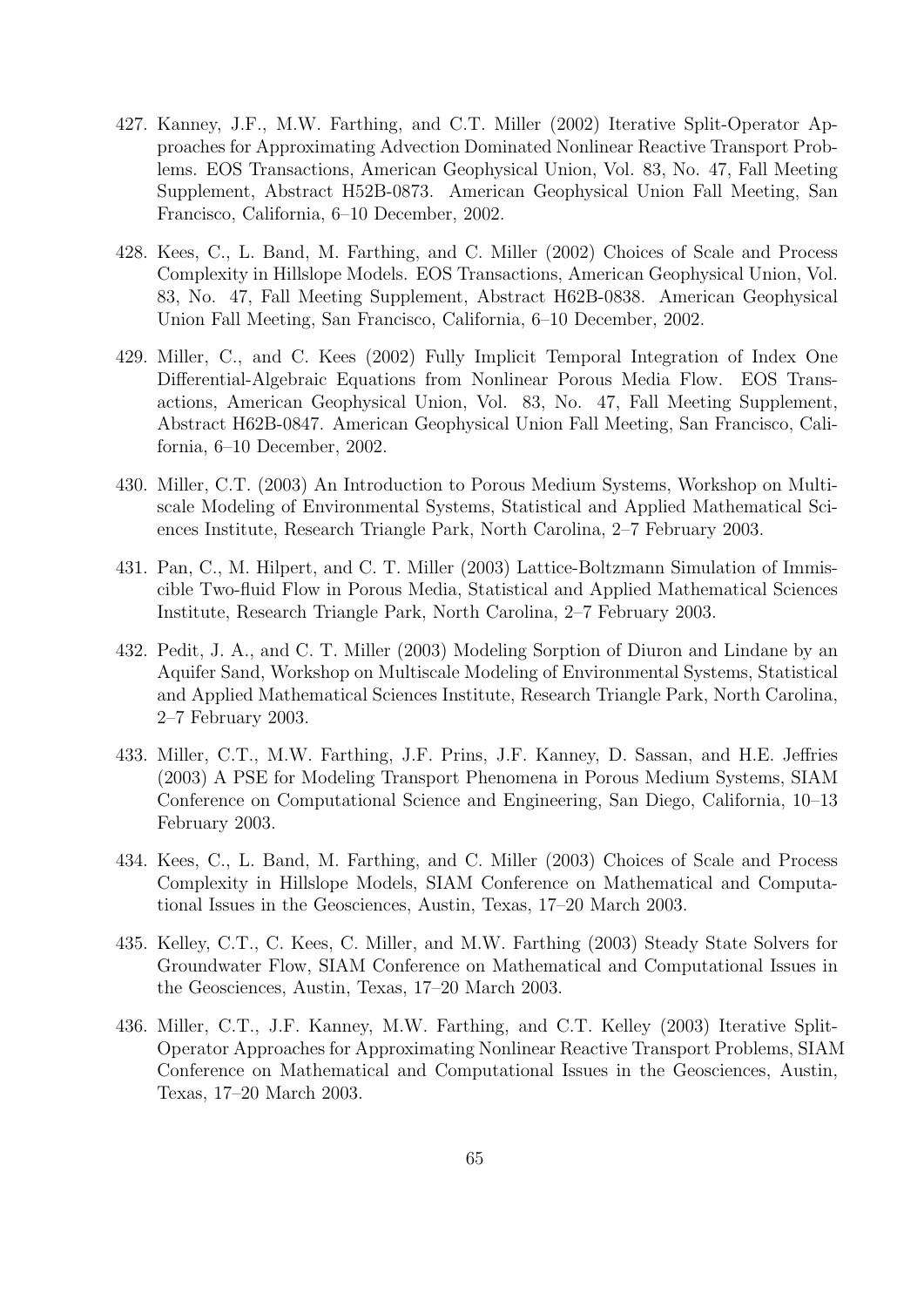427. Kanney, J.F., M.W. Farthing, and C.T. Miller (2002) Iterative Split-Operator Approaches for Approximating Advection Dominated Nonlinear Reactive Transport Problems. EOS Transactions, American Geophysical Union, Vol. 83, No. 47, Fall Meeting Supplement, Abstract H52B-0873. American Geophysical Union Fall Meeting, San Francisco, California, 6–10 December, 2002.

428. Kees, C., L. Band, M. Farthing, and C. Miller (2002) Choices of Scale and Process Complexity in Hillslope Models. EOS Transactions, American Geophysical Union, Vol. 83, No. 47, Fall Meeting Supplement, Abstract H62B-0838. American Geophysical Union Fall Meeting, San Francisco, California, 6–10 December, 2002.

429. Miller, C., and C. Kees (2002) Fully Implicit Temporal Integration of Index One Differential-Algebraic Equations from Nonlinear Porous Media Flow. EOS Transactions, American Geophysical Union, Vol. 83, No. 47, Fall Meeting Supplement, Abstract H62B-0847. American Geophysical Union Fall Meeting, San Francisco, California, 6–10 December, 2002.

430. Miller, C.T. (2003) An Introduction to Porous Medium Systems, Workshop on Multiscale Modeling of Environmental Systems, Statistical and Applied Mathematical Sciences Institute, Research Triangle Park, North Carolina, 2–7 February 2003.

431. Pan, C., M. Hilpert, and C. T. Miller (2003) Lattice-Boltzmann Simulation of Immiscible Two-fluid Flow in Porous Media, Statistical and Applied Mathematical Sciences Institute, Research Triangle Park, North Carolina, 2–7 February 2003.

432. Pedit, J. A., and C. T. Miller (2003) Modeling Sorption of Diuron and Lindane by an Aquifer Sand, Workshop on Multiscale Modeling of Environmental Systems, Statistical and Applied Mathematical Sciences Institute, Research Triangle Park, North Carolina, 2–7 February 2003.

433. Miller, C.T., M.W. Farthing, J.F. Prins, J.F. Kanney, D. Sassan, and H.E. Jeffries (2003) A PSE for Modeling Transport Phenomena in Porous Medium Systems, SIAM Conference on Computational Science and Engineering, San Diego, California, 10–13 February 2003.

434. Kees, C., L. Band, M. Farthing, and C. Miller (2003) Choices of Scale and Process Complexity in Hillslope Models, SIAM Conference on Mathematical and Computational Issues in the Geosciences, Austin, Texas, 17–20 March 2003.

435. Kelley, C.T., C. Kees, C. Miller, and M.W. Farthing (2003) Steady State Solvers for Groundwater Flow, SIAM Conference on Mathematical and Computational Issues in the Geosciences, Austin, Texas, 17–20 March 2003.

436. Miller, C.T., J.F. Kanney, M.W. Farthing, and C.T. Kelley (2003) Iterative Split-Operator Approaches for Approximating Nonlinear Reactive Transport Problems, SIAM Conference on Mathematical and Computational Issues in the Geosciences, Austin, Texas, 17–20 March 2003.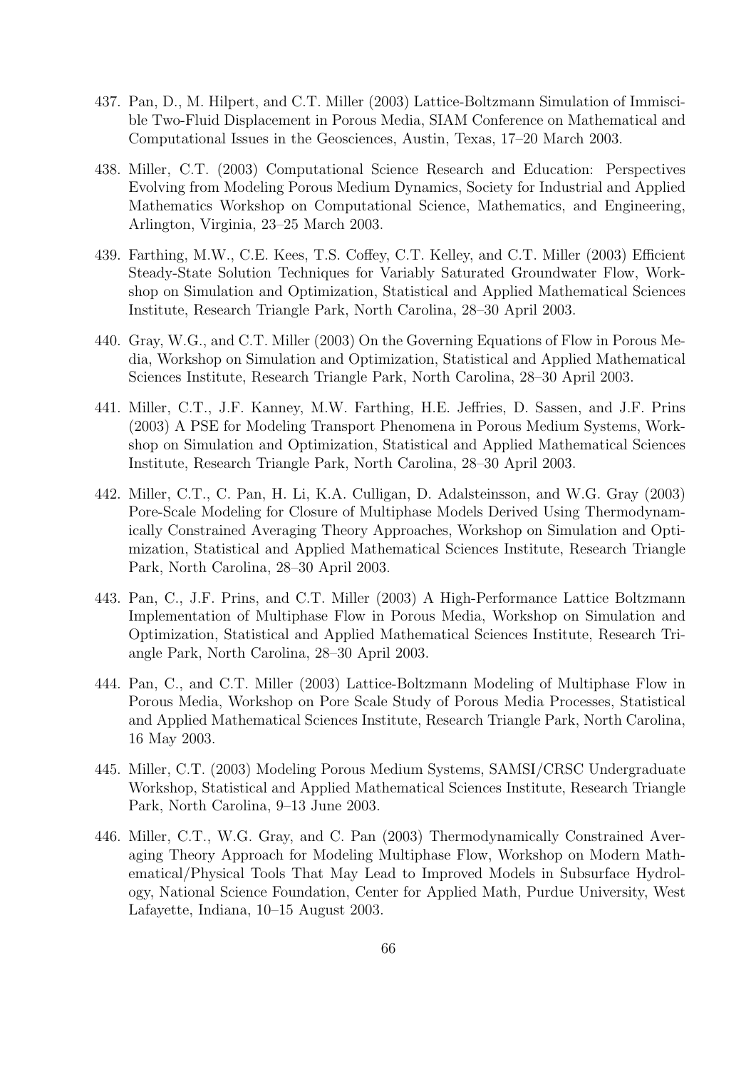437. Pan, D., M. Hilpert, and C.T. Miller (2003) Lattice-Boltzmann Simulation of Immiscible Two-Fluid Displacement in Porous Media, SIAM Conference on Mathematical and Computational Issues in the Geosciences, Austin, Texas, 17–20 March 2003.

438. Miller, C.T. (2003) Computational Science Research and Education: Perspectives Evolving from Modeling Porous Medium Dynamics, Society for Industrial and Applied Mathematics Workshop on Computational Science, Mathematics, and Engineering, Arlington, Virginia, 23–25 March 2003.

439. Farthing, M.W., C.E. Kees, T.S. Coffey, C.T. Kelley, and C.T. Miller (2003) Efficient Steady-State Solution Techniques for Variably Saturated Groundwater Flow, Workshop on Simulation and Optimization, Statistical and Applied Mathematical Sciences Institute, Research Triangle Park, North Carolina, 28–30 April 2003.

440. Gray, W.G., and C.T. Miller (2003) On the Governing Equations of Flow in Porous Media, Workshop on Simulation and Optimization, Statistical and Applied Mathematical Sciences Institute, Research Triangle Park, North Carolina, 28–30 April 2003.

441. Miller, C.T., J.F. Kanney, M.W. Farthing, H.E. Jeffries, D. Sassen, and J.F. Prins (2003) A PSE for Modeling Transport Phenomena in Porous Medium Systems, Workshop on Simulation and Optimization, Statistical and Applied Mathematical Sciences Institute, Research Triangle Park, North Carolina, 28–30 April 2003.

442. Miller, C.T., C. Pan, H. Li, K.A. Culligan, D. Adalsteinsson, and W.G. Gray (2003) Pore-Scale Modeling for Closure of Multiphase Models Derived Using Thermodynamically Constrained Averaging Theory Approaches, Workshop on Simulation and Optimization, Statistical and Applied Mathematical Sciences Institute, Research Triangle Park, North Carolina, 28–30 April 2003.

443. Pan, C., J.F. Prins, and C.T. Miller (2003) A High-Performance Lattice Boltzmann Implementation of Multiphase Flow in Porous Media, Workshop on Simulation and Optimization, Statistical and Applied Mathematical Sciences Institute, Research Triangle Park, North Carolina, 28–30 April 2003.

444. Pan, C., and C.T. Miller (2003) Lattice-Boltzmann Modeling of Multiphase Flow in Porous Media, Workshop on Pore Scale Study of Porous Media Processes, Statistical and Applied Mathematical Sciences Institute, Research Triangle Park, North Carolina, 16 May 2003.

445. Miller, C.T. (2003) Modeling Porous Medium Systems, SAMSI/CRSC Undergraduate Workshop, Statistical and Applied Mathematical Sciences Institute, Research Triangle Park, North Carolina, 9–13 June 2003.

446. Miller, C.T., W.G. Gray, and C. Pan (2003) Thermodynamically Constrained Averaging Theory Approach for Modeling Multiphase Flow, Workshop on Modern Mathematical/Physical Tools That May Lead to Improved Models in Subsurface Hydrology, National Science Foundation, Center for Applied Math, Purdue University, West Lafayette, Indiana, 10–15 August 2003.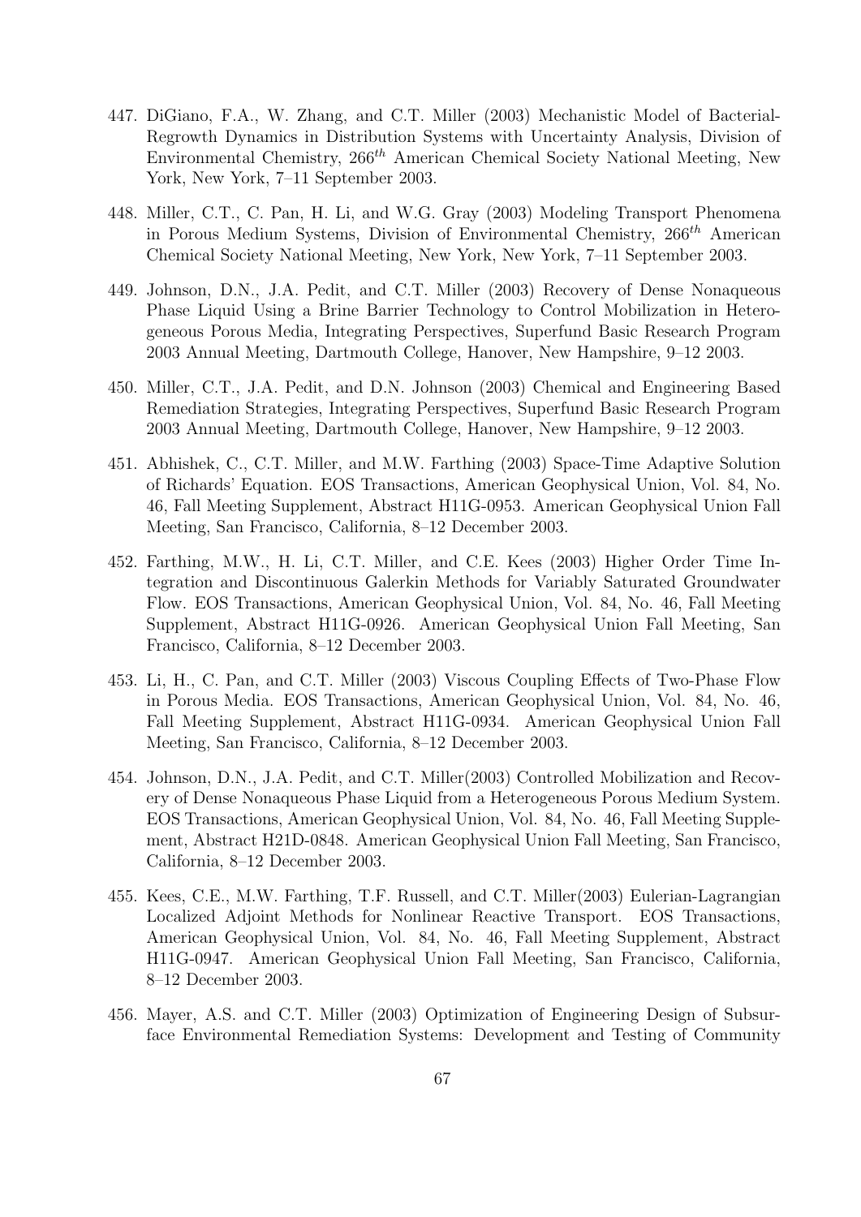447. DiGiano, F.A., W. Zhang, and C.T. Miller (2003) Mechanistic Model of Bacterial-Regrowth Dynamics in Distribution Systems with Uncertainty Analysis, Division of Environmental Chemistry, $266^{th}$ American Chemical Society National Meeting, New York, New York, 7–11 September 2003.

448. Miller, C.T., C. Pan, H. Li, and W.G. Gray (2003) Modeling Transport Phenomena in Porous Medium Systems, Division of Environmental Chemistry, $266^{th}$ American Chemical Society National Meeting, New York, New York, 7–11 September 2003.

449. Johnson, D.N., J.A. Pedit, and C.T. Miller (2003) Recovery of Dense Nonaqueous Phase Liquid Using a Brine Barrier Technology to Control Mobilization in Heterogeneous Porous Media, Integrating Perspectives, Superfund Basic Research Program 2003 Annual Meeting, Dartmouth College, Hanover, New Hampshire, 9–12 2003.

450. Miller, C.T., J.A. Pedit, and D.N. Johnson (2003) Chemical and Engineering Based Remediation Strategies, Integrating Perspectives, Superfund Basic Research Program 2003 Annual Meeting, Dartmouth College, Hanover, New Hampshire, 9–12 2003.

451. Abhishek, C., C.T. Miller, and M.W. Farthing (2003) Space-Time Adaptive Solution of Richards' Equation. EOS Transactions, American Geophysical Union, Vol. 84, No. 46, Fall Meeting Supplement, Abstract H11G-0953. American Geophysical Union Fall Meeting, San Francisco, California, 8–12 December 2003.

452. Farthing, M.W., H. Li, C.T. Miller, and C.E. Kees (2003) Higher Order Time Integration and Discontinuous Galerkin Methods for Variably Saturated Groundwater Flow. EOS Transactions, American Geophysical Union, Vol. 84, No. 46, Fall Meeting Supplement, Abstract H11G-0926. American Geophysical Union Fall Meeting, San Francisco, California, 8–12 December 2003.

453. Li, H., C. Pan, and C.T. Miller (2003) Viscous Coupling Effects of Two-Phase Flow in Porous Media. EOS Transactions, American Geophysical Union, Vol. 84, No. 46, Fall Meeting Supplement, Abstract H11G-0934. American Geophysical Union Fall Meeting, San Francisco, California, 8–12 December 2003.

454. Johnson, D.N., J.A. Pedit, and C.T. Miller(2003) Controlled Mobilization and Recovery of Dense Nonaqueous Phase Liquid from a Heterogeneous Porous Medium System. EOS Transactions, American Geophysical Union, Vol. 84, No. 46, Fall Meeting Supplement, Abstract H21D-0848. American Geophysical Union Fall Meeting, San Francisco, California, 8–12 December 2003.

455. Kees, C.E., M.W. Farthing, T.F. Russell, and C.T. Miller(2003) Eulerian-Lagrangian Localized Adjoint Methods for Nonlinear Reactive Transport. EOS Transactions, American Geophysical Union, Vol. 84, No. 46, Fall Meeting Supplement, Abstract H11G-0947. American Geophysical Union Fall Meeting, San Francisco, California, 8–12 December 2003.

456. Mayer, A.S. and C.T. Miller (2003) Optimization of Engineering Design of Subsurface Environmental Remediation Systems: Development and Testing of Community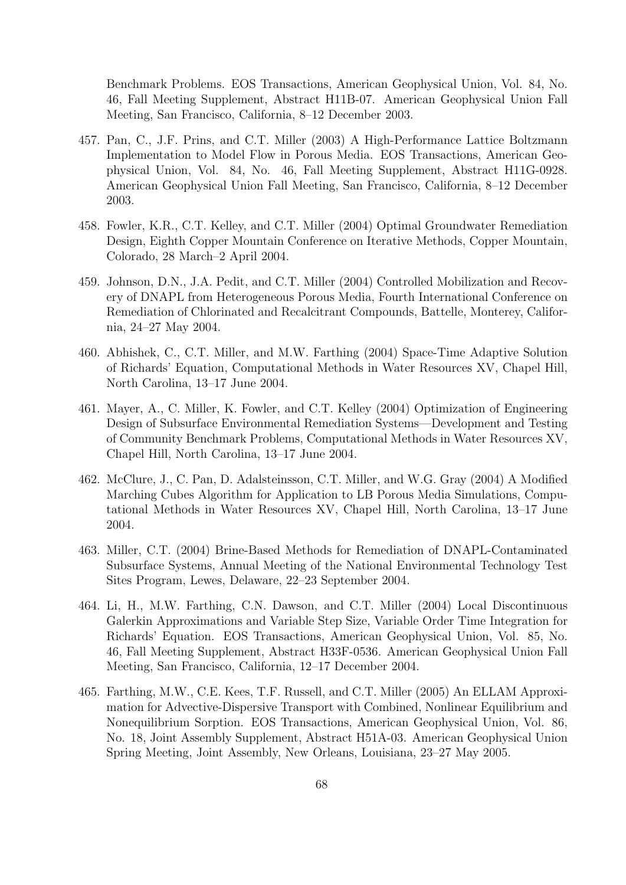Benchmark Problems. EOS Transactions, American Geophysical Union, Vol. 84, No. 46, Fall Meeting Supplement, Abstract H11B-07. American Geophysical Union Fall Meeting, San Francisco, California, 8–12 December 2003.

457. Pan, C., J.F. Prins, and C.T. Miller (2003) A High-Performance Lattice Boltzmann Implementation to Model Flow in Porous Media. EOS Transactions, American Geophysical Union, Vol. 84, No. 46, Fall Meeting Supplement, Abstract H11G-0928. American Geophysical Union Fall Meeting, San Francisco, California, 8–12 December 2003.

458. Fowler, K.R., C.T. Kelley, and C.T. Miller (2004) Optimal Groundwater Remediation Design, Eighth Copper Mountain Conference on Iterative Methods, Copper Mountain, Colorado, 28 March–2 April 2004.

459. Johnson, D.N., J.A. Pedit, and C.T. Miller (2004) Controlled Mobilization and Recovery of DNAPL from Heterogeneous Porous Media, Fourth International Conference on Remediation of Chlorinated and Recalcitrant Compounds, Battelle, Monterey, California, 24–27 May 2004.

460. Abhishek, C., C.T. Miller, and M.W. Farthing (2004) Space-Time Adaptive Solution of Richards' Equation, Computational Methods in Water Resources XV, Chapel Hill, North Carolina, 13–17 June 2004.

461. Mayer, A., C. Miller, K. Fowler, and C.T. Kelley (2004) Optimization of Engineering Design of Subsurface Environmental Remediation Systems—Development and Testing of Community Benchmark Problems, Computational Methods in Water Resources XV, Chapel Hill, North Carolina, 13–17 June 2004.

462. McClure, J., C. Pan, D. Adalsteinsson, C.T. Miller, and W.G. Gray (2004) A Modified Marching Cubes Algorithm for Application to LB Porous Media Simulations, Computational Methods in Water Resources XV, Chapel Hill, North Carolina, 13–17 June 2004.

463. Miller, C.T. (2004) Brine-Based Methods for Remediation of DNAPL-Contaminated Subsurface Systems, Annual Meeting of the National Environmental Technology Test Sites Program, Lewes, Delaware, 22–23 September 2004.

464. Li, H., M.W. Farthing, C.N. Dawson, and C.T. Miller (2004) Local Discontinuous Galerkin Approximations and Variable Step Size, Variable Order Time Integration for Richards' Equation. EOS Transactions, American Geophysical Union, Vol. 85, No. 46, Fall Meeting Supplement, Abstract H33F-0536. American Geophysical Union Fall Meeting, San Francisco, California, 12–17 December 2004.

465. Farthing, M.W., C.E. Kees, T.F. Russell, and C.T. Miller (2005) An ELLAM Approximation for Advective-Dispersive Transport with Combined, Nonlinear Equilibrium and Nonequilibrium Sorption. EOS Transactions, American Geophysical Union, Vol. 86, No. 18, Joint Assembly Supplement, Abstract H51A-03. American Geophysical Union Spring Meeting, Joint Assembly, New Orleans, Louisiana, 23–27 May 2005.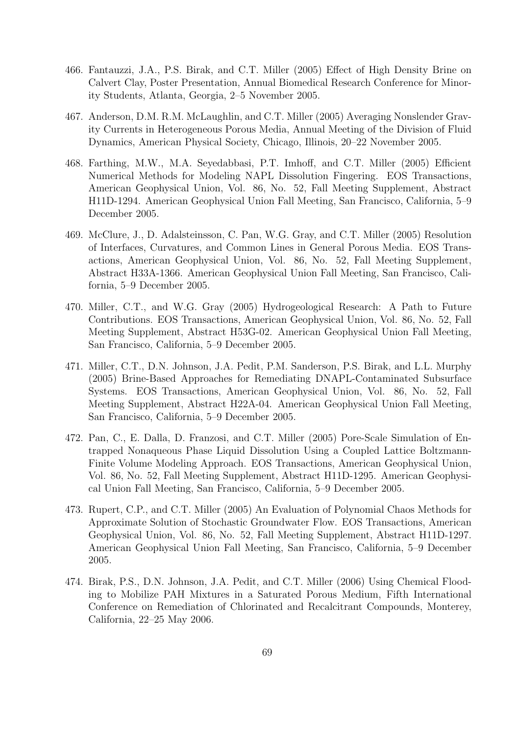466. Fantauzzi, J.A., P.S. Birak, and C.T. Miller (2005) Effect of High Density Brine on Calvert Clay, Poster Presentation, Annual Biomedical Research Conference for Minority Students, Atlanta, Georgia, 2–5 November 2005.

467. Anderson, D.M. R.M. McLaughlin, and C.T. Miller (2005) Averaging Nonslender Gravity Currents in Heterogeneous Porous Media, Annual Meeting of the Division of Fluid Dynamics, American Physical Society, Chicago, Illinois, 20–22 November 2005.

468. Farthing, M.W., M.A. Seyedabbasi, P.T. Imhoff, and C.T. Miller (2005) Efficient Numerical Methods for Modeling NAPL Dissolution Fingering. EOS Transactions, American Geophysical Union, Vol. 86, No. 52, Fall Meeting Supplement, Abstract H11D-1294. American Geophysical Union Fall Meeting, San Francisco, California, 5–9 December 2005.

469. McClure, J., D. Adalsteinsson, C. Pan, W.G. Gray, and C.T. Miller (2005) Resolution of Interfaces, Curvatures, and Common Lines in General Porous Media. EOS Transactions, American Geophysical Union, Vol. 86, No. 52, Fall Meeting Supplement, Abstract H33A-1366. American Geophysical Union Fall Meeting, San Francisco, California, 5–9 December 2005.

470. Miller, C.T., and W.G. Gray (2005) Hydrogeological Research: A Path to Future Contributions. EOS Transactions, American Geophysical Union, Vol. 86, No. 52, Fall Meeting Supplement, Abstract H53G-02. American Geophysical Union Fall Meeting, San Francisco, California, 5–9 December 2005.

471. Miller, C.T., D.N. Johnson, J.A. Pedit, P.M. Sanderson, P.S. Birak, and L.L. Murphy (2005) Brine-Based Approaches for Remediating DNAPL-Contaminated Subsurface Systems. EOS Transactions, American Geophysical Union, Vol. 86, No. 52, Fall Meeting Supplement, Abstract H22A-04. American Geophysical Union Fall Meeting, San Francisco, California, 5–9 December 2005.

472. Pan, C., E. Dalla, D. Franzosi, and C.T. Miller (2005) Pore-Scale Simulation of Entrapped Nonaqueous Phase Liquid Dissolution Using a Coupled Lattice Boltzmann-Finite Volume Modeling Approach. EOS Transactions, American Geophysical Union, Vol. 86, No. 52, Fall Meeting Supplement, Abstract H11D-1295. American Geophysical Union Fall Meeting, San Francisco, California, 5–9 December 2005.

473. Rupert, C.P., and C.T. Miller (2005) An Evaluation of Polynomial Chaos Methods for Approximate Solution of Stochastic Groundwater Flow. EOS Transactions, American Geophysical Union, Vol. 86, No. 52, Fall Meeting Supplement, Abstract H11D-1297. American Geophysical Union Fall Meeting, San Francisco, California, 5–9 December 2005.

474. Birak, P.S., D.N. Johnson, J.A. Pedit, and C.T. Miller (2006) Using Chemical Flooding to Mobilize PAH Mixtures in a Saturated Porous Medium, Fifth International Conference on Remediation of Chlorinated and Recalcitrant Compounds, Monterey, California, 22–25 May 2006.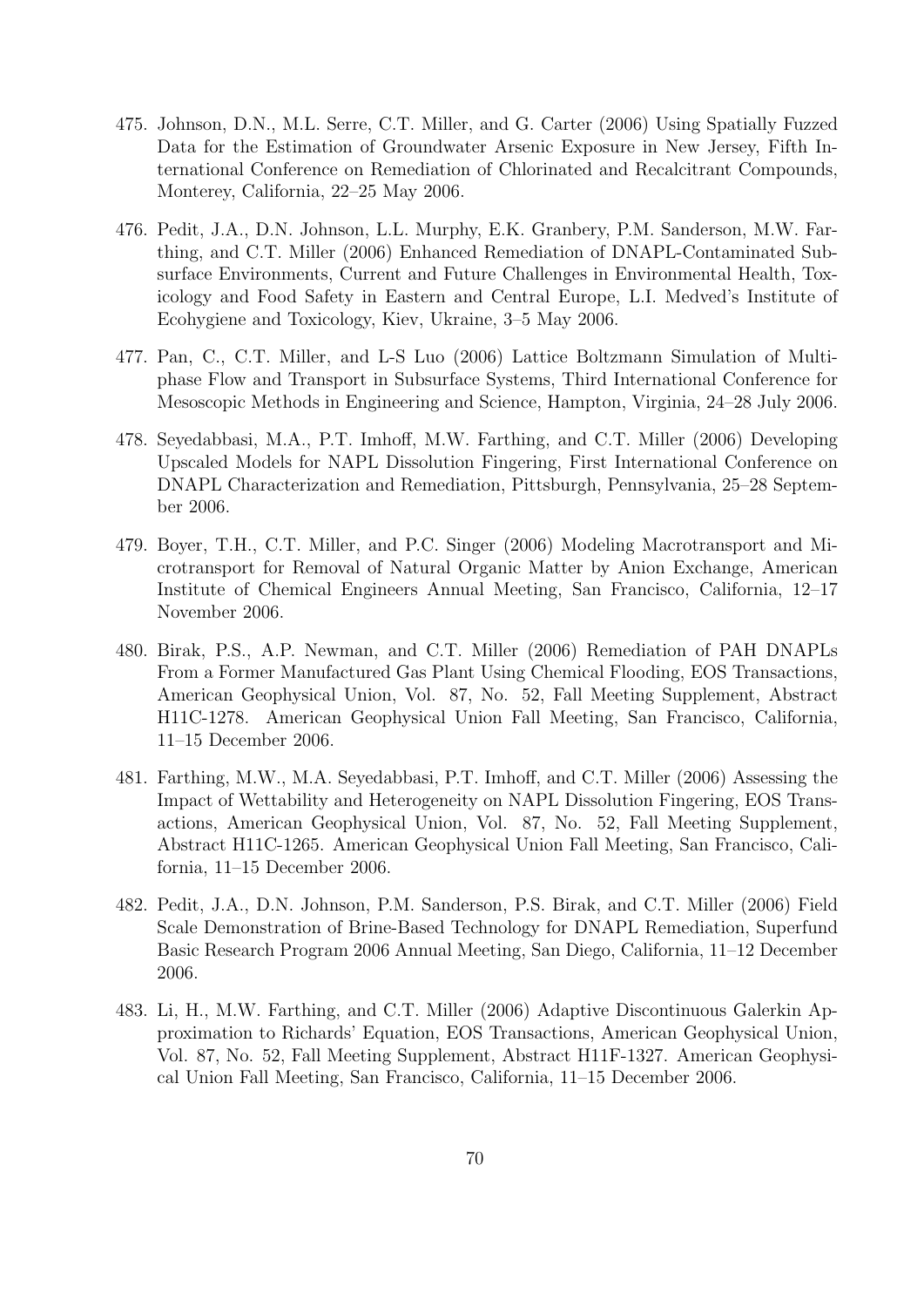475. Johnson, D.N., M.L. Serre, C.T. Miller, and G. Carter (2006) Using Spatially Fuzzed Data for the Estimation of Groundwater Arsenic Exposure in New Jersey, Fifth International Conference on Remediation of Chlorinated and Recalcitrant Compounds, Monterey, California, 22–25 May 2006.

476. Pedit, J.A., D.N. Johnson, L.L. Murphy, E.K. Granbery, P.M. Sanderson, M.W. Farthing, and C.T. Miller (2006) Enhanced Remediation of DNAPL-Contaminated Subsurface Environments, Current and Future Challenges in Environmental Health, Toxicology and Food Safety in Eastern and Central Europe, L.I. Medved's Institute of Ecohygiene and Toxicology, Kiev, Ukraine, 3–5 May 2006.

477. Pan, C., C.T. Miller, and L-S Luo (2006) Lattice Boltzmann Simulation of Multiphase Flow and Transport in Subsurface Systems, Third International Conference for Mesoscopic Methods in Engineering and Science, Hampton, Virginia, 24–28 July 2006.

478. Seyedabbasi, M.A., P.T. Imhoff, M.W. Farthing, and C.T. Miller (2006) Developing Upscaled Models for NAPL Dissolution Fingering, First International Conference on DNAPL Characterization and Remediation, Pittsburgh, Pennsylvania, 25–28 September 2006.

479. Boyer, T.H., C.T. Miller, and P.C. Singer (2006) Modeling Macrotransport and Microtransport for Removal of Natural Organic Matter by Anion Exchange, American Institute of Chemical Engineers Annual Meeting, San Francisco, California, 12–17 November 2006.

480. Birak, P.S., A.P. Newman, and C.T. Miller (2006) Remediation of PAH DNAPLs From a Former Manufactured Gas Plant Using Chemical Flooding, EOS Transactions, American Geophysical Union, Vol. 87, No. 52, Fall Meeting Supplement, Abstract H11C-1278. American Geophysical Union Fall Meeting, San Francisco, California, 11–15 December 2006.

481. Farthing, M.W., M.A. Seyedabbasi, P.T. Imhoff, and C.T. Miller (2006) Assessing the Impact of Wettability and Heterogeneity on NAPL Dissolution Fingering, EOS Transactions, American Geophysical Union, Vol. 87, No. 52, Fall Meeting Supplement, Abstract H11C-1265. American Geophysical Union Fall Meeting, San Francisco, California, 11–15 December 2006.

482. Pedit, J.A., D.N. Johnson, P.M. Sanderson, P.S. Birak, and C.T. Miller (2006) Field Scale Demonstration of Brine-Based Technology for DNAPL Remediation, Superfund Basic Research Program 2006 Annual Meeting, San Diego, California, 11–12 December 2006.

483. Li, H., M.W. Farthing, and C.T. Miller (2006) Adaptive Discontinuous Galerkin Approximation to Richards' Equation, EOS Transactions, American Geophysical Union, Vol. 87, No. 52, Fall Meeting Supplement, Abstract H11F-1327. American Geophysical Union Fall Meeting, San Francisco, California, 11–15 December 2006.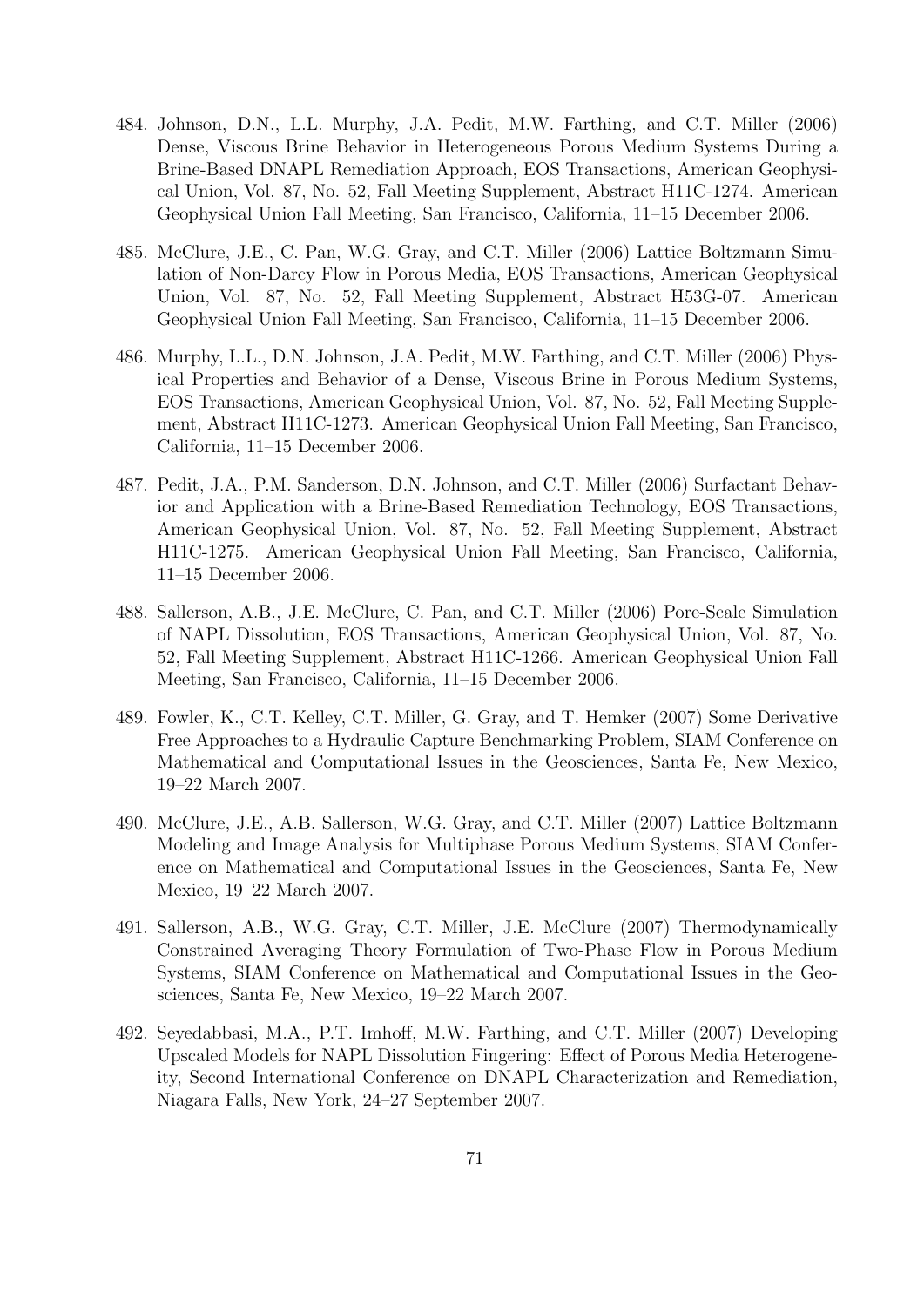484. Johnson, D.N., L.L. Murphy, J.A. Pedit, M.W. Farthing, and C.T. Miller (2006) Dense, Viscous Brine Behavior in Heterogeneous Porous Medium Systems During a Brine-Based DNAPL Remediation Approach, EOS Transactions, American Geophysical Union, Vol. 87, No. 52, Fall Meeting Supplement, Abstract H11C-1274. American Geophysical Union Fall Meeting, San Francisco, California, 11–15 December 2006.

485. McClure, J.E., C. Pan, W.G. Gray, and C.T. Miller (2006) Lattice Boltzmann Simulation of Non-Darcy Flow in Porous Media, EOS Transactions, American Geophysical Union, Vol. 87, No. 52, Fall Meeting Supplement, Abstract H53G-07. American Geophysical Union Fall Meeting, San Francisco, California, 11–15 December 2006.

486. Murphy, L.L., D.N. Johnson, J.A. Pedit, M.W. Farthing, and C.T. Miller (2006) Physical Properties and Behavior of a Dense, Viscous Brine in Porous Medium Systems, EOS Transactions, American Geophysical Union, Vol. 87, No. 52, Fall Meeting Supplement, Abstract H11C-1273. American Geophysical Union Fall Meeting, San Francisco, California, 11–15 December 2006.

487. Pedit, J.A., P.M. Sanderson, D.N. Johnson, and C.T. Miller (2006) Surfactant Behavior and Application with a Brine-Based Remediation Technology, EOS Transactions, American Geophysical Union, Vol. 87, No. 52, Fall Meeting Supplement, Abstract H11C-1275. American Geophysical Union Fall Meeting, San Francisco, California, 11–15 December 2006.

488. Sallerson, A.B., J.E. McClure, C. Pan, and C.T. Miller (2006) Pore-Scale Simulation of NAPL Dissolution, EOS Transactions, American Geophysical Union, Vol. 87, No. 52, Fall Meeting Supplement, Abstract H11C-1266. American Geophysical Union Fall Meeting, San Francisco, California, 11–15 December 2006.

489. Fowler, K., C.T. Kelley, C.T. Miller, G. Gray, and T. Hemker (2007) Some Derivative Free Approaches to a Hydraulic Capture Benchmarking Problem, SIAM Conference on Mathematical and Computational Issues in the Geosciences, Santa Fe, New Mexico, 19–22 March 2007.

490. McClure, J.E., A.B. Sallerson, W.G. Gray, and C.T. Miller (2007) Lattice Boltzmann Modeling and Image Analysis for Multiphase Porous Medium Systems, SIAM Conference on Mathematical and Computational Issues in the Geosciences, Santa Fe, New Mexico, 19–22 March 2007.

491. Sallerson, A.B., W.G. Gray, C.T. Miller, J.E. McClure (2007) Thermodynamically Constrained Averaging Theory Formulation of Two-Phase Flow in Porous Medium Systems, SIAM Conference on Mathematical and Computational Issues in the Geosciences, Santa Fe, New Mexico, 19–22 March 2007.

492. Seyedabbasi, M.A., P.T. Imhoff, M.W. Farthing, and C.T. Miller (2007) Developing Upscaled Models for NAPL Dissolution Fingering: Effect of Porous Media Heterogeneity, Second International Conference on DNAPL Characterization and Remediation, Niagara Falls, New York, 24–27 September 2007.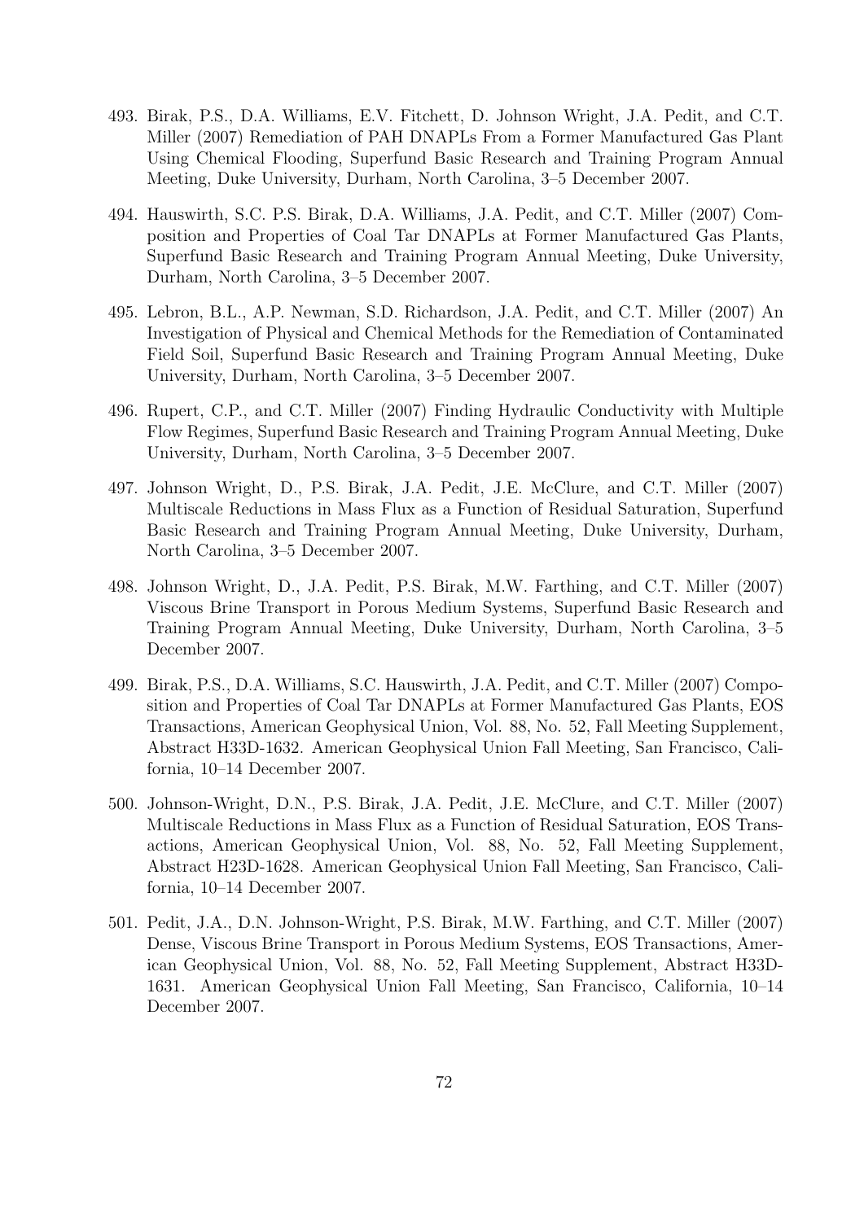493. Birak, P.S., D.A. Williams, E.V. Fitchett, D. Johnson Wright, J.A. Pedit, and C.T. Miller (2007) Remediation of PAH DNAPLs From a Former Manufactured Gas Plant Using Chemical Flooding, Superfund Basic Research and Training Program Annual Meeting, Duke University, Durham, North Carolina, 3–5 December 2007.

494. Hauswirth, S.C. P.S. Birak, D.A. Williams, J.A. Pedit, and C.T. Miller (2007) Composition and Properties of Coal Tar DNAPLs at Former Manufactured Gas Plants, Superfund Basic Research and Training Program Annual Meeting, Duke University, Durham, North Carolina, 3–5 December 2007.

495. Lebron, B.L., A.P. Newman, S.D. Richardson, J.A. Pedit, and C.T. Miller (2007) An Investigation of Physical and Chemical Methods for the Remediation of Contaminated Field Soil, Superfund Basic Research and Training Program Annual Meeting, Duke University, Durham, North Carolina, 3–5 December 2007.

496. Rupert, C.P., and C.T. Miller (2007) Finding Hydraulic Conductivity with Multiple Flow Regimes, Superfund Basic Research and Training Program Annual Meeting, Duke University, Durham, North Carolina, 3–5 December 2007.

497. Johnson Wright, D., P.S. Birak, J.A. Pedit, J.E. McClure, and C.T. Miller (2007) Multiscale Reductions in Mass Flux as a Function of Residual Saturation, Superfund Basic Research and Training Program Annual Meeting, Duke University, Durham, North Carolina, 3–5 December 2007.

498. Johnson Wright, D., J.A. Pedit, P.S. Birak, M.W. Farthing, and C.T. Miller (2007) Viscous Brine Transport in Porous Medium Systems, Superfund Basic Research and Training Program Annual Meeting, Duke University, Durham, North Carolina, 3–5 December 2007.

499. Birak, P.S., D.A. Williams, S.C. Hauswirth, J.A. Pedit, and C.T. Miller (2007) Composition and Properties of Coal Tar DNAPLs at Former Manufactured Gas Plants, EOS Transactions, American Geophysical Union, Vol. 88, No. 52, Fall Meeting Supplement, Abstract H33D-1632. American Geophysical Union Fall Meeting, San Francisco, California, 10–14 December 2007.

500. Johnson-Wright, D.N., P.S. Birak, J.A. Pedit, J.E. McClure, and C.T. Miller (2007) Multiscale Reductions in Mass Flux as a Function of Residual Saturation, EOS Transactions, American Geophysical Union, Vol. 88, No. 52, Fall Meeting Supplement, Abstract H23D-1628. American Geophysical Union Fall Meeting, San Francisco, California, 10–14 December 2007.

501. Pedit, J.A., D.N. Johnson-Wright, P.S. Birak, M.W. Farthing, and C.T. Miller (2007) Dense, Viscous Brine Transport in Porous Medium Systems, EOS Transactions, American Geophysical Union, Vol. 88, No. 52, Fall Meeting Supplement, Abstract H33D-1631. American Geophysical Union Fall Meeting, San Francisco, California, 10–14 December 2007.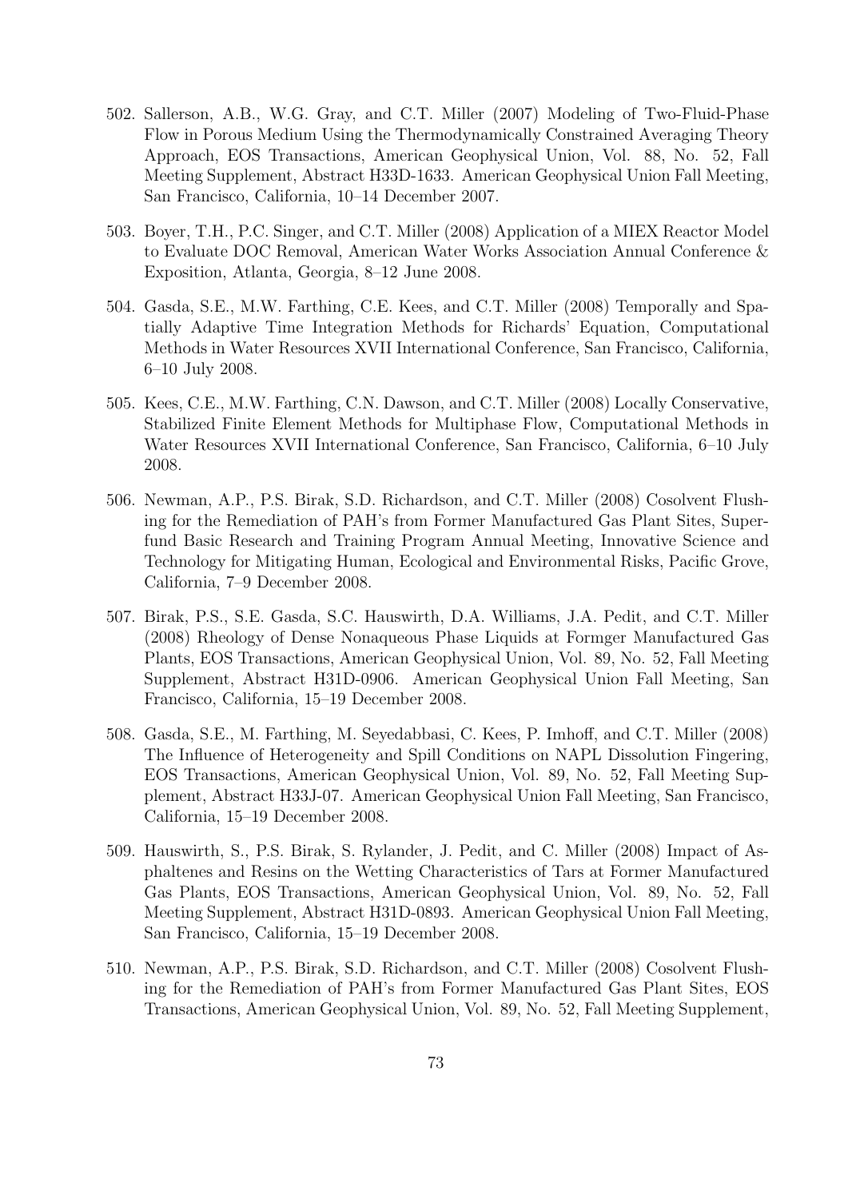502. Sallerson, A.B., W.G. Gray, and C.T. Miller (2007) Modeling of Two-Fluid-Phase Flow in Porous Medium Using the Thermodynamically Constrained Averaging Theory Approach, EOS Transactions, American Geophysical Union, Vol. 88, No. 52, Fall Meeting Supplement, Abstract H33D-1633. American Geophysical Union Fall Meeting, San Francisco, California, 10–14 December 2007.

503. Boyer, T.H., P.C. Singer, and C.T. Miller (2008) Application of a MIEX Reactor Model to Evaluate DOC Removal, American Water Works Association Annual Conference & Exposition, Atlanta, Georgia, 8–12 June 2008.

504. Gasda, S.E., M.W. Farthing, C.E. Kees, and C.T. Miller (2008) Temporally and Spatially Adaptive Time Integration Methods for Richards' Equation, Computational Methods in Water Resources XVII International Conference, San Francisco, California, 6–10 July 2008.

505. Kees, C.E., M.W. Farthing, C.N. Dawson, and C.T. Miller (2008) Locally Conservative, Stabilized Finite Element Methods for Multiphase Flow, Computational Methods in Water Resources XVII International Conference, San Francisco, California, 6–10 July 2008.

506. Newman, A.P., P.S. Birak, S.D. Richardson, and C.T. Miller (2008) Cosolvent Flushing for the Remediation of PAH's from Former Manufactured Gas Plant Sites, Superfund Basic Research and Training Program Annual Meeting, Innovative Science and Technology for Mitigating Human, Ecological and Environmental Risks, Pacific Grove, California, 7–9 December 2008.

507. Birak, P.S., S.E. Gasda, S.C. Hauswirth, D.A. Williams, J.A. Pedit, and C.T. Miller (2008) Rheology of Dense Nonaqueous Phase Liquids at Formger Manufactured Gas Plants, EOS Transactions, American Geophysical Union, Vol. 89, No. 52, Fall Meeting Supplement, Abstract H31D-0906. American Geophysical Union Fall Meeting, San Francisco, California, 15–19 December 2008.

508. Gasda, S.E., M. Farthing, M. Seyedabbasi, C. Kees, P. Imhoff, and C.T. Miller (2008) The Influence of Heterogeneity and Spill Conditions on NAPL Dissolution Fingering, EOS Transactions, American Geophysical Union, Vol. 89, No. 52, Fall Meeting Supplement, Abstract H33J-07. American Geophysical Union Fall Meeting, San Francisco, California, 15–19 December 2008.

509. Hauswirth, S., P.S. Birak, S. Rylander, J. Pedit, and C. Miller (2008) Impact of Asphaltenes and Resins on the Wetting Characteristics of Tars at Former Manufactured Gas Plants, EOS Transactions, American Geophysical Union, Vol. 89, No. 52, Fall Meeting Supplement, Abstract H31D-0893. American Geophysical Union Fall Meeting, San Francisco, California, 15–19 December 2008.

510. Newman, A.P., P.S. Birak, S.D. Richardson, and C.T. Miller (2008) Cosolvent Flushing for the Remediation of PAH's from Former Manufactured Gas Plant Sites, EOS Transactions, American Geophysical Union, Vol. 89, No. 52, Fall Meeting Supplement,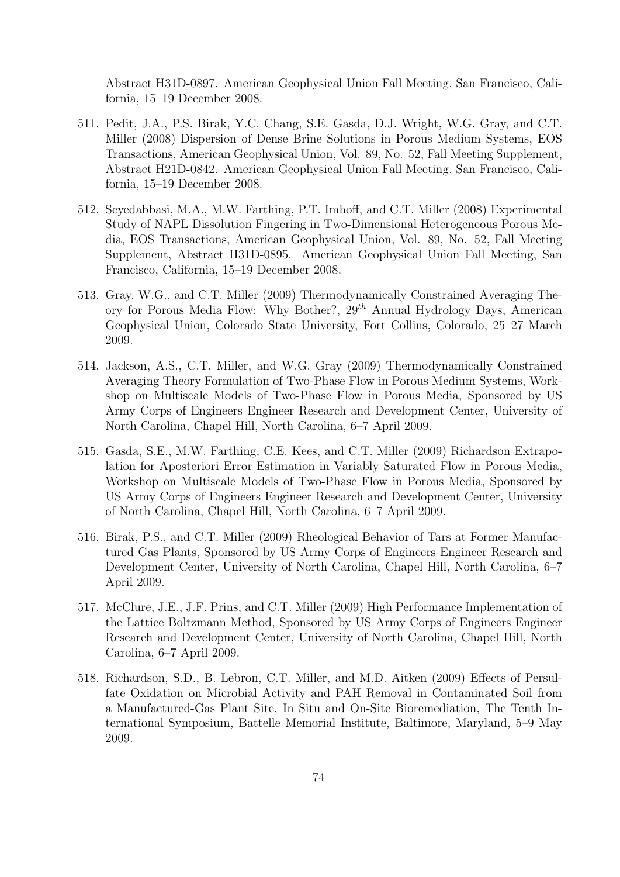Abstract H31D-0897. American Geophysical Union Fall Meeting, San Francisco, California, 15–19 December 2008.

511. Pedit, J.A., P.S. Birak, Y.C. Chang, S.E. Gasda, D.J. Wright, W.G. Gray, and C.T. Miller (2008) Dispersion of Dense Brine Solutions in Porous Medium Systems, EOS Transactions, American Geophysical Union, Vol. 89, No. 52, Fall Meeting Supplement, Abstract H21D-0842. American Geophysical Union Fall Meeting, San Francisco, California, 15–19 December 2008.

512. Seyedabbasi, M.A., M.W. Farthing, P.T. Imhoff, and C.T. Miller (2008) Experimental Study of NAPL Dissolution Fingering in Two-Dimensional Heterogeneous Porous Media, EOS Transactions, American Geophysical Union, Vol. 89, No. 52, Fall Meeting Supplement, Abstract H31D-0895. American Geophysical Union Fall Meeting, San Francisco, California, 15–19 December 2008.

513. Gray, W.G., and C.T. Miller (2009) Thermodynamically Constrained Averaging Theory for Porous Media Flow: Why Bother?, 29$^{th}$ Annual Hydrology Days, American Geophysical Union, Colorado State University, Fort Collins, Colorado, 25–27 March 2009.

514. Jackson, A.S., C.T. Miller, and W.G. Gray (2009) Thermodynamically Constrained Averaging Theory Formulation of Two-Phase Flow in Porous Medium Systems, Workshop on Multiscale Models of Two-Phase Flow in Porous Media, Sponsored by US Army Corps of Engineers Engineer Research and Development Center, University of North Carolina, Chapel Hill, North Carolina, 6–7 April 2009.

515. Gasda, S.E., M.W. Farthing, C.E. Kees, and C.T. Miller (2009) Richardson Extrapolation for Aposteriori Error Estimation in Variably Saturated Flow in Porous Media, Workshop on Multiscale Models of Two-Phase Flow in Porous Media, Sponsored by US Army Corps of Engineers Engineer Research and Development Center, University of North Carolina, Chapel Hill, North Carolina, 6–7 April 2009.

516. Birak, P.S., and C.T. Miller (2009) Rheological Behavior of Tars at Former Manufactured Gas Plants, Sponsored by US Army Corps of Engineers Engineer Research and Development Center, University of North Carolina, Chapel Hill, North Carolina, 6–7 April 2009.

517. McClure, J.E., J.F. Prins, and C.T. Miller (2009) High Performance Implementation of the Lattice Boltzmann Method, Sponsored by US Army Corps of Engineers Engineer Research and Development Center, University of North Carolina, Chapel Hill, North Carolina, 6–7 April 2009.

518. Richardson, S.D., B. Lebron, C.T. Miller, and M.D. Aitken (2009) Effects of Persulfate Oxidation on Microbial Activity and PAH Removal in Contaminated Soil from a Manufactured-Gas Plant Site, In Situ and On-Site Bioremediation, The Tenth International Symposium, Battelle Memorial Institute, Baltimore, Maryland, 5–9 May 2009.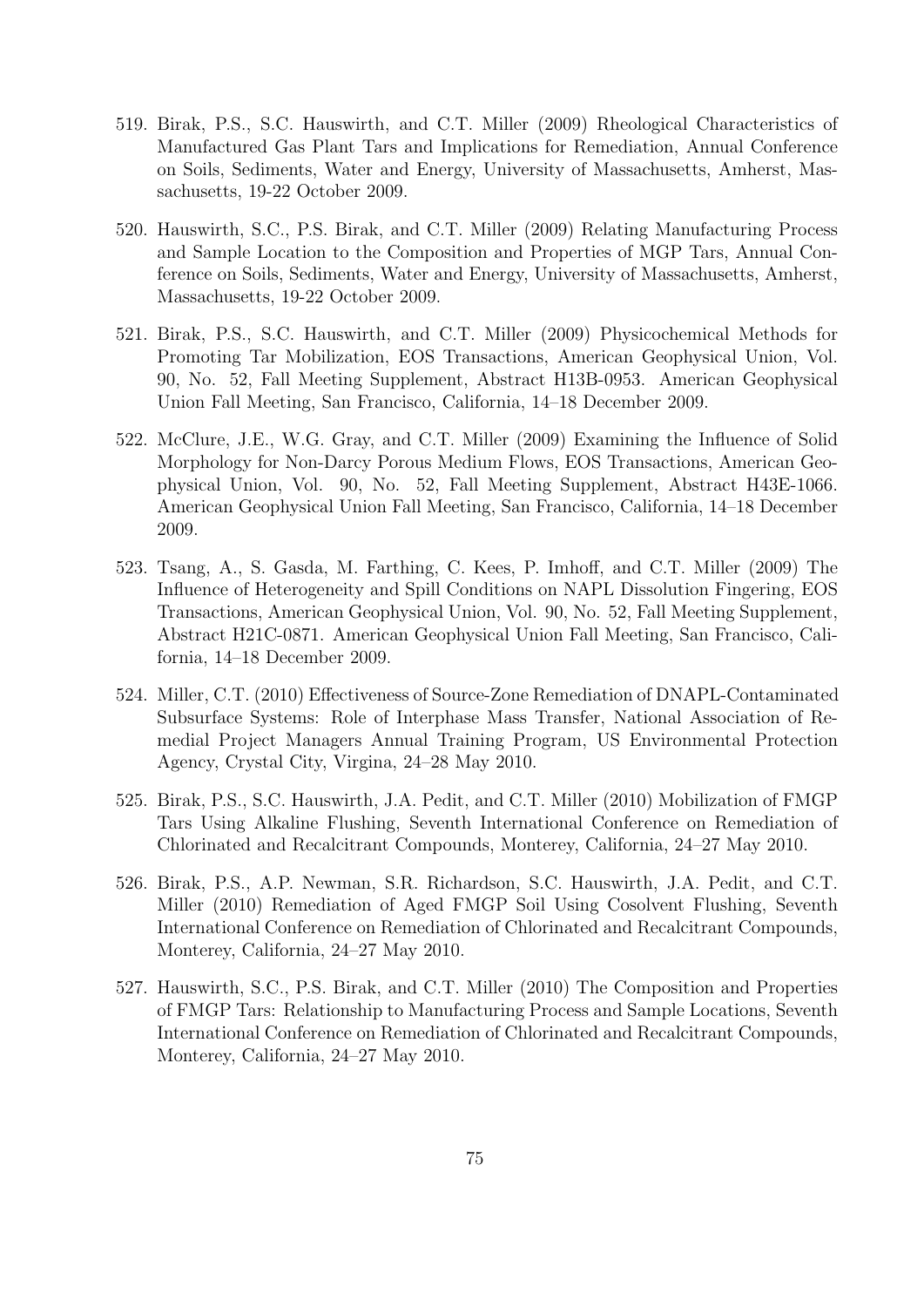519. Birak, P.S., S.C. Hauswirth, and C.T. Miller (2009) Rheological Characteristics of Manufactured Gas Plant Tars and Implications for Remediation, Annual Conference on Soils, Sediments, Water and Energy, University of Massachusetts, Amherst, Massachusetts, 19-22 October 2009.

520. Hauswirth, S.C., P.S. Birak, and C.T. Miller (2009) Relating Manufacturing Process and Sample Location to the Composition and Properties of MGP Tars, Annual Conference on Soils, Sediments, Water and Energy, University of Massachusetts, Amherst, Massachusetts, 19-22 October 2009.

521. Birak, P.S., S.C. Hauswirth, and C.T. Miller (2009) Physicochemical Methods for Promoting Tar Mobilization, EOS Transactions, American Geophysical Union, Vol. 90, No. 52, Fall Meeting Supplement, Abstract H13B-0953. American Geophysical Union Fall Meeting, San Francisco, California, 14–18 December 2009.

522. McClure, J.E., W.G. Gray, and C.T. Miller (2009) Examining the Influence of Solid Morphology for Non-Darcy Porous Medium Flows, EOS Transactions, American Geophysical Union, Vol. 90, No. 52, Fall Meeting Supplement, Abstract H43E-1066. American Geophysical Union Fall Meeting, San Francisco, California, 14–18 December 2009.

523. Tsang, A., S. Gasda, M. Farthing, C. Kees, P. Imhoff, and C.T. Miller (2009) The Influence of Heterogeneity and Spill Conditions on NAPL Dissolution Fingering, EOS Transactions, American Geophysical Union, Vol. 90, No. 52, Fall Meeting Supplement, Abstract H21C-0871. American Geophysical Union Fall Meeting, San Francisco, California, 14–18 December 2009.

524. Miller, C.T. (2010) Effectiveness of Source-Zone Remediation of DNAPL-Contaminated Subsurface Systems: Role of Interphase Mass Transfer, National Association of Remedial Project Managers Annual Training Program, US Environmental Protection Agency, Crystal City, Virgina, 24–28 May 2010.

525. Birak, P.S., S.C. Hauswirth, J.A. Pedit, and C.T. Miller (2010) Mobilization of FMGP Tars Using Alkaline Flushing, Seventh International Conference on Remediation of Chlorinated and Recalcitrant Compounds, Monterey, California, 24–27 May 2010.

526. Birak, P.S., A.P. Newman, S.R. Richardson, S.C. Hauswirth, J.A. Pedit, and C.T. Miller (2010) Remediation of Aged FMGP Soil Using Cosolvent Flushing, Seventh International Conference on Remediation of Chlorinated and Recalcitrant Compounds, Monterey, California, 24–27 May 2010.

527. Hauswirth, S.C., P.S. Birak, and C.T. Miller (2010) The Composition and Properties of FMGP Tars: Relationship to Manufacturing Process and Sample Locations, Seventh International Conference on Remediation of Chlorinated and Recalcitrant Compounds, Monterey, California, 24–27 May 2010.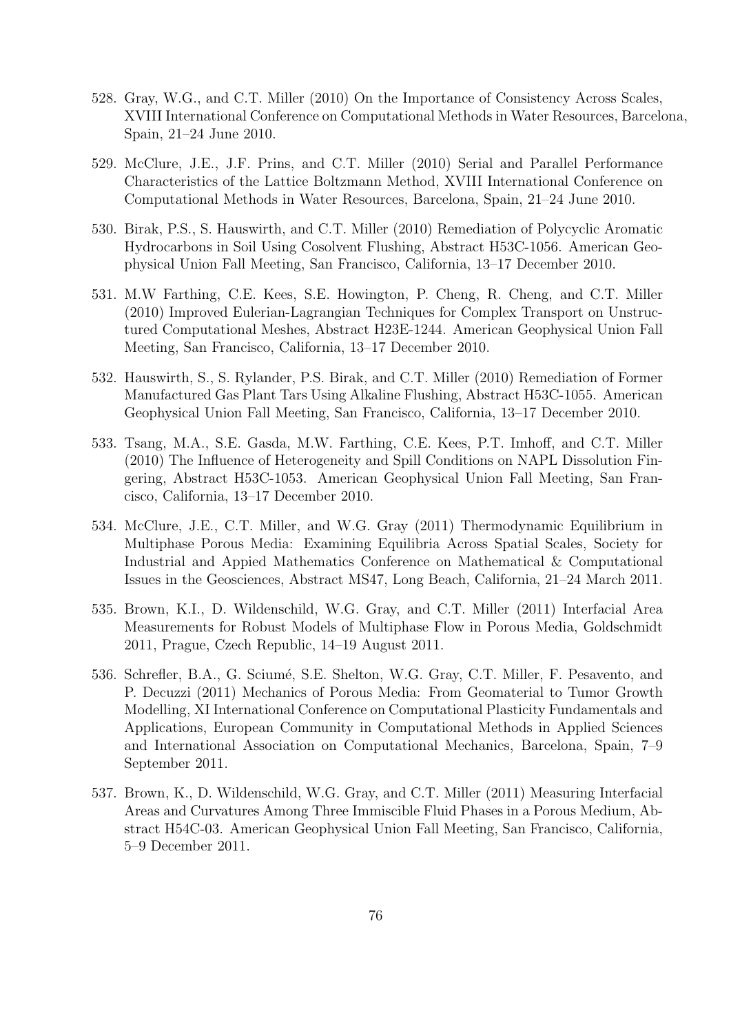528. Gray, W.G., and C.T. Miller (2010) On the Importance of Consistency Across Scales, XVIII International Conference on Computational Methods in Water Resources, Barcelona, Spain, 21–24 June 2010.

529. McClure, J.E., J.F. Prins, and C.T. Miller (2010) Serial and Parallel Performance Characteristics of the Lattice Boltzmann Method, XVIII International Conference on Computational Methods in Water Resources, Barcelona, Spain, 21–24 June 2010.

530. Birak, P.S., S. Hauswirth, and C.T. Miller (2010) Remediation of Polycyclic Aromatic Hydrocarbons in Soil Using Cosolvent Flushing, Abstract H53C-1056. American Geophysical Union Fall Meeting, San Francisco, California, 13–17 December 2010.

531. M.W Farthing, C.E. Kees, S.E. Howington, P. Cheng, R. Cheng, and C.T. Miller (2010) Improved Eulerian-Lagrangian Techniques for Complex Transport on Unstructured Computational Meshes, Abstract H23E-1244. American Geophysical Union Fall Meeting, San Francisco, California, 13–17 December 2010.

532. Hauswirth, S., S. Rylander, P.S. Birak, and C.T. Miller (2010) Remediation of Former Manufactured Gas Plant Tars Using Alkaline Flushing, Abstract H53C-1055. American Geophysical Union Fall Meeting, San Francisco, California, 13–17 December 2010.

533. Tsang, M.A., S.E. Gasda, M.W. Farthing, C.E. Kees, P.T. Imhoff, and C.T. Miller (2010) The Influence of Heterogeneity and Spill Conditions on NAPL Dissolution Fingering, Abstract H53C-1053. American Geophysical Union Fall Meeting, San Francisco, California, 13–17 December 2010.

534. McClure, J.E., C.T. Miller, and W.G. Gray (2011) Thermodynamic Equilibrium in Multiphase Porous Media: Examining Equilibria Across Spatial Scales, Society for Industrial and Appied Mathematics Conference on Mathematical & Computational Issues in the Geosciences, Abstract MS47, Long Beach, California, 21–24 March 2011.

535. Brown, K.I., D. Wildenschild, W.G. Gray, and C.T. Miller (2011) Interfacial Area Measurements for Robust Models of Multiphase Flow in Porous Media, Goldschmidt 2011, Prague, Czech Republic, 14–19 August 2011.

536. Schrefler, B.A., G. Sciumé, S.E. Shelton, W.G. Gray, C.T. Miller, F. Pesavento, and P. Decuzzi (2011) Mechanics of Porous Media: From Geomaterial to Tumor Growth Modelling, XI International Conference on Computational Plasticity Fundamentals and Applications, European Community in Computational Methods in Applied Sciences and International Association on Computational Mechanics, Barcelona, Spain, 7–9 September 2011.

537. Brown, K., D. Wildenschild, W.G. Gray, and C.T. Miller (2011) Measuring Interfacial Areas and Curvatures Among Three Immiscible Fluid Phases in a Porous Medium, Abstract H54C-03. American Geophysical Union Fall Meeting, San Francisco, California, 5–9 December 2011.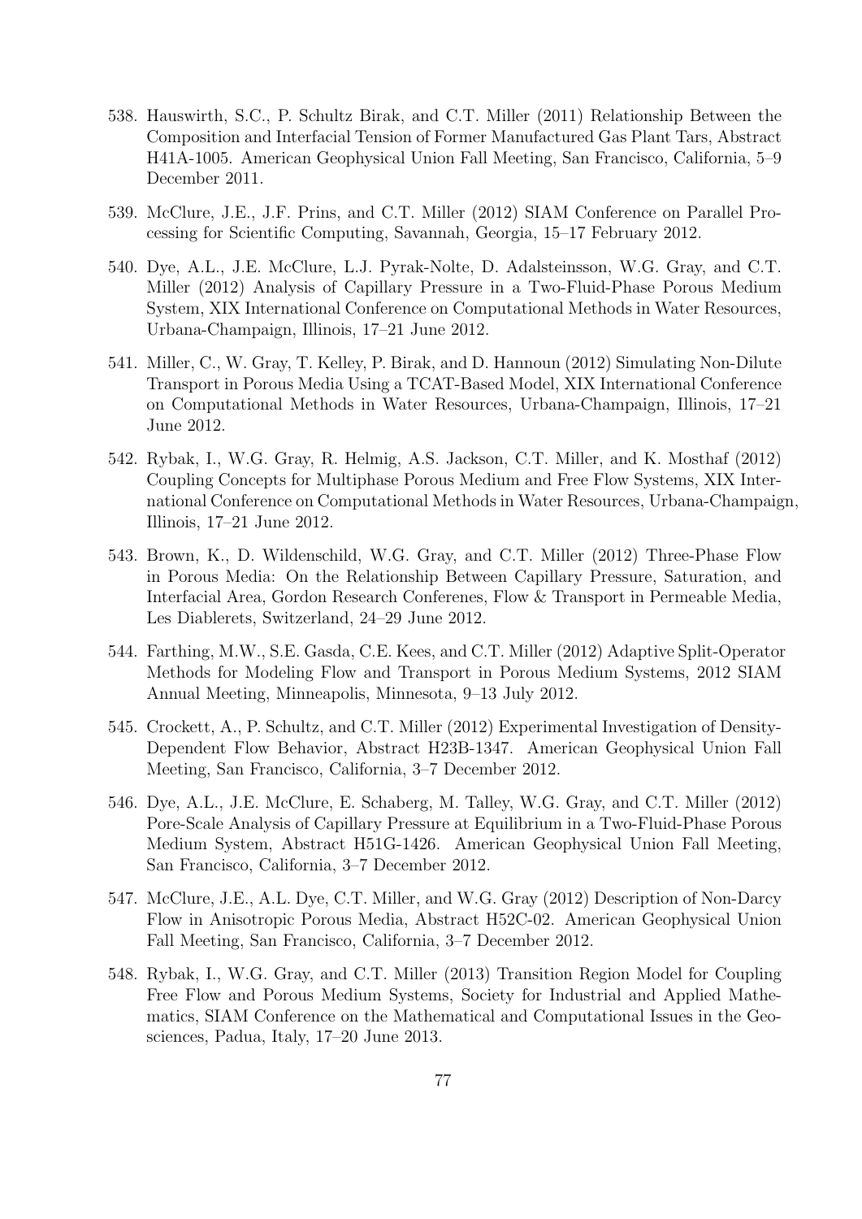538. Hauswirth, S.C., P. Schultz Birak, and C.T. Miller (2011) Relationship Between the Composition and Interfacial Tension of Former Manufactured Gas Plant Tars, Abstract H41A-1005. American Geophysical Union Fall Meeting, San Francisco, California, 5–9 December 2011.

539. McClure, J.E., J.F. Prins, and C.T. Miller (2012) SIAM Conference on Parallel Processing for Scientific Computing, Savannah, Georgia, 15–17 February 2012.

540. Dye, A.L., J.E. McClure, L.J. Pyrak-Nolte, D. Adalsteinsson, W.G. Gray, and C.T. Miller (2012) Analysis of Capillary Pressure in a Two-Fluid-Phase Porous Medium System, XIX International Conference on Computational Methods in Water Resources, Urbana-Champaign, Illinois, 17–21 June 2012.

541. Miller, C., W. Gray, T. Kelley, P. Birak, and D. Hannoun (2012) Simulating Non-Dilute Transport in Porous Media Using a TCAT-Based Model, XIX International Conference on Computational Methods in Water Resources, Urbana-Champaign, Illinois, 17–21 June 2012.

542. Rybak, I., W.G. Gray, R. Helmig, A.S. Jackson, C.T. Miller, and K. Mosthaf (2012) Coupling Concepts for Multiphase Porous Medium and Free Flow Systems, XIX International Conference on Computational Methods in Water Resources, Urbana-Champaign, Illinois, 17–21 June 2012.

543. Brown, K., D. Wildenschild, W.G. Gray, and C.T. Miller (2012) Three-Phase Flow in Porous Media: On the Relationship Between Capillary Pressure, Saturation, and Interfacial Area, Gordon Research Conferenes, Flow & Transport in Permeable Media, Les Diablerets, Switzerland, 24–29 June 2012.

544. Farthing, M.W., S.E. Gasda, C.E. Kees, and C.T. Miller (2012) Adaptive Split-Operator Methods for Modeling Flow and Transport in Porous Medium Systems, 2012 SIAM Annual Meeting, Minneapolis, Minnesota, 9–13 July 2012.

545. Crockett, A., P. Schultz, and C.T. Miller (2012) Experimental Investigation of Density-Dependent Flow Behavior, Abstract H23B-1347. American Geophysical Union Fall Meeting, San Francisco, California, 3–7 December 2012.

546. Dye, A.L., J.E. McClure, E. Schaberg, M. Talley, W.G. Gray, and C.T. Miller (2012) Pore-Scale Analysis of Capillary Pressure at Equilibrium in a Two-Fluid-Phase Porous Medium System, Abstract H51G-1426. American Geophysical Union Fall Meeting, San Francisco, California, 3–7 December 2012.

547. McClure, J.E., A.L. Dye, C.T. Miller, and W.G. Gray (2012) Description of Non-Darcy Flow in Anisotropic Porous Media, Abstract H52C-02. American Geophysical Union Fall Meeting, San Francisco, California, 3–7 December 2012.

548. Rybak, I., W.G. Gray, and C.T. Miller (2013) Transition Region Model for Coupling Free Flow and Porous Medium Systems, Society for Industrial and Applied Mathematics, SIAM Conference on the Mathematical and Computational Issues in the Geosciences, Padua, Italy, 17–20 June 2013.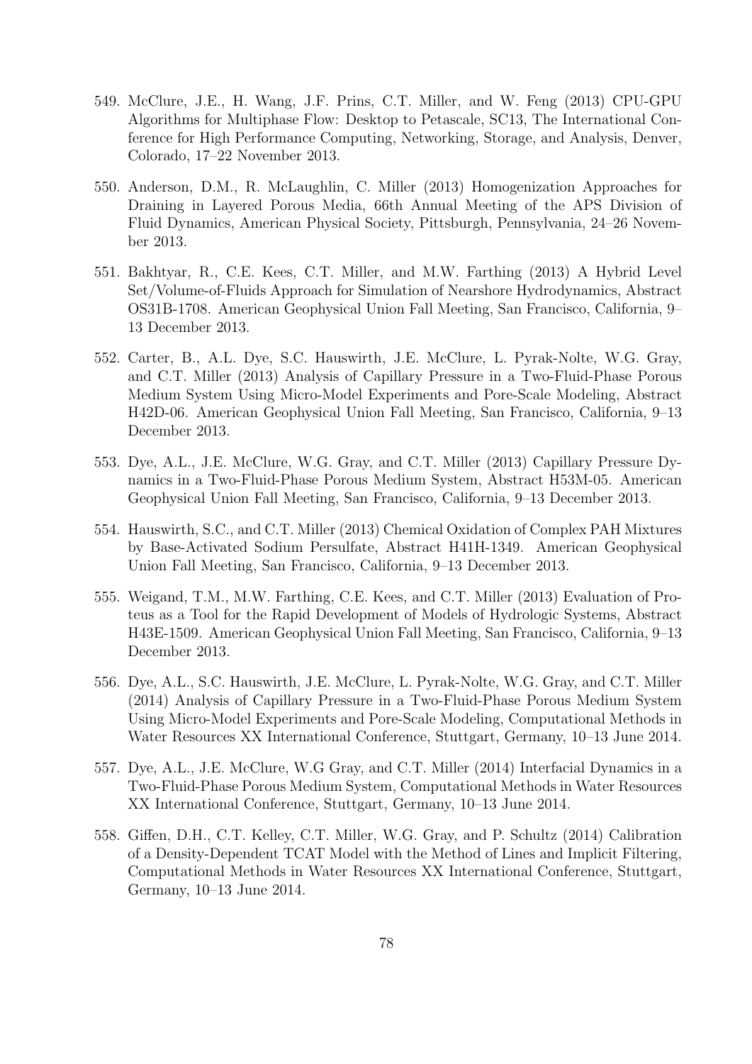549. McClure, J.E., H. Wang, J.F. Prins, C.T. Miller, and W. Feng (2013) CPU-GPU Algorithms for Multiphase Flow: Desktop to Petascale, SC13, The International Conference for High Performance Computing, Networking, Storage, and Analysis, Denver, Colorado, 17–22 November 2013.

550. Anderson, D.M., R. McLaughlin, C. Miller (2013) Homogenization Approaches for Draining in Layered Porous Media, 66th Annual Meeting of the APS Division of Fluid Dynamics, American Physical Society, Pittsburgh, Pennsylvania, 24–26 November 2013.

551. Bakhtyar, R., C.E. Kees, C.T. Miller, and M.W. Farthing (2013) A Hybrid Level Set/Volume-of-Fluids Approach for Simulation of Nearshore Hydrodynamics, Abstract OS31B-1708. American Geophysical Union Fall Meeting, San Francisco, California, 9–13 December 2013.

552. Carter, B., A.L. Dye, S.C. Hauswirth, J.E. McClure, L. Pyrak-Nolte, W.G. Gray, and C.T. Miller (2013) Analysis of Capillary Pressure in a Two-Fluid-Phase Porous Medium System Using Micro-Model Experiments and Pore-Scale Modeling, Abstract H42D-06. American Geophysical Union Fall Meeting, San Francisco, California, 9–13 December 2013.

553. Dye, A.L., J.E. McClure, W.G. Gray, and C.T. Miller (2013) Capillary Pressure Dynamics in a Two-Fluid-Phase Porous Medium System, Abstract H53M-05. American Geophysical Union Fall Meeting, San Francisco, California, 9–13 December 2013.

554. Hauswirth, S.C., and C.T. Miller (2013) Chemical Oxidation of Complex PAH Mixtures by Base-Activated Sodium Persulfate, Abstract H41H-1349. American Geophysical Union Fall Meeting, San Francisco, California, 9–13 December 2013.

555. Weigand, T.M., M.W. Farthing, C.E. Kees, and C.T. Miller (2013) Evaluation of Proteus as a Tool for the Rapid Development of Models of Hydrologic Systems, Abstract H43E-1509. American Geophysical Union Fall Meeting, San Francisco, California, 9–13 December 2013.

556. Dye, A.L., S.C. Hauswirth, J.E. McClure, L. Pyrak-Nolte, W.G. Gray, and C.T. Miller (2014) Analysis of Capillary Pressure in a Two-Fluid-Phase Porous Medium System Using Micro-Model Experiments and Pore-Scale Modeling, Computational Methods in Water Resources XX International Conference, Stuttgart, Germany, 10–13 June 2014.

557. Dye, A.L., J.E. McClure, W.G Gray, and C.T. Miller (2014) Interfacial Dynamics in a Two-Fluid-Phase Porous Medium System, Computational Methods in Water Resources XX International Conference, Stuttgart, Germany, 10–13 June 2014.

558. Giffen, D.H., C.T. Kelley, C.T. Miller, W.G. Gray, and P. Schultz (2014) Calibration of a Density-Dependent TCAT Model with the Method of Lines and Implicit Filtering, Computational Methods in Water Resources XX International Conference, Stuttgart, Germany, 10–13 June 2014.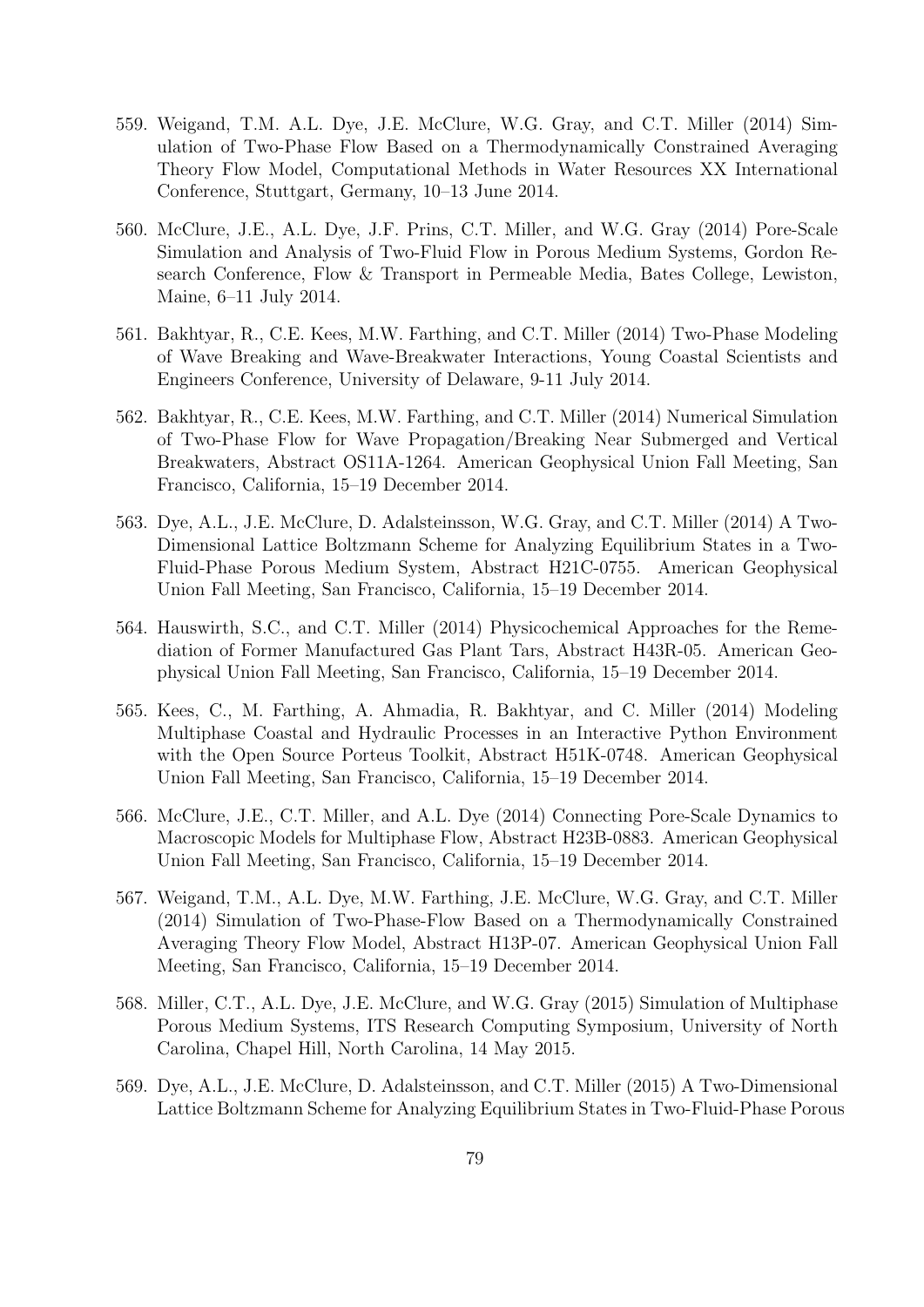559. Weigand, T.M. A.L. Dye, J.E. McClure, W.G. Gray, and C.T. Miller (2014) Simulation of Two-Phase Flow Based on a Thermodynamically Constrained Averaging Theory Flow Model, Computational Methods in Water Resources XX International Conference, Stuttgart, Germany, 10–13 June 2014.

560. McClure, J.E., A.L. Dye, J.F. Prins, C.T. Miller, and W.G. Gray (2014) Pore-Scale Simulation and Analysis of Two-Fluid Flow in Porous Medium Systems, Gordon Research Conference, Flow & Transport in Permeable Media, Bates College, Lewiston, Maine, 6–11 July 2014.

561. Bakhtyar, R., C.E. Kees, M.W. Farthing, and C.T. Miller (2014) Two-Phase Modeling of Wave Breaking and Wave-Breakwater Interactions, Young Coastal Scientists and Engineers Conference, University of Delaware, 9-11 July 2014.

562. Bakhtyar, R., C.E. Kees, M.W. Farthing, and C.T. Miller (2014) Numerical Simulation of Two-Phase Flow for Wave Propagation/Breaking Near Submerged and Vertical Breakwaters, Abstract OS11A-1264. American Geophysical Union Fall Meeting, San Francisco, California, 15–19 December 2014.

563. Dye, A.L., J.E. McClure, D. Adalsteinsson, W.G. Gray, and C.T. Miller (2014) A Two-Dimensional Lattice Boltzmann Scheme for Analyzing Equilibrium States in a Two-Fluid-Phase Porous Medium System, Abstract H21C-0755. American Geophysical Union Fall Meeting, San Francisco, California, 15–19 December 2014.

564. Hauswirth, S.C., and C.T. Miller (2014) Physicochemical Approaches for the Remediation of Former Manufactured Gas Plant Tars, Abstract H43R-05. American Geophysical Union Fall Meeting, San Francisco, California, 15–19 December 2014.

565. Kees, C., M. Farthing, A. Ahmadia, R. Bakhtyar, and C. Miller (2014) Modeling Multiphase Coastal and Hydraulic Processes in an Interactive Python Environment with the Open Source Porteus Toolkit, Abstract H51K-0748. American Geophysical Union Fall Meeting, San Francisco, California, 15–19 December 2014.

566. McClure, J.E., C.T. Miller, and A.L. Dye (2014) Connecting Pore-Scale Dynamics to Macroscopic Models for Multiphase Flow, Abstract H23B-0883. American Geophysical Union Fall Meeting, San Francisco, California, 15–19 December 2014.

567. Weigand, T.M., A.L. Dye, M.W. Farthing, J.E. McClure, W.G. Gray, and C.T. Miller (2014) Simulation of Two-Phase-Flow Based on a Thermodynamically Constrained Averaging Theory Flow Model, Abstract H13P-07. American Geophysical Union Fall Meeting, San Francisco, California, 15–19 December 2014.

568. Miller, C.T., A.L. Dye, J.E. McClure, and W.G. Gray (2015) Simulation of Multiphase Porous Medium Systems, ITS Research Computing Symposium, University of North Carolina, Chapel Hill, North Carolina, 14 May 2015.

569. Dye, A.L., J.E. McClure, D. Adalsteinsson, and C.T. Miller (2015) A Two-Dimensional Lattice Boltzmann Scheme for Analyzing Equilibrium States in Two-Fluid-Phase Porous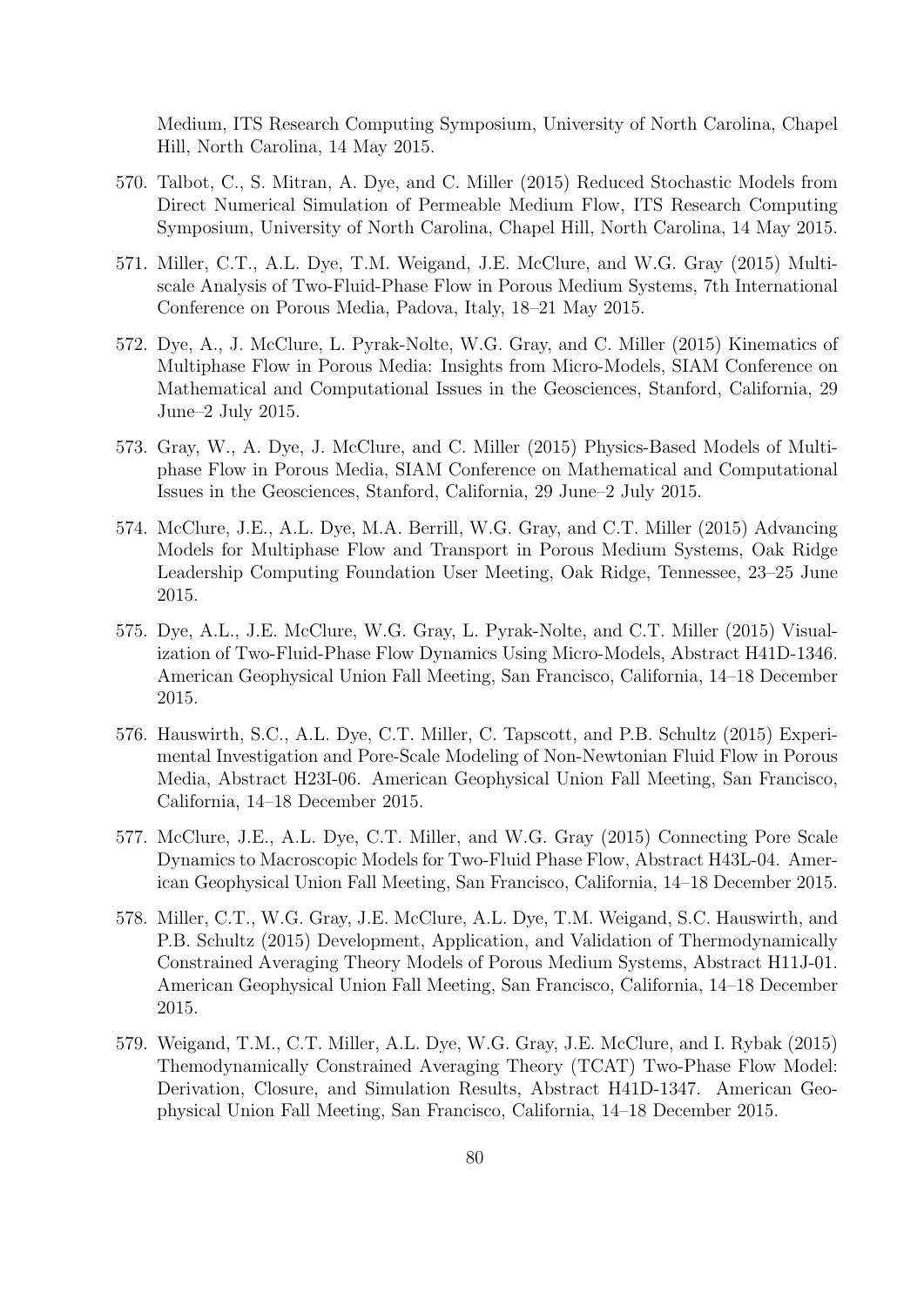Medium, ITS Research Computing Symposium, University of North Carolina, Chapel Hill, North Carolina, 14 May 2015.

570. Talbot, C., S. Mitran, A. Dye, and C. Miller (2015) Reduced Stochastic Models from Direct Numerical Simulation of Permeable Medium Flow, ITS Research Computing Symposium, University of North Carolina, Chapel Hill, North Carolina, 14 May 2015.

571. Miller, C.T., A.L. Dye, T.M. Weigand, J.E. McClure, and W.G. Gray (2015) Multiscale Analysis of Two-Fluid-Phase Flow in Porous Medium Systems, 7th International Conference on Porous Media, Padova, Italy, 18–21 May 2015.

572. Dye, A., J. McClure, L. Pyrak-Nolte, W.G. Gray, and C. Miller (2015) Kinematics of Multiphase Flow in Porous Media: Insights from Micro-Models, SIAM Conference on Mathematical and Computational Issues in the Geosciences, Stanford, California, 29 June–2 July 2015.

573. Gray, W., A. Dye, J. McClure, and C. Miller (2015) Physics-Based Models of Multiphase Flow in Porous Media, SIAM Conference on Mathematical and Computational Issues in the Geosciences, Stanford, California, 29 June–2 July 2015.

574. McClure, J.E., A.L. Dye, M.A. Berrill, W.G. Gray, and C.T. Miller (2015) Advancing Models for Multiphase Flow and Transport in Porous Medium Systems, Oak Ridge Leadership Computing Foundation User Meeting, Oak Ridge, Tennessee, 23–25 June 2015.

575. Dye, A.L., J.E. McClure, W.G. Gray, L. Pyrak-Nolte, and C.T. Miller (2015) Visualization of Two-Fluid-Phase Flow Dynamics Using Micro-Models, Abstract H41D-1346. American Geophysical Union Fall Meeting, San Francisco, California, 14–18 December 2015.

576. Hauswirth, S.C., A.L. Dye, C.T. Miller, C. Tapscott, and P.B. Schultz (2015) Experimental Investigation and Pore-Scale Modeling of Non-Newtonian Fluid Flow in Porous Media, Abstract H23I-06. American Geophysical Union Fall Meeting, San Francisco, California, 14–18 December 2015.

577. McClure, J.E., A.L. Dye, C.T. Miller, and W.G. Gray (2015) Connecting Pore Scale Dynamics to Macroscopic Models for Two-Fluid Phase Flow, Abstract H43L-04. American Geophysical Union Fall Meeting, San Francisco, California, 14–18 December 2015.

578. Miller, C.T., W.G. Gray, J.E. McClure, A.L. Dye, T.M. Weigand, S.C. Hauswirth, and P.B. Schultz (2015) Development, Application, and Validation of Thermodynamically Constrained Averaging Theory Models of Porous Medium Systems, Abstract H11J-01. American Geophysical Union Fall Meeting, San Francisco, California, 14–18 December 2015.

579. Weigand, T.M., C.T. Miller, A.L. Dye, W.G. Gray, J.E. McClure, and I. Rybak (2015) Themodynamically Constrained Averaging Theory (TCAT) Two-Phase Flow Model: Derivation, Closure, and Simulation Results, Abstract H41D-1347. American Geophysical Union Fall Meeting, San Francisco, California, 14–18 December 2015.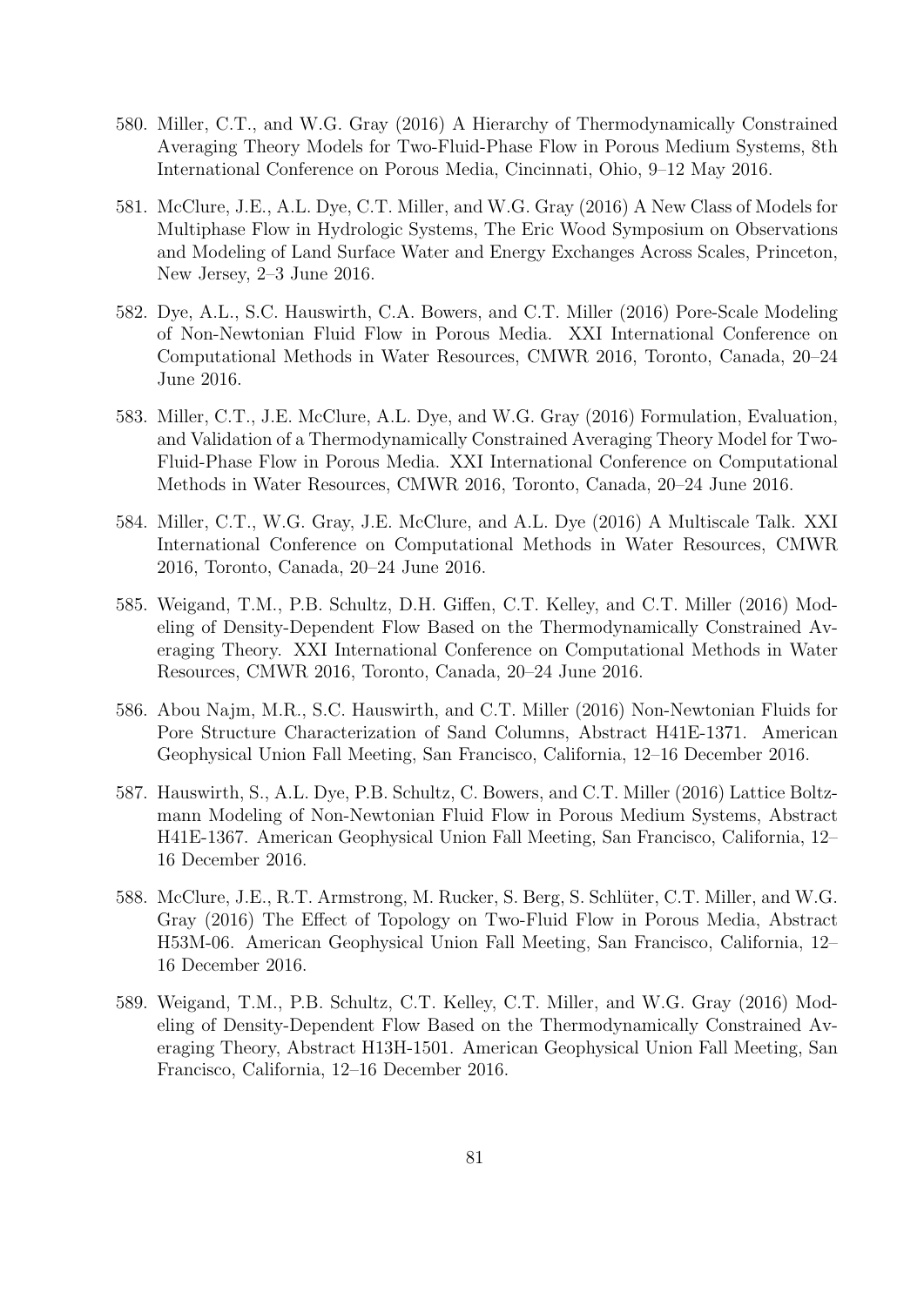580. Miller, C.T., and W.G. Gray (2016) A Hierarchy of Thermodynamically Constrained Averaging Theory Models for Two-Fluid-Phase Flow in Porous Medium Systems, 8th International Conference on Porous Media, Cincinnati, Ohio, 9–12 May 2016.

581. McClure, J.E., A.L. Dye, C.T. Miller, and W.G. Gray (2016) A New Class of Models for Multiphase Flow in Hydrologic Systems, The Eric Wood Symposium on Observations and Modeling of Land Surface Water and Energy Exchanges Across Scales, Princeton, New Jersey, 2–3 June 2016.

582. Dye, A.L., S.C. Hauswirth, C.A. Bowers, and C.T. Miller (2016) Pore-Scale Modeling of Non-Newtonian Fluid Flow in Porous Media. XXI International Conference on Computational Methods in Water Resources, CMWR 2016, Toronto, Canada, 20–24 June 2016.

583. Miller, C.T., J.E. McClure, A.L. Dye, and W.G. Gray (2016) Formulation, Evaluation, and Validation of a Thermodynamically Constrained Averaging Theory Model for Two-Fluid-Phase Flow in Porous Media. XXI International Conference on Computational Methods in Water Resources, CMWR 2016, Toronto, Canada, 20–24 June 2016.

584. Miller, C.T., W.G. Gray, J.E. McClure, and A.L. Dye (2016) A Multiscale Talk. XXI International Conference on Computational Methods in Water Resources, CMWR 2016, Toronto, Canada, 20–24 June 2016.

585. Weigand, T.M., P.B. Schultz, D.H. Giffen, C.T. Kelley, and C.T. Miller (2016) Modeling of Density-Dependent Flow Based on the Thermodynamically Constrained Averaging Theory. XXI International Conference on Computational Methods in Water Resources, CMWR 2016, Toronto, Canada, 20–24 June 2016.

586. Abou Najm, M.R., S.C. Hauswirth, and C.T. Miller (2016) Non-Newtonian Fluids for Pore Structure Characterization of Sand Columns, Abstract H41E-1371. American Geophysical Union Fall Meeting, San Francisco, California, 12–16 December 2016.

587. Hauswirth, S., A.L. Dye, P.B. Schultz, C. Bowers, and C.T. Miller (2016) Lattice Boltzmann Modeling of Non-Newtonian Fluid Flow in Porous Medium Systems, Abstract H41E-1367. American Geophysical Union Fall Meeting, San Francisco, California, 12–16 December 2016.

588. McClure, J.E., R.T. Armstrong, M. Rucker, S. Berg, S. Schlüter, C.T. Miller, and W.G. Gray (2016) The Effect of Topology on Two-Fluid Flow in Porous Media, Abstract H53M-06. American Geophysical Union Fall Meeting, San Francisco, California, 12–16 December 2016.

589. Weigand, T.M., P.B. Schultz, C.T. Kelley, C.T. Miller, and W.G. Gray (2016) Modeling of Density-Dependent Flow Based on the Thermodynamically Constrained Averaging Theory, Abstract H13H-1501. American Geophysical Union Fall Meeting, San Francisco, California, 12–16 December 2016.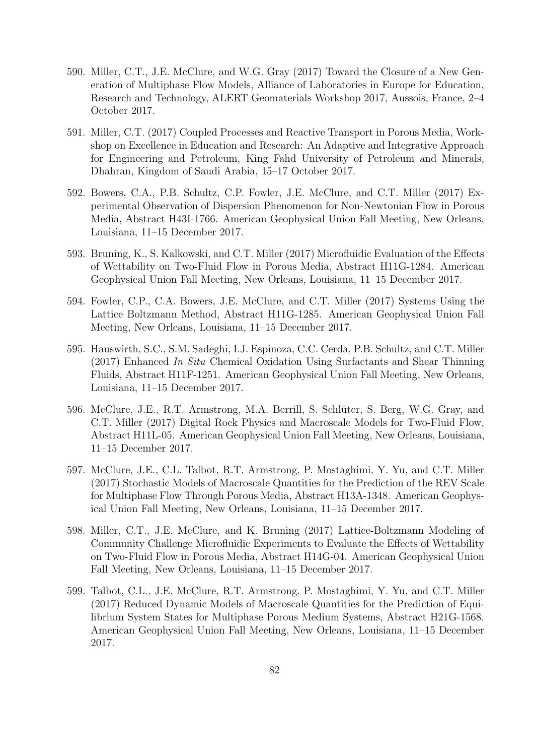590. Miller, C.T., J.E. McClure, and W.G. Gray (2017) Toward the Closure of a New Generation of Multiphase Flow Models, Alliance of Laboratories in Europe for Education, Research and Technology, ALERT Geomaterials Workshop 2017, Aussois, France, 2–4 October 2017.

591. Miller, C.T. (2017) Coupled Processes and Reactive Transport in Porous Media, Workshop on Excellence in Education and Research: An Adaptive and Integrative Approach for Engineering and Petroleum, King Fahd University of Petroleum and Minerals, Dhahran, Kingdom of Saudi Arabia, 15–17 October 2017.

592. Bowers, C.A., P.B. Schultz, C.P. Fowler, J.E. McClure, and C.T. Miller (2017) Experimental Observation of Dispersion Phenomenon for Non-Newtonian Flow in Porous Media, Abstract H43I-1766. American Geophysical Union Fall Meeting, New Orleans, Louisiana, 11–15 December 2017.

593. Bruning, K., S. Kalkowski, and C.T. Miller (2017) Microfluidic Evaluation of the Effects of Wettability on Two-Fluid Flow in Porous Media, Abstract H11G-1284. American Geophysical Union Fall Meeting, New Orleans, Louisiana, 11–15 December 2017.

594. Fowler, C.P., C.A. Bowers, J.E. McClure, and C.T. Miller (2017) Systems Using the Lattice Boltzmann Method, Abstract H11G-1285. American Geophysical Union Fall Meeting, New Orleans, Louisiana, 11–15 December 2017.

595. Hauswirth, S.C., S.M. Sadeghi, I.J. Espinoza, C.C. Cerda, P.B. Schultz, and C.T. Miller (2017) Enhanced *In Situ* Chemical Oxidation Using Surfactants and Shear Thinning Fluids, Abstract H11F-1251. American Geophysical Union Fall Meeting, New Orleans, Louisiana, 11–15 December 2017.

596. McClure, J.E., R.T. Armstrong, M.A. Berrill, S. Schlüter, S. Berg, W.G. Gray, and C.T. Miller (2017) Digital Rock Physics and Macroscale Models for Two-Fluid Flow, Abstract H11L-05. American Geophysical Union Fall Meeting, New Orleans, Louisiana, 11–15 December 2017.

597. McClure, J.E., C.L. Talbot, R.T. Armstrong, P. Mostaghimi, Y. Yu, and C.T. Miller (2017) Stochastic Models of Macroscale Quantities for the Prediction of the REV Scale for Multiphase Flow Through Porous Media, Abstract H13A-1348. American Geophysical Union Fall Meeting, New Orleans, Louisiana, 11–15 December 2017.

598. Miller, C.T., J.E. McClure, and K. Bruning (2017) Lattice-Boltzmann Modeling of Community Challenge Microfluidic Experiments to Evaluate the Effects of Wettability on Two-Fluid Flow in Porous Media, Abstract H14G-04. American Geophysical Union Fall Meeting, New Orleans, Louisiana, 11–15 December 2017.

599. Talbot, C.L., J.E. McClure, R.T. Armstrong, P. Mostaghimi, Y. Yu, and C.T. Miller (2017) Reduced Dynamic Models of Macroscale Quantities for the Prediction of Equilibrium System States for Multiphase Porous Medium Systems, Abstract H21G-1568. American Geophysical Union Fall Meeting, New Orleans, Louisiana, 11–15 December 2017.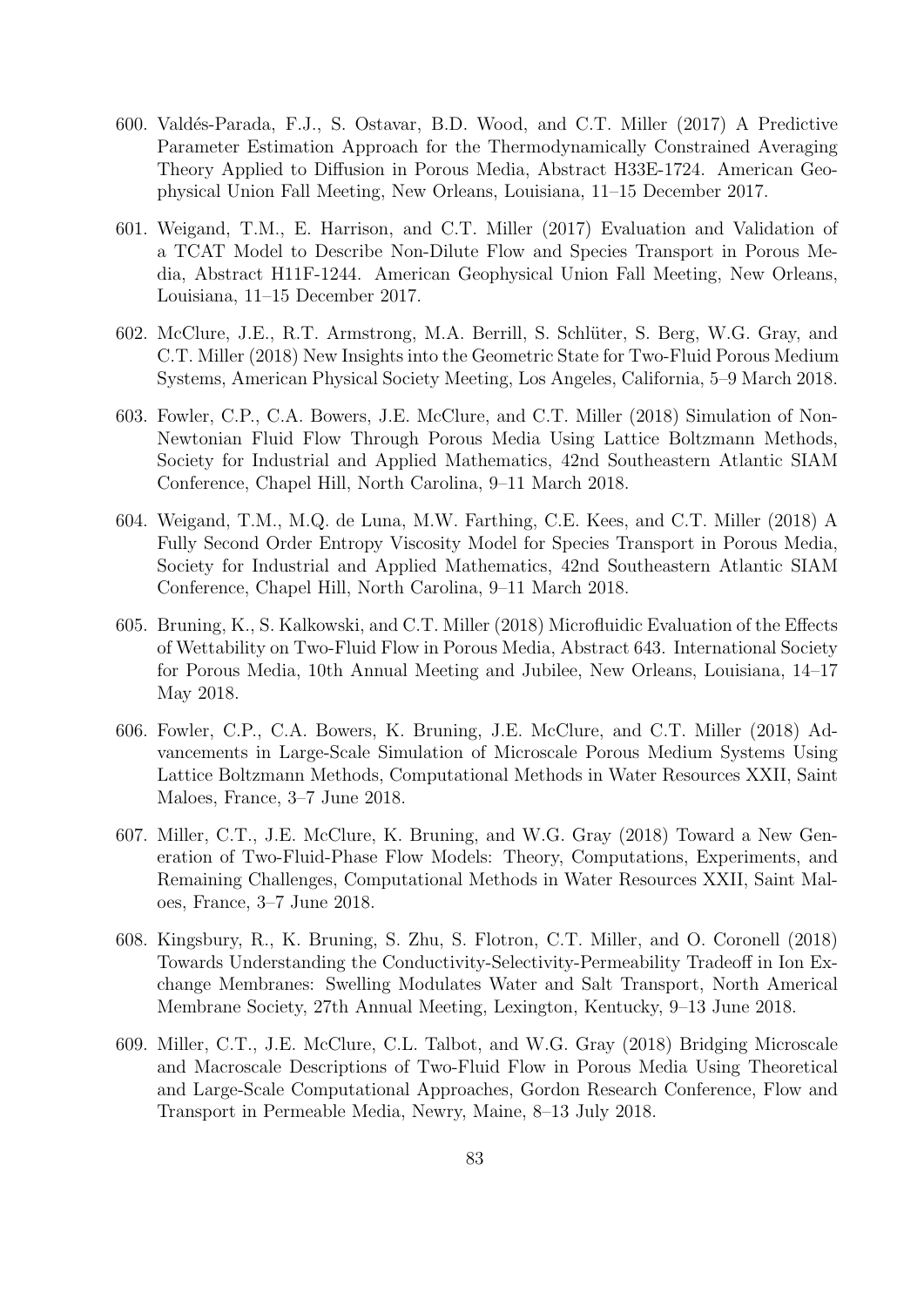600. Valdés-Parada, F.J., S. Ostavar, B.D. Wood, and C.T. Miller (2017) A Predictive Parameter Estimation Approach for the Thermodynamically Constrained Averaging Theory Applied to Diffusion in Porous Media, Abstract H33E-1724. American Geophysical Union Fall Meeting, New Orleans, Louisiana, 11–15 December 2017.

601. Weigand, T.M., E. Harrison, and C.T. Miller (2017) Evaluation and Validation of a TCAT Model to Describe Non-Dilute Flow and Species Transport in Porous Media, Abstract H11F-1244. American Geophysical Union Fall Meeting, New Orleans, Louisiana, 11–15 December 2017.

602. McClure, J.E., R.T. Armstrong, M.A. Berrill, S. Schlüter, S. Berg, W.G. Gray, and C.T. Miller (2018) New Insights into the Geometric State for Two-Fluid Porous Medium Systems, American Physical Society Meeting, Los Angeles, California, 5–9 March 2018.

603. Fowler, C.P., C.A. Bowers, J.E. McClure, and C.T. Miller (2018) Simulation of Non-Newtonian Fluid Flow Through Porous Media Using Lattice Boltzmann Methods, Society for Industrial and Applied Mathematics, 42nd Southeastern Atlantic SIAM Conference, Chapel Hill, North Carolina, 9–11 March 2018.

604. Weigand, T.M., M.Q. de Luna, M.W. Farthing, C.E. Kees, and C.T. Miller (2018) A Fully Second Order Entropy Viscosity Model for Species Transport in Porous Media, Society for Industrial and Applied Mathematics, 42nd Southeastern Atlantic SIAM Conference, Chapel Hill, North Carolina, 9–11 March 2018.

605. Bruning, K., S. Kalkowski, and C.T. Miller (2018) Microfluidic Evaluation of the Effects of Wettability on Two-Fluid Flow in Porous Media, Abstract 643. International Society for Porous Media, 10th Annual Meeting and Jubilee, New Orleans, Louisiana, 14–17 May 2018.

606. Fowler, C.P., C.A. Bowers, K. Bruning, J.E. McClure, and C.T. Miller (2018) Advancements in Large-Scale Simulation of Microscale Porous Medium Systems Using Lattice Boltzmann Methods, Computational Methods in Water Resources XXII, Saint Maloes, France, 3–7 June 2018.

607. Miller, C.T., J.E. McClure, K. Bruning, and W.G. Gray (2018) Toward a New Generation of Two-Fluid-Phase Flow Models: Theory, Computations, Experiments, and Remaining Challenges, Computational Methods in Water Resources XXII, Saint Maloes, France, 3–7 June 2018.

608. Kingsbury, R., K. Bruning, S. Zhu, S. Flotron, C.T. Miller, and O. Coronell (2018) Towards Understanding the Conductivity-Selectivity-Permeability Tradeoff in Ion Exchange Membranes: Swelling Modulates Water and Salt Transport, North Americal Membrane Society, 27th Annual Meeting, Lexington, Kentucky, 9–13 June 2018.

609. Miller, C.T., J.E. McClure, C.L. Talbot, and W.G. Gray (2018) Bridging Microscale and Macroscale Descriptions of Two-Fluid Flow in Porous Media Using Theoretical and Large-Scale Computational Approaches, Gordon Research Conference, Flow and Transport in Permeable Media, Newry, Maine, 8–13 July 2018.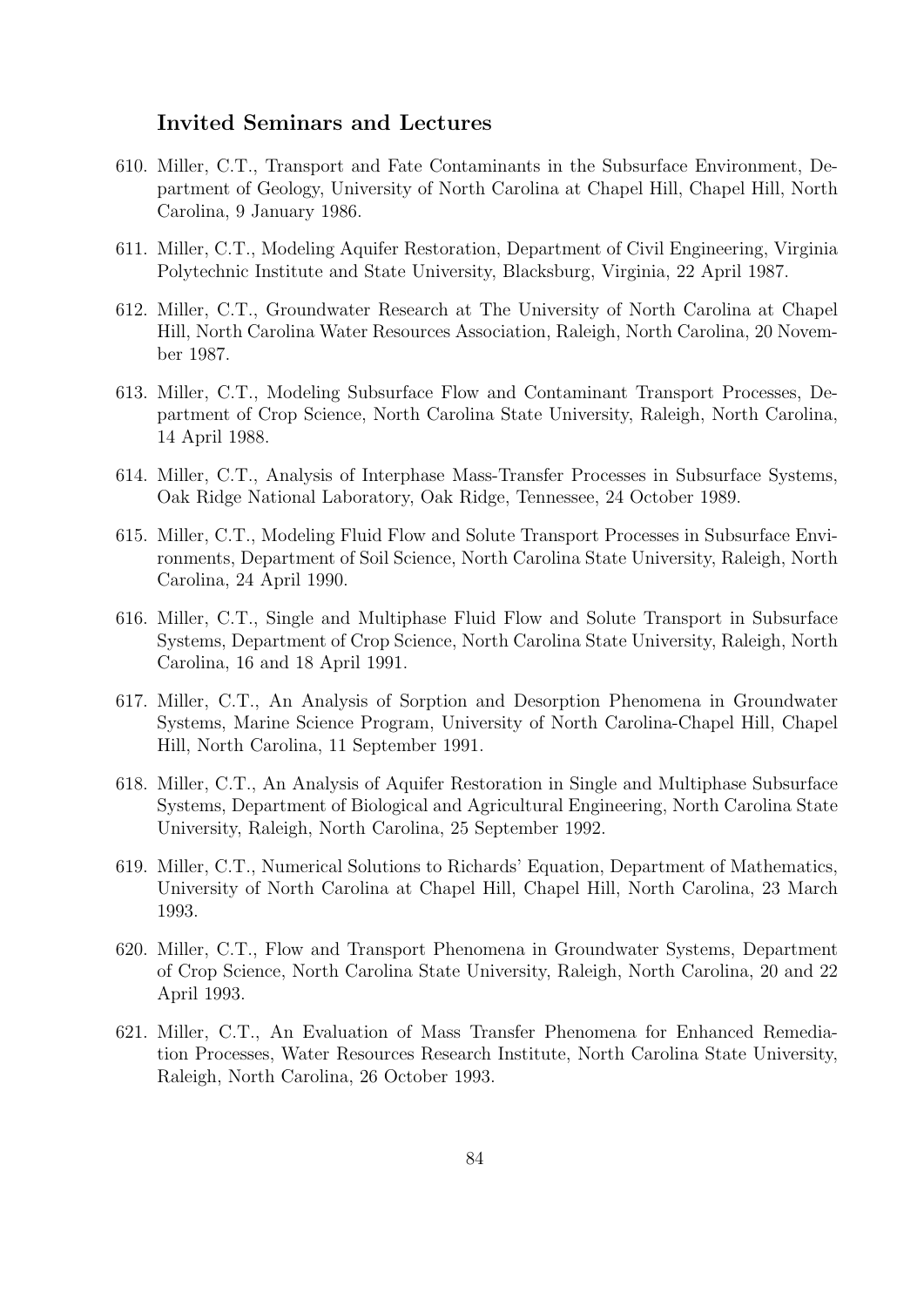### Invited Seminars and Lectures

610. Miller, C.T., Transport and Fate Contaminants in the Subsurface Environment, Department of Geology, University of North Carolina at Chapel Hill, Chapel Hill, North Carolina, 9 January 1986.

611. Miller, C.T., Modeling Aquifer Restoration, Department of Civil Engineering, Virginia Polytechnic Institute and State University, Blacksburg, Virginia, 22 April 1987.

612. Miller, C.T., Groundwater Research at The University of North Carolina at Chapel Hill, North Carolina Water Resources Association, Raleigh, North Carolina, 20 November 1987.

613. Miller, C.T., Modeling Subsurface Flow and Contaminant Transport Processes, Department of Crop Science, North Carolina State University, Raleigh, North Carolina, 14 April 1988.

614. Miller, C.T., Analysis of Interphase Mass-Transfer Processes in Subsurface Systems, Oak Ridge National Laboratory, Oak Ridge, Tennessee, 24 October 1989.

615. Miller, C.T., Modeling Fluid Flow and Solute Transport Processes in Subsurface Environments, Department of Soil Science, North Carolina State University, Raleigh, North Carolina, 24 April 1990.

616. Miller, C.T., Single and Multiphase Fluid Flow and Solute Transport in Subsurface Systems, Department of Crop Science, North Carolina State University, Raleigh, North Carolina, 16 and 18 April 1991.

617. Miller, C.T., An Analysis of Sorption and Desorption Phenomena in Groundwater Systems, Marine Science Program, University of North Carolina-Chapel Hill, Chapel Hill, North Carolina, 11 September 1991.

618. Miller, C.T., An Analysis of Aquifer Restoration in Single and Multiphase Subsurface Systems, Department of Biological and Agricultural Engineering, North Carolina State University, Raleigh, North Carolina, 25 September 1992.

619. Miller, C.T., Numerical Solutions to Richards' Equation, Department of Mathematics, University of North Carolina at Chapel Hill, Chapel Hill, North Carolina, 23 March 1993.

620. Miller, C.T., Flow and Transport Phenomena in Groundwater Systems, Department of Crop Science, North Carolina State University, Raleigh, North Carolina, 20 and 22 April 1993.

621. Miller, C.T., An Evaluation of Mass Transfer Phenomena for Enhanced Remediation Processes, Water Resources Research Institute, North Carolina State University, Raleigh, North Carolina, 26 October 1993.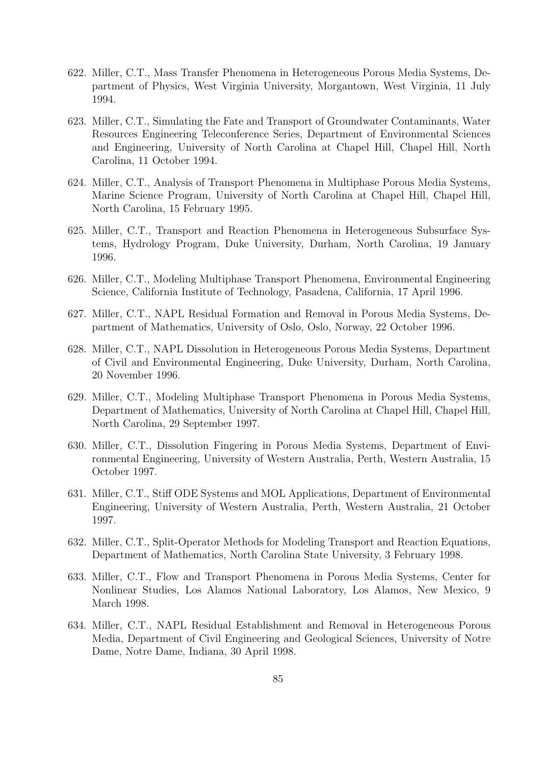622. Miller, C.T., Mass Transfer Phenomena in Heterogeneous Porous Media Systems, Department of Physics, West Virginia University, Morgantown, West Virginia, 11 July 1994.

623. Miller, C.T., Simulating the Fate and Transport of Groundwater Contaminants, Water Resources Engineering Teleconference Series, Department of Environmental Sciences and Engineering, University of North Carolina at Chapel Hill, Chapel Hill, North Carolina, 11 October 1994.

624. Miller, C.T., Analysis of Transport Phenomena in Multiphase Porous Media Systems, Marine Science Program, University of North Carolina at Chapel Hill, Chapel Hill, North Carolina, 15 February 1995.

625. Miller, C.T., Transport and Reaction Phenomena in Heterogeneous Subsurface Systems, Hydrology Program, Duke University, Durham, North Carolina, 19 January 1996.

626. Miller, C.T., Modeling Multiphase Transport Phenomena, Environmental Engineering Science, California Institute of Technology, Pasadena, California, 17 April 1996.

627. Miller, C.T., NAPL Residual Formation and Removal in Porous Media Systems, Department of Mathematics, University of Oslo, Oslo, Norway, 22 October 1996.

628. Miller, C.T., NAPL Dissolution in Heterogeneous Porous Media Systems, Department of Civil and Environmental Engineering, Duke University, Durham, North Carolina, 20 November 1996.

629. Miller, C.T., Modeling Multiphase Transport Phenomena in Porous Media Systems, Department of Mathematics, University of North Carolina at Chapel Hill, Chapel Hill, North Carolina, 29 September 1997.

630. Miller, C.T., Dissolution Fingering in Porous Media Systems, Department of Environmental Engineering, University of Western Australia, Perth, Western Australia, 15 October 1997.

631. Miller, C.T., Stiff ODE Systems and MOL Applications, Department of Environmental Engineering, University of Western Australia, Perth, Western Australia, 21 October 1997.

632. Miller, C.T., Split-Operator Methods for Modeling Transport and Reaction Equations, Department of Mathematics, North Carolina State University, 3 February 1998.

633. Miller, C.T., Flow and Transport Phenomena in Porous Media Systems, Center for Nonlinear Studies, Los Alamos National Laboratory, Los Alamos, New Mexico, 9 March 1998.

634. Miller, C.T., NAPL Residual Establishment and Removal in Heterogeneous Porous Media, Department of Civil Engineering and Geological Sciences, University of Notre Dame, Notre Dame, Indiana, 30 April 1998.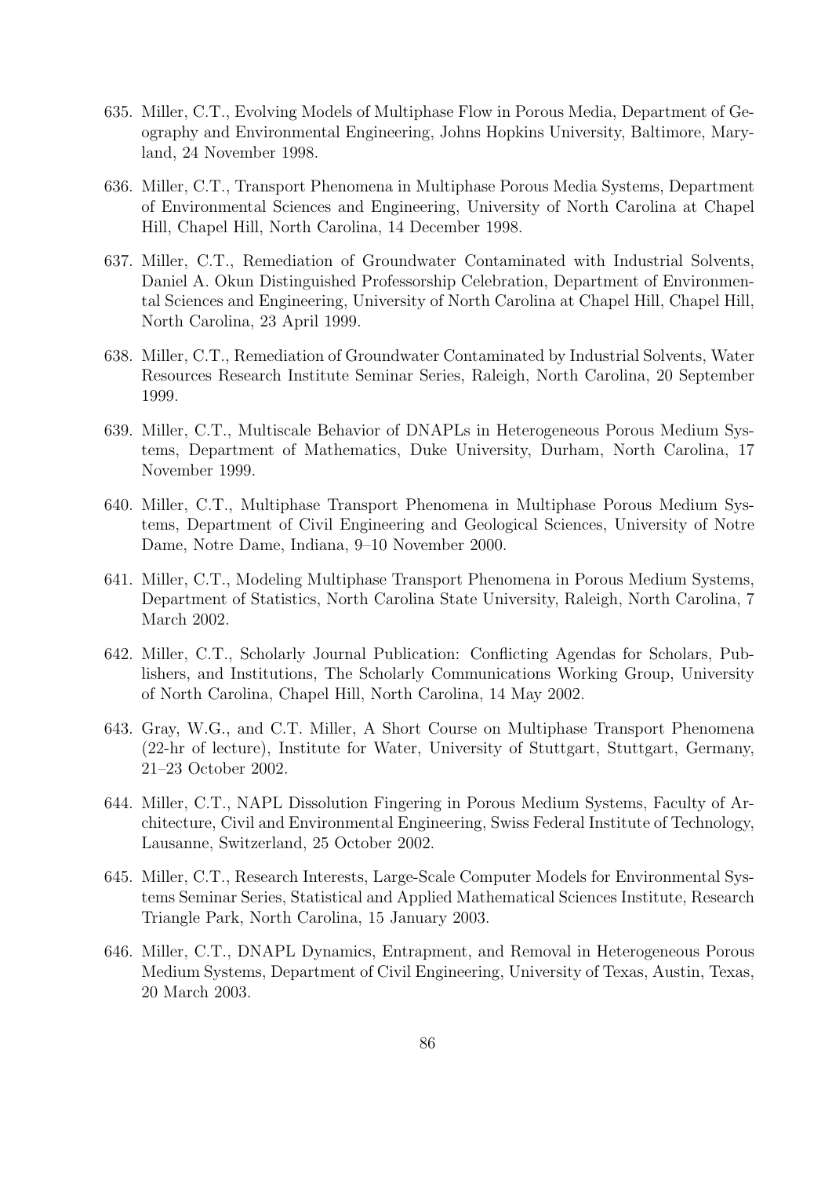635. Miller, C.T., Evolving Models of Multiphase Flow in Porous Media, Department of Geography and Environmental Engineering, Johns Hopkins University, Baltimore, Maryland, 24 November 1998.

636. Miller, C.T., Transport Phenomena in Multiphase Porous Media Systems, Department of Environmental Sciences and Engineering, University of North Carolina at Chapel Hill, Chapel Hill, North Carolina, 14 December 1998.

637. Miller, C.T., Remediation of Groundwater Contaminated with Industrial Solvents, Daniel A. Okun Distinguished Professorship Celebration, Department of Environmental Sciences and Engineering, University of North Carolina at Chapel Hill, Chapel Hill, North Carolina, 23 April 1999.

638. Miller, C.T., Remediation of Groundwater Contaminated by Industrial Solvents, Water Resources Research Institute Seminar Series, Raleigh, North Carolina, 20 September 1999.

639. Miller, C.T., Multiscale Behavior of DNAPLs in Heterogeneous Porous Medium Systems, Department of Mathematics, Duke University, Durham, North Carolina, 17 November 1999.

640. Miller, C.T., Multiphase Transport Phenomena in Multiphase Porous Medium Systems, Department of Civil Engineering and Geological Sciences, University of Notre Dame, Notre Dame, Indiana, 9–10 November 2000.

641. Miller, C.T., Modeling Multiphase Transport Phenomena in Porous Medium Systems, Department of Statistics, North Carolina State University, Raleigh, North Carolina, 7 March 2002.

642. Miller, C.T., Scholarly Journal Publication: Conflicting Agendas for Scholars, Publishers, and Institutions, The Scholarly Communications Working Group, University of North Carolina, Chapel Hill, North Carolina, 14 May 2002.

643. Gray, W.G., and C.T. Miller, A Short Course on Multiphase Transport Phenomena (22-hr of lecture), Institute for Water, University of Stuttgart, Stuttgart, Germany, 21–23 October 2002.

644. Miller, C.T., NAPL Dissolution Fingering in Porous Medium Systems, Faculty of Architecture, Civil and Environmental Engineering, Swiss Federal Institute of Technology, Lausanne, Switzerland, 25 October 2002.

645. Miller, C.T., Research Interests, Large-Scale Computer Models for Environmental Systems Seminar Series, Statistical and Applied Mathematical Sciences Institute, Research Triangle Park, North Carolina, 15 January 2003.

646. Miller, C.T., DNAPL Dynamics, Entrapment, and Removal in Heterogeneous Porous Medium Systems, Department of Civil Engineering, University of Texas, Austin, Texas, 20 March 2003.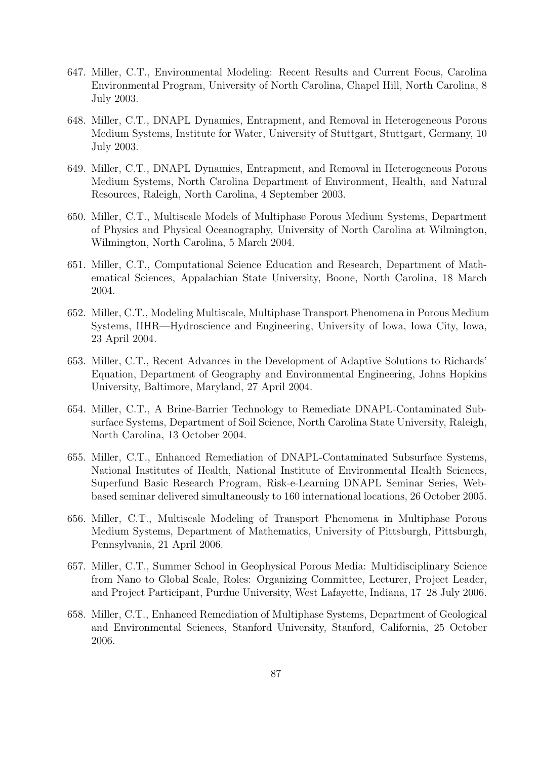647. Miller, C.T., Environmental Modeling: Recent Results and Current Focus, Carolina Environmental Program, University of North Carolina, Chapel Hill, North Carolina, 8 July 2003.

648. Miller, C.T., DNAPL Dynamics, Entrapment, and Removal in Heterogeneous Porous Medium Systems, Institute for Water, University of Stuttgart, Stuttgart, Germany, 10 July 2003.

649. Miller, C.T., DNAPL Dynamics, Entrapment, and Removal in Heterogeneous Porous Medium Systems, North Carolina Department of Environment, Health, and Natural Resources, Raleigh, North Carolina, 4 September 2003.

650. Miller, C.T., Multiscale Models of Multiphase Porous Medium Systems, Department of Physics and Physical Oceanography, University of North Carolina at Wilmington, Wilmington, North Carolina, 5 March 2004.

651. Miller, C.T., Computational Science Education and Research, Department of Mathematical Sciences, Appalachian State University, Boone, North Carolina, 18 March 2004.

652. Miller, C.T., Modeling Multiscale, Multiphase Transport Phenomena in Porous Medium Systems, IIHR—Hydroscience and Engineering, University of Iowa, Iowa City, Iowa, 23 April 2004.

653. Miller, C.T., Recent Advances in the Development of Adaptive Solutions to Richards' Equation, Department of Geography and Environmental Engineering, Johns Hopkins University, Baltimore, Maryland, 27 April 2004.

654. Miller, C.T., A Brine-Barrier Technology to Remediate DNAPL-Contaminated Subsurface Systems, Department of Soil Science, North Carolina State University, Raleigh, North Carolina, 13 October 2004.

655. Miller, C.T., Enhanced Remediation of DNAPL-Contaminated Subsurface Systems, National Institutes of Health, National Institute of Environmental Health Sciences, Superfund Basic Research Program, Risk-e-Learning DNAPL Seminar Series, Web-based seminar delivered simultaneously to 160 international locations, 26 October 2005.

656. Miller, C.T., Multiscale Modeling of Transport Phenomena in Multiphase Porous Medium Systems, Department of Mathematics, University of Pittsburgh, Pittsburgh, Pennsylvania, 21 April 2006.

657. Miller, C.T., Summer School in Geophysical Porous Media: Multidisciplinary Science from Nano to Global Scale, Roles: Organizing Committee, Lecturer, Project Leader, and Project Participant, Purdue University, West Lafayette, Indiana, 17–28 July 2006.

658. Miller, C.T., Enhanced Remediation of Multiphase Systems, Department of Geological and Environmental Sciences, Stanford University, Stanford, California, 25 October 2006.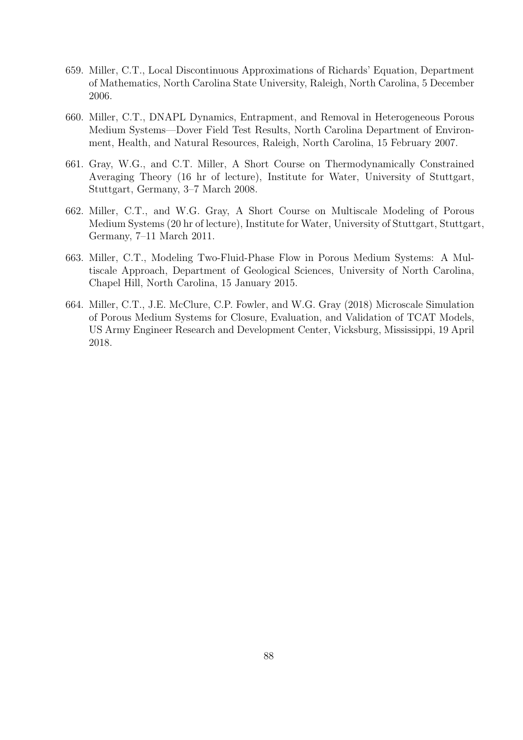659. Miller, C.T., Local Discontinuous Approximations of Richards' Equation, Department of Mathematics, North Carolina State University, Raleigh, North Carolina, 5 December 2006.

660. Miller, C.T., DNAPL Dynamics, Entrapment, and Removal in Heterogeneous Porous Medium Systems—Dover Field Test Results, North Carolina Department of Environment, Health, and Natural Resources, Raleigh, North Carolina, 15 February 2007.

661. Gray, W.G., and C.T. Miller, A Short Course on Thermodynamically Constrained Averaging Theory (16 hr of lecture), Institute for Water, University of Stuttgart, Stuttgart, Germany, 3–7 March 2008.

662. Miller, C.T., and W.G. Gray, A Short Course on Multiscale Modeling of Porous Medium Systems (20 hr of lecture), Institute for Water, University of Stuttgart, Stuttgart, Germany, 7–11 March 2011.

663. Miller, C.T., Modeling Two-Fluid-Phase Flow in Porous Medium Systems: A Multiscale Approach, Department of Geological Sciences, University of North Carolina, Chapel Hill, North Carolina, 15 January 2015.

664. Miller, C.T., J.E. McClure, C.P. Fowler, and W.G. Gray (2018) Microscale Simulation of Porous Medium Systems for Closure, Evaluation, and Validation of TCAT Models, US Army Engineer Research and Development Center, Vicksburg, Mississippi, 19 April 2018.